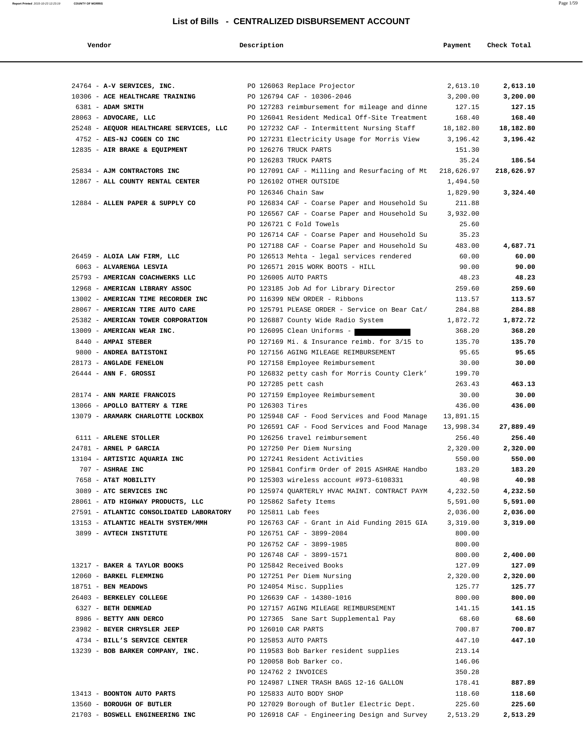# List of Bills - CENTRALIZED DISBURSEMENT ACCOUNT

| Vendor | Description | Payment | Check Total |
|---|---|---|---|
| 24764 - **A-V SERVICES, INC.** | PO 126063 Replace Projector | 2,613.10 | **2,613.10** |
| 10306 - **ACE HEALTHCARE TRAINING** | PO 126794 CAF - 10306-2046 | 3,200.00 | **3,200.00** |
| 6381 - **ADAM SMITH** | PO 127283 reimbursement for mileage and dinne | 127.15 | **127.15** |
| 28063 - **ADVOCARE, LLC** | PO 126041 Resident Medical Off-Site Treatment | 168.40 | **168.40** |
| 25248 - **AEQUOR HEALTHCARE SERVICES, LLC** | PO 127232 CAF - Intermittent Nursing Staff | 18,182.80 | **18,182.80** |
| 4752 - **AES-NJ COGEN CO INC** | PO 127231 Electricity Usage for Morris View | 3,196.42 | **3,196.42** |
| 12835 - **AIR BRAKE & EQUIPMENT** | PO 126276 TRUCK PARTS | 151.30 | |
| | PO 126283 TRUCK PARTS | 35.24 | **186.54** |
| 25834 - **AJM CONTRACTORS INC** | PO 127091 CAF - Milling and Resurfacing of Mt | 218,626.97 | **218,626.97** |
| 12867 - **ALL COUNTY RENTAL CENTER** | PO 126102 OTHER OUTSIDE | 1,494.50 | |
| | PO 126346 Chain Saw | 1,829.90 | **3,324.40** |
| 12884 - **ALLEN PAPER & SUPPLY CO** | PO 126834 CAF - Coarse Paper and Household Su | 211.88 | |
| | PO 126567 CAF - Coarse Paper and Household Su | 3,932.00 | |
| | PO 126721 C Fold Towels | 25.60 | |
| | PO 126714 CAF - Coarse Paper and Household Su | 35.23 | |
| | PO 127188 CAF - Coarse Paper and Household Su | 483.00 | **4,687.71** |
| 26459 - **ALOIA LAW FIRM, LLC** | PO 126513 Mehta - legal services rendered | 60.00 | **60.00** |
| 6063 - **ALVARENGA LESVIA** | PO 126571 2015 WORK BOOTS - HILL | 90.00 | **90.00** |
| 25793 - **AMERICAN COACHWERKS LLC** | PO 126005 AUTO PARTS | 48.23 | **48.23** |
| 12968 - **AMERICAN LIBRARY ASSOC** | PO 123185 Job Ad for Library Director | 259.60 | **259.60** |
| 13002 - **AMERICAN TIME RECORDER INC** | PO 116399 NEW ORDER - Ribbons | 113.57 | **113.57** |
| 28067 - **AMERICAN TIRE AUTO CARE** | PO 125791 PLEASE ORDER - Service on Bear Cat/ | 284.88 | **284.88** |
| 25382 - **AMERICAN TOWER CORPORATION** | PO 126887 County Wide Radio System | 1,872.72 | **1,872.72** |
| 13009 - **AMERICAN WEAR INC.** | PO 126095 Clean Uniforms - [REDACTED] | 368.20 | **368.20** |
| 8440 - **AMPAI STEBER** | PO 127169 Mi. & Insurance reimb. for 3/15 to | 135.70 | **135.70** |
| 9800 - **ANDREA BATISTONI** | PO 127156 AGING MILEAGE REIMBURSEMENT | 95.65 | **95.65** |
| 28173 - **ANGLADE FENELON** | PO 127158 Employee Reimbursement | 30.00 | **30.00** |
| 26444 - **ANN F. GROSSI** | PO 126832 petty cash for Morris County Clerk' | 199.70 | |
| | PO 127285 pett cash | 263.43 | **463.13** |
| 28174 - **ANN MARIE FRANCOIS** | PO 127159 Employee Reimbursement | 30.00 | **30.00** |
| 13066 - **APOLLO BATTERY & TIRE** | PO 126303 Tires | 436.00 | **436.00** |
| 13079 - **ARAMARK CHARLOTTE LOCKBOX** | PO 125948 CAF - Food Services and Food Manage | 13,891.15 | |
| | PO 126591 CAF - Food Services and Food Manage | 13,998.34 | **27,889.49** |
| 6111 - **ARLENE STOLLER** | PO 126256 travel reimbursement | 256.40 | **256.40** |
| 24781 - **ARNEL P GARCIA** | PO 127250 Per Diem Nursing | 2,320.00 | **2,320.00** |
| 13104 - **ARTISTIC AQUARIA INC** | PO 127241 Resident Activities | 550.00 | **550.00** |
| 707 - **ASHRAE INC** | PO 125841 Confirm Order of 2015 ASHRAE Handbo | 183.20 | **183.20** |
| 7658 - **AT&T MOBILITY** | PO 125303 wireless account #973-6108331 | 40.98 | **40.98** |
| 3089 - **ATC SERVICES INC** | PO 125974 QUARTERLY HVAC MAINT. CONTRACT PAYM | 4,232.50 | **4,232.50** |
| 28061 - **ATD HIGHWAY PRODUCTS, LLC** | PO 125862 Safety Items | 5,591.00 | **5,591.00** |
| 27591 - **ATLANTIC CONSOLIDATED LABORATORY** | PO 125811 Lab fees | 2,036.00 | **2,036.00** |
| 13153 - **ATLANTIC HEALTH SYSTEM/MMH** | PO 126763 CAF - Grant in Aid Funding 2015 GIA | 3,319.00 | **3,319.00** |
| 3899 - **AVTECH INSTITUTE** | PO 126751 CAF - 3899-2084 | 800.00 | |
| | PO 126752 CAF - 3899-1985 | 800.00 | |
| | PO 126748 CAF - 3899-1571 | 800.00 | **2,400.00** |
| 13217 - **BAKER & TAYLOR BOOKS** | PO 125842 Received Books | 127.09 | **127.09** |
| 12060 - **BARKEL FLEMMING** | PO 127251 Per Diem Nursing | 2,320.00 | **2,320.00** |
| 18751 - **BEN MEADOWS** | PO 124054 Misc. Supplies | 125.77 | **125.77** |
| 26403 - **BERKELEY COLLEGE** | PO 126639 CAF - 14380-1016 | 800.00 | **800.00** |
| 6327 - **BETH DENMEAD** | PO 127157 AGING MILEAGE REIMBURSEMENT | 141.15 | **141.15** |
| 8986 - **BETTY ANN DERCO** | PO 127365 Sane Sart Supplemental Pay | 68.60 | **68.60** |
| 23982 - **BEYER CHRYSLER JEEP** | PO 126010 CAR PARTS | 700.87 | **700.87** |
| 4734 - **BILL'S SERVICE CENTER** | PO 125853 AUTO PARTS | 447.10 | **447.10** |
| 13239 - **BOB BARKER COMPANY, INC.** | PO 119583 Bob Barker resident supplies | 213.14 | |
| | PO 120058 Bob Barker co. | 146.06 | |
| | PO 124762 2 INVOICES | 350.28 | |
| | PO 124987 LINER TRASH BAGS 12-16 GALLON | 178.41 | **887.89** |
| 13413 - **BOONTON AUTO PARTS** | PO 125833 AUTO BODY SHOP | 118.60 | **118.60** |
| 13560 - **BOROUGH OF BUTLER** | PO 127029 Borough of Butler Electric Dept. | 225.60 | **225.60** |
| 21703 - **BOSWELL ENGINEERING INC** | PO 126918 CAF - Engineering Design and Survey | 2,513.29 | **2,513.29** |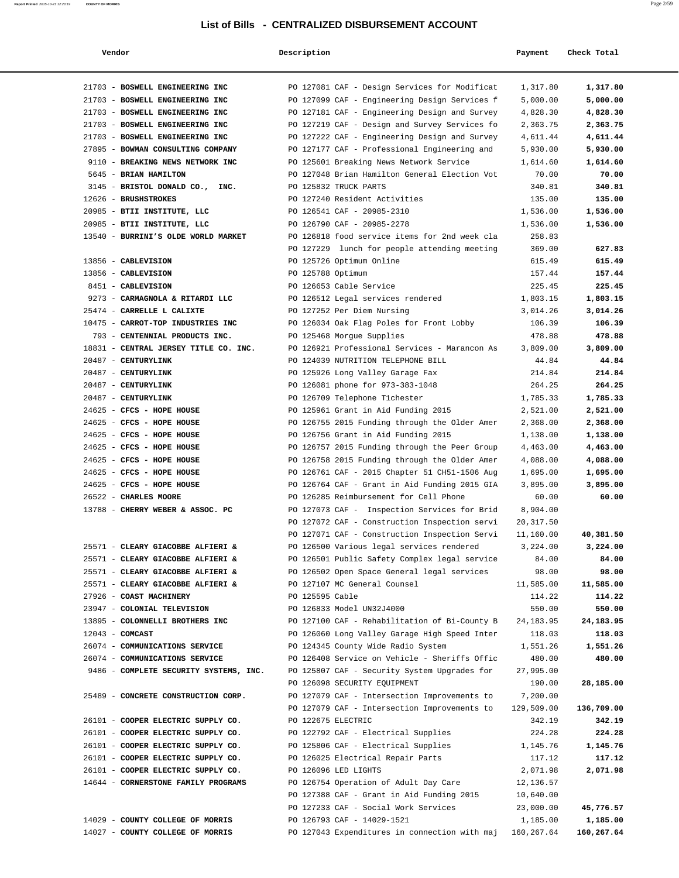# List of Bills - CENTRALIZED DISBURSEMENT ACCOUNT

| Vendor | Description | Payment | Check Total |
|---|---|---|---|
| 21703 - **BOSWELL ENGINEERING INC** | PO 127081 CAF - Design Services for Modificat | 1,317.80 | **1,317.80** |
| 21703 - **BOSWELL ENGINEERING INC** | PO 127099 CAF - Engineering Design Services f | 5,000.00 | **5,000.00** |
| 21703 - **BOSWELL ENGINEERING INC** | PO 127181 CAF - Engineering Design and Survey | 4,828.30 | **4,828.30** |
| 21703 - **BOSWELL ENGINEERING INC** | PO 127219 CAF - Design and Survey Services fo | 2,363.75 | **2,363.75** |
| 21703 - **BOSWELL ENGINEERING INC** | PO 127222 CAF - Engineering Design and Survey | 4,611.44 | **4,611.44** |
| 27895 - **BOWMAN CONSULTING COMPANY** | PO 127177 CAF - Professional Engineering and | 5,930.00 | **5,930.00** |
| 9110 - **BREAKING NEWS NETWORK INC** | PO 125601 Breaking News Network Service | 1,614.60 | **1,614.60** |
| 5645 - **BRIAN HAMILTON** | PO 127048 Brian Hamilton General Election Vot | 70.00 | **70.00** |
| 3145 - **BRISTOL DONALD CO., INC.** | PO 125832 TRUCK PARTS | 340.81 | **340.81** |
| 12626 - **BRUSHSTROKES** | PO 127240 Resident Activities | 135.00 | **135.00** |
| 20985 - **BTII INSTITUTE, LLC** | PO 126541 CAF - 20985-2310 | 1,536.00 | **1,536.00** |
| 20985 - **BTII INSTITUTE, LLC** | PO 126790 CAF - 20985-2278 | 1,536.00 | **1,536.00** |
| 13540 - **BURRINI'S OLDE WORLD MARKET** | PO 126818 food service items for 2nd week cla | 258.83 | |
| | PO 127229 lunch for people attending meeting | 369.00 | **627.83** |
| 13856 - **CABLEVISION** | PO 125726 Optimum Online | 615.49 | **615.49** |
| 13856 - **CABLEVISION** | PO 125788 Optimum | 157.44 | **157.44** |
| 8451 - **CABLEVISION** | PO 126653 Cable Service | 225.45 | **225.45** |
| 9273 - **CARMAGNOLA & RITARDI LLC** | PO 126512 Legal services rendered | 1,803.15 | **1,803.15** |
| 25474 - **CARRELLE L CALIXTE** | PO 127252 Per Diem Nursing | 3,014.26 | **3,014.26** |
| 10475 - **CARROT-TOP INDUSTRIES INC** | PO 126034 Oak Flag Poles for Front Lobby | 106.39 | **106.39** |
| 793 - **CENTENNIAL PRODUCTS INC.** | PO 125468 Morgue Supplies | 478.88 | **478.88** |
| 18831 - **CENTRAL JERSEY TITLE CO. INC.** | PO 126921 Professional Services - Marancon As | 3,809.00 | **3,809.00** |
| 20487 - **CENTURYLINK** | PO 124039 NUTRITION TELEPHONE BILL | 44.84 | **44.84** |
| 20487 - **CENTURYLINK** | PO 125926 Long Valley Garage Fax | 214.84 | **214.84** |
| 20487 - **CENTURYLINK** | PO 126081 phone for 973-383-1048 | 264.25 | **264.25** |
| 20487 - **CENTURYLINK** | PO 126709 Telephone T1chester | 1,785.33 | **1,785.33** |
| 24625 - **CFCS - HOPE HOUSE** | PO 125961 Grant in Aid Funding 2015 | 2,521.00 | **2,521.00** |
| 24625 - **CFCS - HOPE HOUSE** | PO 126755 2015 Funding through the Older Amer | 2,368.00 | **2,368.00** |
| 24625 - **CFCS - HOPE HOUSE** | PO 126756 Grant in Aid Funding 2015 | 1,138.00 | **1,138.00** |
| 24625 - **CFCS - HOPE HOUSE** | PO 126757 2015 Funding through the Peer Group | 4,463.00 | **4,463.00** |
| 24625 - **CFCS - HOPE HOUSE** | PO 126758 2015 Funding through the Older Amer | 4,088.00 | **4,088.00** |
| 24625 - **CFCS - HOPE HOUSE** | PO 126761 CAF - 2015 Chapter 51 CH51-1506 Aug | 1,695.00 | **1,695.00** |
| 24625 - **CFCS - HOPE HOUSE** | PO 126764 CAF - Grant in Aid Funding 2015 GIA | 3,895.00 | **3,895.00** |
| 26522 - **CHARLES MOORE** | PO 126285 Reimbursement for Cell Phone | 60.00 | **60.00** |
| 13788 - **CHERRY WEBER & ASSOC. PC** | PO 127073 CAF - Inspection Services for Brid | 8,904.00 | |
| | PO 127072 CAF - Construction Inspection servi | 20,317.50 | |
| | PO 127071 CAF - Construction Inspection Servi | 11,160.00 | **40,381.50** |
| 25571 - **CLEARY GIACOBBE ALFIERI &** | PO 126500 Various legal services rendered | 3,224.00 | **3,224.00** |
| 25571 - **CLEARY GIACOBBE ALFIERI &** | PO 126501 Public Safety Complex legal service | 84.00 | **84.00** |
| 25571 - **CLEARY GIACOBBE ALFIERI &** | PO 126502 Open Space General legal services | 98.00 | **98.00** |
| 25571 - **CLEARY GIACOBBE ALFIERI &** | PO 127107 MC General Counsel | 11,585.00 | **11,585.00** |
| 27926 - **COAST MACHINERY** | PO 125595 Cable | 114.22 | **114.22** |
| 23947 - **COLONIAL TELEVISION** | PO 126833 Model UN32J4000 | 550.00 | **550.00** |
| 13895 - **COLONNELLI BROTHERS INC** | PO 127100 CAF - Rehabilitation of Bi-County B | 24,183.95 | **24,183.95** |
| 12043 - **COMCAST** | PO 126060 Long Valley Garage High Speed Inter | 118.03 | **118.03** |
| 26074 - **COMMUNICATIONS SERVICE** | PO 124345 County Wide Radio System | 1,551.26 | **1,551.26** |
| 26074 - **COMMUNICATIONS SERVICE** | PO 126408 Service on Vehicle - Sheriffs Offic | 480.00 | **480.00** |
| 9486 - **COMPLETE SECURITY SYSTEMS, INC.** | PO 125807 CAF - Security System Upgrades for | 27,995.00 | |
| | PO 126098 SECURITY EQUIPMENT | 190.00 | **28,185.00** |
| 25489 - **CONCRETE CONSTRUCTION CORP.** | PO 127079 CAF - Intersection Improvements to | 7,200.00 | |
| | PO 127079 CAF - Intersection Improvements to | 129,509.00 | **136,709.00** |
| 26101 - **COOPER ELECTRIC SUPPLY CO.** | PO 122675 ELECTRIC | 342.19 | **342.19** |
| 26101 - **COOPER ELECTRIC SUPPLY CO.** | PO 122792 CAF - Electrical Supplies | 224.28 | **224.28** |
| 26101 - **COOPER ELECTRIC SUPPLY CO.** | PO 125806 CAF - Electrical Supplies | 1,145.76 | **1,145.76** |
| 26101 - **COOPER ELECTRIC SUPPLY CO.** | PO 126025 Electrical Repair Parts | 117.12 | **117.12** |
| 26101 - **COOPER ELECTRIC SUPPLY CO.** | PO 126096 LED LIGHTS | 2,071.98 | **2,071.98** |
| 14644 - **CORNERSTONE FAMILY PROGRAMS** | PO 126754 Operation of Adult Day Care | 12,136.57 | |
| | PO 127388 CAF - Grant in Aid Funding 2015 | 10,640.00 | |
| | PO 127233 CAF - Social Work Services | 23,000.00 | **45,776.57** |
| 14029 - **COUNTY COLLEGE OF MORRIS** | PO 126793 CAF - 14029-1521 | 1,185.00 | **1,185.00** |
| 14027 - **COUNTY COLLEGE OF MORRIS** | PO 127043 Expenditures in connection with maj | 160,267.64 | **160,267.64** |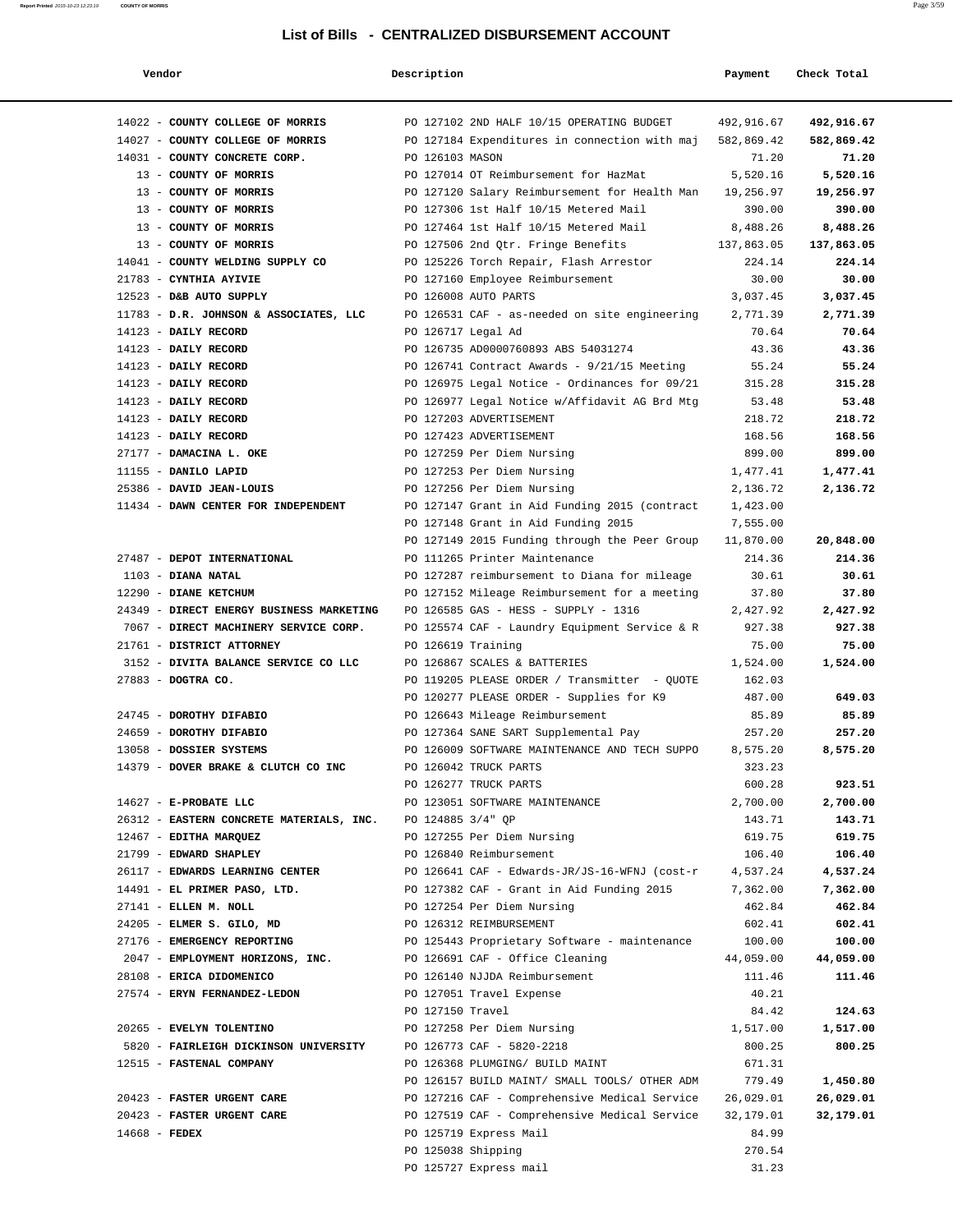# List of Bills - CENTRALIZED DISBURSEMENT ACCOUNT

| Vendor | Description | Payment | Check Total |
|---|---|---|---|
| 14022 - **COUNTY COLLEGE OF MORRIS** | PO 127102 2ND HALF 10/15 OPERATING BUDGET | 492,916.67 | **492,916.67** |
| 14027 - **COUNTY COLLEGE OF MORRIS** | PO 127184 Expenditures in connection with maj | 582,869.42 | **582,869.42** |
| 14031 - **COUNTY CONCRETE CORP.** | PO 126103 MASON | 71.20 | **71.20** |
| 13 - **COUNTY OF MORRIS** | PO 127014 OT Reimbursement for HazMat | 5,520.16 | **5,520.16** |
| 13 - **COUNTY OF MORRIS** | PO 127120 Salary Reimbursement for Health Man | 19,256.97 | **19,256.97** |
| 13 - **COUNTY OF MORRIS** | PO 127306 1st Half 10/15 Metered Mail | 390.00 | **390.00** |
| 13 - **COUNTY OF MORRIS** | PO 127464 1st Half 10/15 Metered Mail | 8,488.26 | **8,488.26** |
| 13 - **COUNTY OF MORRIS** | PO 127506 2nd Qtr. Fringe Benefits | 137,863.05 | **137,863.05** |
| 14041 - **COUNTY WELDING SUPPLY CO** | PO 125226 Torch Repair, Flash Arrestor | 224.14 | **224.14** |
| 21783 - **CYNTHIA AYIVIE** | PO 127160 Employee Reimbursement | 30.00 | **30.00** |
| 12523 - **D&B AUTO SUPPLY** | PO 126008 AUTO PARTS | 3,037.45 | **3,037.45** |
| 11783 - **D.R. JOHNSON & ASSOCIATES, LLC** | PO 126531 CAF - as-needed on site engineering | 2,771.39 | **2,771.39** |
| 14123 - **DAILY RECORD** | PO 126717 Legal Ad | 70.64 | **70.64** |
| 14123 - **DAILY RECORD** | PO 126735 AD0000760893 ABS 54031274 | 43.36 | **43.36** |
| 14123 - **DAILY RECORD** | PO 126741 Contract Awards - 9/21/15 Meeting | 55.24 | **55.24** |
| 14123 - **DAILY RECORD** | PO 126975 Legal Notice - Ordinances for 09/21 | 315.28 | **315.28** |
| 14123 - **DAILY RECORD** | PO 126977 Legal Notice w/Affidavit AG Brd Mtg | 53.48 | **53.48** |
| 14123 - **DAILY RECORD** | PO 127203 ADVERTISEMENT | 218.72 | **218.72** |
| 14123 - **DAILY RECORD** | PO 127423 ADVERTISEMENT | 168.56 | **168.56** |
| 27177 - **DAMACINA L. OKE** | PO 127259 Per Diem Nursing | 899.00 | **899.00** |
| 11155 - **DANILO LAPID** | PO 127253 Per Diem Nursing | 1,477.41 | **1,477.41** |
| 25386 - **DAVID JEAN-LOUIS** | PO 127256 Per Diem Nursing | 2,136.72 | **2,136.72** |
| 11434 - **DAWN CENTER FOR INDEPENDENT** | PO 127147 Grant in Aid Funding 2015 (contract | 1,423.00 | |
| | PO 127148 Grant in Aid Funding 2015 | 7,555.00 | |
| | PO 127149 2015 Funding through the Peer Group | 11,870.00 | **20,848.00** |
| 27487 - **DEPOT INTERNATIONAL** | PO 111265 Printer Maintenance | 214.36 | **214.36** |
| 1103 - **DIANA NATAL** | PO 127287 reimbursement to Diana for mileage | 30.61 | **30.61** |
| 12290 - **DIANE KETCHUM** | PO 127152 Mileage Reimbursement for a meeting | 37.80 | **37.80** |
| 24349 - **DIRECT ENERGY BUSINESS MARKETING** | PO 126585 GAS - HESS - SUPPLY - 1316 | 2,427.92 | **2,427.92** |
| 7067 - **DIRECT MACHINERY SERVICE CORP.** | PO 125574 CAF - Laundry Equipment Service & R | 927.38 | **927.38** |
| 21761 - **DISTRICT ATTORNEY** | PO 126619 Training | 75.00 | **75.00** |
| 3152 - **DIVITA BALANCE SERVICE CO LLC** | PO 126867 SCALES & BATTERIES | 1,524.00 | **1,524.00** |
| 27883 - **DOGTRA CO.** | PO 119205 PLEASE ORDER / Transmitter - QUOTE | 162.03 | |
| | PO 120277 PLEASE ORDER - Supplies for K9 | 487.00 | **649.03** |
| 24745 - **DOROTHY DIFABIO** | PO 126643 Mileage Reimbursement | 85.89 | **85.89** |
| 24659 - **DOROTHY DIFABIO** | PO 127364 SANE SART Supplemental Pay | 257.20 | **257.20** |
| 13058 - **DOSSIER SYSTEMS** | PO 126009 SOFTWARE MAINTENANCE AND TECH SUPPO | 8,575.20 | **8,575.20** |
| 14379 - **DOVER BRAKE & CLUTCH CO INC** | PO 126042 TRUCK PARTS | 323.23 | |
| | PO 126277 TRUCK PARTS | 600.28 | **923.51** |
| 14627 - **E-PROBATE LLC** | PO 123051 SOFTWARE MAINTENANCE | 2,700.00 | **2,700.00** |
| 26312 - **EASTERN CONCRETE MATERIALS, INC.** | PO 124885 3/4" QP | 143.71 | **143.71** |
| 12467 - **EDITHA MARQUEZ** | PO 127255 Per Diem Nursing | 619.75 | **619.75** |
| 21799 - **EDWARD SHAPLEY** | PO 126840 Reimbursement | 106.40 | **106.40** |
| 26117 - **EDWARDS LEARNING CENTER** | PO 126641 CAF - Edwards-JR/JS-16-WFNJ (cost-r | 4,537.24 | **4,537.24** |
| 14491 - **EL PRIMER PASO, LTD.** | PO 127382 CAF - Grant in Aid Funding 2015 | 7,362.00 | **7,362.00** |
| 27141 - **ELLEN M. NOLL** | PO 127254 Per Diem Nursing | 462.84 | **462.84** |
| 24205 - **ELMER S. GILO, MD** | PO 126312 REIMBURSEMENT | 602.41 | **602.41** |
| 27176 - **EMERGENCY REPORTING** | PO 125443 Proprietary Software - maintenance | 100.00 | **100.00** |
| 2047 - **EMPLOYMENT HORIZONS, INC.** | PO 126691 CAF - Office Cleaning | 44,059.00 | **44,059.00** |
| 28108 - **ERICA DIDOMENICO** | PO 126140 NJJDA Reimbursement | 111.46 | **111.46** |
| 27574 - **ERYN FERNANDEZ-LEDON** | PO 127051 Travel Expense | 40.21 | |
| | PO 127150 Travel | 84.42 | **124.63** |
| 20265 - **EVELYN TOLENTINO** | PO 127258 Per Diem Nursing | 1,517.00 | **1,517.00** |
| 5820 - **FAIRLEIGH DICKINSON UNIVERSITY** | PO 126773 CAF - 5820-2218 | 800.25 | **800.25** |
| 12515 - **FASTENAL COMPANY** | PO 126368 PLUMGING/ BUILD MAINT | 671.31 | |
| | PO 126157 BUILD MAINT/ SMALL TOOLS/ OTHER ADM | 779.49 | **1,450.80** |
| 20423 - **FASTER URGENT CARE** | PO 127216 CAF - Comprehensive Medical Service | 26,029.01 | **26,029.01** |
| 20423 - **FASTER URGENT CARE** | PO 127519 CAF - Comprehensive Medical Service | 32,179.01 | **32,179.01** |
| 14668 - **FEDEX** | PO 125719 Express Mail | 84.99 | |
| | PO 125038 Shipping | 270.54 | |
| | PO 125727 Express mail | 31.23 | |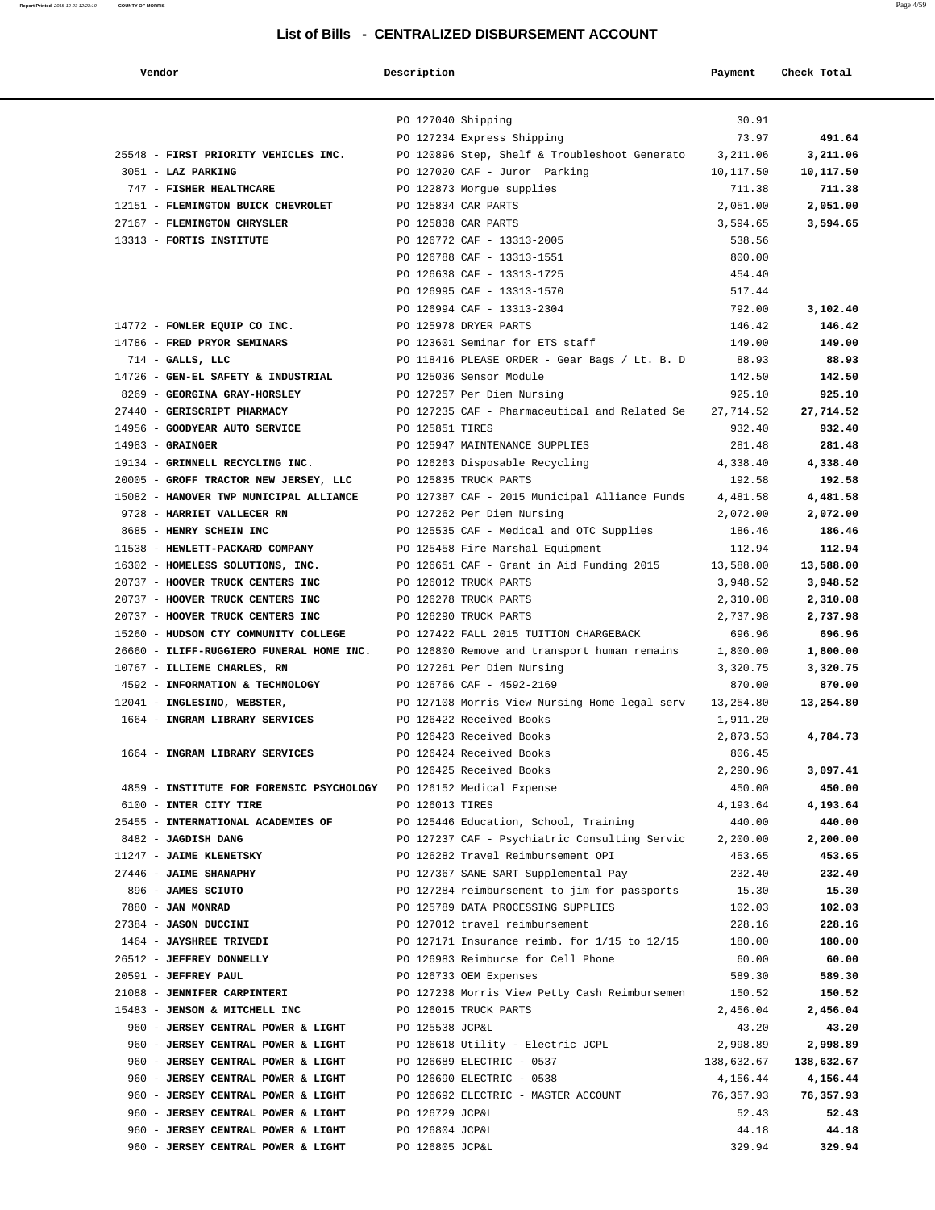# List of Bills - CENTRALIZED DISBURSEMENT ACCOUNT

| Vendor | Description | Payment | Check Total |
|---|---|---|---|
| | PO 127040 Shipping | 30.91 | |
| | PO 127234 Express Shipping | 73.97 | **491.64** |
| 25548 - **FIRST PRIORITY VEHICLES INC.** | PO 120896 Step, Shelf & Troubleshoot Generato | 3,211.06 | **3,211.06** |
| 3051 - **LAZ PARKING** | PO 127020 CAF - Juror Parking | 10,117.50 | **10,117.50** |
| 747 - **FISHER HEALTHCARE** | PO 122873 Morgue supplies | 711.38 | **711.38** |
| 12151 - **FLEMINGTON BUICK CHEVROLET** | PO 125834 CAR PARTS | 2,051.00 | **2,051.00** |
| 27167 - **FLEMINGTON CHRYSLER** | PO 125838 CAR PARTS | 3,594.65 | **3,594.65** |
| 13313 - **FORTIS INSTITUTE** | PO 126772 CAF - 13313-2005 | 538.56 | |
| | PO 126788 CAF - 13313-1551 | 800.00 | |
| | PO 126638 CAF - 13313-1725 | 454.40 | |
| | PO 126995 CAF - 13313-1570 | 517.44 | |
| | PO 126994 CAF - 13313-2304 | 792.00 | **3,102.40** |
| 14772 - **FOWLER EQUIP CO INC.** | PO 125978 DRYER PARTS | 146.42 | **146.42** |
| 14786 - **FRED PRYOR SEMINARS** | PO 123601 Seminar for ETS staff | 149.00 | **149.00** |
| 714 - **GALLS, LLC** | PO 118416 PLEASE ORDER - Gear Bags / Lt. B. D | 88.93 | **88.93** |
| 14726 - **GEN-EL SAFETY & INDUSTRIAL** | PO 125036 Sensor Module | 142.50 | **142.50** |
| 8269 - **GEORGINA GRAY-HORSLEY** | PO 127257 Per Diem Nursing | 925.10 | **925.10** |
| 27440 - **GERISCRIPT PHARMACY** | PO 127235 CAF - Pharmaceutical and Related Se | 27,714.52 | **27,714.52** |
| 14956 - **GOODYEAR AUTO SERVICE** | PO 125851 TIRES | 932.40 | **932.40** |
| 14983 - **GRAINGER** | PO 125947 MAINTENANCE SUPPLIES | 281.48 | **281.48** |
| 19134 - **GRINNELL RECYCLING INC.** | PO 126263 Disposable Recycling | 4,338.40 | **4,338.40** |
| 20005 - **GROFF TRACTOR NEW JERSEY, LLC** | PO 125835 TRUCK PARTS | 192.58 | **192.58** |
| 15082 - **HANOVER TWP MUNICIPAL ALLIANCE** | PO 127387 CAF - 2015 Municipal Alliance Funds | 4,481.58 | **4,481.58** |
| 9728 - **HARRIET VALLECER RN** | PO 127262 Per Diem Nursing | 2,072.00 | **2,072.00** |
| 8685 - **HENRY SCHEIN INC** | PO 125535 CAF - Medical and OTC Supplies | 186.46 | **186.46** |
| 11538 - **HEWLETT-PACKARD COMPANY** | PO 125458 Fire Marshal Equipment | 112.94 | **112.94** |
| 16302 - **HOMELESS SOLUTIONS, INC.** | PO 126651 CAF - Grant in Aid Funding 2015 | 13,588.00 | **13,588.00** |
| 20737 - **HOOVER TRUCK CENTERS INC** | PO 126012 TRUCK PARTS | 3,948.52 | **3,948.52** |
| 20737 - **HOOVER TRUCK CENTERS INC** | PO 126278 TRUCK PARTS | 2,310.08 | **2,310.08** |
| 20737 - **HOOVER TRUCK CENTERS INC** | PO 126290 TRUCK PARTS | 2,737.98 | **2,737.98** |
| 15260 - **HUDSON CTY COMMUNITY COLLEGE** | PO 127422 FALL 2015 TUITION CHARGEBACK | 696.96 | **696.96** |
| 26660 - **ILIFF-RUGGIERO FUNERAL HOME INC.** | PO 126800 Remove and transport human remains | 1,800.00 | **1,800.00** |
| 10767 - **ILLIENE CHARLES, RN** | PO 127261 Per Diem Nursing | 3,320.75 | **3,320.75** |
| 4592 - **INFORMATION & TECHNOLOGY** | PO 126766 CAF - 4592-2169 | 870.00 | **870.00** |
| 12041 - **INGLESINO, WEBSTER,** | PO 127108 Morris View Nursing Home legal serv | 13,254.80 | **13,254.80** |
| 1664 - **INGRAM LIBRARY SERVICES** | PO 126422 Received Books | 1,911.20 | |
| | PO 126423 Received Books | 2,873.53 | **4,784.73** |
| 1664 - **INGRAM LIBRARY SERVICES** | PO 126424 Received Books | 806.45 | |
| | PO 126425 Received Books | 2,290.96 | **3,097.41** |
| 4859 - **INSTITUTE FOR FORENSIC PSYCHOLOGY** | PO 126152 Medical Expense | 450.00 | **450.00** |
| 6100 - **INTER CITY TIRE** | PO 126013 TIRES | 4,193.64 | **4,193.64** |
| 25455 - **INTERNATIONAL ACADEMIES OF** | PO 125446 Education, School, Training | 440.00 | **440.00** |
| 8482 - **JAGDISH DANG** | PO 127237 CAF - Psychiatric Consulting Servic | 2,200.00 | **2,200.00** |
| 11247 - **JAIME KLENETSKY** | PO 126282 Travel Reimbursement OPI | 453.65 | **453.65** |
| 27446 - **JAIME SHANAPHY** | PO 127367 SANE SART Supplemental Pay | 232.40 | **232.40** |
| 896 - **JAMES SCIUTO** | PO 127284 reimbursement to jim for passports | 15.30 | **15.30** |
| 7880 - **JAN MONRAD** | PO 125789 DATA PROCESSING SUPPLIES | 102.03 | **102.03** |
| 27384 - **JASON DUCCINI** | PO 127012 travel reimbursement | 228.16 | **228.16** |
| 1464 - **JAYSHREE TRIVEDI** | PO 127171 Insurance reimb. for 1/15 to 12/15 | 180.00 | **180.00** |
| 26512 - **JEFFREY DONNELLY** | PO 126983 Reimburse for Cell Phone | 60.00 | **60.00** |
| 20591 - **JEFFREY PAUL** | PO 126733 OEM Expenses | 589.30 | **589.30** |
| 21088 - **JENNIFER CARPINTERI** | PO 127238 Morris View Petty Cash Reimbursemen | 150.52 | **150.52** |
| 15483 - **JENSON & MITCHELL INC** | PO 126015 TRUCK PARTS | 2,456.04 | **2,456.04** |
| 960 - **JERSEY CENTRAL POWER & LIGHT** | PO 125538 JCP&L | 43.20 | **43.20** |
| 960 - **JERSEY CENTRAL POWER & LIGHT** | PO 126618 Utility - Electric JCPL | 2,998.89 | **2,998.89** |
| 960 - **JERSEY CENTRAL POWER & LIGHT** | PO 126689 ELECTRIC - 0537 | 138,632.67 | **138,632.67** |
| 960 - **JERSEY CENTRAL POWER & LIGHT** | PO 126690 ELECTRIC - 0538 | 4,156.44 | **4,156.44** |
| 960 - **JERSEY CENTRAL POWER & LIGHT** | PO 126692 ELECTRIC - MASTER ACCOUNT | 76,357.93 | **76,357.93** |
| 960 - **JERSEY CENTRAL POWER & LIGHT** | PO 126729 JCP&L | 52.43 | **52.43** |
| 960 - **JERSEY CENTRAL POWER & LIGHT** | PO 126804 JCP&L | 44.18 | **44.18** |
| 960 - **JERSEY CENTRAL POWER & LIGHT** | PO 126805 JCP&L | 329.94 | **329.94** |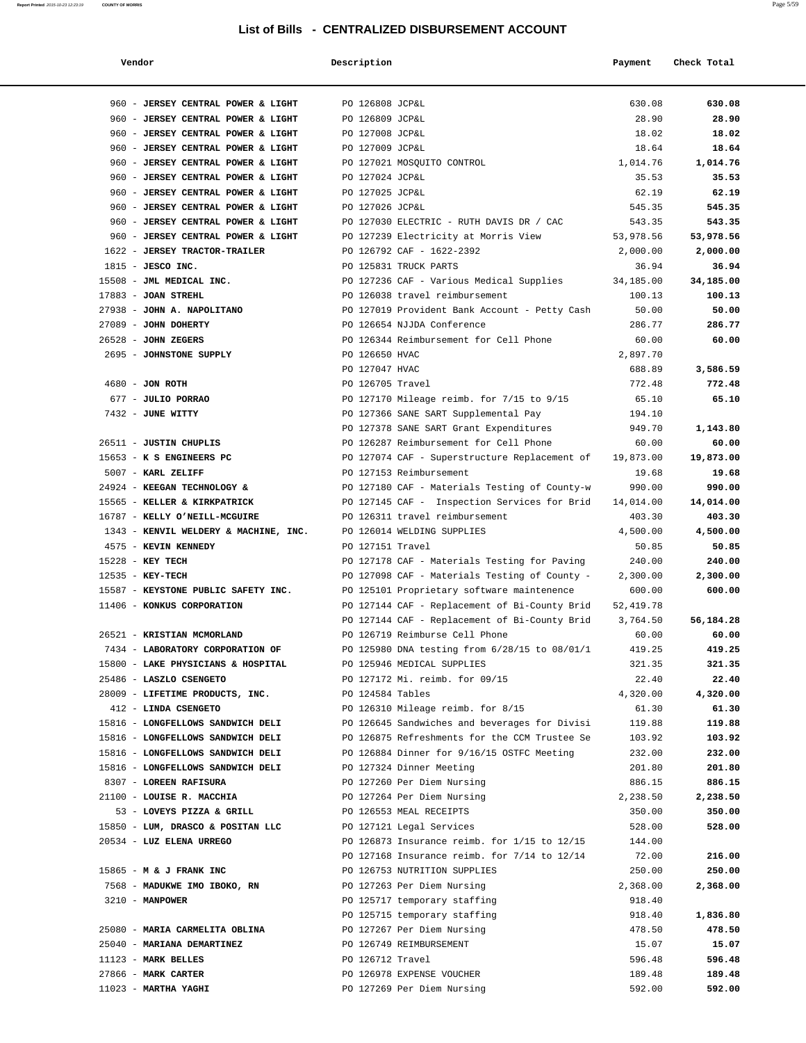# List of Bills - CENTRALIZED DISBURSEMENT ACCOUNT

| Vendor | Description | Payment | Check Total |
|---|---|---|---|
| 960 - **JERSEY CENTRAL POWER & LIGHT** | PO 126808 JCP&L | 630.08 | **630.08** |
| 960 - **JERSEY CENTRAL POWER & LIGHT** | PO 126809 JCP&L | 28.90 | **28.90** |
| 960 - **JERSEY CENTRAL POWER & LIGHT** | PO 127008 JCP&L | 18.02 | **18.02** |
| 960 - **JERSEY CENTRAL POWER & LIGHT** | PO 127009 JCP&L | 18.64 | **18.64** |
| 960 - **JERSEY CENTRAL POWER & LIGHT** | PO 127021 MOSQUITO CONTROL | 1,014.76 | **1,014.76** |
| 960 - **JERSEY CENTRAL POWER & LIGHT** | PO 127024 JCP&L | 35.53 | **35.53** |
| 960 - **JERSEY CENTRAL POWER & LIGHT** | PO 127025 JCP&L | 62.19 | **62.19** |
| 960 - **JERSEY CENTRAL POWER & LIGHT** | PO 127026 JCP&L | 545.35 | **545.35** |
| 960 - **JERSEY CENTRAL POWER & LIGHT** | PO 127030 ELECTRIC - RUTH DAVIS DR / CAC | 543.35 | **543.35** |
| 960 - **JERSEY CENTRAL POWER & LIGHT** | PO 127239 Electricity at Morris View | 53,978.56 | **53,978.56** |
| 1622 - **JERSEY TRACTOR-TRAILER** | PO 126792 CAF - 1622-2392 | 2,000.00 | **2,000.00** |
| 1815 - **JESCO INC.** | PO 125831 TRUCK PARTS | 36.94 | **36.94** |
| 15508 - **JML MEDICAL INC.** | PO 127236 CAF - Various Medical Supplies | 34,185.00 | **34,185.00** |
| 17883 - **JOAN STREHL** | PO 126038 travel reimbursement | 100.13 | **100.13** |
| 27938 - **JOHN A. NAPOLITANO** | PO 127019 Provident Bank Account - Petty Cash | 50.00 | **50.00** |
| 27089 - **JOHN DOHERTY** | PO 126654 NJJDA Conference | 286.77 | **286.77** |
| 26528 - **JOHN ZEGERS** | PO 126344 Reimbursement for Cell Phone | 60.00 | **60.00** |
| 2695 - **JOHNSTONE SUPPLY** | PO 126650 HVAC | 2,897.70 | |
| | PO 127047 HVAC | 688.89 | **3,586.59** |
| 4680 - **JON ROTH** | PO 126705 Travel | 772.48 | **772.48** |
| 677 - **JULIO PORRAO** | PO 127170 Mileage reimb. for 7/15 to 9/15 | 65.10 | **65.10** |
| 7432 - **JUNE WITTY** | PO 127366 SANE SART Supplemental Pay | 194.10 | |
| | PO 127378 SANE SART Grant Expenditures | 949.70 | **1,143.80** |
| 26511 - **JUSTIN CHUPLIS** | PO 126287 Reimbursement for Cell Phone | 60.00 | **60.00** |
| 15653 - **K S ENGINEERS PC** | PO 127074 CAF - Superstructure Replacement of | 19,873.00 | **19,873.00** |
| 5007 - **KARL ZELIFF** | PO 127153 Reimbursement | 19.68 | **19.68** |
| 24924 - **KEEGAN TECHNOLOGY &** | PO 127180 CAF - Materials Testing of County-w | 990.00 | **990.00** |
| 15565 - **KELLER & KIRKPATRICK** | PO 127145 CAF - Inspection Services for Brid | 14,014.00 | **14,014.00** |
| 16787 - **KELLY O'NEILL-MCGUIRE** | PO 126311 travel reimbursement | 403.30 | **403.30** |
| 1343 - **KENVIL WELDERY & MACHINE, INC.** | PO 126014 WELDING SUPPLIES | 4,500.00 | **4,500.00** |
| 4575 - **KEVIN KENNEDY** | PO 127151 Travel | 50.85 | **50.85** |
| 15228 - **KEY TECH** | PO 127178 CAF - Materials Testing for Paving | 240.00 | **240.00** |
| 12535 - **KEY-TECH** | PO 127098 CAF - Materials Testing of County - | 2,300.00 | **2,300.00** |
| 15587 - **KEYSTONE PUBLIC SAFETY INC.** | PO 125101 Proprietary software maintenence | 600.00 | **600.00** |
| 11406 - **KONKUS CORPORATION** | PO 127144 CAF - Replacement of Bi-County Brid | 52,419.78 | |
| | PO 127144 CAF - Replacement of Bi-County Brid | 3,764.50 | **56,184.28** |
| 26521 - **KRISTIAN MCMORLAND** | PO 126719 Reimburse Cell Phone | 60.00 | **60.00** |
| 7434 - **LABORATORY CORPORATION OF** | PO 125980 DNA testing from 6/28/15 to 08/01/1 | 419.25 | **419.25** |
| 15800 - **LAKE PHYSICIANS & HOSPITAL** | PO 125946 MEDICAL SUPPLIES | 321.35 | **321.35** |
| 25486 - **LASZLO CSENGETO** | PO 127172 Mi. reimb. for 09/15 | 22.40 | **22.40** |
| 28009 - **LIFETIME PRODUCTS, INC.** | PO 124584 Tables | 4,320.00 | **4,320.00** |
| 412 - **LINDA CSENGETO** | PO 126310 Mileage reimb. for 8/15 | 61.30 | **61.30** |
| 15816 - **LONGFELLOWS SANDWICH DELI** | PO 126645 Sandwiches and beverages for Divisi | 119.88 | **119.88** |
| 15816 - **LONGFELLOWS SANDWICH DELI** | PO 126875 Refreshments for the CCM Trustee Se | 103.92 | **103.92** |
| 15816 - **LONGFELLOWS SANDWICH DELI** | PO 126884 Dinner for 9/16/15 OSTFC Meeting | 232.00 | **232.00** |
| 15816 - **LONGFELLOWS SANDWICH DELI** | PO 127324 Dinner Meeting | 201.80 | **201.80** |
| 8307 - **LOREEN RAFISURA** | PO 127260 Per Diem Nursing | 886.15 | **886.15** |
| 21100 - **LOUISE R. MACCHIA** | PO 127264 Per Diem Nursing | 2,238.50 | **2,238.50** |
| 53 - **LOVEYS PIZZA & GRILL** | PO 126553 MEAL RECEIPTS | 350.00 | **350.00** |
| 15850 - **LUM, DRASCO & POSITAN LLC** | PO 127121 Legal Services | 528.00 | **528.00** |
| 20534 - **LUZ ELENA URREGO** | PO 126873 Insurance reimb. for 1/15 to 12/15 | 144.00 | |
| | PO 127168 Insurance reimb. for 7/14 to 12/14 | 72.00 | **216.00** |
| 15865 - **M & J FRANK INC** | PO 126753 NUTRITION SUPPLIES | 250.00 | **250.00** |
| 7568 - **MADUKWE IMO IBOKO, RN** | PO 127263 Per Diem Nursing | 2,368.00 | **2,368.00** |
| 3210 - **MANPOWER** | PO 125717 temporary staffing | 918.40 | |
| | PO 125715 temporary staffing | 918.40 | **1,836.80** |
| 25080 - **MARIA CARMELITA OBLINA** | PO 127267 Per Diem Nursing | 478.50 | **478.50** |
| 25040 - **MARIANA DEMARTINEZ** | PO 126749 REIMBURSEMENT | 15.07 | **15.07** |
| 11123 - **MARK BELLES** | PO 126712 Travel | 596.48 | **596.48** |
| 27866 - **MARK CARTER** | PO 126978 EXPENSE VOUCHER | 189.48 | **189.48** |
| 11023 - **MARTHA YAGHI** | PO 127269 Per Diem Nursing | 592.00 | **592.00** |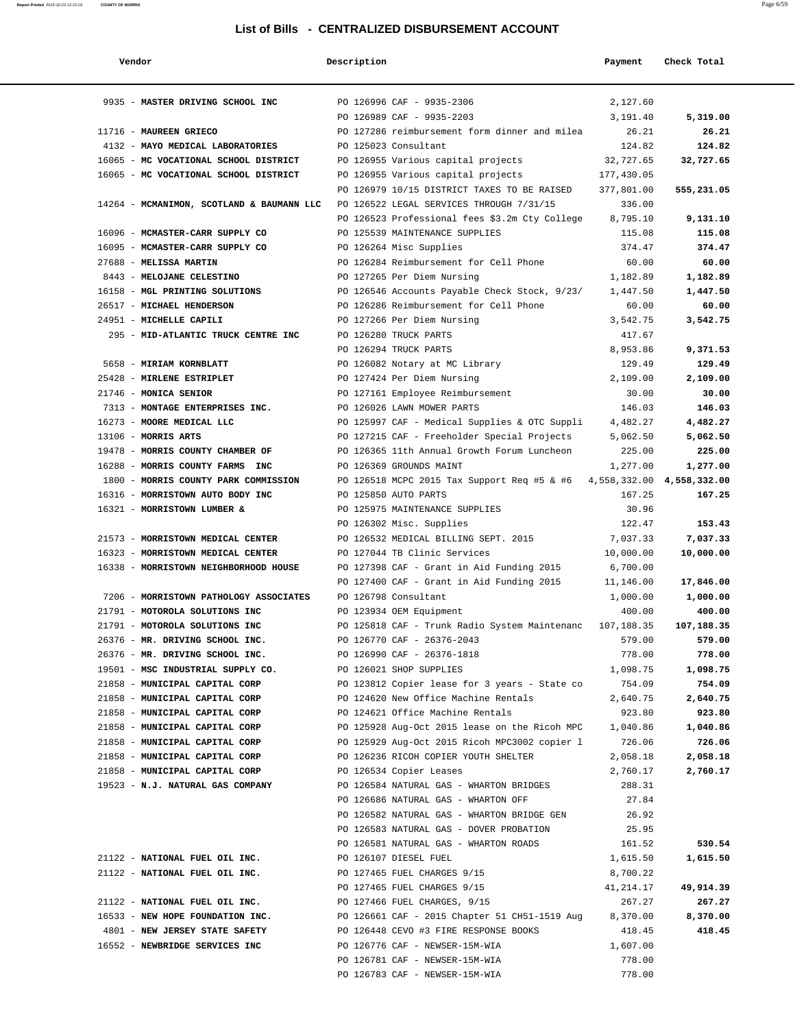# List of Bills - CENTRALIZED DISBURSEMENT ACCOUNT

| Vendor | Description | Payment | Check Total |
|---|---|---|---|
| 9935 - **MASTER DRIVING SCHOOL INC** | PO 126996 CAF - 9935-2306 | 2,127.60 | |
| | PO 126989 CAF - 9935-2203 | 3,191.40 | **5,319.00** |
| 11716 - **MAUREEN GRIECO** | PO 127286 reimbursement form dinner and milea | 26.21 | **26.21** |
| 4132 - **MAYO MEDICAL LABORATORIES** | PO 125023 Consultant | 124.82 | **124.82** |
| 16065 - **MC VOCATIONAL SCHOOL DISTRICT** | PO 126955 Various capital projects | 32,727.65 | **32,727.65** |
| 16065 - **MC VOCATIONAL SCHOOL DISTRICT** | PO 126955 Various capital projects | 177,430.05 | |
| | PO 126979 10/15 DISTRICT TAXES TO BE RAISED | 377,801.00 | **555,231.05** |
| 14264 - **MCMANIMON, SCOTLAND & BAUMANN LLC** | PO 126522 LEGAL SERVICES THROUGH 7/31/15 | 336.00 | |
| | PO 126523 Professional fees $3.2m Cty College | 8,795.10 | **9,131.10** |
| 16096 - **MCMASTER-CARR SUPPLY CO** | PO 125539 MAINTENANCE SUPPLIES | 115.08 | **115.08** |
| 16095 - **MCMASTER-CARR SUPPLY CO** | PO 126264 Misc Supplies | 374.47 | **374.47** |
| 27688 - **MELISSA MARTIN** | PO 126284 Reimbursement for Cell Phone | 60.00 | **60.00** |
| 8443 - **MELOJANE CELESTINO** | PO 127265 Per Diem Nursing | 1,182.89 | **1,182.89** |
| 16158 - **MGL PRINTING SOLUTIONS** | PO 126546 Accounts Payable Check Stock, 9/23/ | 1,447.50 | **1,447.50** |
| 26517 - **MICHAEL HENDERSON** | PO 126286 Reimbursement for Cell Phone | 60.00 | **60.00** |
| 24951 - **MICHELLE CAPILI** | PO 127266 Per Diem Nursing | 3,542.75 | **3,542.75** |
| 295 - **MID-ATLANTIC TRUCK CENTRE INC** | PO 126280 TRUCK PARTS | 417.67 | |
| | PO 126294 TRUCK PARTS | 8,953.86 | **9,371.53** |
| 5658 - **MIRIAM KORNBLATT** | PO 126082 Notary at MC Library | 129.49 | **129.49** |
| 25428 - **MIRLENE ESTRIPLET** | PO 127424 Per Diem Nursing | 2,109.00 | **2,109.00** |
| 21746 - **MONICA SENIOR** | PO 127161 Employee Reimbursement | 30.00 | **30.00** |
| 7313 - **MONTAGE ENTERPRISES INC.** | PO 126026 LAWN MOWER PARTS | 146.03 | **146.03** |
| 16273 - **MOORE MEDICAL LLC** | PO 125997 CAF - Medical Supplies & OTC Suppli | 4,482.27 | **4,482.27** |
| 13106 - **MORRIS ARTS** | PO 127215 CAF - Freeholder Special Projects | 5,062.50 | **5,062.50** |
| 19478 - **MORRIS COUNTY CHAMBER OF** | PO 126365 11th Annual Growth Forum Luncheon | 225.00 | **225.00** |
| 16288 - **MORRIS COUNTY FARMS INC** | PO 126369 GROUNDS MAINT | 1,277.00 | **1,277.00** |
| 1800 - **MORRIS COUNTY PARK COMMISSION** | PO 126518 MCPC 2015 Tax Support Req #5 & #6 | 4,558,332.00 | **4,558,332.00** |
| 16316 - **MORRISTOWN AUTO BODY INC** | PO 125850 AUTO PARTS | 167.25 | **167.25** |
| 16321 - **MORRISTOWN LUMBER &** | PO 125975 MAINTENANCE SUPPLIES | 30.96 | |
| | PO 126302 Misc. Supplies | 122.47 | **153.43** |
| 21573 - **MORRISTOWN MEDICAL CENTER** | PO 126532 MEDICAL BILLING SEPT. 2015 | 7,037.33 | **7,037.33** |
| 16323 - **MORRISTOWN MEDICAL CENTER** | PO 127044 TB Clinic Services | 10,000.00 | **10,000.00** |
| 16338 - **MORRISTOWN NEIGHBORHOOD HOUSE** | PO 127398 CAF - Grant in Aid Funding 2015 | 6,700.00 | |
| | PO 127400 CAF - Grant in Aid Funding 2015 | 11,146.00 | **17,846.00** |
| 7206 - **MORRISTOWN PATHOLOGY ASSOCIATES** | PO 126798 Consultant | 1,000.00 | **1,000.00** |
| 21791 - **MOTOROLA SOLUTIONS INC** | PO 123934 OEM Equipment | 400.00 | **400.00** |
| 21791 - **MOTOROLA SOLUTIONS INC** | PO 125818 CAF - Trunk Radio System Maintenanc | 107,188.35 | **107,188.35** |
| 26376 - **MR. DRIVING SCHOOL INC.** | PO 126770 CAF - 26376-2043 | 579.00 | **579.00** |
| 26376 - **MR. DRIVING SCHOOL INC.** | PO 126990 CAF - 26376-1818 | 778.00 | **778.00** |
| 19501 - **MSC INDUSTRIAL SUPPLY CO.** | PO 126021 SHOP SUPPLIES | 1,098.75 | **1,098.75** |
| 21858 - **MUNICIPAL CAPITAL CORP** | PO 123812 Copier lease for 3 years - State co | 754.09 | **754.09** |
| 21858 - **MUNICIPAL CAPITAL CORP** | PO 124620 New Office Machine Rentals | 2,640.75 | **2,640.75** |
| 21858 - **MUNICIPAL CAPITAL CORP** | PO 124621 Office Machine Rentals | 923.80 | **923.80** |
| 21858 - **MUNICIPAL CAPITAL CORP** | PO 125928 Aug-Oct 2015 lease on the Ricoh MPC | 1,040.86 | **1,040.86** |
| 21858 - **MUNICIPAL CAPITAL CORP** | PO 125929 Aug-Oct 2015 Ricoh MPC3002 copier l | 726.06 | **726.06** |
| 21858 - **MUNICIPAL CAPITAL CORP** | PO 126236 RICOH COPIER YOUTH SHELTER | 2,058.18 | **2,058.18** |
| 21858 - **MUNICIPAL CAPITAL CORP** | PO 126534 Copier Leases | 2,760.17 | **2,760.17** |
| 19523 - **N.J. NATURAL GAS COMPANY** | PO 126584 NATURAL GAS - WHARTON BRIDGES | 288.31 | |
| | PO 126686 NATURAL GAS - WHARTON OFF | 27.84 | |
| | PO 126582 NATURAL GAS - WHARTON BRIDGE GEN | 26.92 | |
| | PO 126583 NATURAL GAS - DOVER PROBATION | 25.95 | |
| | PO 126581 NATURAL GAS - WHARTON ROADS | 161.52 | **530.54** |
| 21122 - **NATIONAL FUEL OIL INC.** | PO 126107 DIESEL FUEL | 1,615.50 | **1,615.50** |
| 21122 - **NATIONAL FUEL OIL INC.** | PO 127465 FUEL CHARGES 9/15 | 8,700.22 | |
| | PO 127465 FUEL CHARGES 9/15 | 41,214.17 | **49,914.39** |
| 21122 - **NATIONAL FUEL OIL INC.** | PO 127466 FUEL CHARGES, 9/15 | 267.27 | **267.27** |
| 16533 - **NEW HOPE FOUNDATION INC.** | PO 126661 CAF - 2015 Chapter 51 CH51-1519 Aug | 8,370.00 | **8,370.00** |
| 4801 - **NEW JERSEY STATE SAFETY** | PO 126448 CEVO #3 FIRE RESPONSE BOOKS | 418.45 | **418.45** |
| 16552 - **NEWBRIDGE SERVICES INC** | PO 126776 CAF - NEWSER-15M-WIA | 1,607.00 | |
| | PO 126781 CAF - NEWSER-15M-WIA | 778.00 | |
| | PO 126783 CAF - NEWSER-15M-WIA | 778.00 | |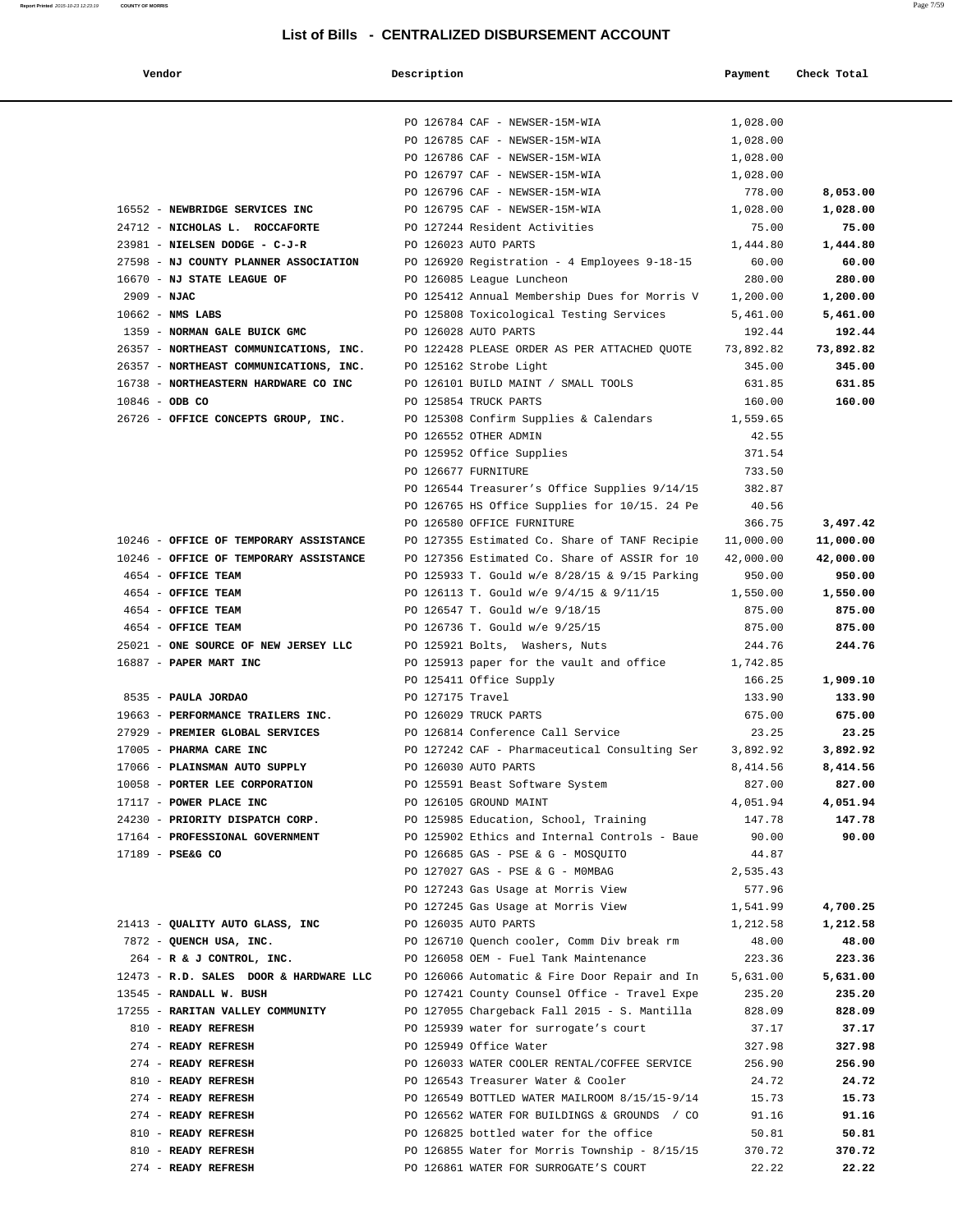# List of Bills - CENTRALIZED DISBURSEMENT ACCOUNT

| Vendor | Description | Payment | Check Total |
|---|---|---|---|
| | PO 126784 CAF - NEWSER-15M-WIA | 1,028.00 | |
| | PO 126785 CAF - NEWSER-15M-WIA | 1,028.00 | |
| | PO 126786 CAF - NEWSER-15M-WIA | 1,028.00 | |
| | PO 126797 CAF - NEWSER-15M-WIA | 1,028.00 | |
| | PO 126796 CAF - NEWSER-15M-WIA | 778.00 | **8,053.00** |
| 16552 - **NEWBRIDGE SERVICES INC** | PO 126795 CAF - NEWSER-15M-WIA | 1,028.00 | **1,028.00** |
| 24712 - **NICHOLAS L. ROCCAFORTE** | PO 127244 Resident Activities | 75.00 | **75.00** |
| 23981 - **NIELSEN DODGE - C-J-R** | PO 126023 AUTO PARTS | 1,444.80 | **1,444.80** |
| 27598 - **NJ COUNTY PLANNER ASSOCIATION** | PO 126920 Registration - 4 Employees 9-18-15 | 60.00 | **60.00** |
| 16670 - **NJ STATE LEAGUE OF** | PO 126085 League Luncheon | 280.00 | **280.00** |
| 2909 - **NJAC** | PO 125412 Annual Membership Dues for Morris V | 1,200.00 | **1,200.00** |
| 10662 - **NMS LABS** | PO 125808 Toxicological Testing Services | 5,461.00 | **5,461.00** |
| 1359 - **NORMAN GALE BUICK GMC** | PO 126028 AUTO PARTS | 192.44 | **192.44** |
| 26357 - **NORTHEAST COMMUNICATIONS, INC.** | PO 122428 PLEASE ORDER AS PER ATTACHED QUOTE | 73,892.82 | **73,892.82** |
| 26357 - **NORTHEAST COMMUNICATIONS, INC.** | PO 125162 Strobe Light | 345.00 | **345.00** |
| 16738 - **NORTHEASTERN HARDWARE CO INC** | PO 126101 BUILD MAINT / SMALL TOOLS | 631.85 | **631.85** |
| 10846 - **ODB CO** | PO 125854 TRUCK PARTS | 160.00 | **160.00** |
| 26726 - **OFFICE CONCEPTS GROUP, INC.** | PO 125308 Confirm Supplies & Calendars | 1,559.65 | |
| | PO 126552 OTHER ADMIN | 42.55 | |
| | PO 125952 Office Supplies | 371.54 | |
| | PO 126677 FURNITURE | 733.50 | |
| | PO 126544 Treasurer's Office Supplies 9/14/15 | 382.87 | |
| | PO 126765 HS Office Supplies for 10/15. 24 Pe | 40.56 | |
| | PO 126580 OFFICE FURNITURE | 366.75 | **3,497.42** |
| 10246 - **OFFICE OF TEMPORARY ASSISTANCE** | PO 127355 Estimated Co. Share of TANF Recipie | 11,000.00 | **11,000.00** |
| 10246 - **OFFICE OF TEMPORARY ASSISTANCE** | PO 127356 Estimated Co. Share of ASSIR for 10 | 42,000.00 | **42,000.00** |
| 4654 - **OFFICE TEAM** | PO 125933 T. Gould w/e 8/28/15 & 9/15 Parking | 950.00 | **950.00** |
| 4654 - **OFFICE TEAM** | PO 126113 T. Gould w/e 9/4/15 & 9/11/15 | 1,550.00 | **1,550.00** |
| 4654 - **OFFICE TEAM** | PO 126547 T. Gould w/e 9/18/15 | 875.00 | **875.00** |
| 4654 - **OFFICE TEAM** | PO 126736 T. Gould w/e 9/25/15 | 875.00 | **875.00** |
| 25021 - **ONE SOURCE OF NEW JERSEY LLC** | PO 125921 Bolts, Washers, Nuts | 244.76 | **244.76** |
| 16887 - **PAPER MART INC** | PO 125913 paper for the vault and office | 1,742.85 | |
| | PO 125411 Office Supply | 166.25 | **1,909.10** |
| 8535 - **PAULA JORDAO** | PO 127175 Travel | 133.90 | **133.90** |
| 19663 - **PERFORMANCE TRAILERS INC.** | PO 126029 TRUCK PARTS | 675.00 | **675.00** |
| 27929 - **PREMIER GLOBAL SERVICES** | PO 126814 Conference Call Service | 23.25 | **23.25** |
| 17005 - **PHARMA CARE INC** | PO 127242 CAF - Pharmaceutical Consulting Ser | 3,892.92 | **3,892.92** |
| 17066 - **PLAINSMAN AUTO SUPPLY** | PO 126030 AUTO PARTS | 8,414.56 | **8,414.56** |
| 10058 - **PORTER LEE CORPORATION** | PO 125591 Beast Software System | 827.00 | **827.00** |
| 17117 - **POWER PLACE INC** | PO 126105 GROUND MAINT | 4,051.94 | **4,051.94** |
| 24230 - **PRIORITY DISPATCH CORP.** | PO 125985 Education, School, Training | 147.78 | **147.78** |
| 17164 - **PROFESSIONAL GOVERNMENT** | PO 125902 Ethics and Internal Controls - Baue | 90.00 | **90.00** |
| 17189 - **PSE&G CO** | PO 126685 GAS - PSE & G - MOSQUITO | 44.87 | |
| | PO 127027 GAS - PSE & G - M0MBAG | 2,535.43 | |
| | PO 127243 Gas Usage at Morris View | 577.96 | |
| | PO 127245 Gas Usage at Morris View | 1,541.99 | **4,700.25** |
| 21413 - **QUALITY AUTO GLASS, INC** | PO 126035 AUTO PARTS | 1,212.58 | **1,212.58** |
| 7872 - **QUENCH USA, INC.** | PO 126710 Quench cooler, Comm Div break rm | 48.00 | **48.00** |
| 264 - **R & J CONTROL, INC.** | PO 126058 OEM - Fuel Tank Maintenance | 223.36 | **223.36** |
| 12473 - **R.D. SALES DOOR & HARDWARE LLC** | PO 126066 Automatic & Fire Door Repair and In | 5,631.00 | **5,631.00** |
| 13545 - **RANDALL W. BUSH** | PO 127421 County Counsel Office - Travel Expe | 235.20 | **235.20** |
| 17255 - **RARITAN VALLEY COMMUNITY** | PO 127055 Chargeback Fall 2015 - S. Mantilla | 828.09 | **828.09** |
| 810 - **READY REFRESH** | PO 125939 water for surrogate's court | 37.17 | **37.17** |
| 274 - **READY REFRESH** | PO 125949 Office Water | 327.98 | **327.98** |
| 274 - **READY REFRESH** | PO 126033 WATER COOLER RENTAL/COFFEE SERVICE | 256.90 | **256.90** |
| 810 - **READY REFRESH** | PO 126543 Treasurer Water & Cooler | 24.72 | **24.72** |
| 274 - **READY REFRESH** | PO 126549 BOTTLED WATER MAILROOM 8/15/15-9/14 | 15.73 | **15.73** |
| 274 - **READY REFRESH** | PO 126562 WATER FOR BUILDINGS & GROUNDS / CO | 91.16 | **91.16** |
| 810 - **READY REFRESH** | PO 126825 bottled water for the office | 50.81 | **50.81** |
| 810 - **READY REFRESH** | PO 126855 Water for Morris Township - 8/15/15 | 370.72 | **370.72** |
| 274 - **READY REFRESH** | PO 126861 WATER FOR SURROGATE'S COURT | 22.22 | **22.22** |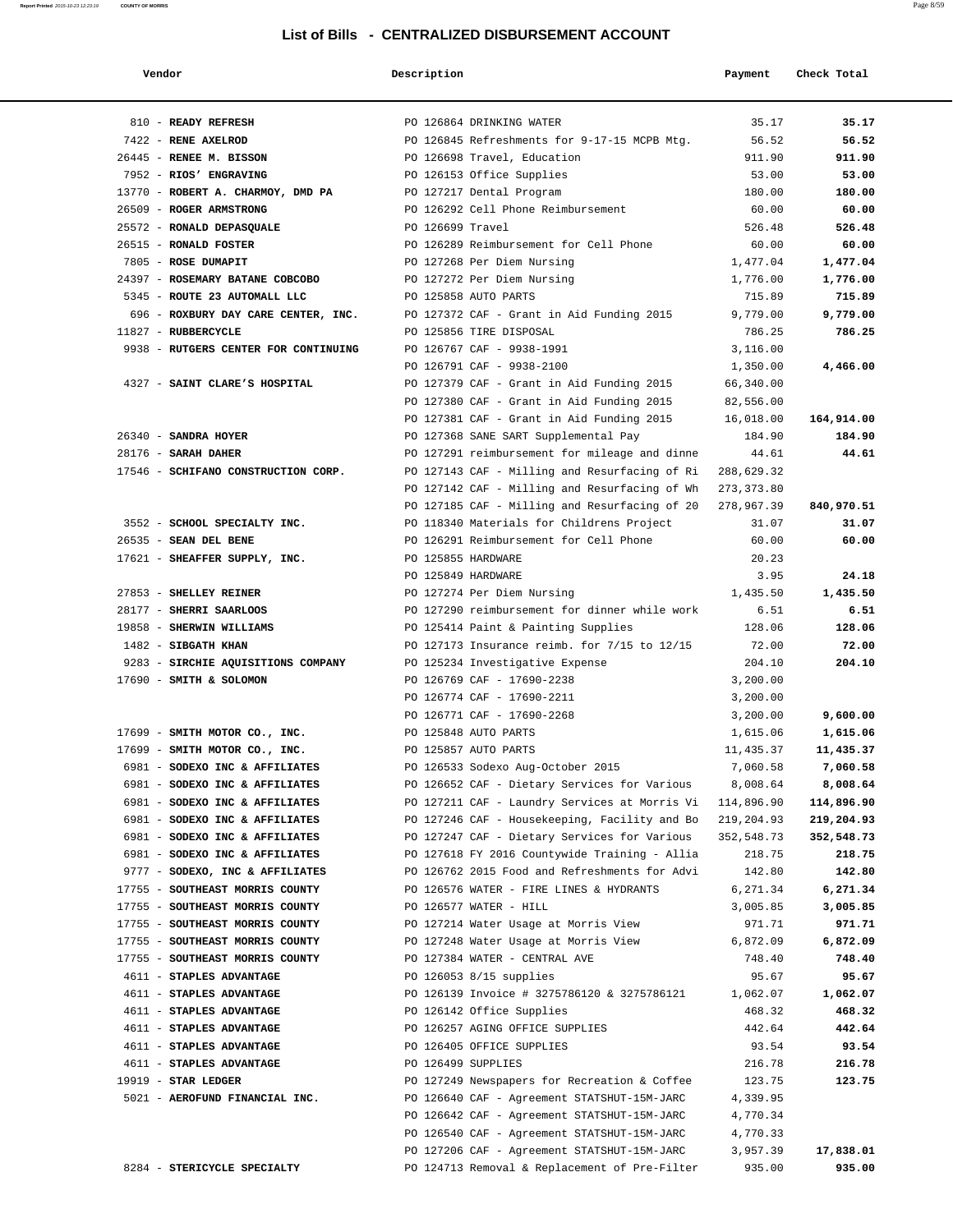# List of Bills - CENTRALIZED DISBURSEMENT ACCOUNT

| Vendor | Description | Payment | Check Total |
|---|---|---|---|
| 810 - **READY REFRESH** | PO 126864 DRINKING WATER | 35.17 | **35.17** |
| 7422 - **RENE AXELROD** | PO 126845 Refreshments for 9-17-15 MCPB Mtg. | 56.52 | **56.52** |
| 26445 - **RENEE M. BISSON** | PO 126698 Travel, Education | 911.90 | **911.90** |
| 7952 - **RIOS' ENGRAVING** | PO 126153 Office Supplies | 53.00 | **53.00** |
| 13770 - **ROBERT A. CHARMOY, DMD PA** | PO 127217 Dental Program | 180.00 | **180.00** |
| 26509 - **ROGER ARMSTRONG** | PO 126292 Cell Phone Reimbursement | 60.00 | **60.00** |
| 25572 - **RONALD DEPASQUALE** | PO 126699 Travel | 526.48 | **526.48** |
| 26515 - **RONALD FOSTER** | PO 126289 Reimbursement for Cell Phone | 60.00 | **60.00** |
| 7805 - **ROSE DUMAPIT** | PO 127268 Per Diem Nursing | 1,477.04 | **1,477.04** |
| 24397 - **ROSEMARY BATANE COBCOBO** | PO 127272 Per Diem Nursing | 1,776.00 | **1,776.00** |
| 5345 - **ROUTE 23 AUTOMALL LLC** | PO 125858 AUTO PARTS | 715.89 | **715.89** |
| 696 - **ROXBURY DAY CARE CENTER, INC.** | PO 127372 CAF - Grant in Aid Funding 2015 | 9,779.00 | **9,779.00** |
| 11827 - **RUBBERCYCLE** | PO 125856 TIRE DISPOSAL | 786.25 | **786.25** |
| 9938 - **RUTGERS CENTER FOR CONTINUING** | PO 126767 CAF - 9938-1991 | 3,116.00 | |
| | PO 126791 CAF - 9938-2100 | 1,350.00 | **4,466.00** |
| 4327 - **SAINT CLARE'S HOSPITAL** | PO 127379 CAF - Grant in Aid Funding 2015 | 66,340.00 | |
| | PO 127380 CAF - Grant in Aid Funding 2015 | 82,556.00 | |
| | PO 127381 CAF - Grant in Aid Funding 2015 | 16,018.00 | **164,914.00** |
| 26340 - **SANDRA HOYER** | PO 127368 SANE SART Supplemental Pay | 184.90 | **184.90** |
| 28176 - **SARAH DAHER** | PO 127291 reimbursement for mileage and dinne | 44.61 | **44.61** |
| 17546 - **SCHIFANO CONSTRUCTION CORP.** | PO 127143 CAF - Milling and Resurfacing of Ri | 288,629.32 | |
| | PO 127142 CAF - Milling and Resurfacing of Wh | 273,373.80 | |
| | PO 127185 CAF - Milling and Resurfacing of 20 | 278,967.39 | **840,970.51** |
| 3552 - **SCHOOL SPECIALTY INC.** | PO 118340 Materials for Childrens Project | 31.07 | **31.07** |
| 26535 - **SEAN DEL BENE** | PO 126291 Reimbursement for Cell Phone | 60.00 | **60.00** |
| 17621 - **SHEAFFER SUPPLY, INC.** | PO 125855 HARDWARE | 20.23 | |
| | PO 125849 HARDWARE | 3.95 | **24.18** |
| 27853 - **SHELLEY REINER** | PO 127274 Per Diem Nursing | 1,435.50 | **1,435.50** |
| 28177 - **SHERRI SAARLOOS** | PO 127290 reimbursement for dinner while work | 6.51 | **6.51** |
| 19858 - **SHERWIN WILLIAMS** | PO 125414 Paint & Painting Supplies | 128.06 | **128.06** |
| 1482 - **SIBGATH KHAN** | PO 127173 Insurance reimb. for 7/15 to 12/15 | 72.00 | **72.00** |
| 9283 - **SIRCHIE AQUISITIONS COMPANY** | PO 125234 Investigative Expense | 204.10 | **204.10** |
| 17690 - **SMITH & SOLOMON** | PO 126769 CAF - 17690-2238 | 3,200.00 | |
| | PO 126774 CAF - 17690-2211 | 3,200.00 | |
| | PO 126771 CAF - 17690-2268 | 3,200.00 | **9,600.00** |
| 17699 - **SMITH MOTOR CO., INC.** | PO 125848 AUTO PARTS | 1,615.06 | **1,615.06** |
| 17699 - **SMITH MOTOR CO., INC.** | PO 125857 AUTO PARTS | 11,435.37 | **11,435.37** |
| 6981 - **SODEXO INC & AFFILIATES** | PO 126533 Sodexo Aug-October 2015 | 7,060.58 | **7,060.58** |
| 6981 - **SODEXO INC & AFFILIATES** | PO 126652 CAF - Dietary Services for Various | 8,008.64 | **8,008.64** |
| 6981 - **SODEXO INC & AFFILIATES** | PO 127211 CAF - Laundry Services at Morris Vi | 114,896.90 | **114,896.90** |
| 6981 - **SODEXO INC & AFFILIATES** | PO 127246 CAF - Housekeeping, Facility and Bo | 219,204.93 | **219,204.93** |
| 6981 - **SODEXO INC & AFFILIATES** | PO 127247 CAF - Dietary Services for Various | 352,548.73 | **352,548.73** |
| 6981 - **SODEXO INC & AFFILIATES** | PO 127618 FY 2016 Countywide Training - Allia | 218.75 | **218.75** |
| 9777 - **SODEXO, INC & AFFILIATES** | PO 126762 2015 Food and Refreshments for Advi | 142.80 | **142.80** |
| 17755 - **SOUTHEAST MORRIS COUNTY** | PO 126576 WATER - FIRE LINES & HYDRANTS | 6,271.34 | **6,271.34** |
| 17755 - **SOUTHEAST MORRIS COUNTY** | PO 126577 WATER - HILL | 3,005.85 | **3,005.85** |
| 17755 - **SOUTHEAST MORRIS COUNTY** | PO 127214 Water Usage at Morris View | 971.71 | **971.71** |
| 17755 - **SOUTHEAST MORRIS COUNTY** | PO 127248 Water Usage at Morris View | 6,872.09 | **6,872.09** |
| 17755 - **SOUTHEAST MORRIS COUNTY** | PO 127384 WATER - CENTRAL AVE | 748.40 | **748.40** |
| 4611 - **STAPLES ADVANTAGE** | PO 126053 8/15 supplies | 95.67 | **95.67** |
| 4611 - **STAPLES ADVANTAGE** | PO 126139 Invoice # 3275786120 & 3275786121 | 1,062.07 | **1,062.07** |
| 4611 - **STAPLES ADVANTAGE** | PO 126142 Office Supplies | 468.32 | **468.32** |
| 4611 - **STAPLES ADVANTAGE** | PO 126257 AGING OFFICE SUPPLIES | 442.64 | **442.64** |
| 4611 - **STAPLES ADVANTAGE** | PO 126405 OFFICE SUPPLIES | 93.54 | **93.54** |
| 4611 - **STAPLES ADVANTAGE** | PO 126499 SUPPLIES | 216.78 | **216.78** |
| 19919 - **STAR LEDGER** | PO 127249 Newspapers for Recreation & Coffee | 123.75 | **123.75** |
| 5021 - **AEROFUND FINANCIAL INC.** | PO 126640 CAF - Agreement STATSHUT-15M-JARC | 4,339.95 | |
| | PO 126642 CAF - Agreement STATSHUT-15M-JARC | 4,770.34 | |
| | PO 126540 CAF - Agreement STATSHUT-15M-JARC | 4,770.33 | |
| | PO 127206 CAF - Agreement STATSHUT-15M-JARC | 3,957.39 | **17,838.01** |
| 8284 - **STERICYCLE SPECIALTY** | PO 124713 Removal & Replacement of Pre-Filter | 935.00 | **935.00** |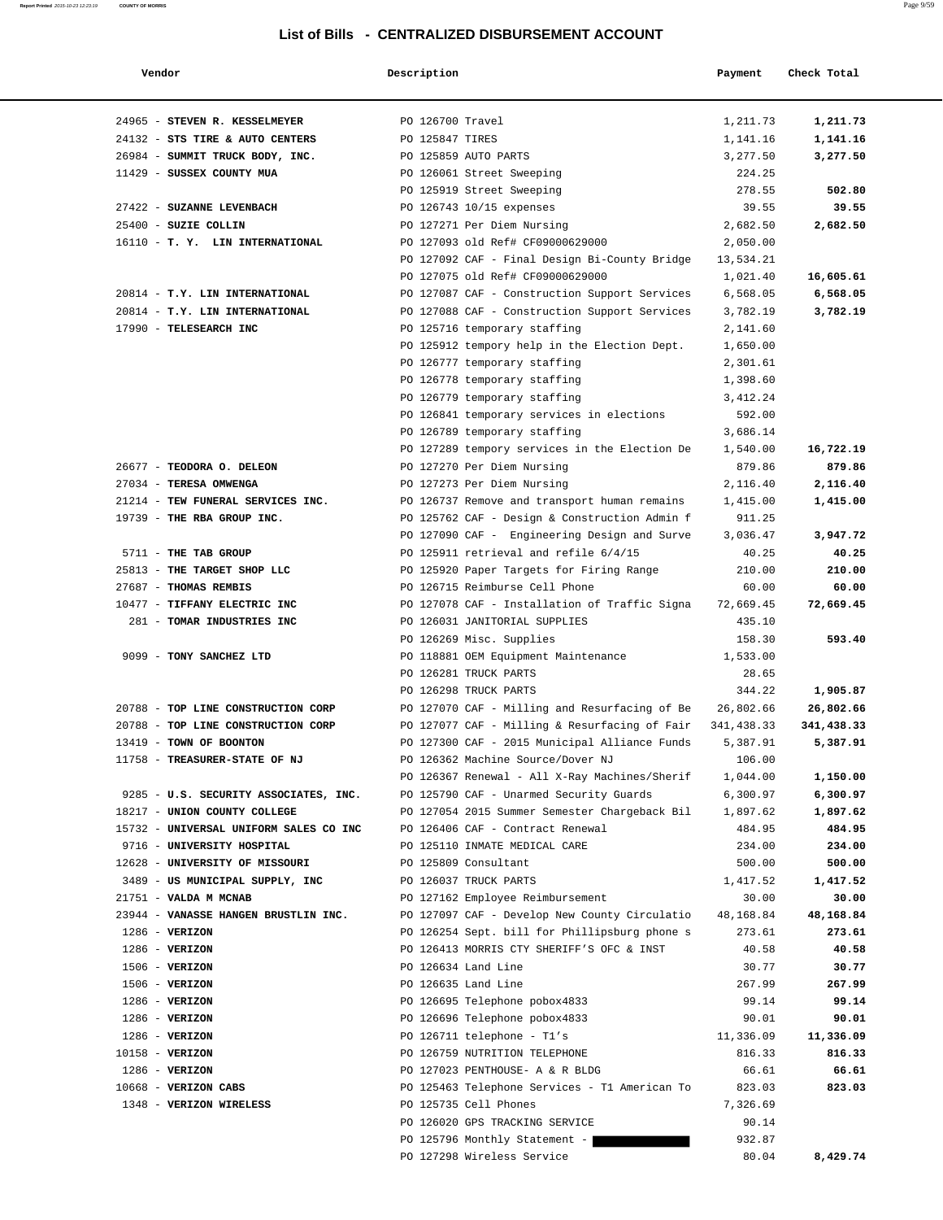## List of Bills - CENTRALIZED DISBURSEMENT ACCOUNT

| Vendor | Description | Payment | Check Total |
|---|---|---|---|
| 24965 - **STEVEN R. KESSELMEYER** | PO 126700 Travel | 1,211.73 | **1,211.73** |
| 24132 - **STS TIRE & AUTO CENTERS** | PO 125847 TIRES | 1,141.16 | **1,141.16** |
| 26984 - **SUMMIT TRUCK BODY, INC.** | PO 125859 AUTO PARTS | 3,277.50 | **3,277.50** |
| 11429 - **SUSSEX COUNTY MUA** | PO 126061 Street Sweeping | 224.25 | |
| | PO 125919 Street Sweeping | 278.55 | **502.80** |
| 27422 - **SUZANNE LEVENBACH** | PO 126743 10/15 expenses | 39.55 | **39.55** |
| 25400 - **SUZIE COLLIN** | PO 127271 Per Diem Nursing | 2,682.50 | **2,682.50** |
| 16110 - **T. Y. LIN INTERNATIONAL** | PO 127093 old Ref# CF09000629000 | 2,050.00 | |
| | PO 127092 CAF - Final Design Bi-County Bridge | 13,534.21 | |
| | PO 127075 old Ref# CF09000629000 | 1,021.40 | **16,605.61** |
| 20814 - **T.Y. LIN INTERNATIONAL** | PO 127087 CAF - Construction Support Services | 6,568.05 | **6,568.05** |
| 20814 - **T.Y. LIN INTERNATIONAL** | PO 127088 CAF - Construction Support Services | 3,782.19 | **3,782.19** |
| 17990 - **TELESEARCH INC** | PO 125716 temporary staffing | 2,141.60 | |
| | PO 125912 tempory help in the Election Dept. | 1,650.00 | |
| | PO 126777 temporary staffing | 2,301.61 | |
| | PO 126778 temporary staffing | 1,398.60 | |
| | PO 126779 temporary staffing | 3,412.24 | |
| | PO 126841 temporary services in elections | 592.00 | |
| | PO 126789 temporary staffing | 3,686.14 | |
| | PO 127289 tempory services in the Election De | 1,540.00 | **16,722.19** |
| 26677 - **TEODORA O. DELEON** | PO 127270 Per Diem Nursing | 879.86 | **879.86** |
| 27034 - **TERESA OMWENGA** | PO 127273 Per Diem Nursing | 2,116.40 | **2,116.40** |
| 21214 - **TEW FUNERAL SERVICES INC.** | PO 126737 Remove and transport human remains | 1,415.00 | **1,415.00** |
| 19739 - **THE RBA GROUP INC.** | PO 125762 CAF - Design & Construction Admin f | 911.25 | |
| | PO 127090 CAF - Engineering Design and Surve | 3,036.47 | **3,947.72** |
| 5711 - **THE TAB GROUP** | PO 125911 retrieval and refile 6/4/15 | 40.25 | **40.25** |
| 25813 - **THE TARGET SHOP LLC** | PO 125920 Paper Targets for Firing Range | 210.00 | **210.00** |
| 27687 - **THOMAS REMBIS** | PO 126715 Reimburse Cell Phone | 60.00 | **60.00** |
| 10477 - **TIFFANY ELECTRIC INC** | PO 127078 CAF - Installation of Traffic Signa | 72,669.45 | **72,669.45** |
| 281 - **TOMAR INDUSTRIES INC** | PO 126031 JANITORIAL SUPPLIES | 435.10 | |
| | PO 126269 Misc. Supplies | 158.30 | **593.40** |
| 9099 - **TONY SANCHEZ LTD** | PO 118881 OEM Equipment Maintenance | 1,533.00 | |
| | PO 126281 TRUCK PARTS | 28.65 | |
| | PO 126298 TRUCK PARTS | 344.22 | **1,905.87** |
| 20788 - **TOP LINE CONSTRUCTION CORP** | PO 127070 CAF - Milling and Resurfacing of Be | 26,802.66 | **26,802.66** |
| 20788 - **TOP LINE CONSTRUCTION CORP** | PO 127077 CAF - Milling & Resurfacing of Fair | 341,438.33 | **341,438.33** |
| 13419 - **TOWN OF BOONTON** | PO 127300 CAF - 2015 Municipal Alliance Funds | 5,387.91 | **5,387.91** |
| 11758 - **TREASURER-STATE OF NJ** | PO 126362 Machine Source/Dover NJ | 106.00 | |
| | PO 126367 Renewal - All X-Ray Machines/Sherif | 1,044.00 | **1,150.00** |
| 9285 - **U.S. SECURITY ASSOCIATES, INC.** | PO 125790 CAF - Unarmed Security Guards | 6,300.97 | **6,300.97** |
| 18217 - **UNION COUNTY COLLEGE** | PO 127054 2015 Summer Semester Chargeback Bil | 1,897.62 | **1,897.62** |
| 15732 - **UNIVERSAL UNIFORM SALES CO INC** | PO 126406 CAF - Contract Renewal | 484.95 | **484.95** |
| 9716 - **UNIVERSITY HOSPITAL** | PO 125110 INMATE MEDICAL CARE | 234.00 | **234.00** |
| 12628 - **UNIVERSITY OF MISSOURI** | PO 125809 Consultant | 500.00 | **500.00** |
| 3489 - **US MUNICIPAL SUPPLY, INC** | PO 126037 TRUCK PARTS | 1,417.52 | **1,417.52** |
| 21751 - **VALDA M MCNAB** | PO 127162 Employee Reimbursement | 30.00 | **30.00** |
| 23944 - **VANASSE HANGEN BRUSTLIN INC.** | PO 127097 CAF - Develop New County Circulatio | 48,168.84 | **48,168.84** |
| 1286 - **VERIZON** | PO 126254 Sept. bill for Phillipsburg phone s | 273.61 | **273.61** |
| 1286 - **VERIZON** | PO 126413 MORRIS CTY SHERIFF'S OFC & INST | 40.58 | **40.58** |
| 1506 - **VERIZON** | PO 126634 Land Line | 30.77 | **30.77** |
| 1506 - **VERIZON** | PO 126635 Land Line | 267.99 | **267.99** |
| 1286 - **VERIZON** | PO 126695 Telephone pobox4833 | 99.14 | **99.14** |
| 1286 - **VERIZON** | PO 126696 Telephone pobox4833 | 90.01 | **90.01** |
| 1286 - **VERIZON** | PO 126711 telephone - T1's | 11,336.09 | **11,336.09** |
| 10158 - **VERIZON** | PO 126759 NUTRITION TELEPHONE | 816.33 | **816.33** |
| 1286 - **VERIZON** | PO 127023 PENTHOUSE- A & R BLDG | 66.61 | **66.61** |
| 10668 - **VERIZON CABS** | PO 125463 Telephone Services - T1 American To | 823.03 | **823.03** |
| 1348 - **VERIZON WIRELESS** | PO 125735 Cell Phones | 7,326.69 | |
| | PO 126020 GPS TRACKING SERVICE | 90.14 | |
| | PO 125796 Monthly Statement - | 932.87 | |
| | PO 127298 Wireless Service | 80.04 | **8,429.74** |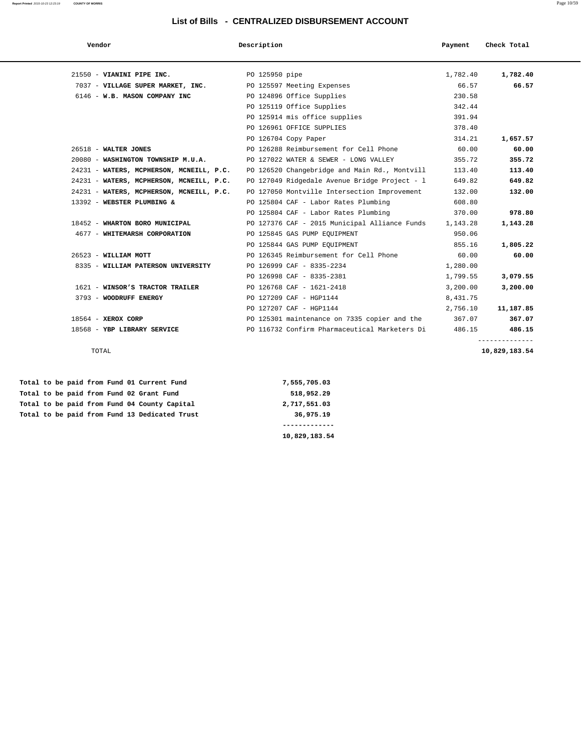# List of Bills - CENTRALIZED DISBURSEMENT ACCOUNT

| Vendor | Description | Payment | Check Total |
|---|---|---|---|
| 21550 - **VIANINI PIPE INC.** | PO 125950 pipe | 1,782.40 | **1,782.40** |
| 7037 - **VILLAGE SUPER MARKET, INC.** | PO 125597 Meeting Expenses | 66.57 | **66.57** |
| 6146 - **W.B. MASON COMPANY INC** | PO 124896 Office Supplies | 230.58 | |
| | PO 125119 Office Supplies | 342.44 | |
| | PO 125914 mis office supplies | 391.94 | |
| | PO 126961 OFFICE SUPPLIES | 378.40 | |
| | PO 126704 Copy Paper | 314.21 | **1,657.57** |
| 26518 - **WALTER JONES** | PO 126288 Reimbursement for Cell Phone | 60.00 | **60.00** |
| 20080 - **WASHINGTON TOWNSHIP M.U.A.** | PO 127022 WATER & SEWER - LONG VALLEY | 355.72 | **355.72** |
| 24231 - **WATERS, MCPHERSON, MCNEILL, P.C.** | PO 126520 Changebridge and Main Rd., Montvill | 113.40 | **113.40** |
| 24231 - **WATERS, MCPHERSON, MCNEILL, P.C.** | PO 127049 Ridgedale Avenue Bridge Project - l | 649.82 | **649.82** |
| 24231 - **WATERS, MCPHERSON, MCNEILL, P.C.** | PO 127050 Montville Intersection Improvement | 132.00 | **132.00** |
| 13392 - **WEBSTER PLUMBING &** | PO 125804 CAF - Labor Rates Plumbing | 608.80 | |
| | PO 125804 CAF - Labor Rates Plumbing | 370.00 | **978.80** |
| 18452 - **WHARTON BORO MUNICIPAL** | PO 127376 CAF - 2015 Municipal Alliance Funds | 1,143.28 | **1,143.28** |
| 4677 - **WHITEMARSH CORPORATION** | PO 125845 GAS PUMP EQUIPMENT | 950.06 | |
| | PO 125844 GAS PUMP EQUIPMENT | 855.16 | **1,805.22** |
| 26523 - **WILLIAM MOTT** | PO 126345 Reimbursement for Cell Phone | 60.00 | **60.00** |
| 8335 - **WILLIAM PATERSON UNIVERSITY** | PO 126999 CAF - 8335-2234 | 1,280.00 | |
| | PO 126998 CAF - 8335-2381 | 1,799.55 | **3,079.55** |
| 1621 - **WINSOR'S TRACTOR TRAILER** | PO 126768 CAF - 1621-2418 | 3,200.00 | **3,200.00** |
| 3793 - **WOODRUFF ENERGY** | PO 127209 CAF - HGP1144 | 8,431.75 | |
| | PO 127207 CAF - HGP1144 | 2,756.10 | **11,187.85** |
| 18564 - **XEROX CORP** | PO 125301 maintenance on 7335 copier and the | 367.07 | **367.07** |
| 18568 - **YBP LIBRARY SERVICE** | PO 116732 Confirm Pharmaceutical Marketers Di | 486.15 | **486.15** |
| TOTAL | | | **10,829,183.54** |

| | |
|---|---|
| **Total to be paid from Fund 01 Current Fund** | **7,555,705.03** |
| **Total to be paid from Fund 02 Grant Fund** | **518,952.29** |
| **Total to be paid from Fund 04 County Capital** | **2,717,551.03** |
| **Total to be paid from Fund 13 Dedicated Trust** | **36,975.19** |
| | **10,829,183.54** |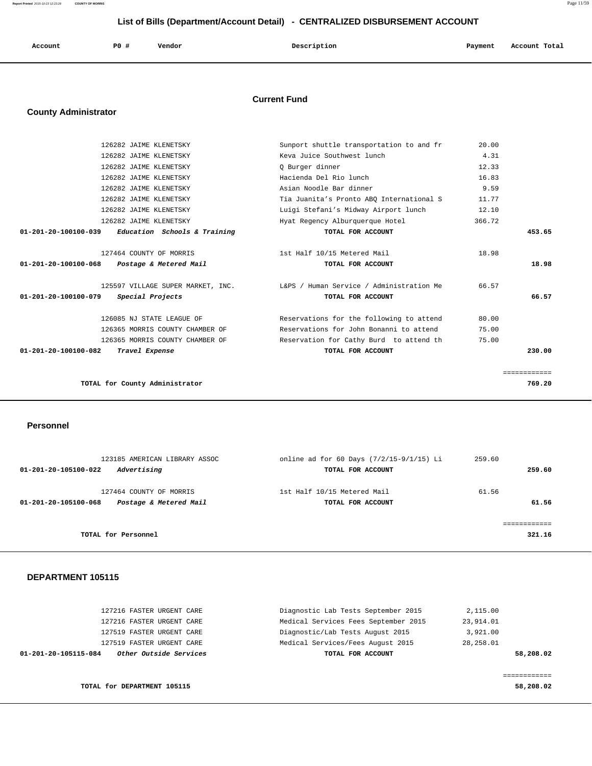# List of Bills (Department/Account Detail) - CENTRALIZED DISBURSEMENT ACCOUNT

| Account | PO # | Vendor | Description | Payment | Account Total |
|---|---|---|---|---|---|

## Current Fund

### County Administrator

| Account | PO # | Vendor | Description | Payment | Account Total |
|---|---|---|---|---|---|
| | 126282 | JAIME KLENETSKY | Sunport shuttle transportation to and fr | 20.00 | |
| | 126282 | JAIME KLENETSKY | Keva Juice Southwest lunch | 4.31 | |
| | 126282 | JAIME KLENETSKY | Q Burger dinner | 12.33 | |
| | 126282 | JAIME KLENETSKY | Hacienda Del Rio lunch | 16.83 | |
| | 126282 | JAIME KLENETSKY | Asian Noodle Bar dinner | 9.59 | |
| | 126282 | JAIME KLENETSKY | Tia Juanita's Pronto ABQ International S | 11.77 | |
| | 126282 | JAIME KLENETSKY | Luigi Stefani's Midway Airport lunch | 12.10 | |
| | 126282 | JAIME KLENETSKY | Hyat Regency Alburquerque Hotel | 366.72 | |
| 01-201-20-100100-039 | | *Education Schools & Training* | TOTAL FOR ACCOUNT | | 453.65 |
| | 127464 | COUNTY OF MORRIS | 1st Half 10/15 Metered Mail | 18.98 | |
| 01-201-20-100100-068 | | *Postage & Metered Mail* | TOTAL FOR ACCOUNT | | 18.98 |
| | 125597 | VILLAGE SUPER MARKET, INC. | L&PS / Human Service / Administration Me | 66.57 | |
| 01-201-20-100100-079 | | *Special Projects* | TOTAL FOR ACCOUNT | | 66.57 |
| | 126085 | NJ STATE LEAGUE OF | Reservations for the following to attend | 80.00 | |
| | 126365 | MORRIS COUNTY CHAMBER OF | Reservations for John Bonanni to attend | 75.00 | |
| | 126365 | MORRIS COUNTY CHAMBER OF | Reservation for Cathy Burd to attend th | 75.00 | |
| 01-201-20-100100-082 | | *Travel Expense* | TOTAL FOR ACCOUNT | | 230.00 |
| | | TOTAL for County Administrator | | | 769.20 |

### Personnel

| Account | PO # | Vendor | Description | Payment | Account Total |
|---|---|---|---|---|---|
| | 123185 | AMERICAN LIBRARY ASSOC | online ad for 60 Days (7/2/15-9/1/15) Li | 259.60 | |
| 01-201-20-105100-022 | | *Advertising* | TOTAL FOR ACCOUNT | | 259.60 |
| | 127464 | COUNTY OF MORRIS | 1st Half 10/15 Metered Mail | 61.56 | |
| 01-201-20-105100-068 | | *Postage & Metered Mail* | TOTAL FOR ACCOUNT | | 61.56 |
| | | TOTAL for Personnel | | | 321.16 |

### DEPARTMENT 105115

| Account | PO # | Vendor | Description | Payment | Account Total |
|---|---|---|---|---|---|
| | 127216 | FASTER URGENT CARE | Diagnostic Lab Tests September 2015 | 2,115.00 | |
| | 127216 | FASTER URGENT CARE | Medical Services Fees September 2015 | 23,914.01 | |
| | 127519 | FASTER URGENT CARE | Diagnostic/Lab Tests August 2015 | 3,921.00 | |
| | 127519 | FASTER URGENT CARE | Medical Services/Fees August 2015 | 28,258.01 | |
| 01-201-20-105115-084 | | *Other Outside Services* | TOTAL FOR ACCOUNT | | 58,208.02 |
| | | TOTAL for DEPARTMENT 105115 | | | 58,208.02 |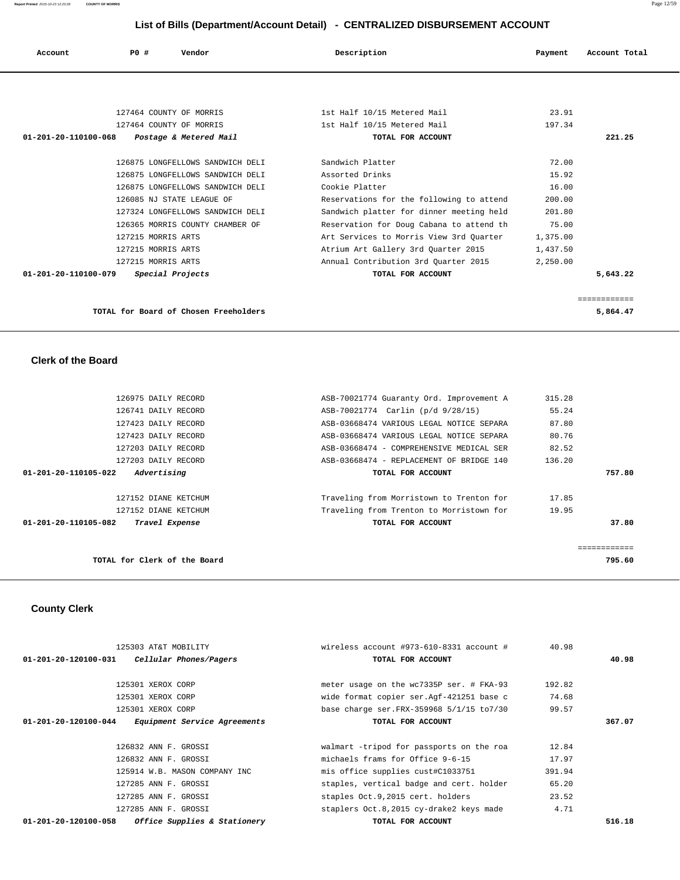## List of Bills (Department/Account Detail) - CENTRALIZED DISBURSEMENT ACCOUNT

| Account | PO # | Vendor | Description | Payment | Account Total |
|---|---|---|---|---|---|
| | 127464 | COUNTY OF MORRIS | 1st Half 10/15 Metered Mail | 23.91 | |
| | 127464 | COUNTY OF MORRIS | 1st Half 10/15 Metered Mail | 197.34 | |
| 01-201-20-110100-068 | | *Postage & Metered Mail* | TOTAL FOR ACCOUNT | | 221.25 |
| | 126875 | LONGFELLOWS SANDWICH DELI | Sandwich Platter | 72.00 | |
| | 126875 | LONGFELLOWS SANDWICH DELI | Assorted Drinks | 15.92 | |
| | 126875 | LONGFELLOWS SANDWICH DELI | Cookie Platter | 16.00 | |
| | 126085 | NJ STATE LEAGUE OF | Reservations for the following to attend | 200.00 | |
| | 127324 | LONGFELLOWS SANDWICH DELI | Sandwich platter for dinner meeting held | 201.80 | |
| | 126365 | MORRIS COUNTY CHAMBER OF | Reservation for Doug Cabana to attend th | 75.00 | |
| | 127215 | MORRIS ARTS | Art Services to Morris View 3rd Quarter | 1,375.00 | |
| | 127215 | MORRIS ARTS | Atrium Art Gallery 3rd Quarter 2015 | 1,437.50 | |
| | 127215 | MORRIS ARTS | Annual Contribution 3rd Quarter 2015 | 2,250.00 | |
| 01-201-20-110100-079 | | *Special Projects* | TOTAL FOR ACCOUNT | | 5,643.22 |
| | | | | | ============ |
| | | TOTAL for Board of Chosen Freeholders | | | 5,864.47 |

### Clerk of the Board

| Account | PO # | Vendor | Description | Payment | Account Total |
|---|---|---|---|---|---|
| | 126975 | DAILY RECORD | ASB-70021774 Guaranty Ord. Improvement A | 315.28 | |
| | 126741 | DAILY RECORD | ASB-70021774 Carlin (p/d 9/28/15) | 55.24 | |
| | 127423 | DAILY RECORD | ASB-03668474 VARIOUS LEGAL NOTICE SEPARA | 87.80 | |
| | 127423 | DAILY RECORD | ASB-03668474 VARIOUS LEGAL NOTICE SEPARA | 80.76 | |
| | 127203 | DAILY RECORD | ASB-03668474 - COMPREHENSIVE MEDICAL SER | 82.52 | |
| | 127203 | DAILY RECORD | ASB-03668474 - REPLACEMENT OF BRIDGE 140 | 136.20 | |
| 01-201-20-110105-022 | | *Advertising* | TOTAL FOR ACCOUNT | | 757.80 |
| | 127152 | DIANE KETCHUM | Traveling from Morristown to Trenton for | 17.85 | |
| | 127152 | DIANE KETCHUM | Traveling from Trenton to Morristown for | 19.95 | |
| 01-201-20-110105-082 | | *Travel Expense* | TOTAL FOR ACCOUNT | | 37.80 |
| | | | | | ============ |
| | | TOTAL for Clerk of the Board | | | 795.60 |

### County Clerk

| Account | PO # | Vendor | Description | Payment | Account Total |
|---|---|---|---|---|---|
| | 125303 | AT&T MOBILITY | wireless account #973-610-8331 account # | 40.98 | |
| 01-201-20-120100-031 | | *Cellular Phones/Pagers* | TOTAL FOR ACCOUNT | | 40.98 |
| | 125301 | XEROX CORP | meter usage on the wc7335P ser. # FKA-93 | 192.82 | |
| | 125301 | XEROX CORP | wide format copier ser.Agf-421251 base c | 74.68 | |
| | 125301 | XEROX CORP | base charge ser.FRX-359968 5/1/15 to7/30 | 99.57 | |
| 01-201-20-120100-044 | | *Equipment Service Agreements* | TOTAL FOR ACCOUNT | | 367.07 |
| | 126832 | ANN F. GROSSI | walmart -tripod for passports on the roa | 12.84 | |
| | 126832 | ANN F. GROSSI | michaels frams for Office 9-6-15 | 17.97 | |
| | 125914 | W.B. MASON COMPANY INC | mis office supplies cust#C1033751 | 391.94 | |
| | 127285 | ANN F. GROSSI | staples, vertical badge and cert. holder | 65.20 | |
| | 127285 | ANN F. GROSSI | staples Oct.9,2015 cert. holders | 23.52 | |
| | 127285 | ANN F. GROSSI | staplers Oct.8,2015 cy-drake2 keys made | 4.71 | |
| 01-201-20-120100-058 | | *Office Supplies & Stationery* | TOTAL FOR ACCOUNT | | 516.18 |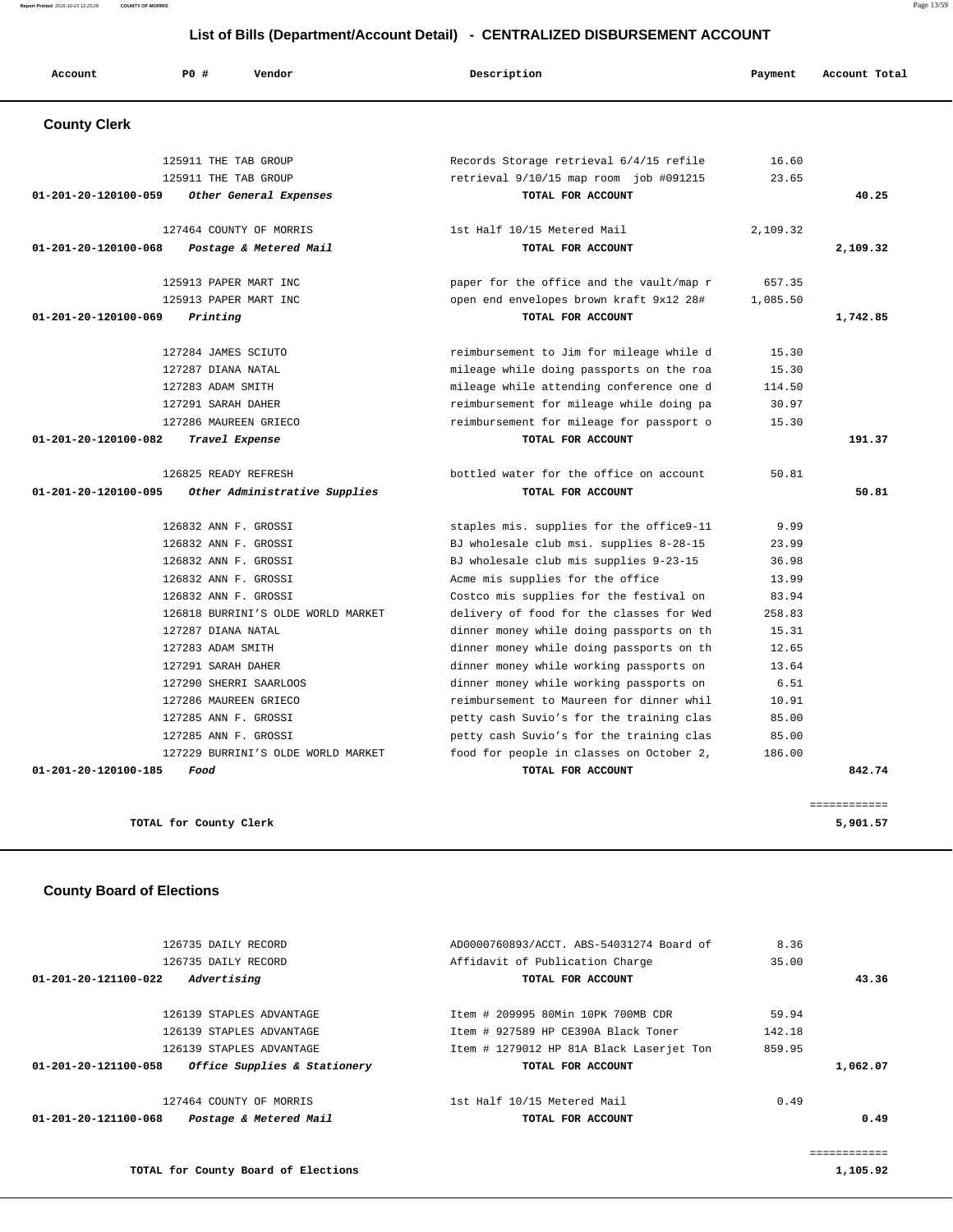# List of Bills (Department/Account Detail) - CENTRALIZED DISBURSEMENT ACCOUNT

| Account | PO # | Vendor | Description | Payment | Account Total |
|---|---|---|---|---|---|

## County Clerk

| Account | PO # | Vendor | Description | Payment | Account Total |
|---|---|---|---|---|---|
| | 125911 | THE TAB GROUP | Records Storage retrieval 6/4/15 refile | 16.60 | |
| | 125911 | THE TAB GROUP | retrieval 9/10/15 map room job #091215 | 23.65 | |
| **01-201-20-120100-059** | | ***Other General Expenses*** | **TOTAL FOR ACCOUNT** | | **40.25** |
| | 127464 | COUNTY OF MORRIS | 1st Half 10/15 Metered Mail | 2,109.32 | |
| **01-201-20-120100-068** | | ***Postage & Metered Mail*** | **TOTAL FOR ACCOUNT** | | **2,109.32** |
| | 125913 | PAPER MART INC | paper for the office and the vault/map r | 657.35 | |
| | 125913 | PAPER MART INC | open end envelopes brown kraft 9x12 28# | 1,085.50 | |
| **01-201-20-120100-069** | | ***Printing*** | **TOTAL FOR ACCOUNT** | | **1,742.85** |
| | 127284 | JAMES SCIUTO | reimbursement to Jim for mileage while d | 15.30 | |
| | 127287 | DIANA NATAL | mileage while doing passports on the roa | 15.30 | |
| | 127283 | ADAM SMITH | mileage while attending conference one d | 114.50 | |
| | 127291 | SARAH DAHER | reimbursement for mileage while doing pa | 30.97 | |
| | 127286 | MAUREEN GRIECO | reimbursement for mileage for passport o | 15.30 | |
| **01-201-20-120100-082** | | ***Travel Expense*** | **TOTAL FOR ACCOUNT** | | **191.37** |
| | 126825 | READY REFRESH | bottled water for the office on account | 50.81 | |
| **01-201-20-120100-095** | | ***Other Administrative Supplies*** | **TOTAL FOR ACCOUNT** | | **50.81** |
| | 126832 | ANN F. GROSSI | staples mis. supplies for the office9-11 | 9.99 | |
| | 126832 | ANN F. GROSSI | BJ wholesale club msi. supplies 8-28-15 | 23.99 | |
| | 126832 | ANN F. GROSSI | BJ wholesale club mis supplies 9-23-15 | 36.98 | |
| | 126832 | ANN F. GROSSI | Acme mis supplies for the office | 13.99 | |
| | 126832 | ANN F. GROSSI | Costco mis supplies for the festival on | 83.94 | |
| | 126818 | BURRINI'S OLDE WORLD MARKET | delivery of food for the classes for Wed | 258.83 | |
| | 127287 | DIANA NATAL | dinner money while doing passports on th | 15.31 | |
| | 127283 | ADAM SMITH | dinner money while doing passports on th | 12.65 | |
| | 127291 | SARAH DAHER | dinner money while working passports on | 13.64 | |
| | 127290 | SHERRI SAARLOOS | dinner money while working passports on | 6.51 | |
| | 127286 | MAUREEN GRIECO | reimbursement to Maureen for dinner whil | 10.91 | |
| | 127285 | ANN F. GROSSI | petty cash Suvio's for the training clas | 85.00 | |
| | 127285 | ANN F. GROSSI | petty cash Suvio's for the training clas | 85.00 | |
| | 127229 | BURRINI'S OLDE WORLD MARKET | food for people in classes on October 2, | 186.00 | |
| **01-201-20-120100-185** | | ***Food*** | **TOTAL FOR ACCOUNT** | | **842.74** |
| | | | | | ============ |
| | | **TOTAL for County Clerk** | | | **5,901.57** |

## County Board of Elections

| Account | PO # | Vendor | Description | Payment | Account Total |
|---|---|---|---|---|---|
| | 126735 | DAILY RECORD | AD0000760893/ACCT. ABS-54031274 Board of | 8.36 | |
| | 126735 | DAILY RECORD | Affidavit of Publication Charge | 35.00 | |
| **01-201-20-121100-022** | | ***Advertising*** | **TOTAL FOR ACCOUNT** | | **43.36** |
| | 126139 | STAPLES ADVANTAGE | Item # 209995 80Min 10PK 700MB CDR | 59.94 | |
| | 126139 | STAPLES ADVANTAGE | Item # 927589 HP CE390A Black Toner | 142.18 | |
| | 126139 | STAPLES ADVANTAGE | Item # 1279012 HP 81A Black Laserjet Ton | 859.95 | |
| **01-201-20-121100-058** | | ***Office Supplies & Stationery*** | **TOTAL FOR ACCOUNT** | | **1,062.07** |
| | 127464 | COUNTY OF MORRIS | 1st Half 10/15 Metered Mail | 0.49 | |
| **01-201-20-121100-068** | | ***Postage & Metered Mail*** | **TOTAL FOR ACCOUNT** | | **0.49** |
| | | | | | ============ |
| | | **TOTAL for County Board of Elections** | | | **1,105.92** |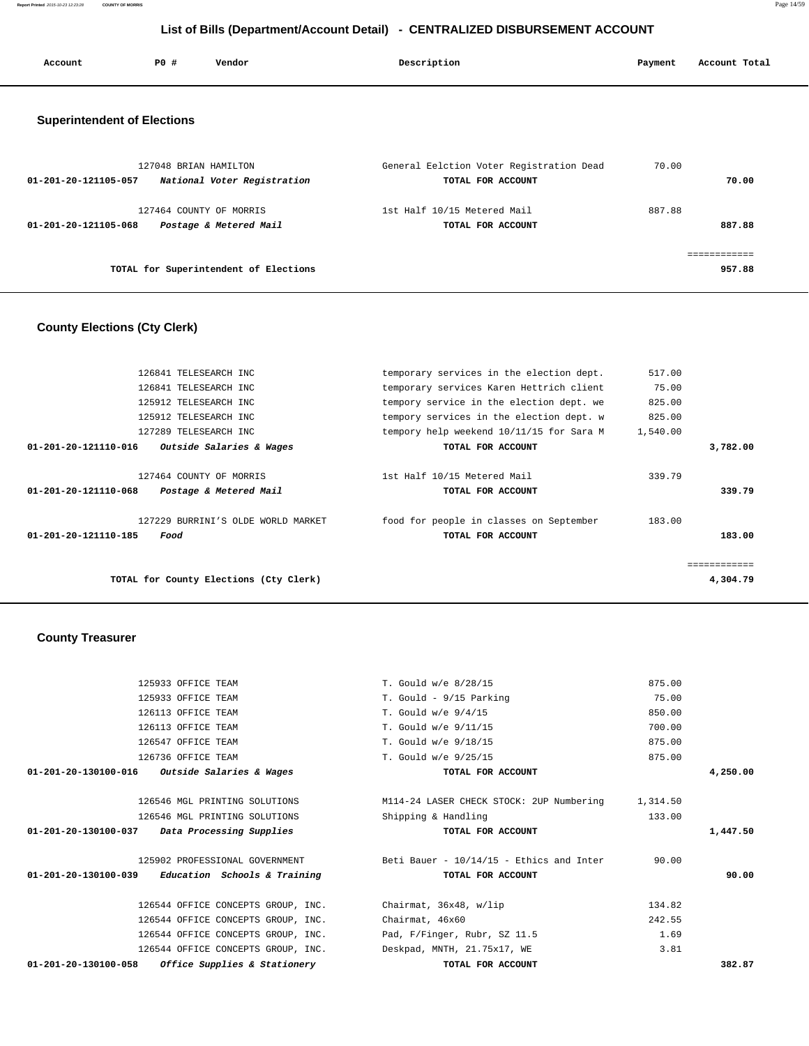# List of Bills (Department/Account Detail) - CENTRALIZED DISBURSEMENT ACCOUNT

| Account | PO # | Vendor | Description | Payment | Account Total |
|---|---|---|---|---|---|

## Superintendent of Elections

| Account | PO # | Vendor | Description | Payment | Account Total |
|---|---|---|---|---|---|
| | 127048 | BRIAN HAMILTON | General Eelction Voter Registration Dead | 70.00 | |
| **01-201-20-121105-057** | | ***National Voter Registration*** | **TOTAL FOR ACCOUNT** | | **70.00** |
| | 127464 | COUNTY OF MORRIS | 1st Half 10/15 Metered Mail | 887.88 | |
| **01-201-20-121105-068** | | ***Postage & Metered Mail*** | **TOTAL FOR ACCOUNT** | | **887.88** |
| | | | | | ============ |
| | | **TOTAL for Superintendent of Elections** | | | **957.88** |

## County Elections (Cty Clerk)

| Account | PO # | Vendor | Description | Payment | Account Total |
|---|---|---|---|---|---|
| | 126841 | TELESEARCH INC | temporary services in the election dept. | 517.00 | |
| | 126841 | TELESEARCH INC | temporary services Karen Hettrich client | 75.00 | |
| | 125912 | TELESEARCH INC | tempory service in the election dept. we | 825.00 | |
| | 125912 | TELESEARCH INC | tempory services in the election dept. w | 825.00 | |
| | 127289 | TELESEARCH INC | tempory help weekend 10/11/15 for Sara M | 1,540.00 | |
| **01-201-20-121110-016** | | ***Outside Salaries & Wages*** | **TOTAL FOR ACCOUNT** | | **3,782.00** |
| | 127464 | COUNTY OF MORRIS | 1st Half 10/15 Metered Mail | 339.79 | |
| **01-201-20-121110-068** | | ***Postage & Metered Mail*** | **TOTAL FOR ACCOUNT** | | **339.79** |
| | 127229 | BURRINI'S OLDE WORLD MARKET | food for people in classes on September | 183.00 | |
| **01-201-20-121110-185** | | ***Food*** | **TOTAL FOR ACCOUNT** | | **183.00** |
| | | | | | ============ |
| | | **TOTAL for County Elections (Cty Clerk)** | | | **4,304.79** |

## County Treasurer

| Account | PO # | Vendor | Description | Payment | Account Total |
|---|---|---|---|---|---|
| | 125933 | OFFICE TEAM | T. Gould w/e 8/28/15 | 875.00 | |
| | 125933 | OFFICE TEAM | T. Gould - 9/15 Parking | 75.00 | |
| | 126113 | OFFICE TEAM | T. Gould w/e 9/4/15 | 850.00 | |
| | 126113 | OFFICE TEAM | T. Gould w/e 9/11/15 | 700.00 | |
| | 126547 | OFFICE TEAM | T. Gould w/e 9/18/15 | 875.00 | |
| | 126736 | OFFICE TEAM | T. Gould w/e 9/25/15 | 875.00 | |
| **01-201-20-130100-016** | | ***Outside Salaries & Wages*** | **TOTAL FOR ACCOUNT** | | **4,250.00** |
| | 126546 | MGL PRINTING SOLUTIONS | M114-24 LASER CHECK STOCK: 2UP Numbering | 1,314.50 | |
| | 126546 | MGL PRINTING SOLUTIONS | Shipping & Handling | 133.00 | |
| **01-201-20-130100-037** | | ***Data Processing Supplies*** | **TOTAL FOR ACCOUNT** | | **1,447.50** |
| | 125902 | PROFESSIONAL GOVERNMENT | Beti Bauer - 10/14/15 - Ethics and Inter | 90.00 | |
| **01-201-20-130100-039** | | ***Education Schools & Training*** | **TOTAL FOR ACCOUNT** | | **90.00** |
| | 126544 | OFFICE CONCEPTS GROUP, INC. | Chairmat, 36x48, w/lip | 134.82 | |
| | 126544 | OFFICE CONCEPTS GROUP, INC. | Chairmat, 46x60 | 242.55 | |
| | 126544 | OFFICE CONCEPTS GROUP, INC. | Pad, F/Finger, Rubr, SZ 11.5 | 1.69 | |
| | 126544 | OFFICE CONCEPTS GROUP, INC. | Deskpad, MNTH, 21.75x17, WE | 3.81 | |
| **01-201-20-130100-058** | | ***Office Supplies & Stationery*** | **TOTAL FOR ACCOUNT** | | **382.87** |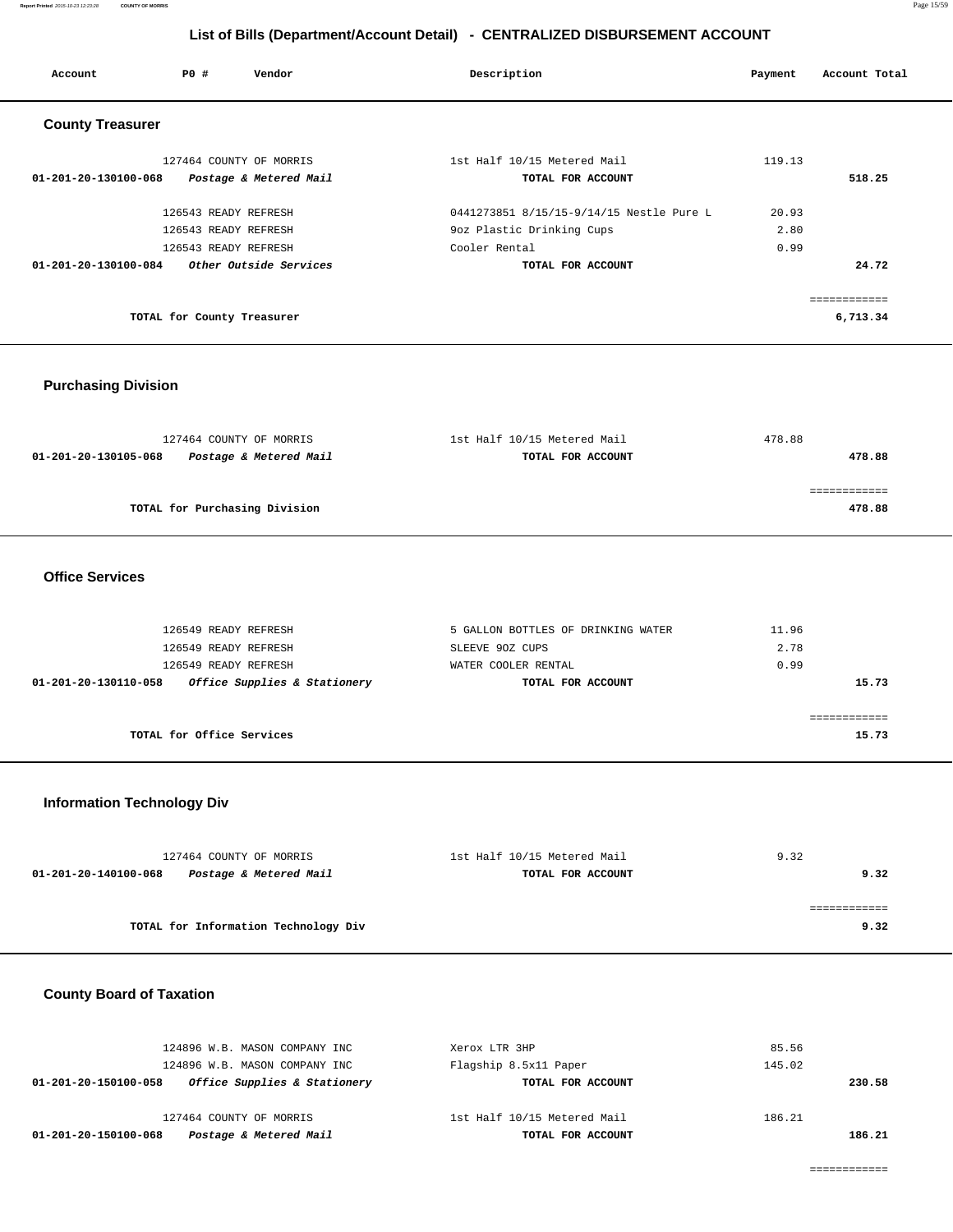## List of Bills (Department/Account Detail) - CENTRALIZED DISBURSEMENT ACCOUNT

| Account | PO # | Vendor | Description | Payment | Account Total |
|---|---|---|---|---|---|

### County Treasurer

| Account | PO # | Vendor | Description | Payment | Account Total |
|---|---|---|---|---|---|
| | 127464 | COUNTY OF MORRIS | 1st Half 10/15 Metered Mail | 119.13 | |
| **01-201-20-130100-068** | | ***Postage & Metered Mail*** | **TOTAL FOR ACCOUNT** | | **518.25** |
| | 126543 | READY REFRESH | 0441273851 8/15/15-9/14/15 Nestle Pure L | 20.93 | |
| | 126543 | READY REFRESH | 9oz Plastic Drinking Cups | 2.80 | |
| | 126543 | READY REFRESH | Cooler Rental | 0.99 | |
| **01-201-20-130100-084** | | ***Other Outside Services*** | **TOTAL FOR ACCOUNT** | | **24.72** |
| | | **TOTAL for County Treasurer** | | | **6,713.34** |

### Purchasing Division

| Account | PO # | Vendor | Description | Payment | Account Total |
|---|---|---|---|---|---|
| | 127464 | COUNTY OF MORRIS | 1st Half 10/15 Metered Mail | 478.88 | |
| **01-201-20-130105-068** | | ***Postage & Metered Mail*** | **TOTAL FOR ACCOUNT** | | **478.88** |
| | | **TOTAL for Purchasing Division** | | | **478.88** |

### Office Services

| Account | PO # | Vendor | Description | Payment | Account Total |
|---|---|---|---|---|---|
| | 126549 | READY REFRESH | 5 GALLON BOTTLES OF DRINKING WATER | 11.96 | |
| | 126549 | READY REFRESH | SLEEVE 9OZ CUPS | 2.78 | |
| | 126549 | READY REFRESH | WATER COOLER RENTAL | 0.99 | |
| **01-201-20-130110-058** | | ***Office Supplies & Stationery*** | **TOTAL FOR ACCOUNT** | | **15.73** |
| | | **TOTAL for Office Services** | | | **15.73** |

### Information Technology Div

| Account | PO # | Vendor | Description | Payment | Account Total |
|---|---|---|---|---|---|
| | 127464 | COUNTY OF MORRIS | 1st Half 10/15 Metered Mail | 9.32 | |
| **01-201-20-140100-068** | | ***Postage & Metered Mail*** | **TOTAL FOR ACCOUNT** | | **9.32** |
| | | **TOTAL for Information Technology Div** | | | **9.32** |

### County Board of Taxation

| Account | PO # | Vendor | Description | Payment | Account Total |
|---|---|---|---|---|---|
| | 124896 | W.B. MASON COMPANY INC | Xerox LTR 3HP | 85.56 | |
| | 124896 | W.B. MASON COMPANY INC | Flagship 8.5x11 Paper | 145.02 | |
| **01-201-20-150100-058** | | ***Office Supplies & Stationery*** | **TOTAL FOR ACCOUNT** | | **230.58** |
| | 127464 | COUNTY OF MORRIS | 1st Half 10/15 Metered Mail | 186.21 | |
| **01-201-20-150100-068** | | ***Postage & Metered Mail*** | **TOTAL FOR ACCOUNT** | | **186.21** |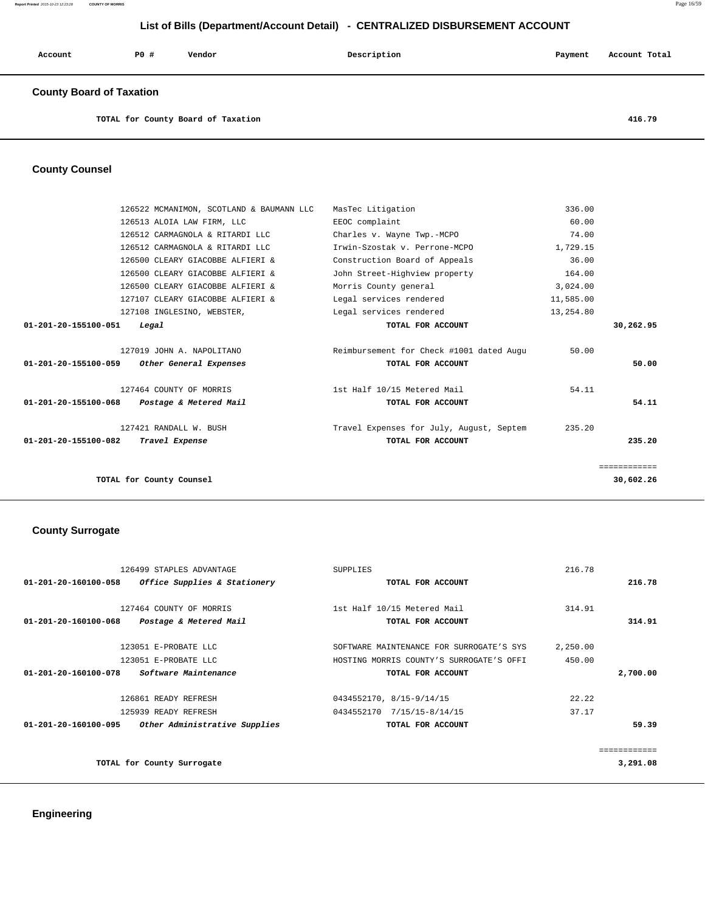## List of Bills (Department/Account Detail) - CENTRALIZED DISBURSEMENT ACCOUNT

| Account | PO # | Vendor | Description | Payment | Account Total |
|---|---|---|---|---|---|

### County Board of Taxation

| | | | | | |
|---|---|---|---|---|---|
| | TOTAL for County Board of Taxation | | | | 416.79 |

### County Counsel

| Account | PO # | Vendor | Description | Payment | Account Total |
|---|---|---|---|---|---|
| | 126522 | MCMANIMON, SCOTLAND & BAUMANN LLC | MasTec Litigation | 336.00 | |
| | 126513 | ALOIA LAW FIRM, LLC | EEOC complaint | 60.00 | |
| | 126512 | CARMAGNOLA & RITARDI LLC | Charles v. Wayne Twp.-MCPO | 74.00 | |
| | 126512 | CARMAGNOLA & RITARDI LLC | Irwin-Szostak v. Perrone-MCPO | 1,729.15 | |
| | 126500 | CLEARY GIACOBBE ALFIERI & | Construction Board of Appeals | 36.00 | |
| | 126500 | CLEARY GIACOBBE ALFIERI & | John Street-Highview property | 164.00 | |
| | 126500 | CLEARY GIACOBBE ALFIERI & | Morris County general | 3,024.00 | |
| | 127107 | CLEARY GIACOBBE ALFIERI & | Legal services rendered | 11,585.00 | |
| | 127108 | INGLESINO, WEBSTER, | Legal services rendered | 13,254.80 | |
| 01-201-20-155100-051 | *Legal* | | TOTAL FOR ACCOUNT | | 30,262.95 |
| | 127019 | JOHN A. NAPOLITANO | Reimbursement for Check #1001 dated Augu | 50.00 | |
| 01-201-20-155100-059 | *Other General Expenses* | | TOTAL FOR ACCOUNT | | 50.00 |
| | 127464 | COUNTY OF MORRIS | 1st Half 10/15 Metered Mail | 54.11 | |
| 01-201-20-155100-068 | *Postage & Metered Mail* | | TOTAL FOR ACCOUNT | | 54.11 |
| | 127421 | RANDALL W. BUSH | Travel Expenses for July, August, Septem | 235.20 | |
| 01-201-20-155100-082 | *Travel Expense* | | TOTAL FOR ACCOUNT | | 235.20 |
| | | | | | ============ |
| | TOTAL for County Counsel | | | | 30,602.26 |

### County Surrogate

| Account | PO # | Vendor | Description | Payment | Account Total |
|---|---|---|---|---|---|
| | 126499 | STAPLES ADVANTAGE | SUPPLIES | 216.78 | |
| 01-201-20-160100-058 | *Office Supplies & Stationery* | | TOTAL FOR ACCOUNT | | 216.78 |
| | 127464 | COUNTY OF MORRIS | 1st Half 10/15 Metered Mail | 314.91 | |
| 01-201-20-160100-068 | *Postage & Metered Mail* | | TOTAL FOR ACCOUNT | | 314.91 |
| | 123051 | E-PROBATE LLC | SOFTWARE MAINTENANCE FOR SURROGATE'S SYS | 2,250.00 | |
| | 123051 | E-PROBATE LLC | HOSTING MORRIS COUNTY'S SURROGATE'S OFFI | 450.00 | |
| 01-201-20-160100-078 | *Software Maintenance* | | TOTAL FOR ACCOUNT | | 2,700.00 |
| | 126861 | READY REFRESH | 0434552170, 8/15-9/14/15 | 22.22 | |
| | 125939 | READY REFRESH | 0434552170 7/15/15-8/14/15 | 37.17 | |
| 01-201-20-160100-095 | *Other Administrative Supplies* | | TOTAL FOR ACCOUNT | | 59.39 |
| | | | | | ============ |
| | TOTAL for County Surrogate | | | | 3,291.08 |

### Engineering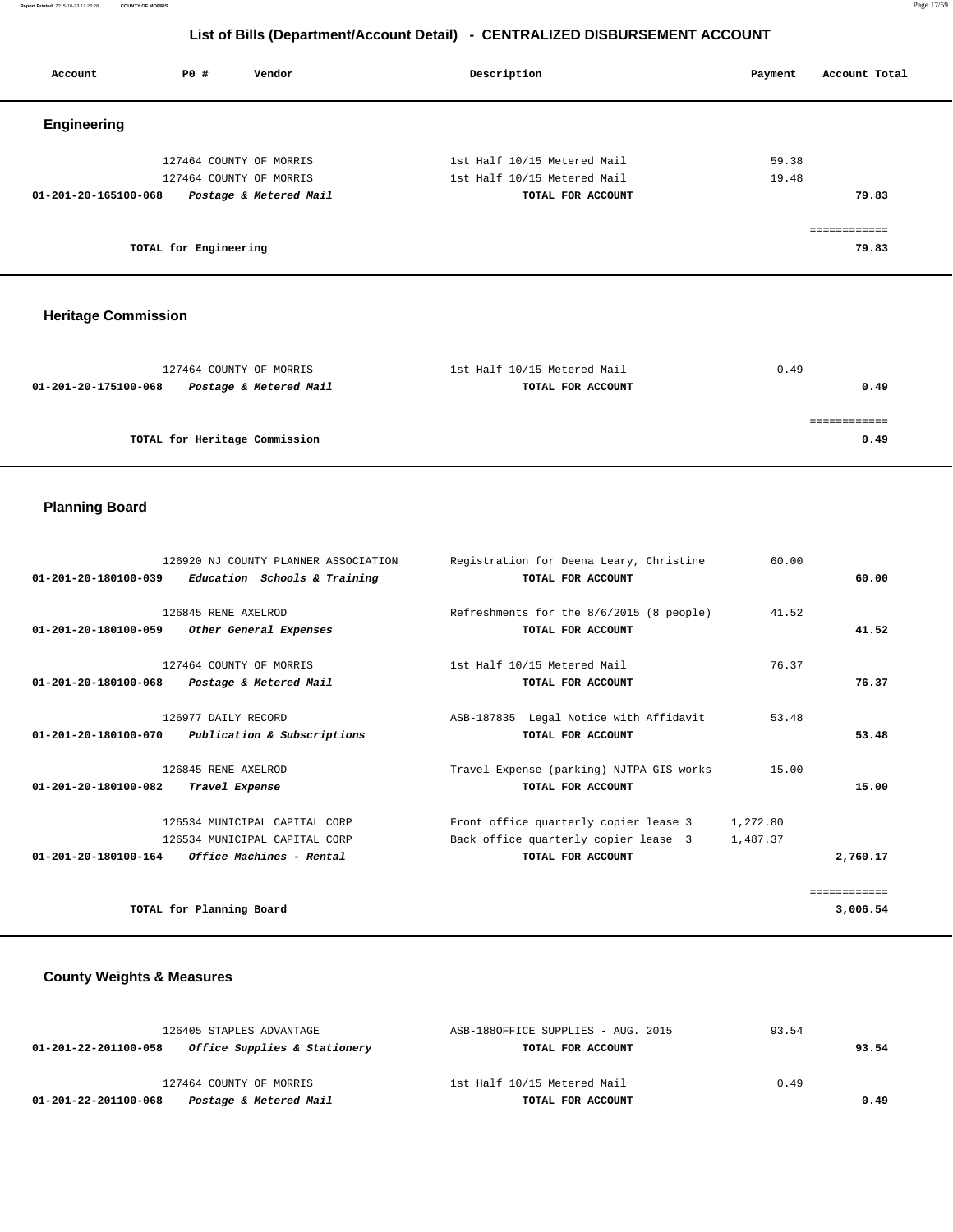## List of Bills (Department/Account Detail) - CENTRALIZED DISBURSEMENT ACCOUNT

| Account | PO # | Vendor | Description | Payment | Account Total |
|---|---|---|---|---|---|

### Engineering

| Account | PO # | Vendor | Description | Payment | Account Total |
|---|---|---|---|---|---|
| | 127464 | COUNTY OF MORRIS | 1st Half 10/15 Metered Mail | 59.38 | |
| | 127464 | COUNTY OF MORRIS | 1st Half 10/15 Metered Mail | 19.48 | |
| 01-201-20-165100-068 | | *Postage & Metered Mail* | TOTAL FOR ACCOUNT | | 79.83 |
| | | | | | ============ |
| | | TOTAL for Engineering | | | 79.83 |

### Heritage Commission

| Account | PO # | Vendor | Description | Payment | Account Total |
|---|---|---|---|---|---|
| | 127464 | COUNTY OF MORRIS | 1st Half 10/15 Metered Mail | 0.49 | |
| 01-201-20-175100-068 | | *Postage & Metered Mail* | TOTAL FOR ACCOUNT | | 0.49 |
| | | | | | ============ |
| | | TOTAL for Heritage Commission | | | 0.49 |

### Planning Board

| Account | PO # | Vendor | Description | Payment | Account Total |
|---|---|---|---|---|---|
| | 126920 | NJ COUNTY PLANNER ASSOCIATION | Registration for Deena Leary, Christine | 60.00 | |
| 01-201-20-180100-039 | | *Education Schools & Training* | TOTAL FOR ACCOUNT | | 60.00 |
| | 126845 | RENE AXELROD | Refreshments for the 8/6/2015 (8 people) | 41.52 | |
| 01-201-20-180100-059 | | *Other General Expenses* | TOTAL FOR ACCOUNT | | 41.52 |
| | 127464 | COUNTY OF MORRIS | 1st Half 10/15 Metered Mail | 76.37 | |
| 01-201-20-180100-068 | | *Postage & Metered Mail* | TOTAL FOR ACCOUNT | | 76.37 |
| | 126977 | DAILY RECORD | ASB-187835 Legal Notice with Affidavit | 53.48 | |
| 01-201-20-180100-070 | | *Publication & Subscriptions* | TOTAL FOR ACCOUNT | | 53.48 |
| | 126845 | RENE AXELROD | Travel Expense (parking) NJTPA GIS works | 15.00 | |
| 01-201-20-180100-082 | | *Travel Expense* | TOTAL FOR ACCOUNT | | 15.00 |
| | 126534 | MUNICIPAL CAPITAL CORP | Front office quarterly copier lease 3 | 1,272.80 | |
| | 126534 | MUNICIPAL CAPITAL CORP | Back office quarterly copier lease 3 | 1,487.37 | |
| 01-201-20-180100-164 | | *Office Machines - Rental* | TOTAL FOR ACCOUNT | | 2,760.17 |
| | | | | | ============ |
| | | TOTAL for Planning Board | | | 3,006.54 |

### County Weights & Measures

| Account | PO # | Vendor | Description | Payment | Account Total |
|---|---|---|---|---|---|
| | 126405 | STAPLES ADVANTAGE | ASB-188OFFICE SUPPLIES - AUG. 2015 | 93.54 | |
| 01-201-22-201100-058 | | *Office Supplies & Stationery* | TOTAL FOR ACCOUNT | | 93.54 |
| | 127464 | COUNTY OF MORRIS | 1st Half 10/15 Metered Mail | 0.49 | |
| 01-201-22-201100-068 | | *Postage & Metered Mail* | TOTAL FOR ACCOUNT | | 0.49 |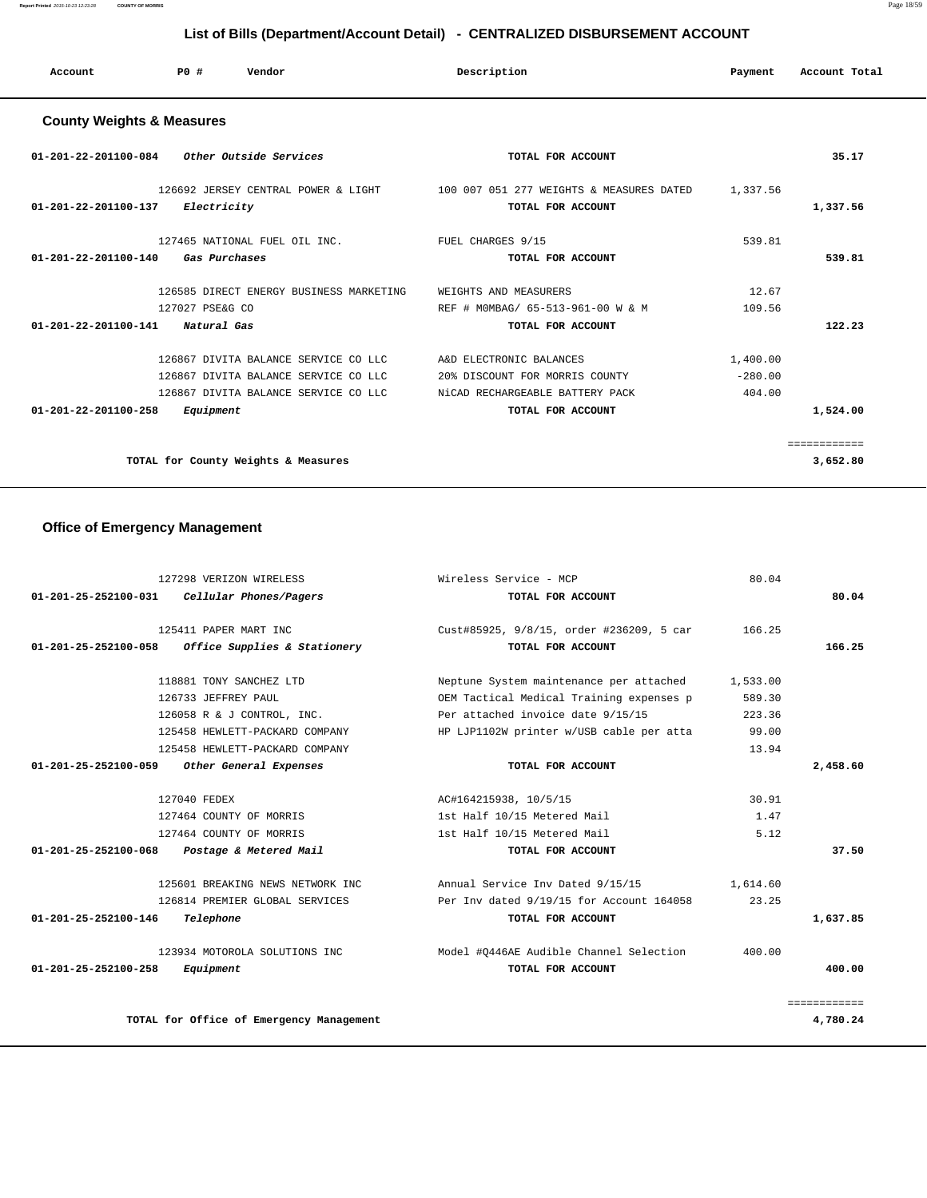## List of Bills (Department/Account Detail) - CENTRALIZED DISBURSEMENT ACCOUNT

### County Weights & Measures

| Account | PO # | Vendor | Description | Payment | Account Total |
|---|---|---|---|---|---|
| 01-201-22-201100-084 | | *Other Outside Services* | TOTAL FOR ACCOUNT | | 35.17 |
| | 126692 | JERSEY CENTRAL POWER & LIGHT | 100 007 051 277 WEIGHTS & MEASURES DATED | 1,337.56 | |
| 01-201-22-201100-137 | | *Electricity* | TOTAL FOR ACCOUNT | | 1,337.56 |
| | 127465 | NATIONAL FUEL OIL INC. | FUEL CHARGES 9/15 | 539.81 | |
| 01-201-22-201100-140 | | *Gas Purchases* | TOTAL FOR ACCOUNT | | 539.81 |
| | 126585 | DIRECT ENERGY BUSINESS MARKETING | WEIGHTS AND MEASURERS | 12.67 | |
| | 127027 | PSE&G CO | REF # M0MBAG/ 65-513-961-00 W & M | 109.56 | |
| 01-201-22-201100-141 | | *Natural Gas* | TOTAL FOR ACCOUNT | | 122.23 |
| | 126867 | DIVITA BALANCE SERVICE CO LLC | A&D ELECTRONIC BALANCES | 1,400.00 | |
| | 126867 | DIVITA BALANCE SERVICE CO LLC | 20% DISCOUNT FOR MORRIS COUNTY | -280.00 | |
| | 126867 | DIVITA BALANCE SERVICE CO LLC | NiCAD RECHARGEABLE BATTERY PACK | 404.00 | |
| 01-201-22-201100-258 | | *Equipment* | TOTAL FOR ACCOUNT | | 1,524.00 |
| | | TOTAL for County Weights & Measures | | | 3,652.80 |

### Office of Emergency Management

| Account | PO # | Vendor | Description | Payment | Account Total |
|---|---|---|---|---|---|
| | 127298 | VERIZON WIRELESS | Wireless Service - MCP | 80.04 | |
| 01-201-25-252100-031 | | *Cellular Phones/Pagers* | TOTAL FOR ACCOUNT | | 80.04 |
| | 125411 | PAPER MART INC | Cust#85925, 9/8/15, order #236209, 5 car | 166.25 | |
| 01-201-25-252100-058 | | *Office Supplies & Stationery* | TOTAL FOR ACCOUNT | | 166.25 |
| | 118881 | TONY SANCHEZ LTD | Neptune System maintenance per attached | 1,533.00 | |
| | 126733 | JEFFREY PAUL | OEM Tactical Medical Training expenses p | 589.30 | |
| | 126058 | R & J CONTROL, INC. | Per attached invoice date 9/15/15 | 223.36 | |
| | 125458 | HEWLETT-PACKARD COMPANY | HP LJP1102W printer w/USB cable per atta | 99.00 | |
| | 125458 | HEWLETT-PACKARD COMPANY | | 13.94 | |
| 01-201-25-252100-059 | | *Other General Expenses* | TOTAL FOR ACCOUNT | | 2,458.60 |
| | 127040 | FEDEX | AC#164215938, 10/5/15 | 30.91 | |
| | 127464 | COUNTY OF MORRIS | 1st Half 10/15 Metered Mail | 1.47 | |
| | 127464 | COUNTY OF MORRIS | 1st Half 10/15 Metered Mail | 5.12 | |
| 01-201-25-252100-068 | | *Postage & Metered Mail* | TOTAL FOR ACCOUNT | | 37.50 |
| | 125601 | BREAKING NEWS NETWORK INC | Annual Service Inv Dated 9/15/15 | 1,614.60 | |
| | 126814 | PREMIER GLOBAL SERVICES | Per Inv dated 9/19/15 for Account 164058 | 23.25 | |
| 01-201-25-252100-146 | | *Telephone* | TOTAL FOR ACCOUNT | | 1,637.85 |
| | 123934 | MOTOROLA SOLUTIONS INC | Model #Q446AE Audible Channel Selection | 400.00 | |
| 01-201-25-252100-258 | | *Equipment* | TOTAL FOR ACCOUNT | | 400.00 |
| | | TOTAL for Office of Emergency Management | | | 4,780.24 |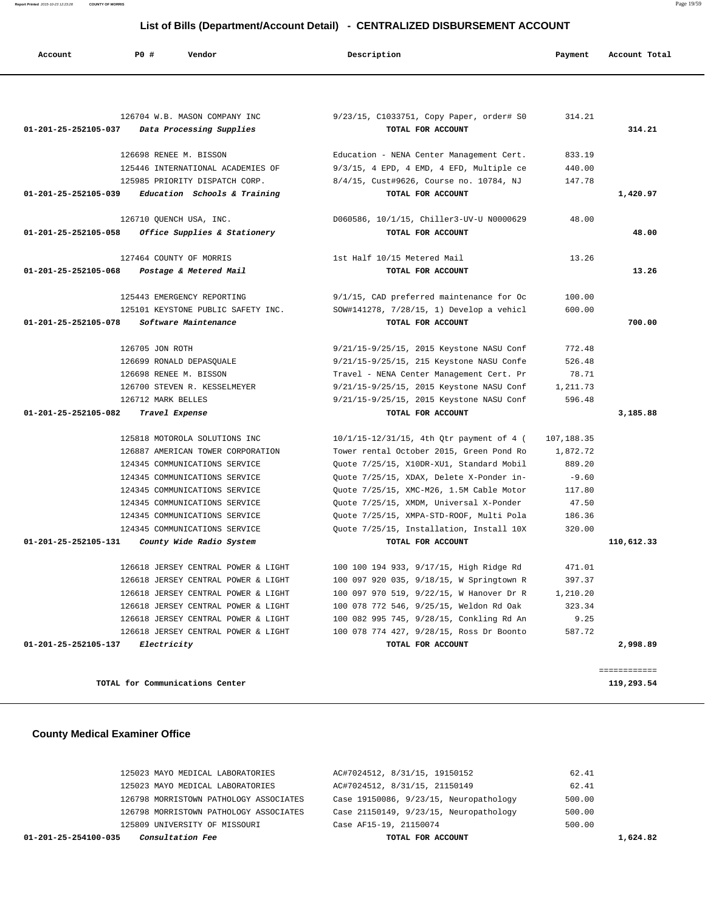## List of Bills (Department/Account Detail) - CENTRALIZED DISBURSEMENT ACCOUNT

| Account | PO # | Vendor | Description | Payment | Account Total |
|---|---|---|---|---|---|
| | 126704 | W.B. MASON COMPANY INC | 9/23/15, C1033751, Copy Paper, order# S0 | 314.21 | |
| 01-201-25-252105-037 | | *Data Processing Supplies* | TOTAL FOR ACCOUNT | | 314.21 |
| | 126698 | RENEE M. BISSON | Education - NENA Center Management Cert. | 833.19 | |
| | 125446 | INTERNATIONAL ACADEMIES OF | 9/3/15, 4 EPD, 4 EMD, 4 EFD, Multiple ce | 440.00 | |
| | 125985 | PRIORITY DISPATCH CORP. | 8/4/15, Cust#9626, Course no. 10784, NJ | 147.78 | |
| 01-201-25-252105-039 | | *Education Schools & Training* | TOTAL FOR ACCOUNT | | 1,420.97 |
| | 126710 | QUENCH USA, INC. | D060586, 10/1/15, Chiller3-UV-U N0000629 | 48.00 | |
| 01-201-25-252105-058 | | *Office Supplies & Stationery* | TOTAL FOR ACCOUNT | | 48.00 |
| | 127464 | COUNTY OF MORRIS | 1st Half 10/15 Metered Mail | 13.26 | |
| 01-201-25-252105-068 | | *Postage & Metered Mail* | TOTAL FOR ACCOUNT | | 13.26 |
| | 125443 | EMERGENCY REPORTING | 9/1/15, CAD preferred maintenance for Oc | 100.00 | |
| | 125101 | KEYSTONE PUBLIC SAFETY INC. | SOW#141278, 7/28/15, 1) Develop a vehicl | 600.00 | |
| 01-201-25-252105-078 | | *Software Maintenance* | TOTAL FOR ACCOUNT | | 700.00 |
| | 126705 | JON ROTH | 9/21/15-9/25/15, 2015 Keystone NASU Conf | 772.48 | |
| | 126699 | RONALD DEPASQUALE | 9/21/15-9/25/15, 215 Keystone NASU Confe | 526.48 | |
| | 126698 | RENEE M. BISSON | Travel - NENA Center Management Cert. Pr | 78.71 | |
| | 126700 | STEVEN R. KESSELMEYER | 9/21/15-9/25/15, 2015 Keystone NASU Conf | 1,211.73 | |
| | 126712 | MARK BELLES | 9/21/15-9/25/15, 2015 Keystone NASU Conf | 596.48 | |
| 01-201-25-252105-082 | | *Travel Expense* | TOTAL FOR ACCOUNT | | 3,185.88 |
| | 125818 | MOTOROLA SOLUTIONS INC | 10/1/15-12/31/15, 4th Qtr payment of 4 ( | 107,188.35 | |
| | 126887 | AMERICAN TOWER CORPORATION | Tower rental October 2015, Green Pond Ro | 1,872.72 | |
| | 124345 | COMMUNICATIONS SERVICE | Quote 7/25/15, X10DR-XU1, Standard Mobil | 889.20 | |
| | 124345 | COMMUNICATIONS SERVICE | Quote 7/25/15, XDAX, Delete X-Ponder in- | -9.60 | |
| | 124345 | COMMUNICATIONS SERVICE | Quote 7/25/15, XMC-M26, 1.5M Cable Motor | 117.80 | |
| | 124345 | COMMUNICATIONS SERVICE | Quote 7/25/15, XMDM, Universal X-Ponder | 47.50 | |
| | 124345 | COMMUNICATIONS SERVICE | Quote 7/25/15, XMPA-STD-ROOF, Multi Pola | 186.36 | |
| | 124345 | COMMUNICATIONS SERVICE | Quote 7/25/15, Installation, Install 10X | 320.00 | |
| 01-201-25-252105-131 | | *County Wide Radio System* | TOTAL FOR ACCOUNT | | 110,612.33 |
| | 126618 | JERSEY CENTRAL POWER & LIGHT | 100 100 194 933, 9/17/15, High Ridge Rd | 471.01 | |
| | 126618 | JERSEY CENTRAL POWER & LIGHT | 100 097 920 035, 9/18/15, W Springtown R | 397.37 | |
| | 126618 | JERSEY CENTRAL POWER & LIGHT | 100 097 970 519, 9/22/15, W Hanover Dr R | 1,210.20 | |
| | 126618 | JERSEY CENTRAL POWER & LIGHT | 100 078 772 546, 9/25/15, Weldon Rd Oak | 323.34 | |
| | 126618 | JERSEY CENTRAL POWER & LIGHT | 100 082 995 745, 9/28/15, Conkling Rd An | 9.25 | |
| | 126618 | JERSEY CENTRAL POWER & LIGHT | 100 078 774 427, 9/28/15, Ross Dr Boonto | 587.72 | |
| 01-201-25-252105-137 | | *Electricity* | TOTAL FOR ACCOUNT | | 2,998.89 |

**TOTAL for Communications Center** ============ **119,293.54**

### County Medical Examiner Office

| Account | PO # | Vendor | Description | Payment | Account Total |
|---|---|---|---|---|---|
| | 125023 | MAYO MEDICAL LABORATORIES | AC#7024512, 8/31/15, 19150152 | 62.41 | |
| | 125023 | MAYO MEDICAL LABORATORIES | AC#7024512, 8/31/15, 21150149 | 62.41 | |
| | 126798 | MORRISTOWN PATHOLOGY ASSOCIATES | Case 19150086, 9/23/15, Neuropathology | 500.00 | |
| | 126798 | MORRISTOWN PATHOLOGY ASSOCIATES | Case 21150149, 9/23/15, Neuropathology | 500.00 | |
| | 125809 | UNIVERSITY OF MISSOURI | Case AF15-19, 21150074 | 500.00 | |
| 01-201-25-254100-035 | | *Consultation Fee* | TOTAL FOR ACCOUNT | | 1,624.82 |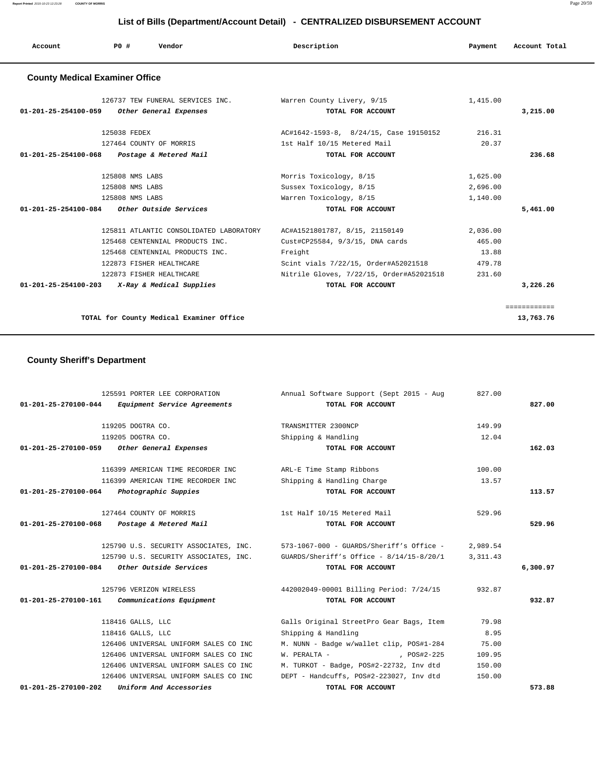## List of Bills (Department/Account Detail) - CENTRALIZED DISBURSEMENT ACCOUNT

| Account | PO # | Vendor | Description | Payment | Account Total |
|---|---|---|---|---|---|

### County Medical Examiner Office

| Account | PO # | Vendor | Description | Payment | Account Total |
|---|---|---|---|---|---|
| | 126737 | TEW FUNERAL SERVICES INC. | Warren County Livery, 9/15 | 1,415.00 | |
| **01-201-25-254100-059** | | ***Other General Expenses*** | **TOTAL FOR ACCOUNT** | | **3,215.00** |
| | 125038 | FEDEX | AC#1642-1593-8, 8/24/15, Case 19150152 | 216.31 | |
| | 127464 | COUNTY OF MORRIS | 1st Half 10/15 Metered Mail | 20.37 | |
| **01-201-25-254100-068** | | ***Postage & Metered Mail*** | **TOTAL FOR ACCOUNT** | | **236.68** |
| | 125808 | NMS LABS | Morris Toxicology, 8/15 | 1,625.00 | |
| | 125808 | NMS LABS | Sussex Toxicology, 8/15 | 2,696.00 | |
| | 125808 | NMS LABS | Warren Toxicology, 8/15 | 1,140.00 | |
| **01-201-25-254100-084** | | ***Other Outside Services*** | **TOTAL FOR ACCOUNT** | | **5,461.00** |
| | 125811 | ATLANTIC CONSOLIDATED LABORATORY | AC#A1521801787, 8/15, 21150149 | 2,036.00 | |
| | 125468 | CENTENNIAL PRODUCTS INC. | Cust#CP25584, 9/3/15, DNA cards | 465.00 | |
| | 125468 | CENTENNIAL PRODUCTS INC. | Freight | 13.88 | |
| | 122873 | FISHER HEALTHCARE | Scint vials 7/22/15, Order#A52021518 | 479.78 | |
| | 122873 | FISHER HEALTHCARE | Nitrile Gloves, 7/22/15, Order#A52021518 | 231.60 | |
| **01-201-25-254100-203** | | ***X-Ray & Medical Supplies*** | **TOTAL FOR ACCOUNT** | | **3,226.26** |
| | | **TOTAL for County Medical Examiner Office** | | | **13,763.76** |

### County Sheriff's Department

| Account | PO # | Vendor | Description | Payment | Account Total |
|---|---|---|---|---|---|
| | 125591 | PORTER LEE CORPORATION | Annual Software Support (Sept 2015 - Aug | 827.00 | |
| **01-201-25-270100-044** | | ***Equipment Service Agreements*** | **TOTAL FOR ACCOUNT** | | **827.00** |
| | 119205 | DOGTRA CO. | TRANSMITTER 2300NCP | 149.99 | |
| | 119205 | DOGTRA CO. | Shipping & Handling | 12.04 | |
| **01-201-25-270100-059** | | ***Other General Expenses*** | **TOTAL FOR ACCOUNT** | | **162.03** |
| | 116399 | AMERICAN TIME RECORDER INC | ARL-E Time Stamp Ribbons | 100.00 | |
| | 116399 | AMERICAN TIME RECORDER INC | Shipping & Handling Charge | 13.57 | |
| **01-201-25-270100-064** | | ***Photographic Suppies*** | **TOTAL FOR ACCOUNT** | | **113.57** |
| | 127464 | COUNTY OF MORRIS | 1st Half 10/15 Metered Mail | 529.96 | |
| **01-201-25-270100-068** | | ***Postage & Metered Mail*** | **TOTAL FOR ACCOUNT** | | **529.96** |
| | 125790 | U.S. SECURITY ASSOCIATES, INC. | 573-1067-000 - GUARDS/Sheriff's Office - | 2,989.54 | |
| | 125790 | U.S. SECURITY ASSOCIATES, INC. | GUARDS/Sheriff's Office - 8/14/15-8/20/1 | 3,311.43 | |
| **01-201-25-270100-084** | | ***Other Outside Services*** | **TOTAL FOR ACCOUNT** | | **6,300.97** |
| | 125796 | VERIZON WIRELESS | 442002049-00001 Billing Period: 7/24/15 | 932.87 | |
| **01-201-25-270100-161** | | ***Communications Equipment*** | **TOTAL FOR ACCOUNT** | | **932.87** |
| | 118416 | GALLS, LLC | Galls Original StreetPro Gear Bags, Item | 79.98 | |
| | 118416 | GALLS, LLC | Shipping & Handling | 8.95 | |
| | 126406 | UNIVERSAL UNIFORM SALES CO INC | M. NUNN - Badge w/wallet clip, POS#1-284 | 75.00 | |
| | 126406 | UNIVERSAL UNIFORM SALES CO INC | W. PERALTA - , POS#2-225 | 109.95 | |
| | 126406 | UNIVERSAL UNIFORM SALES CO INC | M. TURKOT - Badge, POS#2-22732, Inv dtd | 150.00 | |
| | 126406 | UNIVERSAL UNIFORM SALES CO INC | DEPT - Handcuffs, POS#2-223027, Inv dtd | 150.00 | |
| **01-201-25-270100-202** | | ***Uniform And Accessories*** | **TOTAL FOR ACCOUNT** | | **573.88** |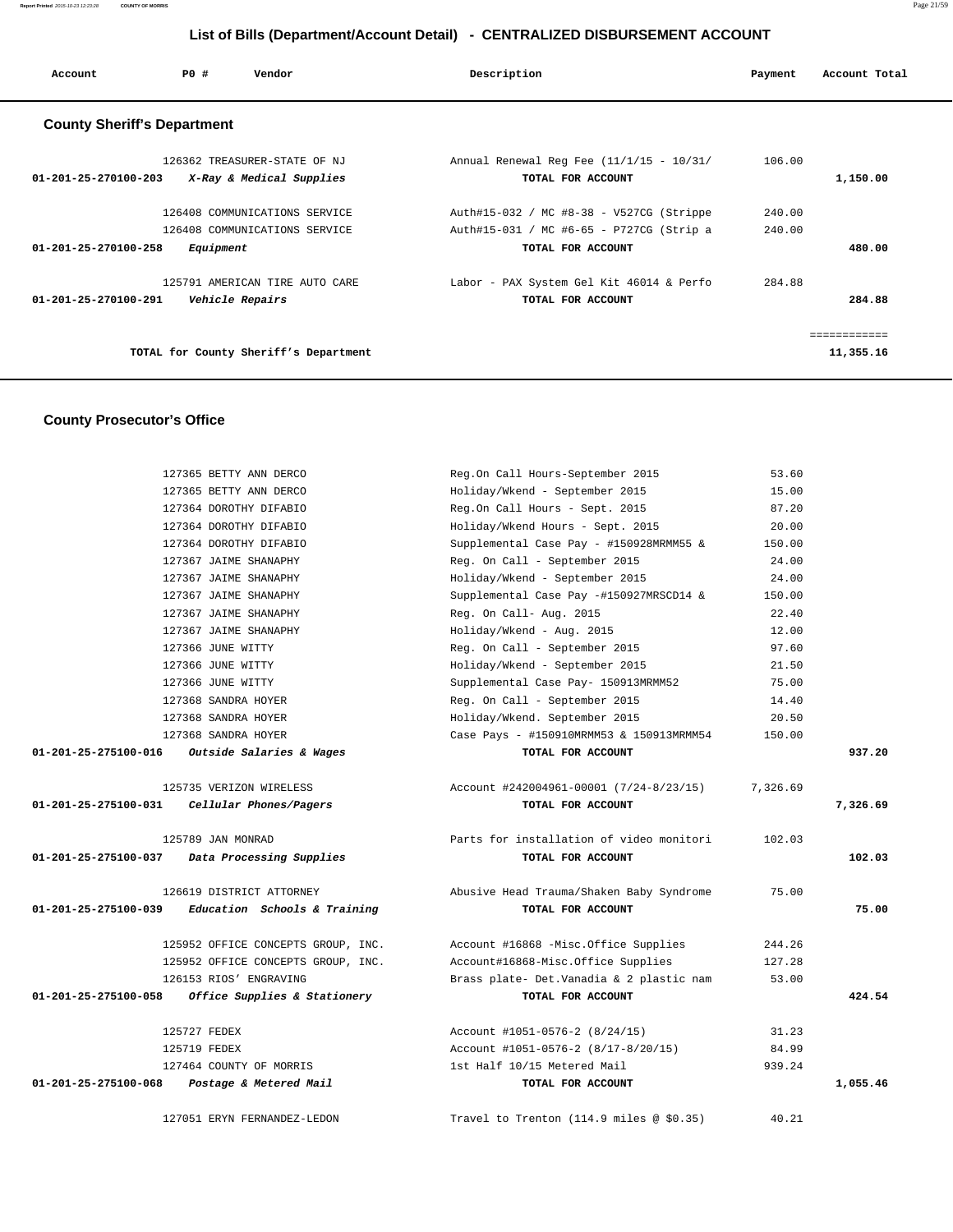# List of Bills (Department/Account Detail) - CENTRALIZED DISBURSEMENT ACCOUNT

| Account | PO # | Vendor | Description | Payment | Account Total |
|---|---|---|---|---|---|

## County Sheriff's Department

| Account | PO # | Vendor | Description | Payment | Account Total |
|---|---|---|---|---|---|
| | 126362 | TREASURER-STATE OF NJ | Annual Renewal Reg Fee (11/1/15 - 10/31/ | 106.00 | |
| **01-201-25-270100-203** | | *X-Ray & Medical Supplies* | **TOTAL FOR ACCOUNT** | | **1,150.00** |
| | 126408 | COMMUNICATIONS SERVICE | Auth#15-032 / MC #8-38 - V527CG (Strippe | 240.00 | |
| | 126408 | COMMUNICATIONS SERVICE | Auth#15-031 / MC #6-65 - P727CG (Strip a | 240.00 | |
| **01-201-25-270100-258** | | *Equipment* | **TOTAL FOR ACCOUNT** | | **480.00** |
| | 125791 | AMERICAN TIRE AUTO CARE | Labor - PAX System Gel Kit 46014 & Perfo | 284.88 | |
| **01-201-25-270100-291** | | *Vehicle Repairs* | **TOTAL FOR ACCOUNT** | | **284.88** |
| | | **TOTAL for County Sheriff's Department** | | | **11,355.16** |

## County Prosecutor's Office

| Account | PO # | Vendor | Description | Payment | Account Total |
|---|---|---|---|---|---|
| | 127365 | BETTY ANN DERCO | Reg.On Call Hours-September 2015 | 53.60 | |
| | 127365 | BETTY ANN DERCO | Holiday/Wkend - September 2015 | 15.00 | |
| | 127364 | DOROTHY DIFABIO | Reg.On Call Hours - Sept. 2015 | 87.20 | |
| | 127364 | DOROTHY DIFABIO | Holiday/Wkend Hours - Sept. 2015 | 20.00 | |
| | 127364 | DOROTHY DIFABIO | Supplemental Case Pay - #150928MRMM55 & | 150.00 | |
| | 127367 | JAIME SHANAPHY | Reg. On Call - September 2015 | 24.00 | |
| | 127367 | JAIME SHANAPHY | Holiday/Wkend - September 2015 | 24.00 | |
| | 127367 | JAIME SHANAPHY | Supplemental Case Pay -#150927MRSCD14 & | 150.00 | |
| | 127367 | JAIME SHANAPHY | Reg. On Call- Aug. 2015 | 22.40 | |
| | 127367 | JAIME SHANAPHY | Holiday/Wkend - Aug. 2015 | 12.00 | |
| | 127366 | JUNE WITTY | Reg. On Call - September 2015 | 97.60 | |
| | 127366 | JUNE WITTY | Holiday/Wkend - September 2015 | 21.50 | |
| | 127366 | JUNE WITTY | Supplemental Case Pay- 150913MRMM52 | 75.00 | |
| | 127368 | SANDRA HOYER | Reg. On Call - September 2015 | 14.40 | |
| | 127368 | SANDRA HOYER | Holiday/Wkend. September 2015 | 20.50 | |
| | 127368 | SANDRA HOYER | Case Pays - #150910MRMM53 & 150913MRMM54 | 150.00 | |
| **01-201-25-275100-016** | | *Outside Salaries & Wages* | **TOTAL FOR ACCOUNT** | | **937.20** |
| | 125735 | VERIZON WIRELESS | Account #242004961-00001 (7/24-8/23/15) | 7,326.69 | |
| **01-201-25-275100-031** | | *Cellular Phones/Pagers* | **TOTAL FOR ACCOUNT** | | **7,326.69** |
| | 125789 | JAN MONRAD | Parts for installation of video monitori | 102.03 | |
| **01-201-25-275100-037** | | *Data Processing Supplies* | **TOTAL FOR ACCOUNT** | | **102.03** |
| | 126619 | DISTRICT ATTORNEY | Abusive Head Trauma/Shaken Baby Syndrome | 75.00 | |
| **01-201-25-275100-039** | | *Education Schools & Training* | **TOTAL FOR ACCOUNT** | | **75.00** |
| | 125952 | OFFICE CONCEPTS GROUP, INC. | Account #16868 -Misc.Office Supplies | 244.26 | |
| | 125952 | OFFICE CONCEPTS GROUP, INC. | Account#16868-Misc.Office Supplies | 127.28 | |
| | 126153 | RIOS' ENGRAVING | Brass plate- Det.Vanadia & 2 plastic nam | 53.00 | |
| **01-201-25-275100-058** | | *Office Supplies & Stationery* | **TOTAL FOR ACCOUNT** | | **424.54** |
| | 125727 | FEDEX | Account #1051-0576-2 (8/24/15) | 31.23 | |
| | 125719 | FEDEX | Account #1051-0576-2 (8/17-8/20/15) | 84.99 | |
| | 127464 | COUNTY OF MORRIS | 1st Half 10/15 Metered Mail | 939.24 | |
| **01-201-25-275100-068** | | *Postage & Metered Mail* | **TOTAL FOR ACCOUNT** | | **1,055.46** |
| | 127051 | ERYN FERNANDEZ-LEDON | Travel to Trenton (114.9 miles @ $0.35) | 40.21 | |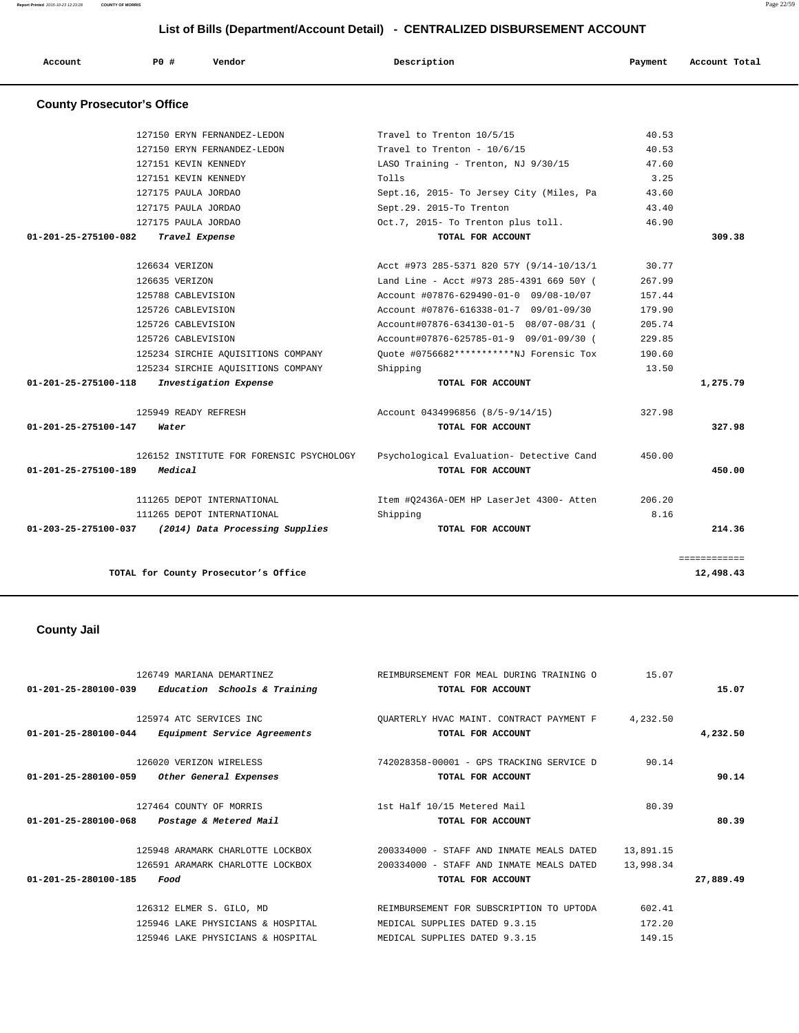## List of Bills (Department/Account Detail) - CENTRALIZED DISBURSEMENT ACCOUNT

| Account | PO # | Vendor | Description | Payment | Account Total |
|---|---|---|---|---|---|

### County Prosecutor's Office

| Account | PO # | Vendor | Description | Payment | Account Total |
|---|---|---|---|---|---|
| | 127150 | ERYN FERNANDEZ-LEDON | Travel to Trenton 10/5/15 | 40.53 | |
| | 127150 | ERYN FERNANDEZ-LEDON | Travel to Trenton - 10/6/15 | 40.53 | |
| | 127151 | KEVIN KENNEDY | LASO Training - Trenton, NJ 9/30/15 | 47.60 | |
| | 127151 | KEVIN KENNEDY | Tolls | 3.25 | |
| | 127175 | PAULA JORDAO | Sept.16, 2015- To Jersey City (Miles, Pa | 43.60 | |
| | 127175 | PAULA JORDAO | Sept.29. 2015-To Trenton | 43.40 | |
| | 127175 | PAULA JORDAO | Oct.7, 2015- To Trenton plus toll. | 46.90 | |
| **01-201-25-275100-082** | | *Travel Expense* | **TOTAL FOR ACCOUNT** | | **309.38** |
| | 126634 | VERIZON | Acct #973 285-5371 820 57Y (9/14-10/13/1 | 30.77 | |
| | 126635 | VERIZON | Land Line - Acct #973 285-4391 669 50Y ( | 267.99 | |
| | 125788 | CABLEVISION | Account #07876-629490-01-0 09/08-10/07 | 157.44 | |
| | 125726 | CABLEVISION | Account #07876-616338-01-7 09/01-09/30 | 179.90 | |
| | 125726 | CABLEVISION | Account#07876-634130-01-5 08/07-08/31 ( | 205.74 | |
| | 125726 | CABLEVISION | Account#07876-625785-01-9 09/01-09/30 ( | 229.85 | |
| | 125234 | SIRCHIE AQUISITIONS COMPANY | Quote #0756682***********NJ Forensic Tox | 190.60 | |
| | 125234 | SIRCHIE AQUISITIONS COMPANY | Shipping | 13.50 | |
| **01-201-25-275100-118** | | *Investigation Expense* | **TOTAL FOR ACCOUNT** | | **1,275.79** |
| | 125949 | READY REFRESH | Account 0434996856 (8/5-9/14/15) | 327.98 | |
| **01-201-25-275100-147** | | *Water* | **TOTAL FOR ACCOUNT** | | **327.98** |
| | 126152 | INSTITUTE FOR FORENSIC PSYCHOLOGY | Psychological Evaluation- Detective Cand | 450.00 | |
| **01-201-25-275100-189** | | *Medical* | **TOTAL FOR ACCOUNT** | | **450.00** |
| | 111265 | DEPOT INTERNATIONAL | Item #Q2436A-OEM HP LaserJet 4300- Atten | 206.20 | |
| | 111265 | DEPOT INTERNATIONAL | Shipping | 8.16 | |
| **01-203-25-275100-037** | | *(2014) Data Processing Supplies* | **TOTAL FOR ACCOUNT** | | **214.36** |
| | | | | | ============ |
| | | **TOTAL for County Prosecutor's Office** | | | **12,498.43** |

### County Jail

| Account | PO # | Vendor | Description | Payment | Account Total |
|---|---|---|---|---|---|
| | 126749 | MARIANA DEMARTINEZ | REIMBURSEMENT FOR MEAL DURING TRAINING O | 15.07 | |
| **01-201-25-280100-039** | | *Education Schools & Training* | **TOTAL FOR ACCOUNT** | | **15.07** |
| | 125974 | ATC SERVICES INC | QUARTERLY HVAC MAINT. CONTRACT PAYMENT F | 4,232.50 | |
| **01-201-25-280100-044** | | *Equipment Service Agreements* | **TOTAL FOR ACCOUNT** | | **4,232.50** |
| | 126020 | VERIZON WIRELESS | 742028358-00001 - GPS TRACKING SERVICE D | 90.14 | |
| **01-201-25-280100-059** | | *Other General Expenses* | **TOTAL FOR ACCOUNT** | | **90.14** |
| | 127464 | COUNTY OF MORRIS | 1st Half 10/15 Metered Mail | 80.39 | |
| **01-201-25-280100-068** | | *Postage & Metered Mail* | **TOTAL FOR ACCOUNT** | | **80.39** |
| | 125948 | ARAMARK CHARLOTTE LOCKBOX | 200334000 - STAFF AND INMATE MEALS DATED | 13,891.15 | |
| | 126591 | ARAMARK CHARLOTTE LOCKBOX | 200334000 - STAFF AND INMATE MEALS DATED | 13,998.34 | |
| **01-201-25-280100-185** | | *Food* | **TOTAL FOR ACCOUNT** | | **27,889.49** |
| | 126312 | ELMER S. GILO, MD | REIMBURSEMENT FOR SUBSCRIPTION TO UPTODA | 602.41 | |
| | 125946 | LAKE PHYSICIANS & HOSPITAL | MEDICAL SUPPLIES DATED 9.3.15 | 172.20 | |
| | 125946 | LAKE PHYSICIANS & HOSPITAL | MEDICAL SUPPLIES DATED 9.3.15 | 149.15 | |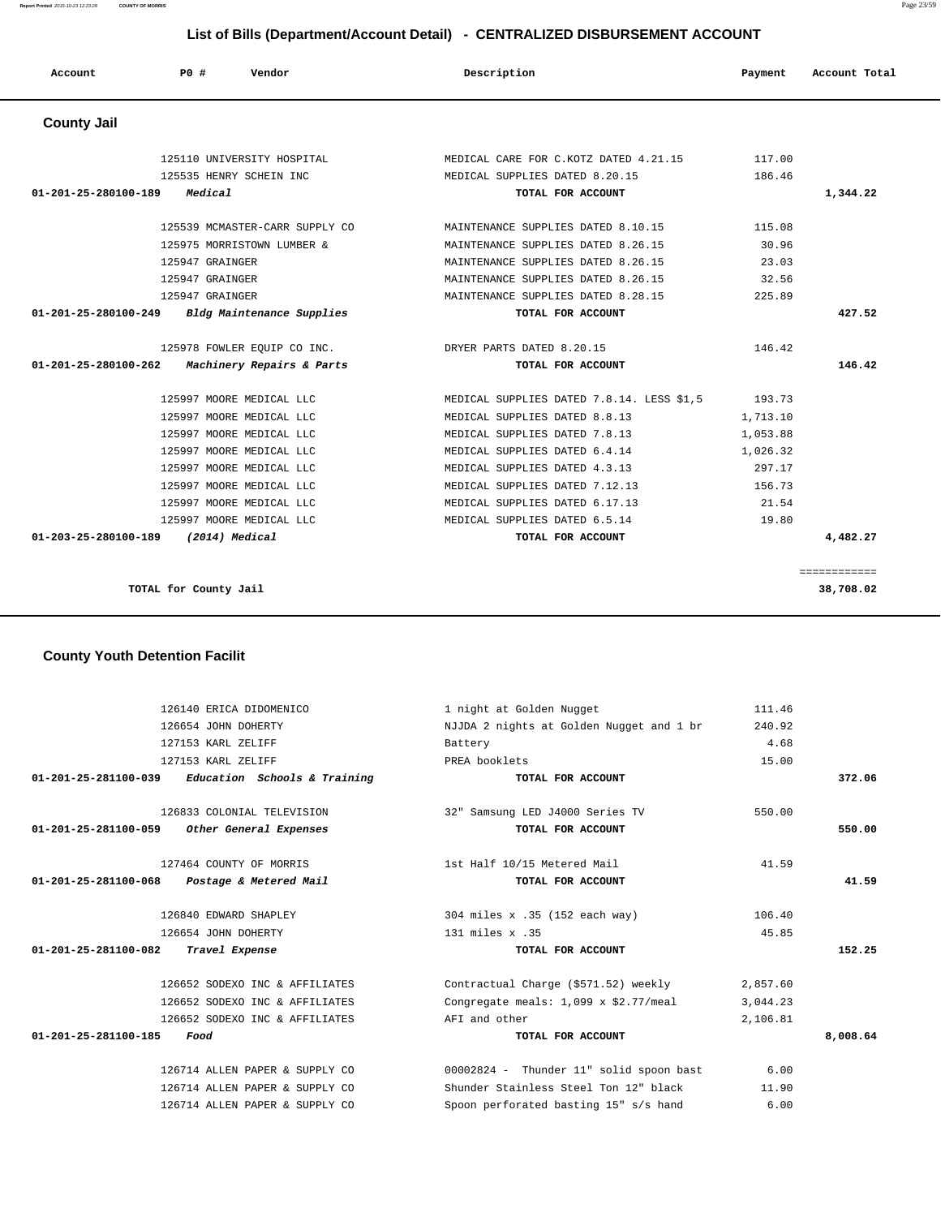## List of Bills (Department/Account Detail) - CENTRALIZED DISBURSEMENT ACCOUNT

| Account | PO # | Vendor | Description | Payment | Account Total |
|---|---|---|---|---|---|

### County Jail

| Account | PO # | Vendor | Description | Payment | Account Total |
|---|---|---|---|---|---|
| | 125110 | UNIVERSITY HOSPITAL | MEDICAL CARE FOR C.KOTZ DATED 4.21.15 | 117.00 | |
| | 125535 | HENRY SCHEIN INC | MEDICAL SUPPLIES DATED 8.20.15 | 186.46 | |
| **01-201-25-280100-189** | | ***Medical*** | **TOTAL FOR ACCOUNT** | | **1,344.22** |
| | 125539 | MCMASTER-CARR SUPPLY CO | MAINTENANCE SUPPLIES DATED 8.10.15 | 115.08 | |
| | 125975 | MORRISTOWN LUMBER & | MAINTENANCE SUPPLIES DATED 8.26.15 | 30.96 | |
| | 125947 | GRAINGER | MAINTENANCE SUPPLIES DATED 8.26.15 | 23.03 | |
| | 125947 | GRAINGER | MAINTENANCE SUPPLIES DATED 8.26.15 | 32.56 | |
| | 125947 | GRAINGER | MAINTENANCE SUPPLIES DATED 8.28.15 | 225.89 | |
| **01-201-25-280100-249** | | ***Bldg Maintenance Supplies*** | **TOTAL FOR ACCOUNT** | | **427.52** |
| | 125978 | FOWLER EQUIP CO INC. | DRYER PARTS DATED 8.20.15 | 146.42 | |
| **01-201-25-280100-262** | | ***Machinery Repairs & Parts*** | **TOTAL FOR ACCOUNT** | | **146.42** |
| | 125997 | MOORE MEDICAL LLC | MEDICAL SUPPLIES DATED 7.8.14. LESS $1,5 | 193.73 | |
| | 125997 | MOORE MEDICAL LLC | MEDICAL SUPPLIES DATED 8.8.13 | 1,713.10 | |
| | 125997 | MOORE MEDICAL LLC | MEDICAL SUPPLIES DATED 7.8.13 | 1,053.88 | |
| | 125997 | MOORE MEDICAL LLC | MEDICAL SUPPLIES DATED 6.4.14 | 1,026.32 | |
| | 125997 | MOORE MEDICAL LLC | MEDICAL SUPPLIES DATED 4.3.13 | 297.17 | |
| | 125997 | MOORE MEDICAL LLC | MEDICAL SUPPLIES DATED 7.12.13 | 156.73 | |
| | 125997 | MOORE MEDICAL LLC | MEDICAL SUPPLIES DATED 6.17.13 | 21.54 | |
| | 125997 | MOORE MEDICAL LLC | MEDICAL SUPPLIES DATED 6.5.14 | 19.80 | |
| **01-203-25-280100-189** | | ***(2014) Medical*** | **TOTAL FOR ACCOUNT** | | **4,482.27** |
| | | | | | ============ |
| **TOTAL for County Jail** | | | | | **38,708.02** |

### County Youth Detention Facilit

| Account | PO # | Vendor | Description | Payment | Account Total |
|---|---|---|---|---|---|
| | 126140 | ERICA DIDOMENICO | 1 night at Golden Nugget | 111.46 | |
| | 126654 | JOHN DOHERTY | NJJDA 2 nights at Golden Nugget and 1 br | 240.92 | |
| | 127153 | KARL ZELIFF | Battery | 4.68 | |
| | 127153 | KARL ZELIFF | PREA booklets | 15.00 | |
| **01-201-25-281100-039** | | ***Education Schools & Training*** | **TOTAL FOR ACCOUNT** | | **372.06** |
| | 126833 | COLONIAL TELEVISION | 32" Samsung LED J4000 Series TV | 550.00 | |
| **01-201-25-281100-059** | | ***Other General Expenses*** | **TOTAL FOR ACCOUNT** | | **550.00** |
| | 127464 | COUNTY OF MORRIS | 1st Half 10/15 Metered Mail | 41.59 | |
| **01-201-25-281100-068** | | ***Postage & Metered Mail*** | **TOTAL FOR ACCOUNT** | | **41.59** |
| | 126840 | EDWARD SHAPLEY | 304 miles x .35 (152 each way) | 106.40 | |
| | 126654 | JOHN DOHERTY | 131 miles x .35 | 45.85 | |
| **01-201-25-281100-082** | | ***Travel Expense*** | **TOTAL FOR ACCOUNT** | | **152.25** |
| | 126652 | SODEXO INC & AFFILIATES | Contractual Charge ($571.52) weekly | 2,857.60 | |
| | 126652 | SODEXO INC & AFFILIATES | Congregate meals: 1,099 x $2.77/meal | 3,044.23 | |
| | 126652 | SODEXO INC & AFFILIATES | AFI and other | 2,106.81 | |
| **01-201-25-281100-185** | | ***Food*** | **TOTAL FOR ACCOUNT** | | **8,008.64** |
| | 126714 | ALLEN PAPER & SUPPLY CO | 00002824 - Thunder 11" solid spoon bast | 6.00 | |
| | 126714 | ALLEN PAPER & SUPPLY CO | Shunder Stainless Steel Ton 12" black | 11.90 | |
| | 126714 | ALLEN PAPER & SUPPLY CO | Spoon perforated basting 15" s/s hand | 6.00 | |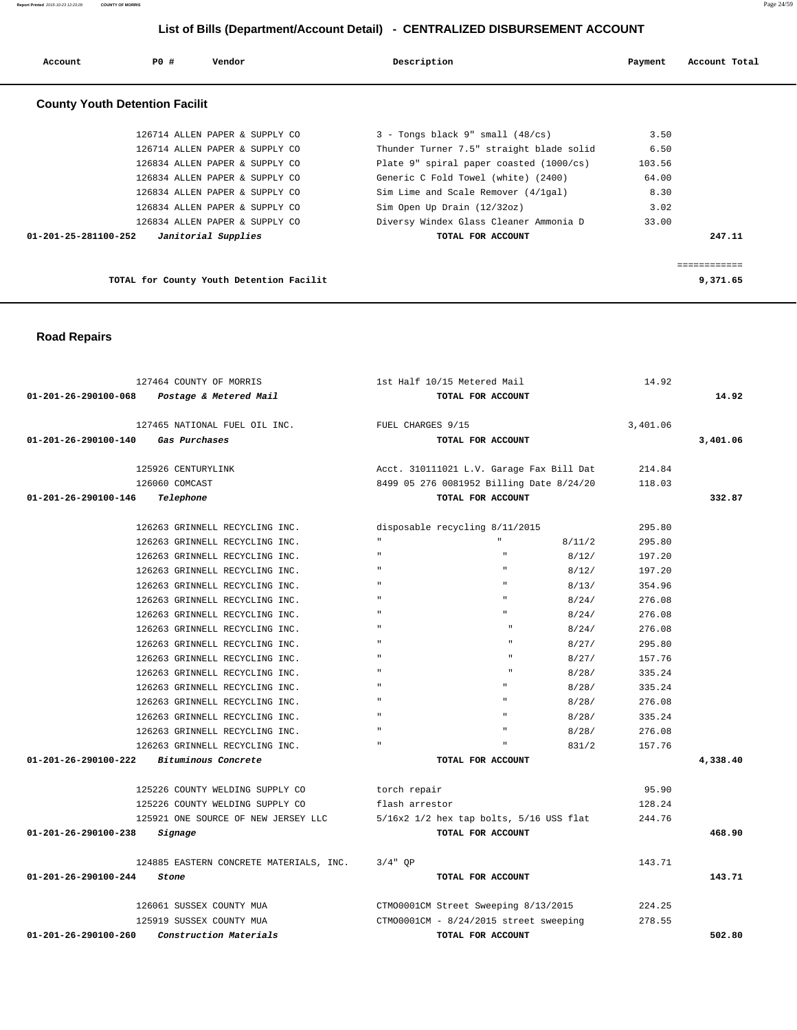## List of Bills (Department/Account Detail) - CENTRALIZED DISBURSEMENT ACCOUNT

| Account | PO # | Vendor | Description | Payment | Account Total |
|---|---|---|---|---|---|

### County Youth Detention Facilit

| Account | PO # | Vendor | Description | Payment | Account Total |
|---|---|---|---|---|---|
| | 126714 | ALLEN PAPER & SUPPLY CO | 3 - Tongs black 9" small (48/cs) | 3.50 | |
| | 126714 | ALLEN PAPER & SUPPLY CO | Thunder Turner 7.5" straight blade solid | 6.50 | |
| | 126834 | ALLEN PAPER & SUPPLY CO | Plate 9" spiral paper coasted (1000/cs) | 103.56 | |
| | 126834 | ALLEN PAPER & SUPPLY CO | Generic C Fold Towel (white) (2400) | 64.00 | |
| | 126834 | ALLEN PAPER & SUPPLY CO | Sim Lime and Scale Remover (4/1gal) | 8.30 | |
| | 126834 | ALLEN PAPER & SUPPLY CO | Sim Open Up Drain (12/32oz) | 3.02 | |
| | 126834 | ALLEN PAPER & SUPPLY CO | Diversy Windex Glass Cleaner Ammonia D | 33.00 | |
| **01-201-25-281100-252** | | *Janitorial Supplies* | **TOTAL FOR ACCOUNT** | | **247.11** |

**TOTAL for County Youth Detention Facilit** ============ **9,371.65**

### Road Repairs

| Account | PO # | Vendor | Description | Payment | Account Total |
|---|---|---|---|---|---|
| | 127464 | COUNTY OF MORRIS | 1st Half 10/15 Metered Mail | 14.92 | |
| **01-201-26-290100-068** | | *Postage & Metered Mail* | **TOTAL FOR ACCOUNT** | | **14.92** |
| | 127465 | NATIONAL FUEL OIL INC. | FUEL CHARGES 9/15 | 3,401.06 | |
| **01-201-26-290100-140** | | *Gas Purchases* | **TOTAL FOR ACCOUNT** | | **3,401.06** |
| | 125926 | CENTURYLINK | Acct. 310111021 L.V. Garage Fax Bill Dat | 214.84 | |
| | 126060 | COMCAST | 8499 05 276 0081952 Billing Date 8/24/20 | 118.03 | |
| **01-201-26-290100-146** | | *Telephone* | **TOTAL FOR ACCOUNT** | | **332.87** |
| | 126263 | GRINNELL RECYCLING INC. | disposable recycling 8/11/2015 | 295.80 | |
| | 126263 | GRINNELL RECYCLING INC. | " " 8/11/2 | 295.80 | |
| | 126263 | GRINNELL RECYCLING INC. | " " 8/12/ | 197.20 | |
| | 126263 | GRINNELL RECYCLING INC. | " " 8/12/ | 197.20 | |
| | 126263 | GRINNELL RECYCLING INC. | " " 8/13/ | 354.96 | |
| | 126263 | GRINNELL RECYCLING INC. | " " 8/24/ | 276.08 | |
| | 126263 | GRINNELL RECYCLING INC. | " " 8/24/ | 276.08 | |
| | 126263 | GRINNELL RECYCLING INC. | " " 8/24/ | 276.08 | |
| | 126263 | GRINNELL RECYCLING INC. | " " 8/27/ | 295.80 | |
| | 126263 | GRINNELL RECYCLING INC. | " " 8/27/ | 157.76 | |
| | 126263 | GRINNELL RECYCLING INC. | " " 8/28/ | 335.24 | |
| | 126263 | GRINNELL RECYCLING INC. | " " 8/28/ | 335.24 | |
| | 126263 | GRINNELL RECYCLING INC. | " " 8/28/ | 276.08 | |
| | 126263 | GRINNELL RECYCLING INC. | " " 8/28/ | 335.24 | |
| | 126263 | GRINNELL RECYCLING INC. | " " 8/28/ | 276.08 | |
| | 126263 | GRINNELL RECYCLING INC. | " " 831/2 | 157.76 | |
| **01-201-26-290100-222** | | *Bituminous Concrete* | **TOTAL FOR ACCOUNT** | | **4,338.40** |
| | 125226 | COUNTY WELDING SUPPLY CO | torch repair | 95.90 | |
| | 125226 | COUNTY WELDING SUPPLY CO | flash arrestor | 128.24 | |
| | 125921 | ONE SOURCE OF NEW JERSEY LLC | 5/16x2 1/2 hex tap bolts, 5/16 USS flat | 244.76 | |
| **01-201-26-290100-238** | | *Signage* | **TOTAL FOR ACCOUNT** | | **468.90** |
| | 124885 | EASTERN CONCRETE MATERIALS, INC. | 3/4" QP | 143.71 | |
| **01-201-26-290100-244** | | *Stone* | **TOTAL FOR ACCOUNT** | | **143.71** |
| | 126061 | SUSSEX COUNTY MUA | CTMO0001CM Street Sweeping 8/13/2015 | 224.25 | |
| | 125919 | SUSSEX COUNTY MUA | CTMO0001CM - 8/24/2015 street sweeping | 278.55 | |
| **01-201-26-290100-260** | | *Construction Materials* | **TOTAL FOR ACCOUNT** | | **502.80** |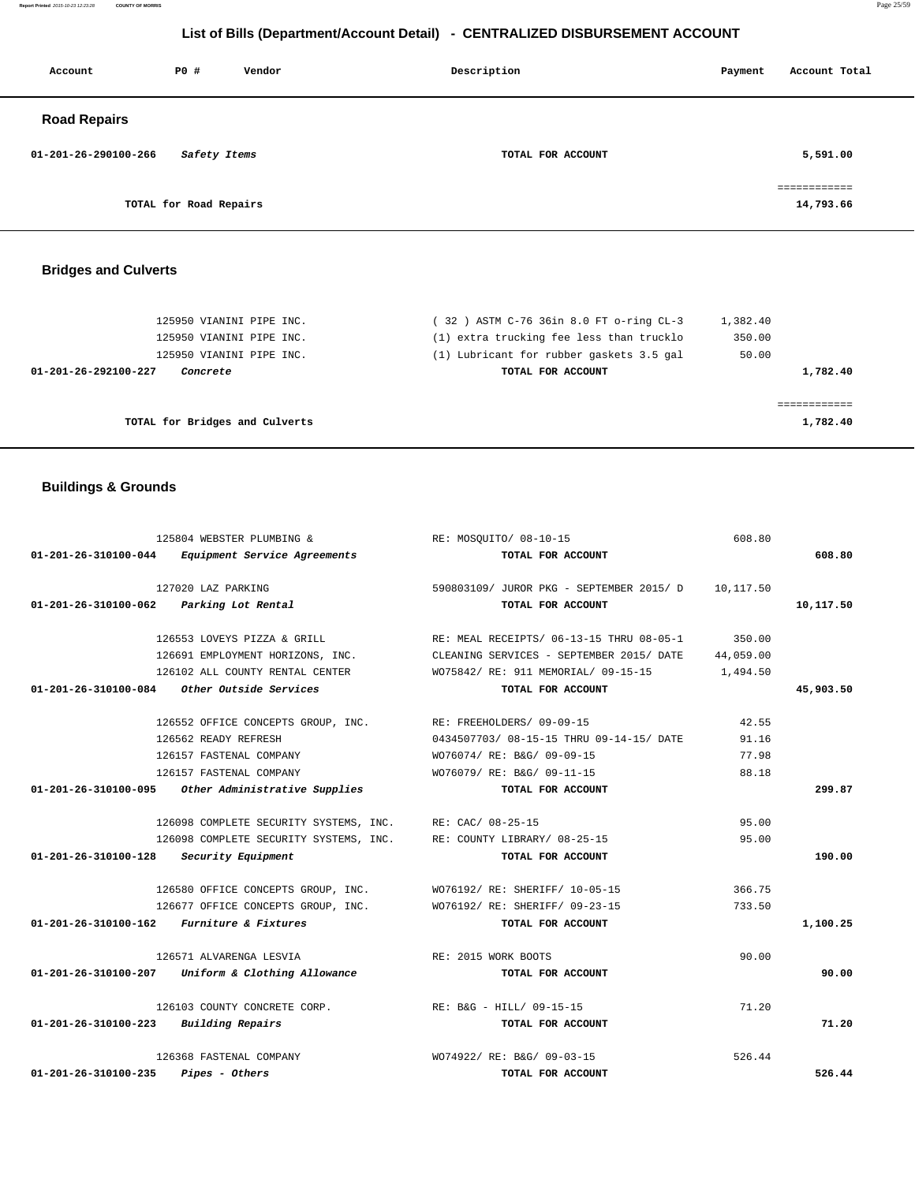# List of Bills (Department/Account Detail) - CENTRALIZED DISBURSEMENT ACCOUNT

| Account | PO # | Vendor | Description | Payment | Account Total |
|---|---|---|---|---|---|

## Road Repairs

| Account | PO # | Vendor | Description | Payment | Account Total |
|---|---|---|---|---|---|
| 01-201-26-290100-266 | | *Safety Items* | TOTAL FOR ACCOUNT | | 5,591.00 |
| | | | | | ============ |
| | | TOTAL for Road Repairs | | | 14,793.66 |

## Bridges and Culverts

| Account | PO # | Vendor | Description | Payment | Account Total |
|---|---|---|---|---|---|
| | 125950 | VIANINI PIPE INC. | ( 32 ) ASTM C-76 36in 8.0 FT o-ring CL-3 | 1,382.40 | |
| | 125950 | VIANINI PIPE INC. | (1) extra trucking fee less than trucklo | 350.00 | |
| | 125950 | VIANINI PIPE INC. | (1) Lubricant for rubber gaskets 3.5 gal | 50.00 | |
| 01-201-26-292100-227 | | *Concrete* | TOTAL FOR ACCOUNT | | 1,782.40 |
| | | | | | ============ |
| | | TOTAL for Bridges and Culverts | | | 1,782.40 |

## Buildings & Grounds

| Account | PO # | Vendor | Description | Payment | Account Total |
|---|---|---|---|---|---|
| | 125804 | WEBSTER PLUMBING & | RE: MOSQUITO/ 08-10-15 | 608.80 | |
| 01-201-26-310100-044 | | *Equipment Service Agreements* | TOTAL FOR ACCOUNT | | 608.80 |
| | 127020 | LAZ PARKING | 590803109/ JUROR PKG - SEPTEMBER 2015/ D | 10,117.50 | |
| 01-201-26-310100-062 | | *Parking Lot Rental* | TOTAL FOR ACCOUNT | | 10,117.50 |
| | 126553 | LOVEYS PIZZA & GRILL | RE: MEAL RECEIPTS/ 06-13-15 THRU 08-05-1 | 350.00 | |
| | 126691 | EMPLOYMENT HORIZONS, INC. | CLEANING SERVICES - SEPTEMBER 2015/ DATE | 44,059.00 | |
| | 126102 | ALL COUNTY RENTAL CENTER | WO75842/ RE: 911 MEMORIAL/ 09-15-15 | 1,494.50 | |
| 01-201-26-310100-084 | | *Other Outside Services* | TOTAL FOR ACCOUNT | | 45,903.50 |
| | 126552 | OFFICE CONCEPTS GROUP, INC. | RE: FREEHOLDERS/ 09-09-15 | 42.55 | |
| | 126562 | READY REFRESH | 0434507703/ 08-15-15 THRU 09-14-15/ DATE | 91.16 | |
| | 126157 | FASTENAL COMPANY | WO76074/ RE: B&G/ 09-09-15 | 77.98 | |
| | 126157 | FASTENAL COMPANY | WO76079/ RE: B&G/ 09-11-15 | 88.18 | |
| 01-201-26-310100-095 | | *Other Administrative Supplies* | TOTAL FOR ACCOUNT | | 299.87 |
| | 126098 | COMPLETE SECURITY SYSTEMS, INC. | RE: CAC/ 08-25-15 | 95.00 | |
| | 126098 | COMPLETE SECURITY SYSTEMS, INC. | RE: COUNTY LIBRARY/ 08-25-15 | 95.00 | |
| 01-201-26-310100-128 | | *Security Equipment* | TOTAL FOR ACCOUNT | | 190.00 |
| | 126580 | OFFICE CONCEPTS GROUP, INC. | WO76192/ RE: SHERIFF/ 10-05-15 | 366.75 | |
| | 126677 | OFFICE CONCEPTS GROUP, INC. | WO76192/ RE: SHERIFF/ 09-23-15 | 733.50 | |
| 01-201-26-310100-162 | | *Furniture & Fixtures* | TOTAL FOR ACCOUNT | | 1,100.25 |
| | 126571 | ALVARENGA LESVIA | RE: 2015 WORK BOOTS | 90.00 | |
| 01-201-26-310100-207 | | *Uniform & Clothing Allowance* | TOTAL FOR ACCOUNT | | 90.00 |
| | 126103 | COUNTY CONCRETE CORP. | RE: B&G - HILL/ 09-15-15 | 71.20 | |
| 01-201-26-310100-223 | | *Building Repairs* | TOTAL FOR ACCOUNT | | 71.20 |
| | 126368 | FASTENAL COMPANY | WO74922/ RE: B&G/ 09-03-15 | 526.44 | |
| 01-201-26-310100-235 | | *Pipes - Others* | TOTAL FOR ACCOUNT | | 526.44 |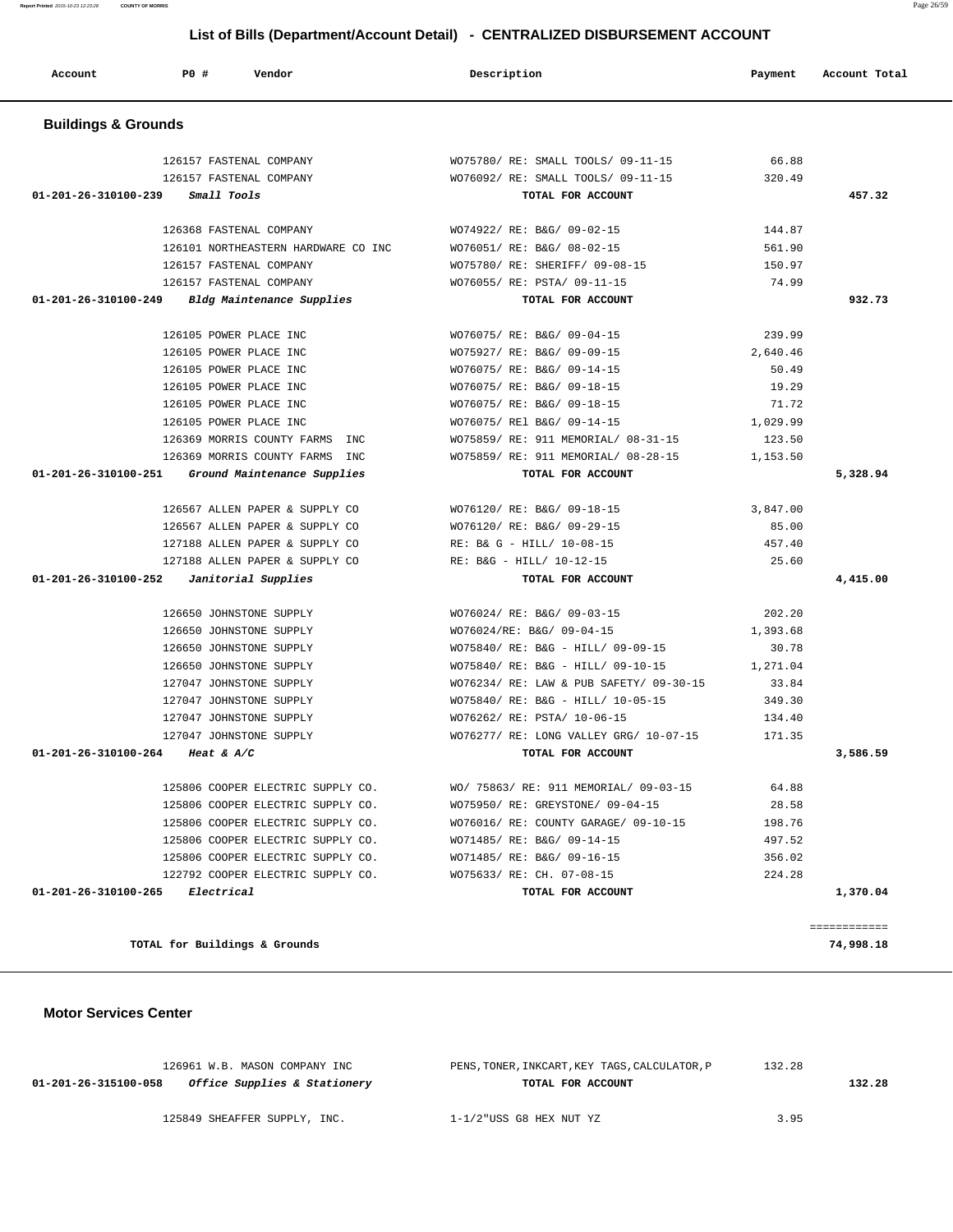# List of Bills (Department/Account Detail) - CENTRALIZED DISBURSEMENT ACCOUNT

| Account | PO # | Vendor | Description | Payment | Account Total |
|---|---|---|---|---|---|

## Buildings & Grounds

| Account | PO # | Vendor | Description | Payment | Account Total |
|---|---|---|---|---|---|
| | 126157 | FASTENAL COMPANY | WO75780/ RE: SMALL TOOLS/ 09-11-15 | 66.88 | |
| | 126157 | FASTENAL COMPANY | WO76092/ RE: SMALL TOOLS/ 09-11-15 | 320.49 | |
| 01-201-26-310100-239 | | *Small Tools* | TOTAL FOR ACCOUNT | | 457.32 |
| | 126368 | FASTENAL COMPANY | WO74922/ RE: B&G/ 09-02-15 | 144.87 | |
| | 126101 | NORTHEASTERN HARDWARE CO INC | WO76051/ RE: B&G/ 08-02-15 | 561.90 | |
| | 126157 | FASTENAL COMPANY | WO75780/ RE: SHERIFF/ 09-08-15 | 150.97 | |
| | 126157 | FASTENAL COMPANY | WO76055/ RE: PSTA/ 09-11-15 | 74.99 | |
| 01-201-26-310100-249 | | *Bldg Maintenance Supplies* | TOTAL FOR ACCOUNT | | 932.73 |
| | 126105 | POWER PLACE INC | WO76075/ RE: B&G/ 09-04-15 | 239.99 | |
| | 126105 | POWER PLACE INC | WO75927/ RE: B&G/ 09-09-15 | 2,640.46 | |
| | 126105 | POWER PLACE INC | WO76075/ RE: B&G/ 09-14-15 | 50.49 | |
| | 126105 | POWER PLACE INC | WO76075/ RE: B&G/ 09-18-15 | 19.29 | |
| | 126105 | POWER PLACE INC | WO76075/ RE: B&G/ 09-18-15 | 71.72 | |
| | 126105 | POWER PLACE INC | WO76075/ REl B&G/ 09-14-15 | 1,029.99 | |
| | 126369 | MORRIS COUNTY FARMS INC | WO75859/ RE: 911 MEMORIAL/ 08-31-15 | 123.50 | |
| | 126369 | MORRIS COUNTY FARMS INC | WO75859/ RE: 911 MEMORIAL/ 08-28-15 | 1,153.50 | |
| 01-201-26-310100-251 | | *Ground Maintenance Supplies* | TOTAL FOR ACCOUNT | | 5,328.94 |
| | 126567 | ALLEN PAPER & SUPPLY CO | WO76120/ RE: B&G/ 09-18-15 | 3,847.00 | |
| | 126567 | ALLEN PAPER & SUPPLY CO | WO76120/ RE: B&G/ 09-29-15 | 85.00 | |
| | 127188 | ALLEN PAPER & SUPPLY CO | RE: B& G - HILL/ 10-08-15 | 457.40 | |
| | 127188 | ALLEN PAPER & SUPPLY CO | RE: B&G - HILL/ 10-12-15 | 25.60 | |
| 01-201-26-310100-252 | | *Janitorial Supplies* | TOTAL FOR ACCOUNT | | 4,415.00 |
| | 126650 | JOHNSTONE SUPPLY | WO76024/ RE: B&G/ 09-03-15 | 202.20 | |
| | 126650 | JOHNSTONE SUPPLY | WO76024/RE: B&G/ 09-04-15 | 1,393.68 | |
| | 126650 | JOHNSTONE SUPPLY | WO75840/ RE: B&G - HILL/ 09-09-15 | 30.78 | |
| | 126650 | JOHNSTONE SUPPLY | WO75840/ RE: B&G - HILL/ 09-10-15 | 1,271.04 | |
| | 127047 | JOHNSTONE SUPPLY | WO76234/ RE: LAW & PUB SAFETY/ 09-30-15 | 33.84 | |
| | 127047 | JOHNSTONE SUPPLY | WO75840/ RE: B&G - HILL/ 10-05-15 | 349.30 | |
| | 127047 | JOHNSTONE SUPPLY | WO76262/ RE: PSTA/ 10-06-15 | 134.40 | |
| | 127047 | JOHNSTONE SUPPLY | WO76277/ RE: LONG VALLEY GRG/ 10-07-15 | 171.35 | |
| 01-201-26-310100-264 | | *Heat & A/C* | TOTAL FOR ACCOUNT | | 3,586.59 |
| | 125806 | COOPER ELECTRIC SUPPLY CO. | WO/ 75863/ RE: 911 MEMORIAL/ 09-03-15 | 64.88 | |
| | 125806 | COOPER ELECTRIC SUPPLY CO. | WO75950/ RE: GREYSTONE/ 09-04-15 | 28.58 | |
| | 125806 | COOPER ELECTRIC SUPPLY CO. | WO76016/ RE: COUNTY GARAGE/ 09-10-15 | 198.76 | |
| | 125806 | COOPER ELECTRIC SUPPLY CO. | WO71485/ RE: B&G/ 09-14-15 | 497.52 | |
| | 125806 | COOPER ELECTRIC SUPPLY CO. | WO71485/ RE: B&G/ 09-16-15 | 356.02 | |
| | 122792 | COOPER ELECTRIC SUPPLY CO. | WO75633/ RE: CH. 07-08-15 | 224.28 | |
| 01-201-26-310100-265 | | *Electrical* | TOTAL FOR ACCOUNT | | 1,370.04 |
| | | | | | ============ |
| | | TOTAL for Buildings & Grounds | | | 74,998.18 |

## Motor Services Center

| Account | PO # | Vendor | Description | Payment | Account Total |
|---|---|---|---|---|---|
| | 126961 | W.B. MASON COMPANY INC | PENS,TONER,INKCART,KEY TAGS,CALCULATOR,P | 132.28 | |
| 01-201-26-315100-058 | | *Office Supplies & Stationery* | TOTAL FOR ACCOUNT | | 132.28 |
| | 125849 | SHEAFFER SUPPLY, INC. | 1-1/2"USS G8 HEX NUT YZ | 3.95 | |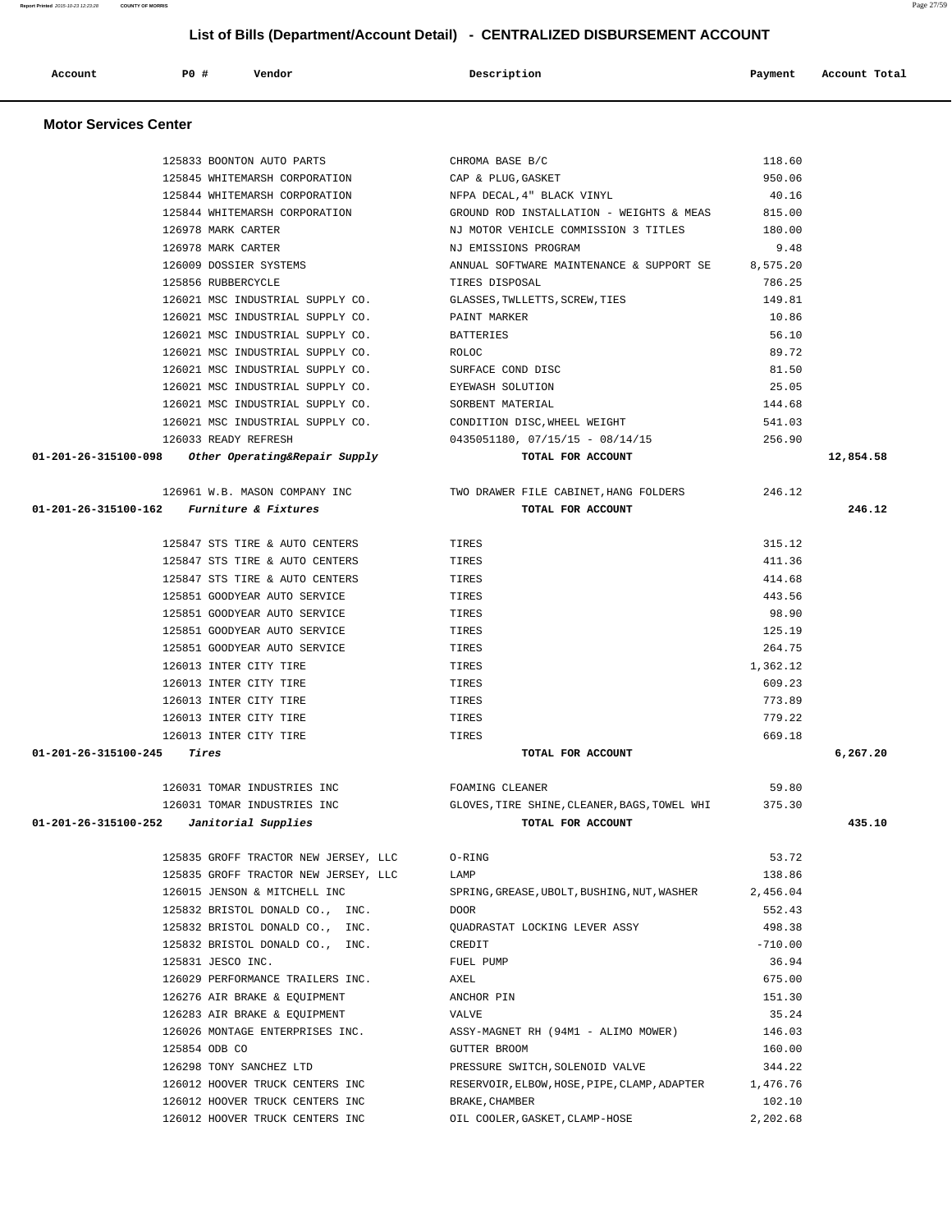## List of Bills (Department/Account Detail) - CENTRALIZED DISBURSEMENT ACCOUNT

| Account | PO # | Vendor | Description | Payment | Account Total |
|---|---|---|---|---|---|

### Motor Services Center

| Account | PO # | Vendor | Description | Payment | Account Total |
|---|---|---|---|---|---|
| | 125833 | BOONTON AUTO PARTS | CHROMA BASE B/C | 118.60 | |
| | 125845 | WHITEMARSH CORPORATION | CAP & PLUG,GASKET | 950.06 | |
| | 125844 | WHITEMARSH CORPORATION | NFPA DECAL,4" BLACK VINYL | 40.16 | |
| | 125844 | WHITEMARSH CORPORATION | GROUND ROD INSTALLATION - WEIGHTS & MEAS | 815.00 | |
| | 126978 | MARK CARTER | NJ MOTOR VEHICLE COMMISSION 3 TITLES | 180.00 | |
| | 126978 | MARK CARTER | NJ EMISSIONS PROGRAM | 9.48 | |
| | 126009 | DOSSIER SYSTEMS | ANNUAL SOFTWARE MAINTENANCE & SUPPORT SE | 8,575.20 | |
| | 125856 | RUBBERCYCLE | TIRES DISPOSAL | 786.25 | |
| | 126021 | MSC INDUSTRIAL SUPPLY CO. | GLASSES,TWLLETTS,SCREW,TIES | 149.81 | |
| | 126021 | MSC INDUSTRIAL SUPPLY CO. | PAINT MARKER | 10.86 | |
| | 126021 | MSC INDUSTRIAL SUPPLY CO. | BATTERIES | 56.10 | |
| | 126021 | MSC INDUSTRIAL SUPPLY CO. | ROLOC | 89.72 | |
| | 126021 | MSC INDUSTRIAL SUPPLY CO. | SURFACE COND DISC | 81.50 | |
| | 126021 | MSC INDUSTRIAL SUPPLY CO. | EYEWASH SOLUTION | 25.05 | |
| | 126021 | MSC INDUSTRIAL SUPPLY CO. | SORBENT MATERIAL | 144.68 | |
| | 126021 | MSC INDUSTRIAL SUPPLY CO. | CONDITION DISC,WHEEL WEIGHT | 541.03 | |
| | 126033 | READY REFRESH | 0435051180, 07/15/15 - 08/14/15 | 256.90 | |
| **01-201-26-315100-098** | | ***Other Operating&Repair Supply*** | **TOTAL FOR ACCOUNT** | | **12,854.58** |
| | 126961 | W.B. MASON COMPANY INC | TWO DRAWER FILE CABINET,HANG FOLDERS | 246.12 | |
| **01-201-26-315100-162** | | ***Furniture & Fixtures*** | **TOTAL FOR ACCOUNT** | | **246.12** |
| | 125847 | STS TIRE & AUTO CENTERS | TIRES | 315.12 | |
| | 125847 | STS TIRE & AUTO CENTERS | TIRES | 411.36 | |
| | 125847 | STS TIRE & AUTO CENTERS | TIRES | 414.68 | |
| | 125851 | GOODYEAR AUTO SERVICE | TIRES | 443.56 | |
| | 125851 | GOODYEAR AUTO SERVICE | TIRES | 98.90 | |
| | 125851 | GOODYEAR AUTO SERVICE | TIRES | 125.19 | |
| | 125851 | GOODYEAR AUTO SERVICE | TIRES | 264.75 | |
| | 126013 | INTER CITY TIRE | TIRES | 1,362.12 | |
| | 126013 | INTER CITY TIRE | TIRES | 609.23 | |
| | 126013 | INTER CITY TIRE | TIRES | 773.89 | |
| | 126013 | INTER CITY TIRE | TIRES | 779.22 | |
| | 126013 | INTER CITY TIRE | TIRES | 669.18 | |
| **01-201-26-315100-245** | | ***Tires*** | **TOTAL FOR ACCOUNT** | | **6,267.20** |
| | 126031 | TOMAR INDUSTRIES INC | FOAMING CLEANER | 59.80 | |
| | 126031 | TOMAR INDUSTRIES INC | GLOVES,TIRE SHINE,CLEANER,BAGS,TOWEL WHI | 375.30 | |
| **01-201-26-315100-252** | | ***Janitorial Supplies*** | **TOTAL FOR ACCOUNT** | | **435.10** |
| | 125835 | GROFF TRACTOR NEW JERSEY, LLC | O-RING | 53.72 | |
| | 125835 | GROFF TRACTOR NEW JERSEY, LLC | LAMP | 138.86 | |
| | 126015 | JENSON & MITCHELL INC | SPRING,GREASE,UBOLT,BUSHING,NUT,WASHER | 2,456.04 | |
| | 125832 | BRISTOL DONALD CO., INC. | DOOR | 552.43 | |
| | 125832 | BRISTOL DONALD CO., INC. | QUADRASTAT LOCKING LEVER ASSY | 498.38 | |
| | 125832 | BRISTOL DONALD CO., INC. | CREDIT | -710.00 | |
| | 125831 | JESCO INC. | FUEL PUMP | 36.94 | |
| | 126029 | PERFORMANCE TRAILERS INC. | AXEL | 675.00 | |
| | 126276 | AIR BRAKE & EQUIPMENT | ANCHOR PIN | 151.30 | |
| | 126283 | AIR BRAKE & EQUIPMENT | VALVE | 35.24 | |
| | 126026 | MONTAGE ENTERPRISES INC. | ASSY-MAGNET RH (94M1 - ALIMO MOWER) | 146.03 | |
| | 125854 | ODB CO | GUTTER BROOM | 160.00 | |
| | 126298 | TONY SANCHEZ LTD | PRESSURE SWITCH,SOLENOID VALVE | 344.22 | |
| | 126012 | HOOVER TRUCK CENTERS INC | RESERVOIR,ELBOW,HOSE,PIPE,CLAMP,ADAPTER | 1,476.76 | |
| | 126012 | HOOVER TRUCK CENTERS INC | BRAKE,CHAMBER | 102.10 | |
| | 126012 | HOOVER TRUCK CENTERS INC | OIL COOLER,GASKET,CLAMP-HOSE | 2,202.68 | |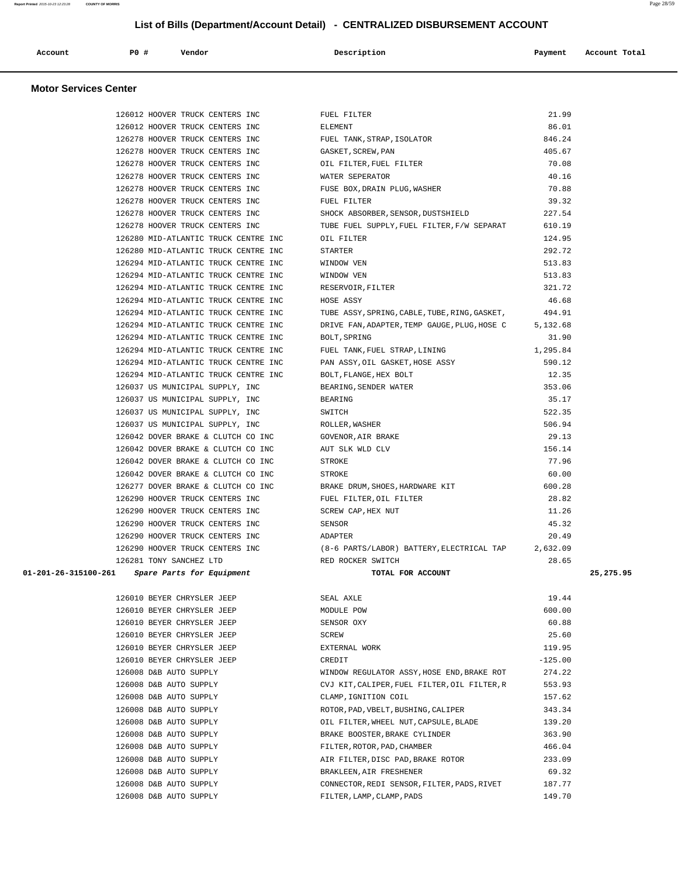## List of Bills (Department/Account Detail) - CENTRALIZED DISBURSEMENT ACCOUNT

| Account | PO # | Vendor | Description | Payment | Account Total |
|---|---|---|---|---|---|

### Motor Services Center

| Account | PO # | Vendor | Description | Payment | Account Total |
|---|---|---|---|---|---|
| | 126012 | HOOVER TRUCK CENTERS INC | FUEL FILTER | 21.99 | |
| | 126012 | HOOVER TRUCK CENTERS INC | ELEMENT | 86.01 | |
| | 126278 | HOOVER TRUCK CENTERS INC | FUEL TANK,STRAP,ISOLATOR | 846.24 | |
| | 126278 | HOOVER TRUCK CENTERS INC | GASKET,SCREW,PAN | 405.67 | |
| | 126278 | HOOVER TRUCK CENTERS INC | OIL FILTER,FUEL FILTER | 70.08 | |
| | 126278 | HOOVER TRUCK CENTERS INC | WATER SEPERATOR | 40.16 | |
| | 126278 | HOOVER TRUCK CENTERS INC | FUSE BOX,DRAIN PLUG,WASHER | 70.88 | |
| | 126278 | HOOVER TRUCK CENTERS INC | FUEL FILTER | 39.32 | |
| | 126278 | HOOVER TRUCK CENTERS INC | SHOCK ABSORBER,SENSOR,DUSTSHIELD | 227.54 | |
| | 126278 | HOOVER TRUCK CENTERS INC | TUBE FUEL SUPPLY,FUEL FILTER,F/W SEPARAT | 610.19 | |
| | 126280 | MID-ATLANTIC TRUCK CENTRE INC | OIL FILTER | 124.95 | |
| | 126280 | MID-ATLANTIC TRUCK CENTRE INC | STARTER | 292.72 | |
| | 126294 | MID-ATLANTIC TRUCK CENTRE INC | WINDOW VEN | 513.83 | |
| | 126294 | MID-ATLANTIC TRUCK CENTRE INC | WINDOW VEN | 513.83 | |
| | 126294 | MID-ATLANTIC TRUCK CENTRE INC | RESERVOIR,FILTER | 321.72 | |
| | 126294 | MID-ATLANTIC TRUCK CENTRE INC | HOSE ASSY | 46.68 | |
| | 126294 | MID-ATLANTIC TRUCK CENTRE INC | TUBE ASSY,SPRING,CABLE,TUBE,RING,GASKET, | 494.91 | |
| | 126294 | MID-ATLANTIC TRUCK CENTRE INC | DRIVE FAN,ADAPTER,TEMP GAUGE,PLUG,HOSE C | 5,132.68 | |
| | 126294 | MID-ATLANTIC TRUCK CENTRE INC | BOLT,SPRING | 31.90 | |
| | 126294 | MID-ATLANTIC TRUCK CENTRE INC | FUEL TANK,FUEL STRAP,LINING | 1,295.84 | |
| | 126294 | MID-ATLANTIC TRUCK CENTRE INC | PAN ASSY,OIL GASKET,HOSE ASSY | 590.12 | |
| | 126294 | MID-ATLANTIC TRUCK CENTRE INC | BOLT,FLANGE,HEX BOLT | 12.35 | |
| | 126037 | US MUNICIPAL SUPPLY, INC | BEARING,SENDER WATER | 353.06 | |
| | 126037 | US MUNICIPAL SUPPLY, INC | BEARING | 35.17 | |
| | 126037 | US MUNICIPAL SUPPLY, INC | SWITCH | 522.35 | |
| | 126037 | US MUNICIPAL SUPPLY, INC | ROLLER,WASHER | 506.94 | |
| | 126042 | DOVER BRAKE & CLUTCH CO INC | GOVENOR,AIR BRAKE | 29.13 | |
| | 126042 | DOVER BRAKE & CLUTCH CO INC | AUT SLK WLD CLV | 156.14 | |
| | 126042 | DOVER BRAKE & CLUTCH CO INC | STROKE | 77.96 | |
| | 126042 | DOVER BRAKE & CLUTCH CO INC | STROKE | 60.00 | |
| | 126277 | DOVER BRAKE & CLUTCH CO INC | BRAKE DRUM,SHOES,HARDWARE KIT | 600.28 | |
| | 126290 | HOOVER TRUCK CENTERS INC | FUEL FILTER,OIL FILTER | 28.82 | |
| | 126290 | HOOVER TRUCK CENTERS INC | SCREW CAP,HEX NUT | 11.26 | |
| | 126290 | HOOVER TRUCK CENTERS INC | SENSOR | 45.32 | |
| | 126290 | HOOVER TRUCK CENTERS INC | ADAPTER | 20.49 | |
| | 126290 | HOOVER TRUCK CENTERS INC | (8-6 PARTS/LABOR) BATTERY,ELECTRICAL TAP | 2,632.09 | |
| | 126281 | TONY SANCHEZ LTD | RED ROCKER SWITCH | 28.65 | |
| **01-201-26-315100-261** | | ***Spare Parts for Equipment*** | **TOTAL FOR ACCOUNT** | | **25,275.95** |
| | 126010 | BEYER CHRYSLER JEEP | SEAL AXLE | 19.44 | |
| | 126010 | BEYER CHRYSLER JEEP | MODULE POW | 600.00 | |
| | 126010 | BEYER CHRYSLER JEEP | SENSOR OXY | 60.88 | |
| | 126010 | BEYER CHRYSLER JEEP | SCREW | 25.60 | |
| | 126010 | BEYER CHRYSLER JEEP | EXTERNAL WORK | 119.95 | |
| | 126010 | BEYER CHRYSLER JEEP | CREDIT | -125.00 | |
| | 126008 | D&B AUTO SUPPLY | WINDOW REGULATOR ASSY,HOSE END,BRAKE ROT | 274.22 | |
| | 126008 | D&B AUTO SUPPLY | CVJ KIT,CALIPER,FUEL FILTER,OIL FILTER,R | 553.93 | |
| | 126008 | D&B AUTO SUPPLY | CLAMP,IGNITION COIL | 157.62 | |
| | 126008 | D&B AUTO SUPPLY | ROTOR,PAD,VBELT,BUSHING,CALIPER | 343.34 | |
| | 126008 | D&B AUTO SUPPLY | OIL FILTER,WHEEL NUT,CAPSULE,BLADE | 139.20 | |
| | 126008 | D&B AUTO SUPPLY | BRAKE BOOSTER,BRAKE CYLINDER | 363.90 | |
| | 126008 | D&B AUTO SUPPLY | FILTER,ROTOR,PAD,CHAMBER | 466.04 | |
| | 126008 | D&B AUTO SUPPLY | AIR FILTER,DISC PAD,BRAKE ROTOR | 233.09 | |
| | 126008 | D&B AUTO SUPPLY | BRAKLEEN,AIR FRESHENER | 69.32 | |
| | 126008 | D&B AUTO SUPPLY | CONNECTOR,REDI SENSOR,FILTER,PADS,RIVET | 187.77 | |
| | 126008 | D&B AUTO SUPPLY | FILTER,LAMP,CLAMP,PADS | 149.70 | |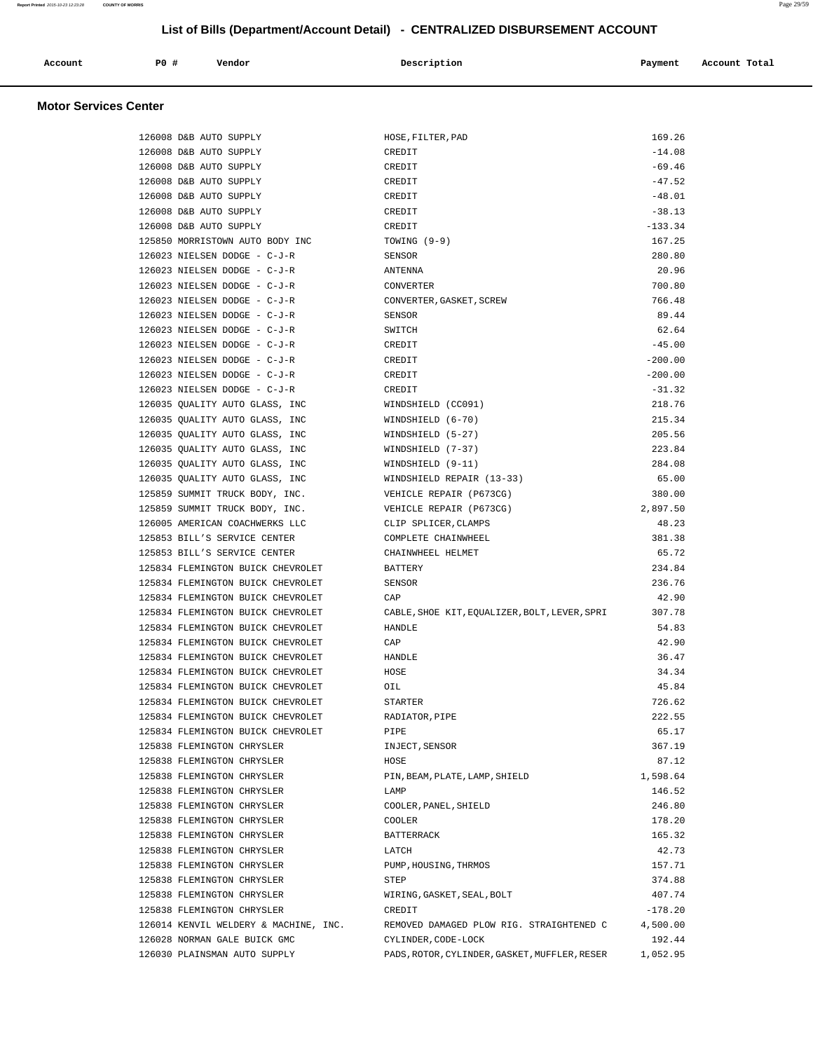# List of Bills (Department/Account Detail) - CENTRALIZED DISBURSEMENT ACCOUNT

## Motor Services Center

| Account | PO # | Vendor | Description | Payment | Account Total |
|---|---|---|---|---|---|
| | 126008 | D&B AUTO SUPPLY | HOSE,FILTER,PAD | 169.26 | |
| | 126008 | D&B AUTO SUPPLY | CREDIT | -14.08 | |
| | 126008 | D&B AUTO SUPPLY | CREDIT | -69.46 | |
| | 126008 | D&B AUTO SUPPLY | CREDIT | -47.52 | |
| | 126008 | D&B AUTO SUPPLY | CREDIT | -48.01 | |
| | 126008 | D&B AUTO SUPPLY | CREDIT | -38.13 | |
| | 126008 | D&B AUTO SUPPLY | CREDIT | -133.34 | |
| | 125850 | MORRISTOWN AUTO BODY INC | TOWING (9-9) | 167.25 | |
| | 126023 | NIELSEN DODGE - C-J-R | SENSOR | 280.80 | |
| | 126023 | NIELSEN DODGE - C-J-R | ANTENNA | 20.96 | |
| | 126023 | NIELSEN DODGE - C-J-R | CONVERTER | 700.80 | |
| | 126023 | NIELSEN DODGE - C-J-R | CONVERTER,GASKET,SCREW | 766.48 | |
| | 126023 | NIELSEN DODGE - C-J-R | SENSOR | 89.44 | |
| | 126023 | NIELSEN DODGE - C-J-R | SWITCH | 62.64 | |
| | 126023 | NIELSEN DODGE - C-J-R | CREDIT | -45.00 | |
| | 126023 | NIELSEN DODGE - C-J-R | CREDIT | -200.00 | |
| | 126023 | NIELSEN DODGE - C-J-R | CREDIT | -200.00 | |
| | 126023 | NIELSEN DODGE - C-J-R | CREDIT | -31.32 | |
| | 126035 | QUALITY AUTO GLASS, INC | WINDSHIELD (CC091) | 218.76 | |
| | 126035 | QUALITY AUTO GLASS, INC | WINDSHIELD (6-70) | 215.34 | |
| | 126035 | QUALITY AUTO GLASS, INC | WINDSHIELD (5-27) | 205.56 | |
| | 126035 | QUALITY AUTO GLASS, INC | WINDSHIELD (7-37) | 223.84 | |
| | 126035 | QUALITY AUTO GLASS, INC | WINDSHIELD (9-11) | 284.08 | |
| | 126035 | QUALITY AUTO GLASS, INC | WINDSHIELD REPAIR (13-33) | 65.00 | |
| | 125859 | SUMMIT TRUCK BODY, INC. | VEHICLE REPAIR (P673CG) | 380.00 | |
| | 125859 | SUMMIT TRUCK BODY, INC. | VEHICLE REPAIR (P673CG) | 2,897.50 | |
| | 126005 | AMERICAN COACHWERKS LLC | CLIP SPLICER,CLAMPS | 48.23 | |
| | 125853 | BILL'S SERVICE CENTER | COMPLETE CHAINWHEEL | 381.38 | |
| | 125853 | BILL'S SERVICE CENTER | CHAINWHEEL HELMET | 65.72 | |
| | 125834 | FLEMINGTON BUICK CHEVROLET | BATTERY | 234.84 | |
| | 125834 | FLEMINGTON BUICK CHEVROLET | SENSOR | 236.76 | |
| | 125834 | FLEMINGTON BUICK CHEVROLET | CAP | 42.90 | |
| | 125834 | FLEMINGTON BUICK CHEVROLET | CABLE,SHOE KIT,EQUALIZER,BOLT,LEVER,SPRI | 307.78 | |
| | 125834 | FLEMINGTON BUICK CHEVROLET | HANDLE | 54.83 | |
| | 125834 | FLEMINGTON BUICK CHEVROLET | CAP | 42.90 | |
| | 125834 | FLEMINGTON BUICK CHEVROLET | HANDLE | 36.47 | |
| | 125834 | FLEMINGTON BUICK CHEVROLET | HOSE | 34.34 | |
| | 125834 | FLEMINGTON BUICK CHEVROLET | OIL | 45.84 | |
| | 125834 | FLEMINGTON BUICK CHEVROLET | STARTER | 726.62 | |
| | 125834 | FLEMINGTON BUICK CHEVROLET | RADIATOR,PIPE | 222.55 | |
| | 125834 | FLEMINGTON BUICK CHEVROLET | PIPE | 65.17 | |
| | 125838 | FLEMINGTON CHRYSLER | INJECT,SENSOR | 367.19 | |
| | 125838 | FLEMINGTON CHRYSLER | HOSE | 87.12 | |
| | 125838 | FLEMINGTON CHRYSLER | PIN,BEAM,PLATE,LAMP,SHIELD | 1,598.64 | |
| | 125838 | FLEMINGTON CHRYSLER | LAMP | 146.52 | |
| | 125838 | FLEMINGTON CHRYSLER | COOLER,PANEL,SHIELD | 246.80 | |
| | 125838 | FLEMINGTON CHRYSLER | COOLER | 178.20 | |
| | 125838 | FLEMINGTON CHRYSLER | BATTERRACK | 165.32 | |
| | 125838 | FLEMINGTON CHRYSLER | LATCH | 42.73 | |
| | 125838 | FLEMINGTON CHRYSLER | PUMP,HOUSING,THRMOS | 157.71 | |
| | 125838 | FLEMINGTON CHRYSLER | STEP | 374.88 | |
| | 125838 | FLEMINGTON CHRYSLER | WIRING,GASKET,SEAL,BOLT | 407.74 | |
| | 125838 | FLEMINGTON CHRYSLER | CREDIT | -178.20 | |
| | 126014 | KENVIL WELDERY & MACHINE, INC. | REMOVED DAMAGED PLOW RIG. STRAIGHTENED C | 4,500.00 | |
| | 126028 | NORMAN GALE BUICK GMC | CYLINDER,CODE-LOCK | 192.44 | |
| | 126030 | PLAINSMAN AUTO SUPPLY | PADS,ROTOR,CYLINDER,GASKET,MUFFLER,RESER | 1,052.95 | |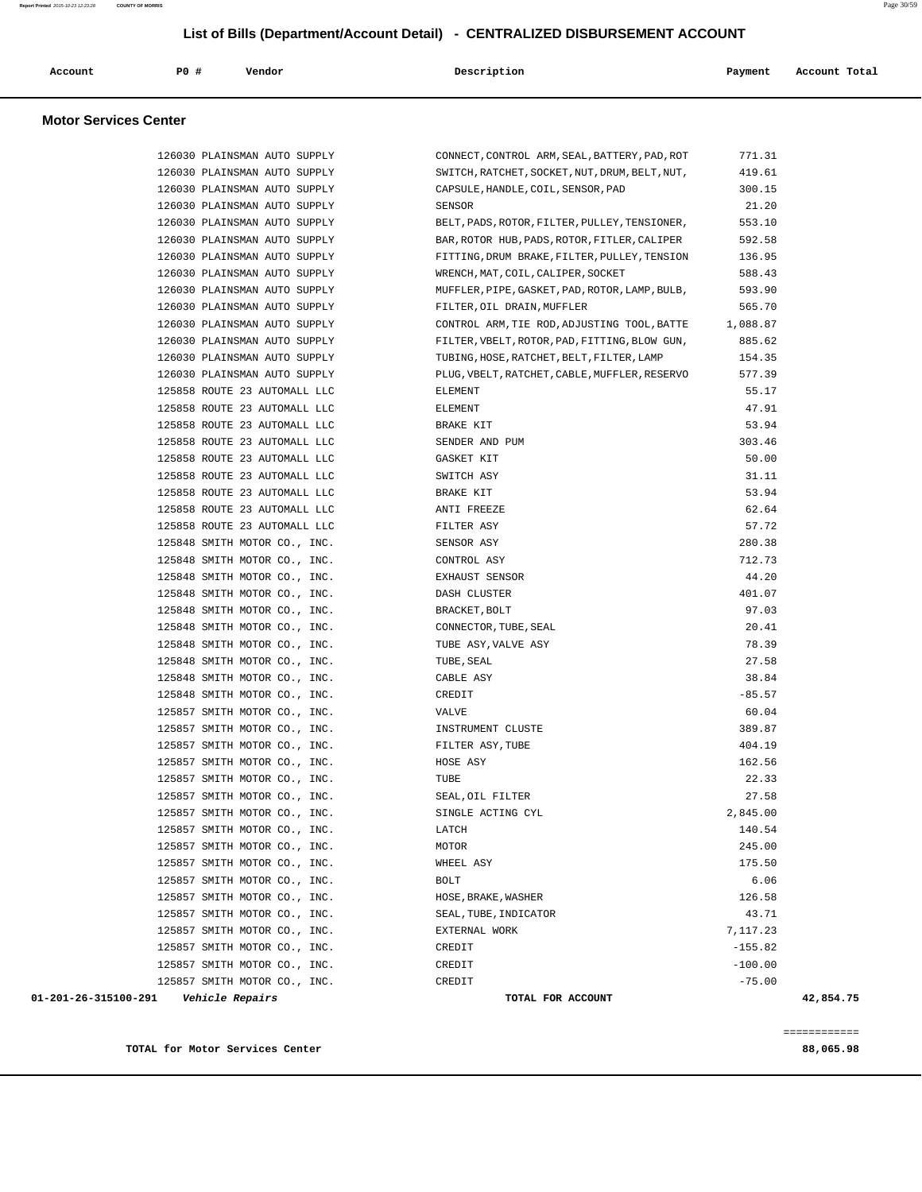## List of Bills (Department/Account Detail) - CENTRALIZED DISBURSEMENT ACCOUNT

| Account | PO # | Vendor | Description | Payment | Account Total |
|---|---|---|---|---|---|

### Motor Services Center

| Account | PO # | Vendor | Description | Payment | Account Total |
|---|---|---|---|---|---|
| | 126030 | PLAINSMAN AUTO SUPPLY | CONNECT,CONTROL ARM,SEAL,BATTERY,PAD,ROT | 771.31 | |
| | 126030 | PLAINSMAN AUTO SUPPLY | SWITCH,RATCHET,SOCKET,NUT,DRUM,BELT,NUT, | 419.61 | |
| | 126030 | PLAINSMAN AUTO SUPPLY | CAPSULE,HANDLE,COIL,SENSOR,PAD | 300.15 | |
| | 126030 | PLAINSMAN AUTO SUPPLY | SENSOR | 21.20 | |
| | 126030 | PLAINSMAN AUTO SUPPLY | BELT,PADS,ROTOR,FILTER,PULLEY,TENSIONER, | 553.10 | |
| | 126030 | PLAINSMAN AUTO SUPPLY | BAR,ROTOR HUB,PADS,ROTOR,FITLER,CALIPER | 592.58 | |
| | 126030 | PLAINSMAN AUTO SUPPLY | FITTING,DRUM BRAKE,FILTER,PULLEY,TENSION | 136.95 | |
| | 126030 | PLAINSMAN AUTO SUPPLY | WRENCH,MAT,COIL,CALIPER,SOCKET | 588.43 | |
| | 126030 | PLAINSMAN AUTO SUPPLY | MUFFLER,PIPE,GASKET,PAD,ROTOR,LAMP,BULB, | 593.90 | |
| | 126030 | PLAINSMAN AUTO SUPPLY | FILTER,OIL DRAIN,MUFFLER | 565.70 | |
| | 126030 | PLAINSMAN AUTO SUPPLY | CONTROL ARM,TIE ROD,ADJUSTING TOOL,BATTE | 1,088.87 | |
| | 126030 | PLAINSMAN AUTO SUPPLY | FILTER,VBELT,ROTOR,PAD,FITTING,BLOW GUN, | 885.62 | |
| | 126030 | PLAINSMAN AUTO SUPPLY | TUBING,HOSE,RATCHET,BELT,FILTER,LAMP | 154.35 | |
| | 126030 | PLAINSMAN AUTO SUPPLY | PLUG,VBELT,RATCHET,CABLE,MUFFLER,RESERVO | 577.39 | |
| | 125858 | ROUTE 23 AUTOMALL LLC | ELEMENT | 55.17 | |
| | 125858 | ROUTE 23 AUTOMALL LLC | ELEMENT | 47.91 | |
| | 125858 | ROUTE 23 AUTOMALL LLC | BRAKE KIT | 53.94 | |
| | 125858 | ROUTE 23 AUTOMALL LLC | SENDER AND PUM | 303.46 | |
| | 125858 | ROUTE 23 AUTOMALL LLC | GASKET KIT | 50.00 | |
| | 125858 | ROUTE 23 AUTOMALL LLC | SWITCH ASY | 31.11 | |
| | 125858 | ROUTE 23 AUTOMALL LLC | BRAKE KIT | 53.94 | |
| | 125858 | ROUTE 23 AUTOMALL LLC | ANTI FREEZE | 62.64 | |
| | 125858 | ROUTE 23 AUTOMALL LLC | FILTER ASY | 57.72 | |
| | 125848 | SMITH MOTOR CO., INC. | SENSOR ASY | 280.38 | |
| | 125848 | SMITH MOTOR CO., INC. | CONTROL ASY | 712.73 | |
| | 125848 | SMITH MOTOR CO., INC. | EXHAUST SENSOR | 44.20 | |
| | 125848 | SMITH MOTOR CO., INC. | DASH CLUSTER | 401.07 | |
| | 125848 | SMITH MOTOR CO., INC. | BRACKET,BOLT | 97.03 | |
| | 125848 | SMITH MOTOR CO., INC. | CONNECTOR,TUBE,SEAL | 20.41 | |
| | 125848 | SMITH MOTOR CO., INC. | TUBE ASY,VALVE ASY | 78.39 | |
| | 125848 | SMITH MOTOR CO., INC. | TUBE,SEAL | 27.58 | |
| | 125848 | SMITH MOTOR CO., INC. | CABLE ASY | 38.84 | |
| | 125848 | SMITH MOTOR CO., INC. | CREDIT | -85.57 | |
| | 125857 | SMITH MOTOR CO., INC. | VALVE | 60.04 | |
| | 125857 | SMITH MOTOR CO., INC. | INSTRUMENT CLUSTE | 389.87 | |
| | 125857 | SMITH MOTOR CO., INC. | FILTER ASY,TUBE | 404.19 | |
| | 125857 | SMITH MOTOR CO., INC. | HOSE ASY | 162.56 | |
| | 125857 | SMITH MOTOR CO., INC. | TUBE | 22.33 | |
| | 125857 | SMITH MOTOR CO., INC. | SEAL,OIL FILTER | 27.58 | |
| | 125857 | SMITH MOTOR CO., INC. | SINGLE ACTING CYL | 2,845.00 | |
| | 125857 | SMITH MOTOR CO., INC. | LATCH | 140.54 | |
| | 125857 | SMITH MOTOR CO., INC. | MOTOR | 245.00 | |
| | 125857 | SMITH MOTOR CO., INC. | WHEEL ASY | 175.50 | |
| | 125857 | SMITH MOTOR CO., INC. | BOLT | 6.06 | |
| | 125857 | SMITH MOTOR CO., INC. | HOSE,BRAKE,WASHER | 126.58 | |
| | 125857 | SMITH MOTOR CO., INC. | SEAL,TUBE,INDICATOR | 43.71 | |
| | 125857 | SMITH MOTOR CO., INC. | EXTERNAL WORK | 7,117.23 | |
| | 125857 | SMITH MOTOR CO., INC. | CREDIT | -155.82 | |
| | 125857 | SMITH MOTOR CO., INC. | CREDIT | -100.00 | |
| | 125857 | SMITH MOTOR CO., INC. | CREDIT | -75.00 | |
| **01-201-26-315100-291** | | ***Vehicle Repairs*** | **TOTAL FOR ACCOUNT** | | **42,854.75** |

============

**TOTAL for Motor Services Center** **88,065.98**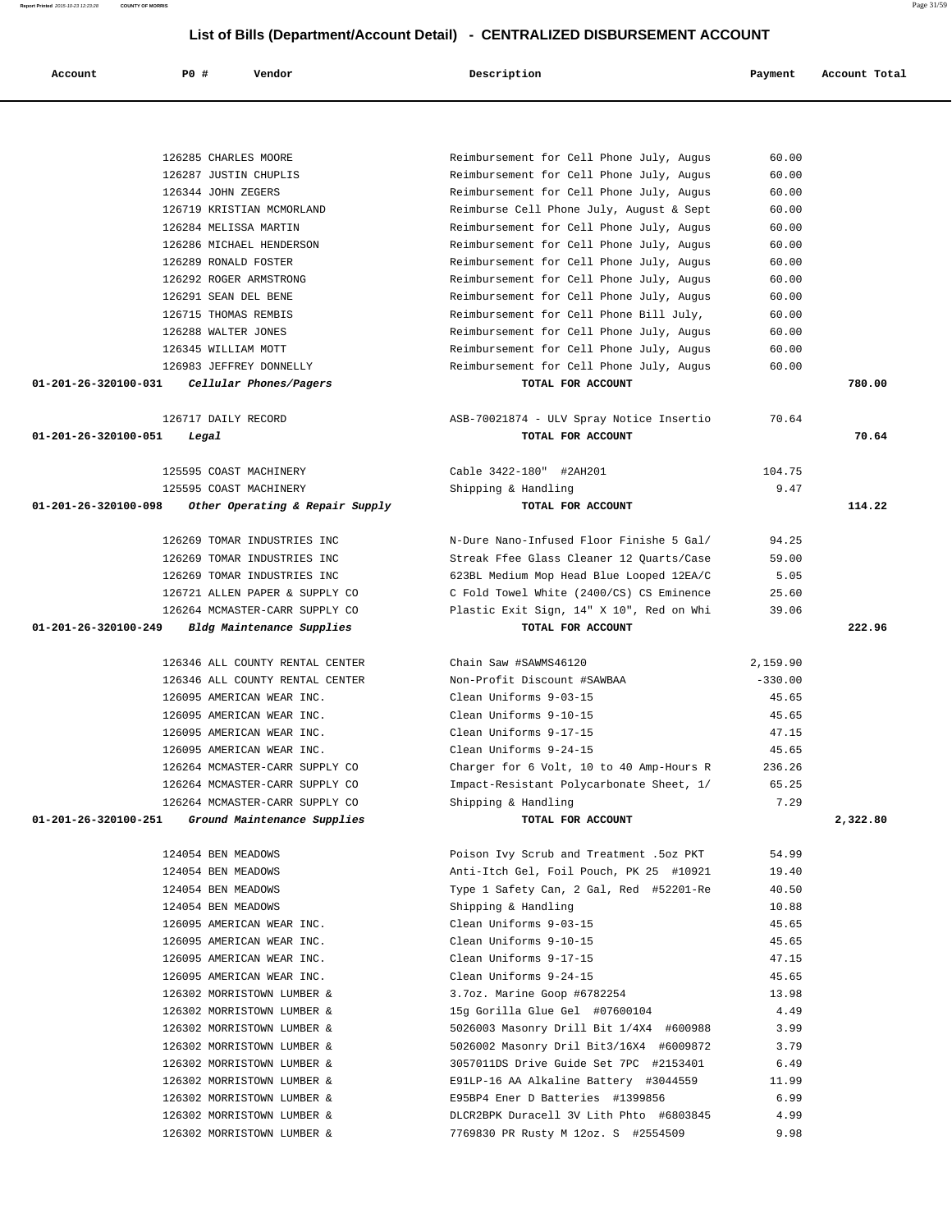## List of Bills (Department/Account Detail) - CENTRALIZED DISBURSEMENT ACCOUNT

| Account | PO # | Vendor | Description | Payment | Account Total |
|---|---|---|---|---|---|
| | 126285 | CHARLES MOORE | Reimbursement for Cell Phone July, Augus | 60.00 | |
| | 126287 | JUSTIN CHUPLIS | Reimbursement for Cell Phone July, Augus | 60.00 | |
| | 126344 | JOHN ZEGERS | Reimbursement for Cell Phone July, Augus | 60.00 | |
| | 126719 | KRISTIAN MCMORLAND | Reimburse Cell Phone July, August & Sept | 60.00 | |
| | 126284 | MELISSA MARTIN | Reimbursement for Cell Phone July, Augus | 60.00 | |
| | 126286 | MICHAEL HENDERSON | Reimbursement for Cell Phone July, Augus | 60.00 | |
| | 126289 | RONALD FOSTER | Reimbursement for Cell Phone July, Augus | 60.00 | |
| | 126292 | ROGER ARMSTRONG | Reimbursement for Cell Phone July, Augus | 60.00 | |
| | 126291 | SEAN DEL BENE | Reimbursement for Cell Phone July, Augus | 60.00 | |
| | 126715 | THOMAS REMBIS | Reimbursement for Cell Phone Bill July, | 60.00 | |
| | 126288 | WALTER JONES | Reimbursement for Cell Phone July, Augus | 60.00 | |
| | 126345 | WILLIAM MOTT | Reimbursement for Cell Phone July, Augus | 60.00 | |
| | 126983 | JEFFREY DONNELLY | Reimbursement for Cell Phone July, Augus | 60.00 | |
| **01-201-26-320100-031** | | ***Cellular Phones/Pagers*** | **TOTAL FOR ACCOUNT** | | **780.00** |
| | 126717 | DAILY RECORD | ASB-70021874 - ULV Spray Notice Insertio | 70.64 | |
| **01-201-26-320100-051** | | ***Legal*** | **TOTAL FOR ACCOUNT** | | **70.64** |
| | 125595 | COAST MACHINERY | Cable 3422-180" #2AH201 | 104.75 | |
| | 125595 | COAST MACHINERY | Shipping & Handling | 9.47 | |
| **01-201-26-320100-098** | | ***Other Operating & Repair Supply*** | **TOTAL FOR ACCOUNT** | | **114.22** |
| | 126269 | TOMAR INDUSTRIES INC | N-Dure Nano-Infused Floor Finishe 5 Gal/ | 94.25 | |
| | 126269 | TOMAR INDUSTRIES INC | Streak Ffee Glass Cleaner 12 Quarts/Case | 59.00 | |
| | 126269 | TOMAR INDUSTRIES INC | 623BL Medium Mop Head Blue Looped 12EA/C | 5.05 | |
| | 126721 | ALLEN PAPER & SUPPLY CO | C Fold Towel White (2400/CS) CS Eminence | 25.60 | |
| | 126264 | MCMASTER-CARR SUPPLY CO | Plastic Exit Sign, 14" X 10", Red on Whi | 39.06 | |
| **01-201-26-320100-249** | | ***Bldg Maintenance Supplies*** | **TOTAL FOR ACCOUNT** | | **222.96** |
| | 126346 | ALL COUNTY RENTAL CENTER | Chain Saw #SAWMS46120 | 2,159.90 | |
| | 126346 | ALL COUNTY RENTAL CENTER | Non-Profit Discount #SAWBAA | -330.00 | |
| | 126095 | AMERICAN WEAR INC. | Clean Uniforms 9-03-15 | 45.65 | |
| | 126095 | AMERICAN WEAR INC. | Clean Uniforms 9-10-15 | 45.65 | |
| | 126095 | AMERICAN WEAR INC. | Clean Uniforms 9-17-15 | 47.15 | |
| | 126095 | AMERICAN WEAR INC. | Clean Uniforms 9-24-15 | 45.65 | |
| | 126264 | MCMASTER-CARR SUPPLY CO | Charger for 6 Volt, 10 to 40 Amp-Hours R | 236.26 | |
| | 126264 | MCMASTER-CARR SUPPLY CO | Impact-Resistant Polycarbonate Sheet, 1/ | 65.25 | |
| | 126264 | MCMASTER-CARR SUPPLY CO | Shipping & Handling | 7.29 | |
| **01-201-26-320100-251** | | ***Ground Maintenance Supplies*** | **TOTAL FOR ACCOUNT** | | **2,322.80** |
| | 124054 | BEN MEADOWS | Poison Ivy Scrub and Treatment .5oz PKT | 54.99 | |
| | 124054 | BEN MEADOWS | Anti-Itch Gel, Foil Pouch, PK 25 #10921 | 19.40 | |
| | 124054 | BEN MEADOWS | Type 1 Safety Can, 2 Gal, Red #52201-Re | 40.50 | |
| | 124054 | BEN MEADOWS | Shipping & Handling | 10.88 | |
| | 126095 | AMERICAN WEAR INC. | Clean Uniforms 9-03-15 | 45.65 | |
| | 126095 | AMERICAN WEAR INC. | Clean Uniforms 9-10-15 | 45.65 | |
| | 126095 | AMERICAN WEAR INC. | Clean Uniforms 9-17-15 | 47.15 | |
| | 126095 | AMERICAN WEAR INC. | Clean Uniforms 9-24-15 | 45.65 | |
| | 126302 | MORRISTOWN LUMBER & | 3.7oz. Marine Goop #6782254 | 13.98 | |
| | 126302 | MORRISTOWN LUMBER & | 15g Gorilla Glue Gel #07600104 | 4.49 | |
| | 126302 | MORRISTOWN LUMBER & | 5026003 Masonry Drill Bit 1/4X4 #600988 | 3.99 | |
| | 126302 | MORRISTOWN LUMBER & | 5026002 Masonry Dril Bit3/16X4 #6009872 | 3.79 | |
| | 126302 | MORRISTOWN LUMBER & | 3057011DS Drive Guide Set 7PC #2153401 | 6.49 | |
| | 126302 | MORRISTOWN LUMBER & | E91LP-16 AA Alkaline Battery #3044559 | 11.99 | |
| | 126302 | MORRISTOWN LUMBER & | E95BP4 Ener D Batteries #1399856 | 6.99 | |
| | 126302 | MORRISTOWN LUMBER & | DLCR2BPK Duracell 3V Lith Phto #6803845 | 4.99 | |
| | 126302 | MORRISTOWN LUMBER & | 7769830 PR Rusty M 12oz. S #2554509 | 9.98 | |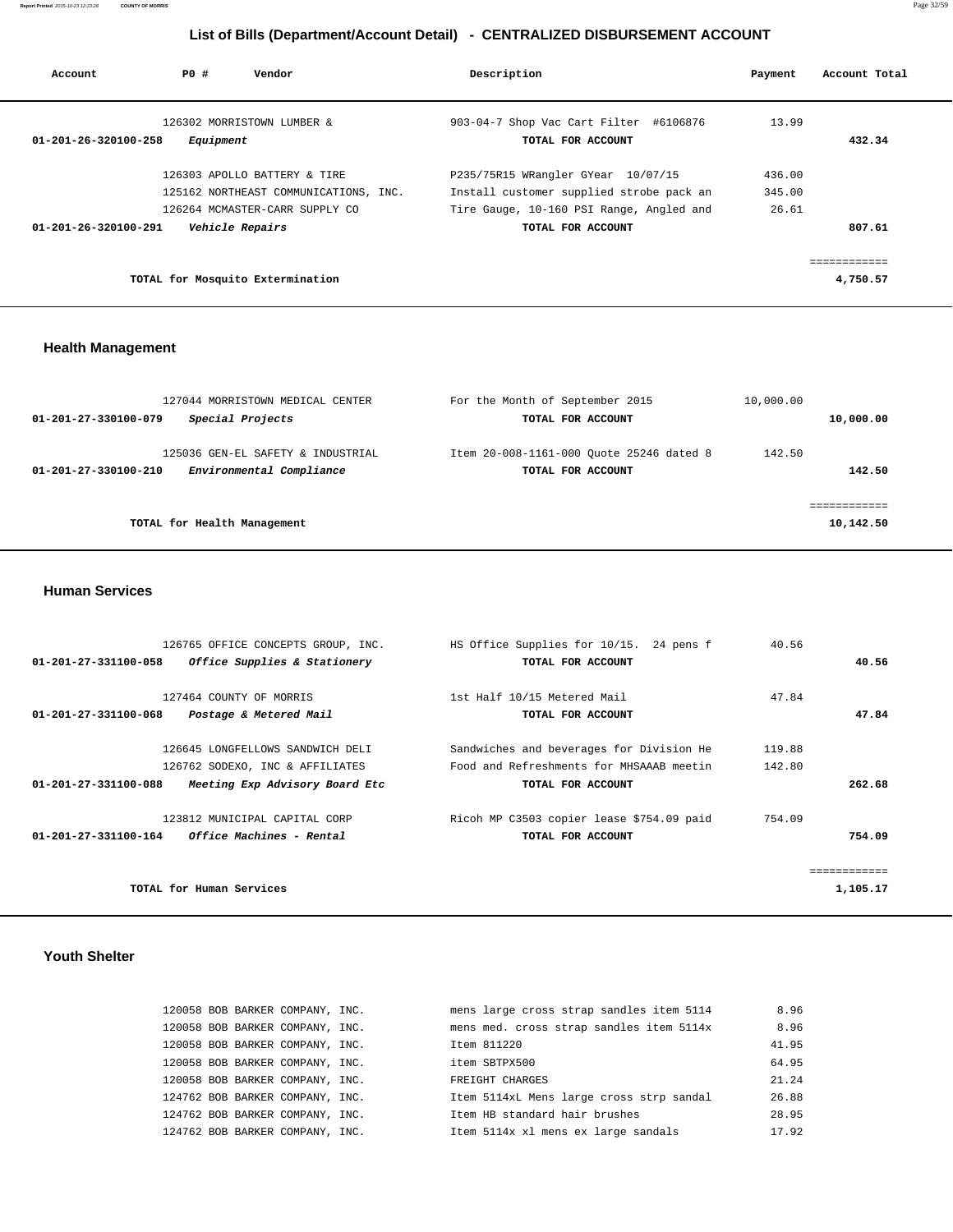## List of Bills (Department/Account Detail) - CENTRALIZED DISBURSEMENT ACCOUNT

| Account | PO # | Vendor | Description | Payment | Account Total |
|---|---|---|---|---|---|
| | 126302 | MORRISTOWN LUMBER & | 903-04-7 Shop Vac Cart Filter #6106876 | 13.99 | |
| **01-201-26-320100-258** | | ***Equipment*** | **TOTAL FOR ACCOUNT** | | **432.34** |
| | 126303 | APOLLO BATTERY & TIRE | P235/75R15 WRangler GYear 10/07/15 | 436.00 | |
| | 125162 | NORTHEAST COMMUNICATIONS, INC. | Install customer supplied strobe pack an | 345.00 | |
| | 126264 | MCMASTER-CARR SUPPLY CO | Tire Gauge, 10-160 PSI Range, Angled and | 26.61 | |
| **01-201-26-320100-291** | | ***Vehicle Repairs*** | **TOTAL FOR ACCOUNT** | | **807.61** |
| | | **TOTAL for Mosquito Extermination** | | | **4,750.57** |

### Health Management

| Account | PO # | Vendor | Description | Payment | Account Total |
|---|---|---|---|---|---|
| | 127044 | MORRISTOWN MEDICAL CENTER | For the Month of September 2015 | 10,000.00 | |
| **01-201-27-330100-079** | | ***Special Projects*** | **TOTAL FOR ACCOUNT** | | **10,000.00** |
| | 125036 | GEN-EL SAFETY & INDUSTRIAL | Item 20-008-1161-000 Quote 25246 dated 8 | 142.50 | |
| **01-201-27-330100-210** | | ***Environmental Compliance*** | **TOTAL FOR ACCOUNT** | | **142.50** |
| | | **TOTAL for Health Management** | | | **10,142.50** |

### Human Services

| Account | PO # | Vendor | Description | Payment | Account Total |
|---|---|---|---|---|---|
| | 126765 | OFFICE CONCEPTS GROUP, INC. | HS Office Supplies for 10/15. 24 pens f | 40.56 | |
| **01-201-27-331100-058** | | ***Office Supplies & Stationery*** | **TOTAL FOR ACCOUNT** | | **40.56** |
| | 127464 | COUNTY OF MORRIS | 1st Half 10/15 Metered Mail | 47.84 | |
| **01-201-27-331100-068** | | ***Postage & Metered Mail*** | **TOTAL FOR ACCOUNT** | | **47.84** |
| | 126645 | LONGFELLOWS SANDWICH DELI | Sandwiches and beverages for Division He | 119.88 | |
| | 126762 | SODEXO, INC & AFFILIATES | Food and Refreshments for MHSAAB meetin | 142.80 | |
| **01-201-27-331100-088** | | ***Meeting Exp Advisory Board Etc*** | **TOTAL FOR ACCOUNT** | | **262.68** |
| | 123812 | MUNICIPAL CAPITAL CORP | Ricoh MP C3503 copier lease $754.09 paid | 754.09 | |
| **01-201-27-331100-164** | | ***Office Machines - Rental*** | **TOTAL FOR ACCOUNT** | | **754.09** |
| | | **TOTAL for Human Services** | | | **1,105.17** |

### Youth Shelter

| Account | PO # | Vendor | Description | Payment | Account Total |
|---|---|---|---|---|---|
| | 120058 | BOB BARKER COMPANY, INC. | mens large cross strap sandles item 5114 | 8.96 | |
| | 120058 | BOB BARKER COMPANY, INC. | mens med. cross strap sandles item 5114x | 8.96 | |
| | 120058 | BOB BARKER COMPANY, INC. | Item 811220 | 41.95 | |
| | 120058 | BOB BARKER COMPANY, INC. | item SBTPX500 | 64.95 | |
| | 120058 | BOB BARKER COMPANY, INC. | FREIGHT CHARGES | 21.24 | |
| | 124762 | BOB BARKER COMPANY, INC. | Item 5114xL Mens large cross strp sandal | 26.88 | |
| | 124762 | BOB BARKER COMPANY, INC. | Item HB standard hair brushes | 28.95 | |
| | 124762 | BOB BARKER COMPANY, INC. | Item 5114x xl mens ex large sandals | 17.92 | |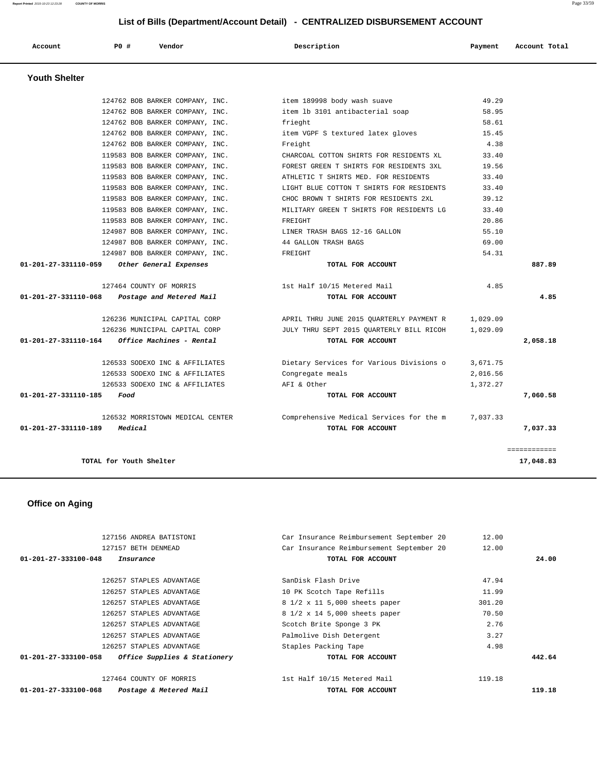## List of Bills (Department/Account Detail) - CENTRALIZED DISBURSEMENT ACCOUNT

| Account | PO # | Vendor | Description | Payment | Account Total |
|---|---|---|---|---|---|

### Youth Shelter

| Account | PO # | Vendor | Description | Payment | Account Total |
|---|---|---|---|---|---|
| | 124762 | BOB BARKER COMPANY, INC. | item 189998 body wash suave | 49.29 | |
| | 124762 | BOB BARKER COMPANY, INC. | item lb 3101 antibacterial soap | 58.95 | |
| | 124762 | BOB BARKER COMPANY, INC. | frieght | 58.61 | |
| | 124762 | BOB BARKER COMPANY, INC. | item VGPF S textured latex gloves | 15.45 | |
| | 124762 | BOB BARKER COMPANY, INC. | Freight | 4.38 | |
| | 119583 | BOB BARKER COMPANY, INC. | CHARCOAL COTTON SHIRTS FOR RESIDENTS XL | 33.40 | |
| | 119583 | BOB BARKER COMPANY, INC. | FOREST GREEN T SHIRTS FOR RESIDENTS 3XL | 19.56 | |
| | 119583 | BOB BARKER COMPANY, INC. | ATHLETIC T SHIRTS MED. FOR RESIDENTS | 33.40 | |
| | 119583 | BOB BARKER COMPANY, INC. | LIGHT BLUE COTTON T SHIRTS FOR RESIDENTS | 33.40 | |
| | 119583 | BOB BARKER COMPANY, INC. | CHOC BROWN T SHIRTS FOR RESIDENTS 2XL | 39.12 | |
| | 119583 | BOB BARKER COMPANY, INC. | MILITARY GREEN T SHIRTS FOR RESIDENTS LG | 33.40 | |
| | 119583 | BOB BARKER COMPANY, INC. | FREIGHT | 20.86 | |
| | 124987 | BOB BARKER COMPANY, INC. | LINER TRASH BAGS 12-16 GALLON | 55.10 | |
| | 124987 | BOB BARKER COMPANY, INC. | 44 GALLON TRASH BAGS | 69.00 | |
| | 124987 | BOB BARKER COMPANY, INC. | FREIGHT | 54.31 | |
| **01-201-27-331110-059** | | ***Other General Expenses*** | **TOTAL FOR ACCOUNT** | | **887.89** |
| | 127464 | COUNTY OF MORRIS | 1st Half 10/15 Metered Mail | 4.85 | |
| **01-201-27-331110-068** | | ***Postage and Metered Mail*** | **TOTAL FOR ACCOUNT** | | **4.85** |
| | 126236 | MUNICIPAL CAPITAL CORP | APRIL THRU JUNE 2015 QUARTERLY PAYMENT R | 1,029.09 | |
| | 126236 | MUNICIPAL CAPITAL CORP | JULY THRU SEPT 2015 QUARTERLY BILL RICOH | 1,029.09 | |
| **01-201-27-331110-164** | | ***Office Machines - Rental*** | **TOTAL FOR ACCOUNT** | | **2,058.18** |
| | 126533 | SODEXO INC & AFFILIATES | Dietary Services for Various Divisions o | 3,671.75 | |
| | 126533 | SODEXO INC & AFFILIATES | Congregate meals | 2,016.56 | |
| | 126533 | SODEXO INC & AFFILIATES | AFI & Other | 1,372.27 | |
| **01-201-27-331110-185** | | ***Food*** | **TOTAL FOR ACCOUNT** | | **7,060.58** |
| | 126532 | MORRISTOWN MEDICAL CENTER | Comprehensive Medical Services for the m | 7,037.33 | |
| **01-201-27-331110-189** | | ***Medical*** | **TOTAL FOR ACCOUNT** | | **7,037.33** |
| | | | | | ============ |
| **TOTAL for Youth Shelter** | | | | | **17,048.83** |

### Office on Aging

| Account | PO # | Vendor | Description | Payment | Account Total |
|---|---|---|---|---|---|
| | 127156 | ANDREA BATISTONI | Car Insurance Reimbursement September 20 | 12.00 | |
| | 127157 | BETH DENMEAD | Car Insurance Reimbursement September 20 | 12.00 | |
| **01-201-27-333100-048** | | ***Insurance*** | **TOTAL FOR ACCOUNT** | | **24.00** |
| | 126257 | STAPLES ADVANTAGE | SanDisk Flash Drive | 47.94 | |
| | 126257 | STAPLES ADVANTAGE | 10 PK Scotch Tape Refills | 11.99 | |
| | 126257 | STAPLES ADVANTAGE | 8 1/2 x 11 5,000 sheets paper | 301.20 | |
| | 126257 | STAPLES ADVANTAGE | 8 1/2 x 14 5,000 sheets paper | 70.50 | |
| | 126257 | STAPLES ADVANTAGE | Scotch Brite Sponge 3 PK | 2.76 | |
| | 126257 | STAPLES ADVANTAGE | Palmolive Dish Detergent | 3.27 | |
| | 126257 | STAPLES ADVANTAGE | Staples Packing Tape | 4.98 | |
| **01-201-27-333100-058** | | ***Office Supplies & Stationery*** | **TOTAL FOR ACCOUNT** | | **442.64** |
| | 127464 | COUNTY OF MORRIS | 1st Half 10/15 Metered Mail | 119.18 | |
| **01-201-27-333100-068** | | ***Postage & Metered Mail*** | **TOTAL FOR ACCOUNT** | | **119.18** |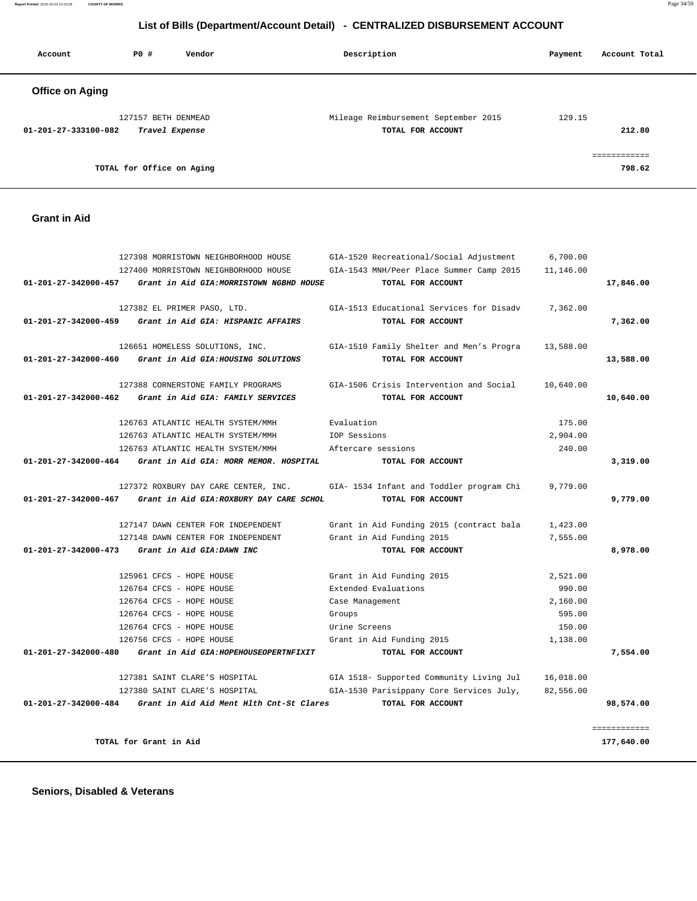# List of Bills (Department/Account Detail) - CENTRALIZED DISBURSEMENT ACCOUNT

| Account | PO # | Vendor | Description | Payment | Account Total |
|---|---|---|---|---|---|

## Office on Aging

| Account | PO # | Vendor | Description | Payment | Account Total |
|---|---|---|---|---|---|
| | 127157 | BETH DENMEAD | Mileage Reimbursement September 2015 | 129.15 | |
| 01-201-27-333100-082 | | *Travel Expense* | TOTAL FOR ACCOUNT | | 212.80 |
| | | | | | ============ |
| | | TOTAL for Office on Aging | | | 798.62 |

## Grant in Aid

| Account | PO # | Vendor | Description | Payment | Account Total |
|---|---|---|---|---|---|
| | 127398 | MORRISTOWN NEIGHBORHOOD HOUSE | GIA-1520 Recreational/Social Adjustment | 6,700.00 | |
| | 127400 | MORRISTOWN NEIGHBORHOOD HOUSE | GIA-1543 MNH/Peer Place Summer Camp 2015 | 11,146.00 | |
| 01-201-27-342000-457 | | *Grant in Aid GIA:MORRISTOWN NGBHD HOUSE* | TOTAL FOR ACCOUNT | | 17,846.00 |
| | 127382 | EL PRIMER PASO, LTD. | GIA-1513 Educational Services for Disadv | 7,362.00 | |
| 01-201-27-342000-459 | | *Grant in Aid GIA: HISPANIC AFFAIRS* | TOTAL FOR ACCOUNT | | 7,362.00 |
| | 126651 | HOMELESS SOLUTIONS, INC. | GIA-1510 Family Shelter and Men's Progra | 13,588.00 | |
| 01-201-27-342000-460 | | *Grant in Aid GIA:HOUSING SOLUTIONS* | TOTAL FOR ACCOUNT | | 13,588.00 |
| | 127388 | CORNERSTONE FAMILY PROGRAMS | GIA-1506 Crisis Intervention and Social | 10,640.00 | |
| 01-201-27-342000-462 | | *Grant in Aid GIA: FAMILY SERVICES* | TOTAL FOR ACCOUNT | | 10,640.00 |
| | 126763 | ATLANTIC HEALTH SYSTEM/MMH | Evaluation | 175.00 | |
| | 126763 | ATLANTIC HEALTH SYSTEM/MMH | IOP Sessions | 2,904.00 | |
| | 126763 | ATLANTIC HEALTH SYSTEM/MMH | Aftercare sessions | 240.00 | |
| 01-201-27-342000-464 | | *Grant in Aid GIA: MORR MEMOR. HOSPITAL* | TOTAL FOR ACCOUNT | | 3,319.00 |
| | 127372 | ROXBURY DAY CARE CENTER, INC. | GIA- 1534 Infant and Toddler program Chi | 9,779.00 | |
| 01-201-27-342000-467 | | *Grant in Aid GIA:ROXBURY DAY CARE SCHOL* | TOTAL FOR ACCOUNT | | 9,779.00 |
| | 127147 | DAWN CENTER FOR INDEPENDENT | Grant in Aid Funding 2015 (contract bala | 1,423.00 | |
| | 127148 | DAWN CENTER FOR INDEPENDENT | Grant in Aid Funding 2015 | 7,555.00 | |
| 01-201-27-342000-473 | | *Grant in Aid GIA:DAWN INC* | TOTAL FOR ACCOUNT | | 8,978.00 |
| | 125961 | CFCS - HOPE HOUSE | Grant in Aid Funding 2015 | 2,521.00 | |
| | 126764 | CFCS - HOPE HOUSE | Extended Evaluations | 990.00 | |
| | 126764 | CFCS - HOPE HOUSE | Case Management | 2,160.00 | |
| | 126764 | CFCS - HOPE HOUSE | Groups | 595.00 | |
| | 126764 | CFCS - HOPE HOUSE | Urine Screens | 150.00 | |
| | 126756 | CFCS - HOPE HOUSE | Grant in Aid Funding 2015 | 1,138.00 | |
| 01-201-27-342000-480 | | *Grant in Aid GIA:HOPEHOUSEOPERTNFIXIT* | TOTAL FOR ACCOUNT | | 7,554.00 |
| | 127381 | SAINT CLARE'S HOSPITAL | GIA 1518- Supported Community Living Jul | 16,018.00 | |
| | 127380 | SAINT CLARE'S HOSPITAL | GIA-1530 Parisippany Core Services July, | 82,556.00 | |
| 01-201-27-342000-484 | | *Grant in Aid Aid Ment Hlth Cnt-St Clares* | TOTAL FOR ACCOUNT | | 98,574.00 |
| | | | | | ============ |
| | | TOTAL for Grant in Aid | | | 177,640.00 |

## Seniors, Disabled & Veterans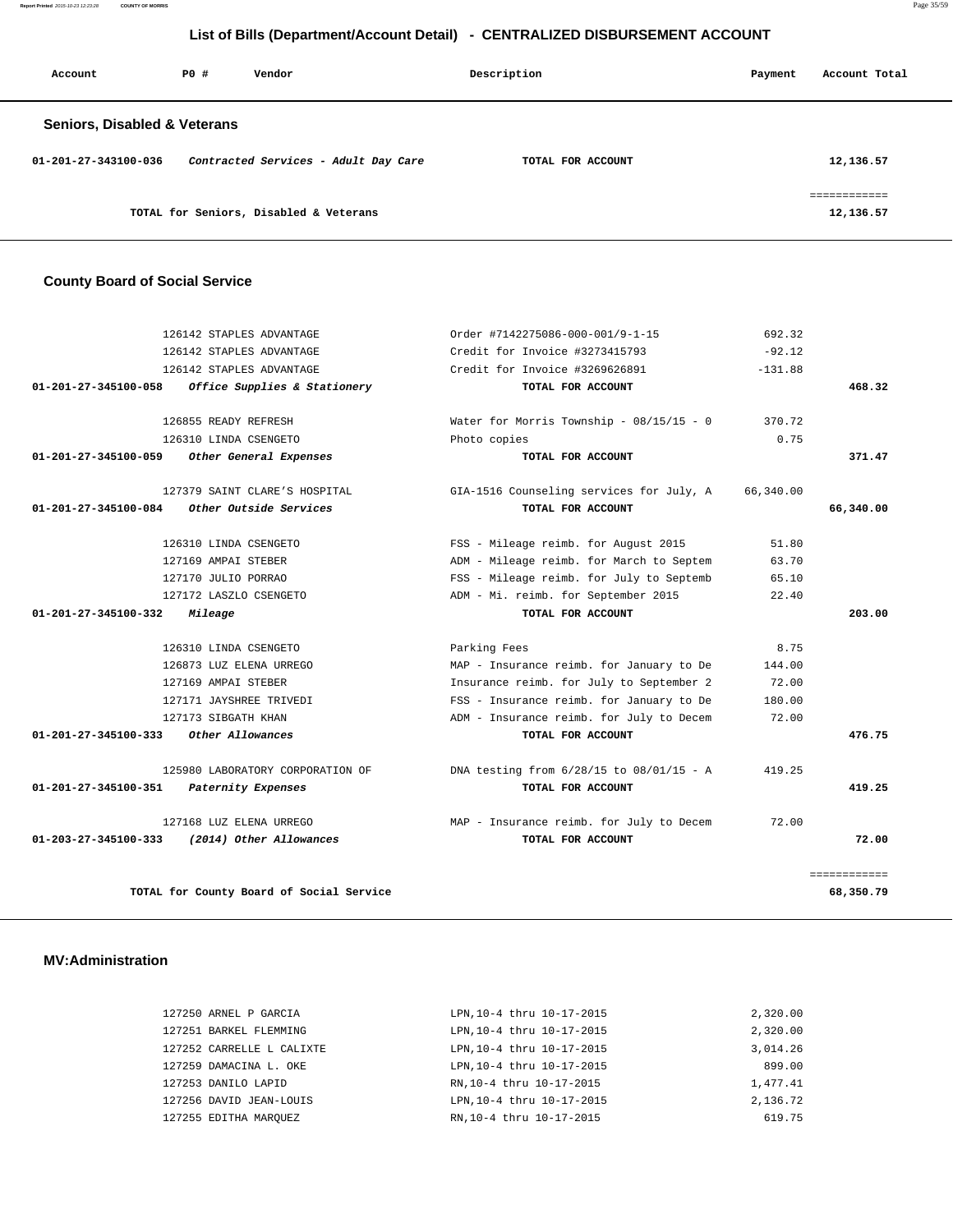# List of Bills (Department/Account Detail) - CENTRALIZED DISBURSEMENT ACCOUNT

| Account | PO # | Vendor | Description | Payment | Account Total |
|---|---|---|---|---|---|

## Seniors, Disabled & Veterans

| Account | PO # | Vendor | Description | Payment | Account Total |
|---|---|---|---|---|---|
| 01-201-27-343100-036 | | *Contracted Services - Adult Day Care* | TOTAL FOR ACCOUNT | | 12,136.57 |
| | | | | | ============ |
| | | TOTAL for Seniors, Disabled & Veterans | | | 12,136.57 |

## County Board of Social Service

| Account | PO # | Vendor | Description | Payment | Account Total |
|---|---|---|---|---|---|
| | 126142 | STAPLES ADVANTAGE | Order #7142275086-000-001/9-1-15 | 692.32 | |
| | 126142 | STAPLES ADVANTAGE | Credit for Invoice #3273415793 | -92.12 | |
| | 126142 | STAPLES ADVANTAGE | Credit for Invoice #3269626891 | -131.88 | |
| 01-201-27-345100-058 | | *Office Supplies & Stationery* | TOTAL FOR ACCOUNT | | 468.32 |
| | 126855 | READY REFRESH | Water for Morris Township - 08/15/15 - 0 | 370.72 | |
| | 126310 | LINDA CSENGETO | Photo copies | 0.75 | |
| 01-201-27-345100-059 | | *Other General Expenses* | TOTAL FOR ACCOUNT | | 371.47 |
| | 127379 | SAINT CLARE'S HOSPITAL | GIA-1516 Counseling services for July, A | 66,340.00 | |
| 01-201-27-345100-084 | | *Other Outside Services* | TOTAL FOR ACCOUNT | | 66,340.00 |
| | 126310 | LINDA CSENGETO | FSS - Mileage reimb. for August 2015 | 51.80 | |
| | 127169 | AMPAI STEBER | ADM - Mileage reimb. for March to Septem | 63.70 | |
| | 127170 | JULIO PORRAO | FSS - Mileage reimb. for July to Septemb | 65.10 | |
| | 127172 | LASZLO CSENGETO | ADM - Mi. reimb. for September 2015 | 22.40 | |
| 01-201-27-345100-332 | | *Mileage* | TOTAL FOR ACCOUNT | | 203.00 |
| | 126310 | LINDA CSENGETO | Parking Fees | 8.75 | |
| | 126873 | LUZ ELENA URREGO | MAP - Insurance reimb. for January to De | 144.00 | |
| | 127169 | AMPAI STEBER | Insurance reimb. for July to September 2 | 72.00 | |
| | 127171 | JAYSHREE TRIVEDI | FSS - Insurance reimb. for January to De | 180.00 | |
| | 127173 | SIBGATH KHAN | ADM - Insurance reimb. for July to Decem | 72.00 | |
| 01-201-27-345100-333 | | *Other Allowances* | TOTAL FOR ACCOUNT | | 476.75 |
| | 125980 | LABORATORY CORPORATION OF | DNA testing from 6/28/15 to 08/01/15 - A | 419.25 | |
| 01-201-27-345100-351 | | *Paternity Expenses* | TOTAL FOR ACCOUNT | | 419.25 |
| | 127168 | LUZ ELENA URREGO | MAP - Insurance reimb. for July to Decem | 72.00 | |
| 01-203-27-345100-333 | | *(2014) Other Allowances* | TOTAL FOR ACCOUNT | | 72.00 |
| | | | | | ============ |
| | | TOTAL for County Board of Social Service | | | 68,350.79 |

## MV:Administration

| Account | PO # | Vendor | Description | Payment | Account Total |
|---|---|---|---|---|---|
| | 127250 | ARNEL P GARCIA | LPN,10-4 thru 10-17-2015 | 2,320.00 | |
| | 127251 | BARKEL FLEMMING | LPN,10-4 thru 10-17-2015 | 2,320.00 | |
| | 127252 | CARRELLE L CALIXTE | LPN,10-4 thru 10-17-2015 | 3,014.26 | |
| | 127259 | DAMACINA L. OKE | LPN,10-4 thru 10-17-2015 | 899.00 | |
| | 127253 | DANILO LAPID | RN,10-4 thru 10-17-2015 | 1,477.41 | |
| | 127256 | DAVID JEAN-LOUIS | LPN,10-4 thru 10-17-2015 | 2,136.72 | |
| | 127255 | EDITHA MARQUEZ | RN,10-4 thru 10-17-2015 | 619.75 | |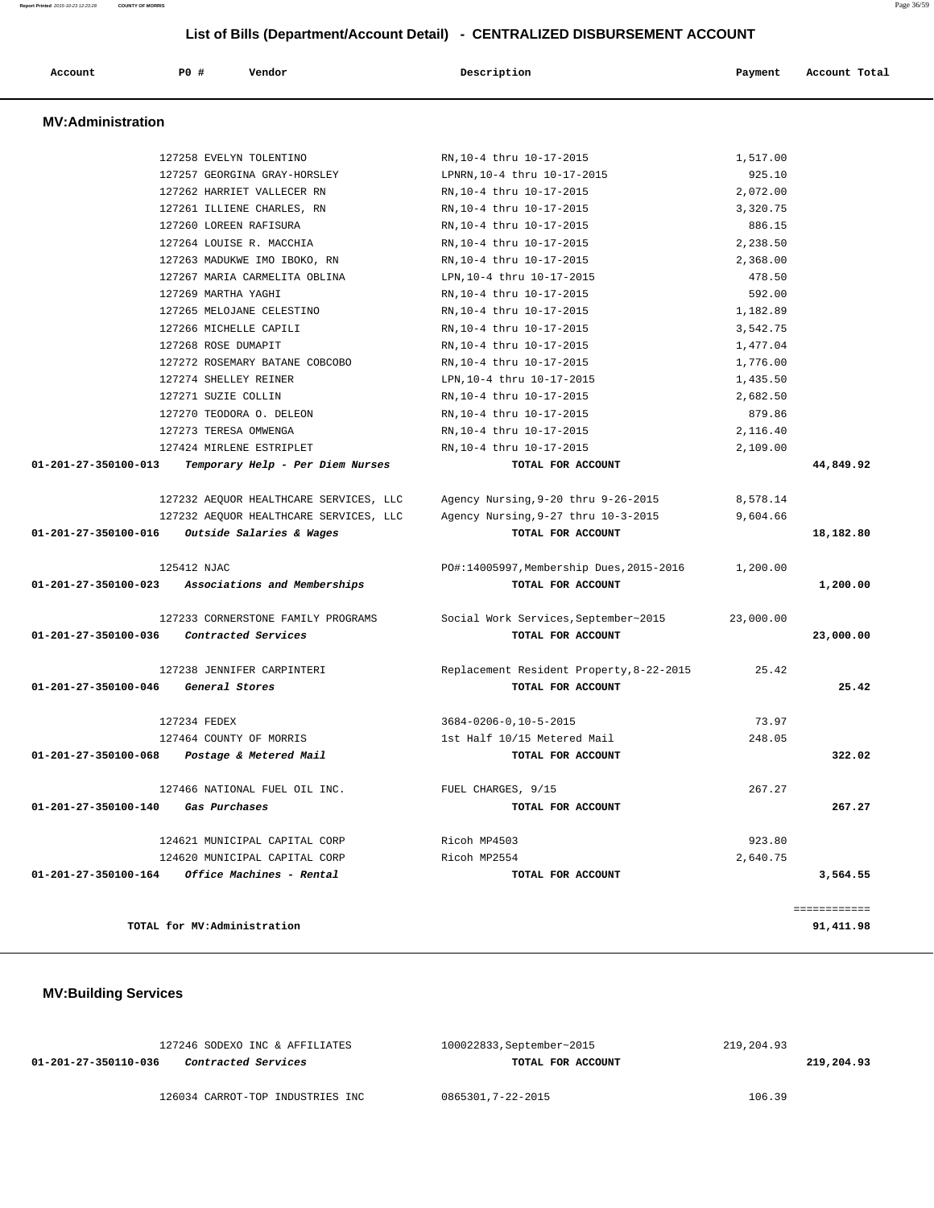## List of Bills (Department/Account Detail) - CENTRALIZED DISBURSEMENT ACCOUNT

| Account | PO # | Vendor | Description | Payment | Account Total |
|---|---|---|---|---|---|

### MV:Administration

| Account | PO # | Vendor | Description | Payment | Account Total |
|---|---|---|---|---|---|
| | 127258 | EVELYN TOLENTINO | RN,10-4 thru 10-17-2015 | 1,517.00 | |
| | 127257 | GEORGINA GRAY-HORSLEY | LPNRN,10-4 thru 10-17-2015 | 925.10 | |
| | 127262 | HARRIET VALLECER RN | RN,10-4 thru 10-17-2015 | 2,072.00 | |
| | 127261 | ILLIENE CHARLES, RN | RN,10-4 thru 10-17-2015 | 3,320.75 | |
| | 127260 | LOREEN RAFISURA | RN,10-4 thru 10-17-2015 | 886.15 | |
| | 127264 | LOUISE R. MACCHIA | RN,10-4 thru 10-17-2015 | 2,238.50 | |
| | 127263 | MADUKWE IMO IBOKO, RN | RN,10-4 thru 10-17-2015 | 2,368.00 | |
| | 127267 | MARIA CARMELITA OBLINA | LPN,10-4 thru 10-17-2015 | 478.50 | |
| | 127269 | MARTHA YAGHI | RN,10-4 thru 10-17-2015 | 592.00 | |
| | 127265 | MELOJANE CELESTINO | RN,10-4 thru 10-17-2015 | 1,182.89 | |
| | 127266 | MICHELLE CAPILI | RN,10-4 thru 10-17-2015 | 3,542.75 | |
| | 127268 | ROSE DUMAPIT | RN,10-4 thru 10-17-2015 | 1,477.04 | |
| | 127272 | ROSEMARY BATANE COBCOBO | RN,10-4 thru 10-17-2015 | 1,776.00 | |
| | 127274 | SHELLEY REINER | LPN,10-4 thru 10-17-2015 | 1,435.50 | |
| | 127271 | SUZIE COLLIN | RN,10-4 thru 10-17-2015 | 2,682.50 | |
| | 127270 | TEODORA O. DELEON | RN,10-4 thru 10-17-2015 | 879.86 | |
| | 127273 | TERESA OMWENGA | RN,10-4 thru 10-17-2015 | 2,116.40 | |
| | 127424 | MIRLENE ESTRIPLET | RN,10-4 thru 10-17-2015 | 2,109.00 | |
| **01-201-27-350100-013** | | ***Temporary Help - Per Diem Nurses*** | **TOTAL FOR ACCOUNT** | | **44,849.92** |
| | 127232 | AEQUOR HEALTHCARE SERVICES, LLC | Agency Nursing,9-20 thru 9-26-2015 | 8,578.14 | |
| | 127232 | AEQUOR HEALTHCARE SERVICES, LLC | Agency Nursing,9-27 thru 10-3-2015 | 9,604.66 | |
| **01-201-27-350100-016** | | ***Outside Salaries & Wages*** | **TOTAL FOR ACCOUNT** | | **18,182.80** |
| | 125412 | NJAC | PO#:14005997,Membership Dues,2015-2016 | 1,200.00 | |
| **01-201-27-350100-023** | | ***Associations and Memberships*** | **TOTAL FOR ACCOUNT** | | **1,200.00** |
| | 127233 | CORNERSTONE FAMILY PROGRAMS | Social Work Services,September~2015 | 23,000.00 | |
| **01-201-27-350100-036** | | ***Contracted Services*** | **TOTAL FOR ACCOUNT** | | **23,000.00** |
| | 127238 | JENNIFER CARPINTERI | Replacement Resident Property,8-22-2015 | 25.42 | |
| **01-201-27-350100-046** | | ***General Stores*** | **TOTAL FOR ACCOUNT** | | **25.42** |
| | 127234 | FEDEX | 3684-0206-0,10-5-2015 | 73.97 | |
| | 127464 | COUNTY OF MORRIS | 1st Half 10/15 Metered Mail | 248.05 | |
| **01-201-27-350100-068** | | ***Postage & Metered Mail*** | **TOTAL FOR ACCOUNT** | | **322.02** |
| | 127466 | NATIONAL FUEL OIL INC. | FUEL CHARGES, 9/15 | 267.27 | |
| **01-201-27-350100-140** | | ***Gas Purchases*** | **TOTAL FOR ACCOUNT** | | **267.27** |
| | 124621 | MUNICIPAL CAPITAL CORP | Ricoh MP4503 | 923.80 | |
| | 124620 | MUNICIPAL CAPITAL CORP | Ricoh MP2554 | 2,640.75 | |
| **01-201-27-350100-164** | | ***Office Machines - Rental*** | **TOTAL FOR ACCOUNT** | | **3,564.55** |
| | | | | | ============ |
| | | **TOTAL for MV:Administration** | | | **91,411.98** |

### MV:Building Services

| Account | PO # | Vendor | Description | Payment | Account Total |
|---|---|---|---|---|---|
| | 127246 | SODEXO INC & AFFILIATES | 100022833,September~2015 | 219,204.93 | |
| **01-201-27-350110-036** | | ***Contracted Services*** | **TOTAL FOR ACCOUNT** | | **219,204.93** |
| | 126034 | CARROT-TOP INDUSTRIES INC | 0865301,7-22-2015 | 106.39 | |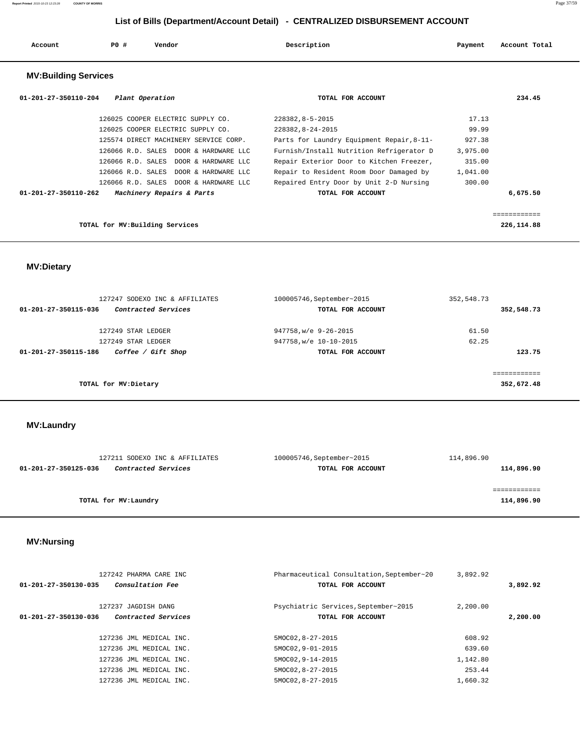## List of Bills (Department/Account Detail) - CENTRALIZED DISBURSEMENT ACCOUNT

| Account | PO # | Vendor | Description | Payment | Account Total |
|---|---|---|---|---|---|

### MV:Building Services

| Account | PO # | Vendor | Description | Payment | Account Total |
|---|---|---|---|---|---|
| 01-201-27-350110-204 | | *Plant Operation* | **TOTAL FOR ACCOUNT** | | **234.45** |
| | 126025 | COOPER ELECTRIC SUPPLY CO. | 228382,8-5-2015 | 17.13 | |
| | 126025 | COOPER ELECTRIC SUPPLY CO. | 228382,8-24-2015 | 99.99 | |
| | 125574 | DIRECT MACHINERY SERVICE CORP. | Parts for Laundry Equipment Repair,8-11- | 927.38 | |
| | 126066 | R.D. SALES DOOR & HARDWARE LLC | Furnish/Install Nutrition Refrigerator D | 3,975.00 | |
| | 126066 | R.D. SALES DOOR & HARDWARE LLC | Repair Exterior Door to Kitchen Freezer, | 315.00 | |
| | 126066 | R.D. SALES DOOR & HARDWARE LLC | Repair to Resident Room Door Damaged by | 1,041.00 | |
| | 126066 | R.D. SALES DOOR & HARDWARE LLC | Repaired Entry Door by Unit 2-D Nursing | 300.00 | |
| 01-201-27-350110-262 | | *Machinery Repairs & Parts* | **TOTAL FOR ACCOUNT** | | **6,675.50** |
| | | **TOTAL for MV:Building Services** | | | **226,114.88** |

### MV:Dietary

| Account | PO # | Vendor | Description | Payment | Account Total |
|---|---|---|---|---|---|
| | 127247 | SODEXO INC & AFFILIATES | 100005746,September~2015 | 352,548.73 | |
| 01-201-27-350115-036 | | *Contracted Services* | **TOTAL FOR ACCOUNT** | | **352,548.73** |
| | 127249 | STAR LEDGER | 947758,w/e 9-26-2015 | 61.50 | |
| | 127249 | STAR LEDGER | 947758,w/e 10-10-2015 | 62.25 | |
| 01-201-27-350115-186 | | *Coffee / Gift Shop* | **TOTAL FOR ACCOUNT** | | **123.75** |
| | | **TOTAL for MV:Dietary** | | | **352,672.48** |

### MV:Laundry

| Account | PO # | Vendor | Description | Payment | Account Total |
|---|---|---|---|---|---|
| | 127211 | SODEXO INC & AFFILIATES | 100005746,September~2015 | 114,896.90 | |
| 01-201-27-350125-036 | | *Contracted Services* | **TOTAL FOR ACCOUNT** | | **114,896.90** |
| | | **TOTAL for MV:Laundry** | | | **114,896.90** |

### MV:Nursing

| Account | PO # | Vendor | Description | Payment | Account Total |
|---|---|---|---|---|---|
| | 127242 | PHARMA CARE INC | Pharmaceutical Consultation,September~20 | 3,892.92 | |
| 01-201-27-350130-035 | | *Consultation Fee* | **TOTAL FOR ACCOUNT** | | **3,892.92** |
| | 127237 | JAGDISH DANG | Psychiatric Services,September~2015 | 2,200.00 | |
| 01-201-27-350130-036 | | *Contracted Services* | **TOTAL FOR ACCOUNT** | | **2,200.00** |
| | 127236 | JML MEDICAL INC. | 5MOC02,8-27-2015 | 608.92 | |
| | 127236 | JML MEDICAL INC. | 5MOC02,9-01-2015 | 639.60 | |
| | 127236 | JML MEDICAL INC. | 5MOC02,9-14-2015 | 1,142.80 | |
| | 127236 | JML MEDICAL INC. | 5MOC02,8-27-2015 | 253.44 | |
| | 127236 | JML MEDICAL INC. | 5MOC02,8-27-2015 | 1,660.32 | |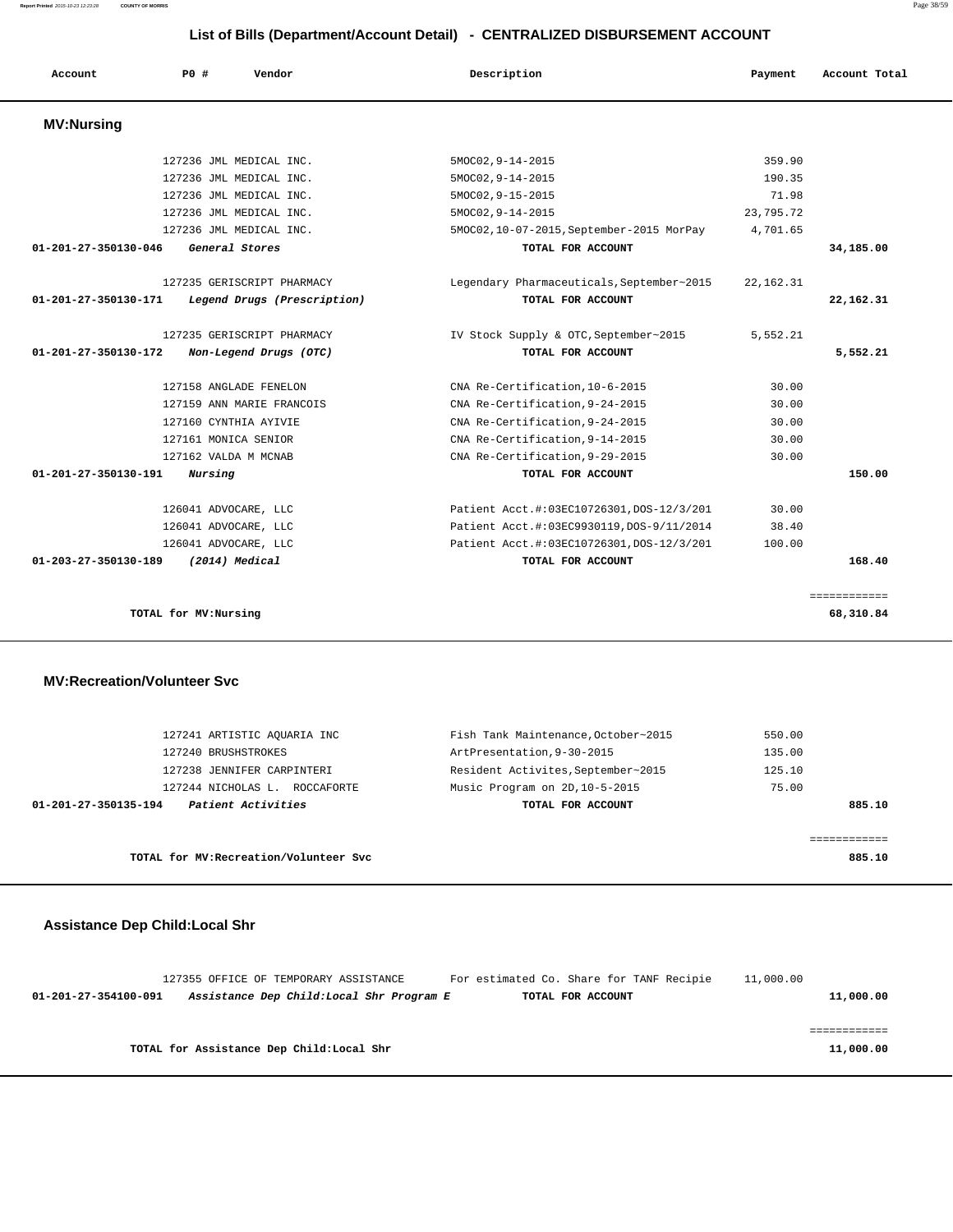## List of Bills (Department/Account Detail) - CENTRALIZED DISBURSEMENT ACCOUNT

| Account | PO # | Vendor | Description | Payment | Account Total |
|---|---|---|---|---|---|

### MV:Nursing

| Account | PO # | Vendor | Description | Payment | Account Total |
|---|---|---|---|---|---|
| | 127236 | JML MEDICAL INC. | 5MOC02,9-14-2015 | 359.90 | |
| | 127236 | JML MEDICAL INC. | 5MOC02,9-14-2015 | 190.35 | |
| | 127236 | JML MEDICAL INC. | 5MOC02,9-15-2015 | 71.98 | |
| | 127236 | JML MEDICAL INC. | 5MOC02,9-14-2015 | 23,795.72 | |
| | 127236 | JML MEDICAL INC. | 5MOC02,10-07-2015,September-2015 MorPay | 4,701.65 | |
| **01-201-27-350130-046** | | ***General Stores*** | **TOTAL FOR ACCOUNT** | | **34,185.00** |
| | 127235 | GERISCRIPT PHARMACY | Legendary Pharmaceuticals,September~2015 | 22,162.31 | |
| **01-201-27-350130-171** | | ***Legend Drugs (Prescription)*** | **TOTAL FOR ACCOUNT** | | **22,162.31** |
| | 127235 | GERISCRIPT PHARMACY | IV Stock Supply & OTC,September~2015 | 5,552.21 | |
| **01-201-27-350130-172** | | ***Non-Legend Drugs (OTC)*** | **TOTAL FOR ACCOUNT** | | **5,552.21** |
| | 127158 | ANGLADE FENELON | CNA Re-Certification,10-6-2015 | 30.00 | |
| | 127159 | ANN MARIE FRANCOIS | CNA Re-Certification,9-24-2015 | 30.00 | |
| | 127160 | CYNTHIA AYIVIE | CNA Re-Certification,9-24-2015 | 30.00 | |
| | 127161 | MONICA SENIOR | CNA Re-Certification,9-14-2015 | 30.00 | |
| | 127162 | VALDA M MCNAB | CNA Re-Certification,9-29-2015 | 30.00 | |
| **01-201-27-350130-191** | | ***Nursing*** | **TOTAL FOR ACCOUNT** | | **150.00** |
| | 126041 | ADVOCARE, LLC | Patient Acct.#:03EC10726301,DOS-12/3/201 | 30.00 | |
| | 126041 | ADVOCARE, LLC | Patient Acct.#:03EC9930119,DOS-9/11/2014 | 38.40 | |
| | 126041 | ADVOCARE, LLC | Patient Acct.#:03EC10726301,DOS-12/3/201 | 100.00 | |
| **01-203-27-350130-189** | | ***(2014) Medical*** | **TOTAL FOR ACCOUNT** | | **168.40** |

**TOTAL for MV:Nursing** — **68,310.84**

### MV:Recreation/Volunteer Svc

| Account | PO # | Vendor | Description | Payment | Account Total |
|---|---|---|---|---|---|
| | 127241 | ARTISTIC AQUARIA INC | Fish Tank Maintenance,October~2015 | 550.00 | |
| | 127240 | BRUSHSTROKES | ArtPresentation,9-30-2015 | 135.00 | |
| | 127238 | JENNIFER CARPINTERI | Resident Activites,September~2015 | 125.10 | |
| | 127244 | NICHOLAS L. ROCCAFORTE | Music Program on 2D,10-5-2015 | 75.00 | |
| **01-201-27-350135-194** | | ***Patient Activities*** | **TOTAL FOR ACCOUNT** | | **885.10** |

**TOTAL for MV:Recreation/Volunteer Svc** — **885.10**

### Assistance Dep Child:Local Shr

| Account | PO # | Vendor | Description | Payment | Account Total |
|---|---|---|---|---|---|
| | 127355 | OFFICE OF TEMPORARY ASSISTANCE | For estimated Co. Share for TANF Recipie | 11,000.00 | |
| **01-201-27-354100-091** | | ***Assistance Dep Child:Local Shr Program E*** | **TOTAL FOR ACCOUNT** | | **11,000.00** |

**TOTAL for Assistance Dep Child:Local Shr** — **11,000.00**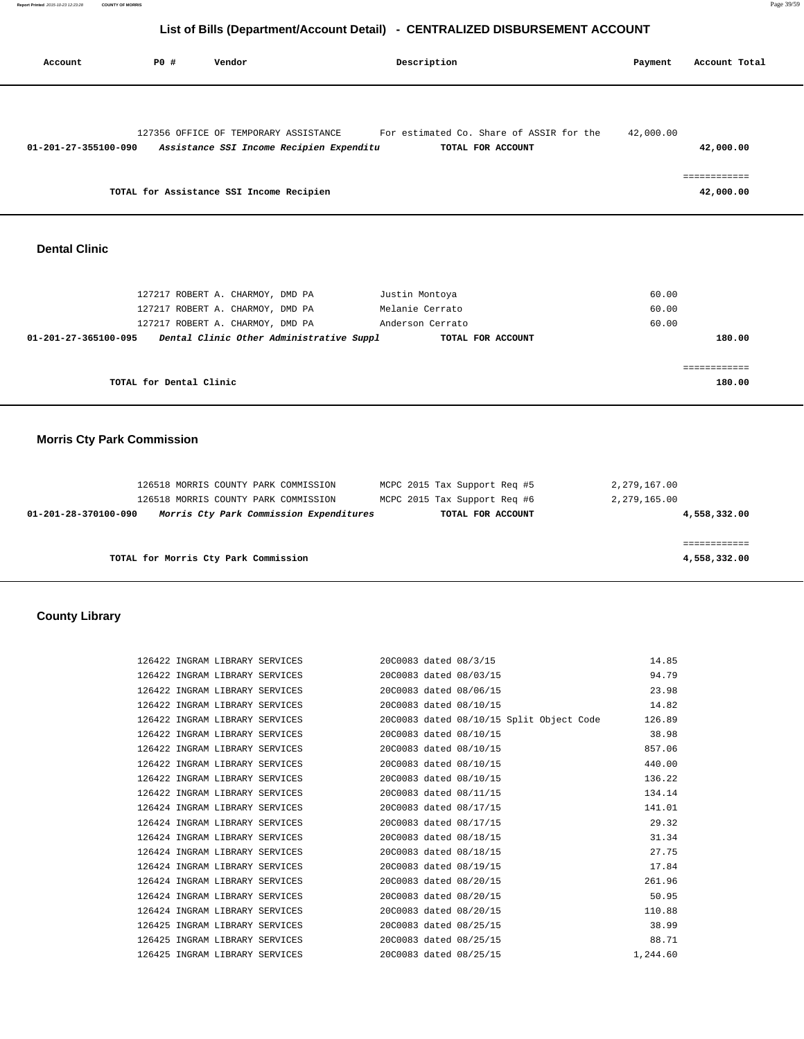# List of Bills (Department/Account Detail) - CENTRALIZED DISBURSEMENT ACCOUNT

| Account | PO # | Vendor | Description | Payment | Account Total |
|---|---|---|---|---|---|
| | 127356 | OFFICE OF TEMPORARY ASSISTANCE | For estimated Co. Share of ASSIR for the | 42,000.00 | |
| **01-201-27-355100-090** | | ***Assistance SSI Income Recipien Expenditu*** | **TOTAL FOR ACCOUNT** | | **42,000.00** |
| | | | | | ============ |
| | **TOTAL for Assistance SSI Income Recipien** | | | | **42,000.00** |

## Dental Clinic

| Account | PO # | Vendor | Description | Payment | Account Total |
|---|---|---|---|---|---|
| | 127217 | ROBERT A. CHARMOY, DMD PA | Justin Montoya | 60.00 | |
| | 127217 | ROBERT A. CHARMOY, DMD PA | Melanie Cerrato | 60.00 | |
| | 127217 | ROBERT A. CHARMOY, DMD PA | Anderson Cerrato | 60.00 | |
| **01-201-27-365100-095** | | ***Dental Clinic Other Administrative Suppl*** | **TOTAL FOR ACCOUNT** | | **180.00** |
| | | | | | ============ |
| | **TOTAL for Dental Clinic** | | | | **180.00** |

## Morris Cty Park Commission

| Account | PO # | Vendor | Description | Payment | Account Total |
|---|---|---|---|---|---|
| | 126518 | MORRIS COUNTY PARK COMMISSION | MCPC 2015 Tax Support Req #5 | 2,279,167.00 | |
| | 126518 | MORRIS COUNTY PARK COMMISSION | MCPC 2015 Tax Support Req #6 | 2,279,165.00 | |
| **01-201-28-370100-090** | | ***Morris Cty Park Commission Expenditures*** | **TOTAL FOR ACCOUNT** | | **4,558,332.00** |
| | | | | | ============ |
| | **TOTAL for Morris Cty Park Commission** | | | | **4,558,332.00** |

## County Library

| Account | PO # | Vendor | Description | Payment | Account Total |
|---|---|---|---|---|---|
| | 126422 | INGRAM LIBRARY SERVICES | 20C0083 dated 08/3/15 | 14.85 | |
| | 126422 | INGRAM LIBRARY SERVICES | 20C0083 dated 08/03/15 | 94.79 | |
| | 126422 | INGRAM LIBRARY SERVICES | 20C0083 dated 08/06/15 | 23.98 | |
| | 126422 | INGRAM LIBRARY SERVICES | 20C0083 dated 08/10/15 | 14.82 | |
| | 126422 | INGRAM LIBRARY SERVICES | 20C0083 dated 08/10/15 Split Object Code | 126.89 | |
| | 126422 | INGRAM LIBRARY SERVICES | 20C0083 dated 08/10/15 | 38.98 | |
| | 126422 | INGRAM LIBRARY SERVICES | 20C0083 dated 08/10/15 | 857.06 | |
| | 126422 | INGRAM LIBRARY SERVICES | 20C0083 dated 08/10/15 | 440.00 | |
| | 126422 | INGRAM LIBRARY SERVICES | 20C0083 dated 08/10/15 | 136.22 | |
| | 126422 | INGRAM LIBRARY SERVICES | 20C0083 dated 08/11/15 | 134.14 | |
| | 126424 | INGRAM LIBRARY SERVICES | 20C0083 dated 08/17/15 | 141.01 | |
| | 126424 | INGRAM LIBRARY SERVICES | 20C0083 dated 08/17/15 | 29.32 | |
| | 126424 | INGRAM LIBRARY SERVICES | 20C0083 dated 08/18/15 | 31.34 | |
| | 126424 | INGRAM LIBRARY SERVICES | 20C0083 dated 08/18/15 | 27.75 | |
| | 126424 | INGRAM LIBRARY SERVICES | 20C0083 dated 08/19/15 | 17.84 | |
| | 126424 | INGRAM LIBRARY SERVICES | 20C0083 dated 08/20/15 | 261.96 | |
| | 126424 | INGRAM LIBRARY SERVICES | 20C0083 dated 08/20/15 | 50.95 | |
| | 126424 | INGRAM LIBRARY SERVICES | 20C0083 dated 08/20/15 | 110.88 | |
| | 126425 | INGRAM LIBRARY SERVICES | 20C0083 dated 08/25/15 | 38.99 | |
| | 126425 | INGRAM LIBRARY SERVICES | 20C0083 dated 08/25/15 | 88.71 | |
| | 126425 | INGRAM LIBRARY SERVICES | 20C0083 dated 08/25/15 | 1,244.60 | |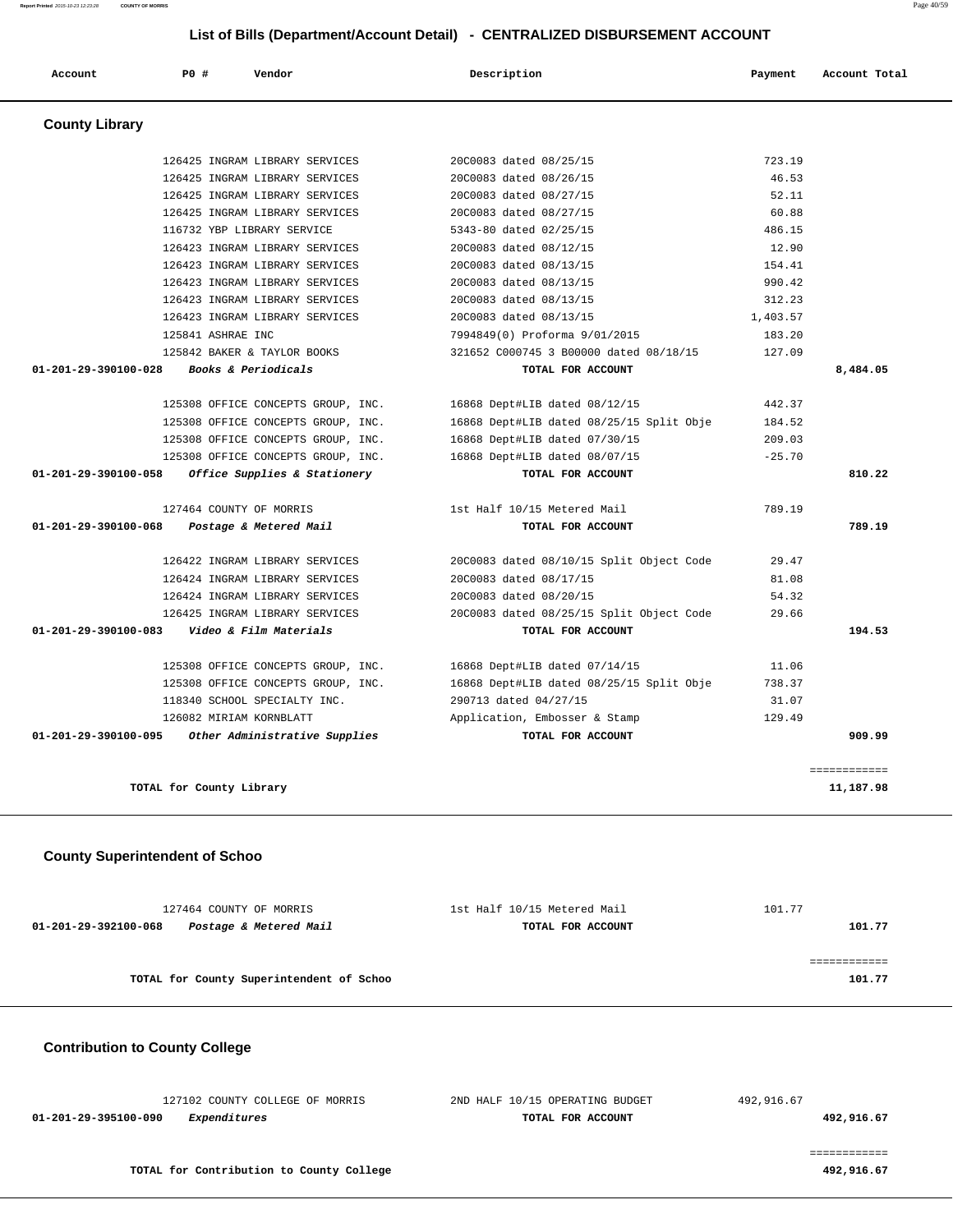## List of Bills (Department/Account Detail) - CENTRALIZED DISBURSEMENT ACCOUNT

| Account | PO # | Vendor | Description | Payment | Account Total |
|---|---|---|---|---|---|

### County Library

| Account | PO # | Vendor | Description | Payment | Account Total |
|---|---|---|---|---|---|
| | 126425 | INGRAM LIBRARY SERVICES | 20C0083 dated 08/25/15 | 723.19 | |
| | 126425 | INGRAM LIBRARY SERVICES | 20C0083 dated 08/26/15 | 46.53 | |
| | 126425 | INGRAM LIBRARY SERVICES | 20C0083 dated 08/27/15 | 52.11 | |
| | 126425 | INGRAM LIBRARY SERVICES | 20C0083 dated 08/27/15 | 60.88 | |
| | 116732 | YBP LIBRARY SERVICE | 5343-80 dated 02/25/15 | 486.15 | |
| | 126423 | INGRAM LIBRARY SERVICES | 20C0083 dated 08/12/15 | 12.90 | |
| | 126423 | INGRAM LIBRARY SERVICES | 20C0083 dated 08/13/15 | 154.41 | |
| | 126423 | INGRAM LIBRARY SERVICES | 20C0083 dated 08/13/15 | 990.42 | |
| | 126423 | INGRAM LIBRARY SERVICES | 20C0083 dated 08/13/15 | 312.23 | |
| | 126423 | INGRAM LIBRARY SERVICES | 20C0083 dated 08/13/15 | 1,403.57 | |
| | 125841 | ASHRAE INC | 7994849(0) Proforma 9/01/2015 | 183.20 | |
| | 125842 | BAKER & TAYLOR BOOKS | 321652 C000745 3 B00000 dated 08/18/15 | 127.09 | |
| **01-201-29-390100-028** | | ***Books & Periodicals*** | **TOTAL FOR ACCOUNT** | | **8,484.05** |
| | 125308 | OFFICE CONCEPTS GROUP, INC. | 16868 Dept#LIB dated 08/12/15 | 442.37 | |
| | 125308 | OFFICE CONCEPTS GROUP, INC. | 16868 Dept#LIB dated 08/25/15 Split Obje | 184.52 | |
| | 125308 | OFFICE CONCEPTS GROUP, INC. | 16868 Dept#LIB dated 07/30/15 | 209.03 | |
| | 125308 | OFFICE CONCEPTS GROUP, INC. | 16868 Dept#LIB dated 08/07/15 | -25.70 | |
| **01-201-29-390100-058** | | ***Office Supplies & Stationery*** | **TOTAL FOR ACCOUNT** | | **810.22** |
| | 127464 | COUNTY OF MORRIS | 1st Half 10/15 Metered Mail | 789.19 | |
| **01-201-29-390100-068** | | ***Postage & Metered Mail*** | **TOTAL FOR ACCOUNT** | | **789.19** |
| | 126422 | INGRAM LIBRARY SERVICES | 20C0083 dated 08/10/15 Split Object Code | 29.47 | |
| | 126424 | INGRAM LIBRARY SERVICES | 20C0083 dated 08/17/15 | 81.08 | |
| | 126424 | INGRAM LIBRARY SERVICES | 20C0083 dated 08/20/15 | 54.32 | |
| | 126425 | INGRAM LIBRARY SERVICES | 20C0083 dated 08/25/15 Split Object Code | 29.66 | |
| **01-201-29-390100-083** | | ***Video & Film Materials*** | **TOTAL FOR ACCOUNT** | | **194.53** |
| | 125308 | OFFICE CONCEPTS GROUP, INC. | 16868 Dept#LIB dated 07/14/15 | 11.06 | |
| | 125308 | OFFICE CONCEPTS GROUP, INC. | 16868 Dept#LIB dated 08/25/15 Split Obje | 738.37 | |
| | 118340 | SCHOOL SPECIALTY INC. | 290713 dated 04/27/15 | 31.07 | |
| | 126082 | MIRIAM KORNBLATT | Application, Embosser & Stamp | 129.49 | |
| **01-201-29-390100-095** | | ***Other Administrative Supplies*** | **TOTAL FOR ACCOUNT** | | **909.99** |
| | | **TOTAL for County Library** | | | **11,187.98** |

### County Superintendent of Schoo

| Account | PO # | Vendor | Description | Payment | Account Total |
|---|---|---|---|---|---|
| | 127464 | COUNTY OF MORRIS | 1st Half 10/15 Metered Mail | 101.77 | |
| **01-201-29-392100-068** | | ***Postage & Metered Mail*** | **TOTAL FOR ACCOUNT** | | **101.77** |
| | | **TOTAL for County Superintendent of Schoo** | | | **101.77** |

### Contribution to County College

| Account | PO # | Vendor | Description | Payment | Account Total |
|---|---|---|---|---|---|
| | 127102 | COUNTY COLLEGE OF MORRIS | 2ND HALF 10/15 OPERATING BUDGET | 492,916.67 | |
| **01-201-29-395100-090** | | ***Expenditures*** | **TOTAL FOR ACCOUNT** | | **492,916.67** |
| | | **TOTAL for Contribution to County College** | | | **492,916.67** |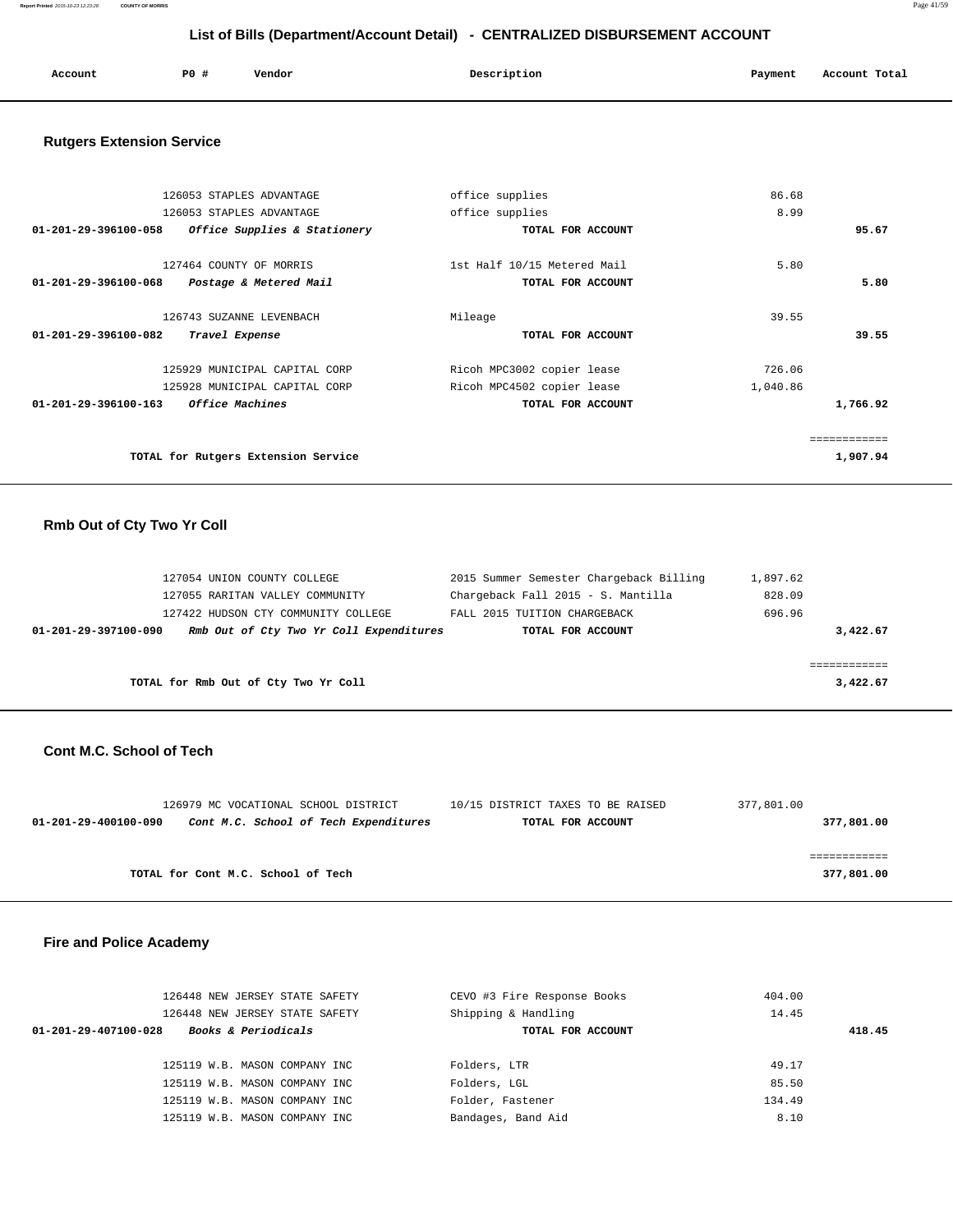# List of Bills (Department/Account Detail) - CENTRALIZED DISBURSEMENT ACCOUNT

| Account | PO # | Vendor | Description | Payment | Account Total |
|---|---|---|---|---|---|

## Rutgers Extension Service

| Account | PO # | Vendor | Description | Payment | Account Total |
|---|---|---|---|---|---|
| | 126053 | STAPLES ADVANTAGE | office supplies | 86.68 | |
| | 126053 | STAPLES ADVANTAGE | office supplies | 8.99 | |
| **01-201-29-396100-058** | | ***Office Supplies & Stationery*** | **TOTAL FOR ACCOUNT** | | **95.67** |
| | 127464 | COUNTY OF MORRIS | 1st Half 10/15 Metered Mail | 5.80 | |
| **01-201-29-396100-068** | | ***Postage & Metered Mail*** | **TOTAL FOR ACCOUNT** | | **5.80** |
| | 126743 | SUZANNE LEVENBACH | Mileage | 39.55 | |
| **01-201-29-396100-082** | | ***Travel Expense*** | **TOTAL FOR ACCOUNT** | | **39.55** |
| | 125929 | MUNICIPAL CAPITAL CORP | Ricoh MPC3002 copier lease | 726.06 | |
| | 125928 | MUNICIPAL CAPITAL CORP | Ricoh MPC4502 copier lease | 1,040.86 | |
| **01-201-29-396100-163** | | ***Office Machines*** | **TOTAL FOR ACCOUNT** | | **1,766.92** |
| | | | | | ============ |
| | | **TOTAL for Rutgers Extension Service** | | | **1,907.94** |

## Rmb Out of Cty Two Yr Coll

| Account | PO # | Vendor | Description | Payment | Account Total |
|---|---|---|---|---|---|
| | 127054 | UNION COUNTY COLLEGE | 2015 Summer Semester Chargeback Billing | 1,897.62 | |
| | 127055 | RARITAN VALLEY COMMUNITY | Chargeback Fall 2015 - S. Mantilla | 828.09 | |
| | 127422 | HUDSON CTY COMMUNITY COLLEGE | FALL 2015 TUITION CHARGEBACK | 696.96 | |
| **01-201-29-397100-090** | | ***Rmb Out of Cty Two Yr Coll Expenditures*** | **TOTAL FOR ACCOUNT** | | **3,422.67** |
| | | | | | ============ |
| | | **TOTAL for Rmb Out of Cty Two Yr Coll** | | | **3,422.67** |

## Cont M.C. School of Tech

| Account | PO # | Vendor | Description | Payment | Account Total |
|---|---|---|---|---|---|
| | 126979 | MC VOCATIONAL SCHOOL DISTRICT | 10/15 DISTRICT TAXES TO BE RAISED | 377,801.00 | |
| **01-201-29-400100-090** | | ***Cont M.C. School of Tech Expenditures*** | **TOTAL FOR ACCOUNT** | | **377,801.00** |
| | | | | | ============ |
| | | **TOTAL for Cont M.C. School of Tech** | | | **377,801.00** |

## Fire and Police Academy

| Account | PO # | Vendor | Description | Payment | Account Total |
|---|---|---|---|---|---|
| | 126448 | NEW JERSEY STATE SAFETY | CEVO #3 Fire Response Books | 404.00 | |
| | 126448 | NEW JERSEY STATE SAFETY | Shipping & Handling | 14.45 | |
| **01-201-29-407100-028** | | ***Books & Periodicals*** | **TOTAL FOR ACCOUNT** | | **418.45** |
| | 125119 | W.B. MASON COMPANY INC | Folders, LTR | 49.17 | |
| | 125119 | W.B. MASON COMPANY INC | Folders, LGL | 85.50 | |
| | 125119 | W.B. MASON COMPANY INC | Folder, Fastener | 134.49 | |
| | 125119 | W.B. MASON COMPANY INC | Bandages, Band Aid | 8.10 | |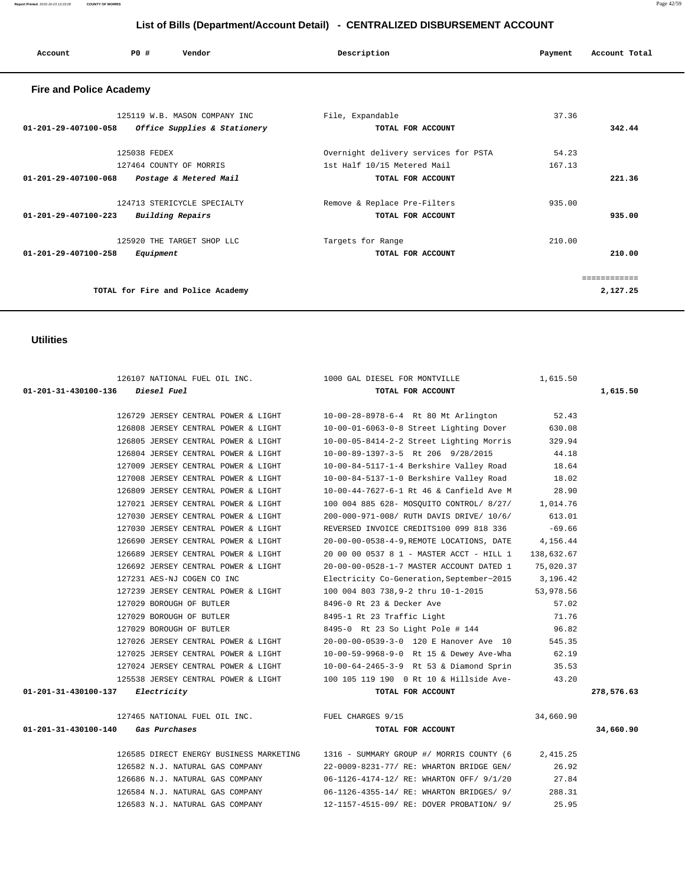## List of Bills (Department/Account Detail) - CENTRALIZED DISBURSEMENT ACCOUNT

| Account | PO # | Vendor | Description | Payment | Account Total |
|---|---|---|---|---|---|

### Fire and Police Academy

| Account | PO # | Vendor | Description | Payment | Account Total |
|---|---|---|---|---|---|
| | 125119 | W.B. MASON COMPANY INC | File, Expandable | 37.36 | |
| 01-201-29-407100-058 | | *Office Supplies & Stationery* | TOTAL FOR ACCOUNT | | 342.44 |
| | 125038 | FEDEX | Overnight delivery services for PSTA | 54.23 | |
| | 127464 | COUNTY OF MORRIS | 1st Half 10/15 Metered Mail | 167.13 | |
| 01-201-29-407100-068 | | *Postage & Metered Mail* | TOTAL FOR ACCOUNT | | 221.36 |
| | 124713 | STERICYCLE SPECIALTY | Remove & Replace Pre-Filters | 935.00 | |
| 01-201-29-407100-223 | | *Building Repairs* | TOTAL FOR ACCOUNT | | 935.00 |
| | 125920 | THE TARGET SHOP LLC | Targets for Range | 210.00 | |
| 01-201-29-407100-258 | | *Equipment* | TOTAL FOR ACCOUNT | | 210.00 |
| | | | | | ============ |
| | | TOTAL for Fire and Police Academy | | | 2,127.25 |

### Utilities

| Account | PO # | Vendor | Description | Payment | Account Total |
|---|---|---|---|---|---|
| | 126107 | NATIONAL FUEL OIL INC. | 1000 GAL DIESEL FOR MONTVILLE | 1,615.50 | |
| 01-201-31-430100-136 | | *Diesel Fuel* | TOTAL FOR ACCOUNT | | 1,615.50 |
| | 126729 | JERSEY CENTRAL POWER & LIGHT | 10-00-28-8978-6-4 Rt 80 Mt Arlington | 52.43 | |
| | 126808 | JERSEY CENTRAL POWER & LIGHT | 10-00-01-6063-0-8 Street Lighting Dover | 630.08 | |
| | 126805 | JERSEY CENTRAL POWER & LIGHT | 10-00-05-8414-2-2 Street Lighting Morris | 329.94 | |
| | 126804 | JERSEY CENTRAL POWER & LIGHT | 10-00-89-1397-3-5 Rt 206 9/28/2015 | 44.18 | |
| | 127009 | JERSEY CENTRAL POWER & LIGHT | 10-00-84-5117-1-4 Berkshire Valley Road | 18.64 | |
| | 127008 | JERSEY CENTRAL POWER & LIGHT | 10-00-84-5137-1-0 Berkshire Valley Road | 18.02 | |
| | 126809 | JERSEY CENTRAL POWER & LIGHT | 10-00-44-7627-6-1 Rt 46 & Canfield Ave M | 28.90 | |
| | 127021 | JERSEY CENTRAL POWER & LIGHT | 100 004 885 628- MOSQUITO CONTROL/ 8/27/ | 1,014.76 | |
| | 127030 | JERSEY CENTRAL POWER & LIGHT | 200-000-971-008/ RUTH DAVIS DRIVE/ 10/6/ | 613.01 | |
| | 127030 | JERSEY CENTRAL POWER & LIGHT | REVERSED INVOICE CREDITS100 099 818 336 | -69.66 | |
| | 126690 | JERSEY CENTRAL POWER & LIGHT | 20-00-00-0538-4-9,REMOTE LOCATIONS, DATE | 4,156.44 | |
| | 126689 | JERSEY CENTRAL POWER & LIGHT | 20 00 00 0537 8 1 - MASTER ACCT - HILL 1 | 138,632.67 | |
| | 126692 | JERSEY CENTRAL POWER & LIGHT | 20-00-00-0528-1-7 MASTER ACCOUNT DATED 1 | 75,020.37 | |
| | 127231 | AES-NJ COGEN CO INC | Electricity Co-Generation,September~2015 | 3,196.42 | |
| | 127239 | JERSEY CENTRAL POWER & LIGHT | 100 004 803 738,9-2 thru 10-1-2015 | 53,978.56 | |
| | 127029 | BOROUGH OF BUTLER | 8496-0 Rt 23 & Decker Ave | 57.02 | |
| | 127029 | BOROUGH OF BUTLER | 8495-1 Rt 23 Traffic Light | 71.76 | |
| | 127029 | BOROUGH OF BUTLER | 8495-0 Rt 23 So Light Pole # 144 | 96.82 | |
| | 127026 | JERSEY CENTRAL POWER & LIGHT | 20-00-00-0539-3-0 120 E Hanover Ave 10 | 545.35 | |
| | 127025 | JERSEY CENTRAL POWER & LIGHT | 10-00-59-9968-9-0 Rt 15 & Dewey Ave-Wha | 62.19 | |
| | 127024 | JERSEY CENTRAL POWER & LIGHT | 10-00-64-2465-3-9 Rt 53 & Diamond Sprin | 35.53 | |
| | 125538 | JERSEY CENTRAL POWER & LIGHT | 100 105 119 190 0 Rt 10 & Hillside Ave- | 43.20 | |
| 01-201-31-430100-137 | | *Electricity* | TOTAL FOR ACCOUNT | | 278,576.63 |
| | 127465 | NATIONAL FUEL OIL INC. | FUEL CHARGES 9/15 | 34,660.90 | |
| 01-201-31-430100-140 | | *Gas Purchases* | TOTAL FOR ACCOUNT | | 34,660.90 |
| | 126585 | DIRECT ENERGY BUSINESS MARKETING | 1316 - SUMMARY GROUP #/ MORRIS COUNTY (6 | 2,415.25 | |
| | 126582 | N.J. NATURAL GAS COMPANY | 22-0009-8231-77/ RE: WHARTON BRIDGE GEN/ | 26.92 | |
| | 126686 | N.J. NATURAL GAS COMPANY | 06-1126-4174-12/ RE: WHARTON OFF/ 9/1/20 | 27.84 | |
| | 126584 | N.J. NATURAL GAS COMPANY | 06-1126-4355-14/ RE: WHARTON BRIDGES/ 9/ | 288.31 | |
| | 126583 | N.J. NATURAL GAS COMPANY | 12-1157-4515-09/ RE: DOVER PROBATION/ 9/ | 25.95 | |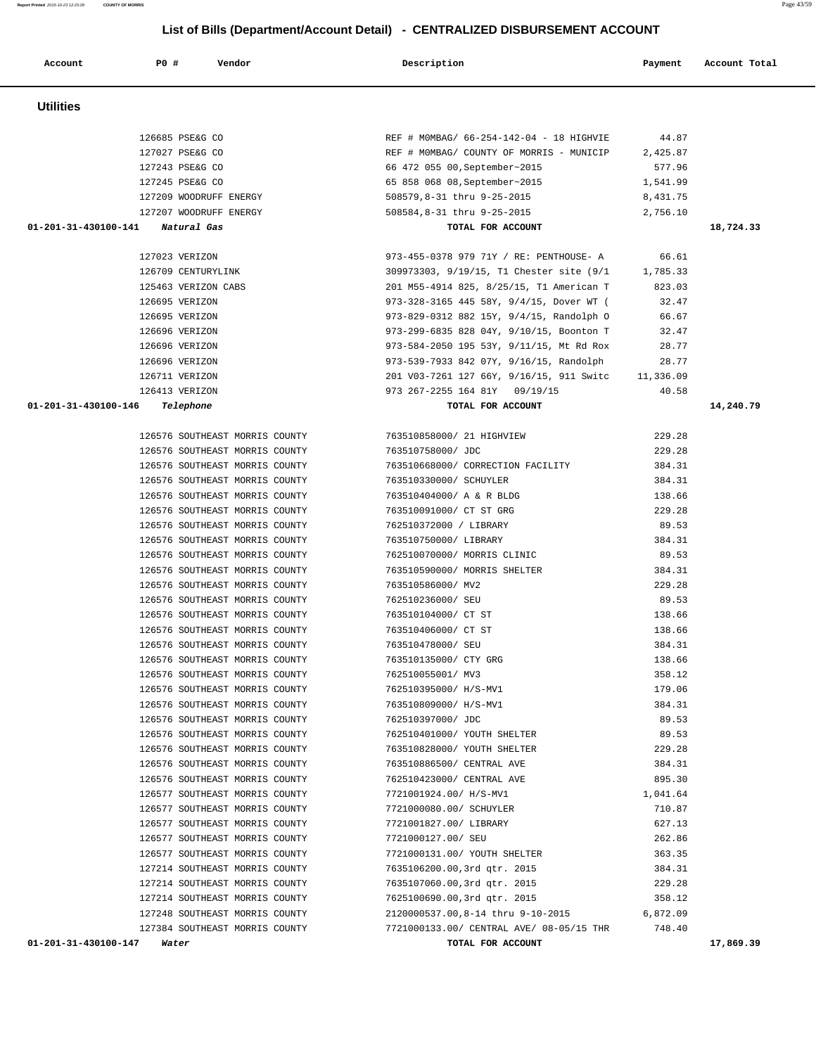# List of Bills (Department/Account Detail) - CENTRALIZED DISBURSEMENT ACCOUNT

| Account | PO # | Vendor | Description | Payment | Account Total |
|---|---|---|---|---|---|

## Utilities

| Account | PO # | Vendor | Description | Payment | Account Total |
|---|---|---|---|---|---|
| | 126685 | PSE&G CO | REF # MOMBAG/ 66-254-142-04 - 18 HIGHVIE | 44.87 | |
| | 127027 | PSE&G CO | REF # MOMBAG/ COUNTY OF MORRIS - MUNICIP | 2,425.87 | |
| | 127243 | PSE&G CO | 66 472 055 00,September~2015 | 577.96 | |
| | 127245 | PSE&G CO | 65 858 068 08,September~2015 | 1,541.99 | |
| | 127209 | WOODRUFF ENERGY | 508579,8-31 thru 9-25-2015 | 8,431.75 | |
| | 127207 | WOODRUFF ENERGY | 508584,8-31 thru 9-25-2015 | 2,756.10 | |
| 01-201-31-430100-141 | | *Natural Gas* | TOTAL FOR ACCOUNT | | 18,724.33 |
| | 127023 | VERIZON | 973-455-0378 979 71Y / RE: PENTHOUSE- A | 66.61 | |
| | 126709 | CENTURYLINK | 309973303, 9/19/15, T1 Chester site (9/1 | 1,785.33 | |
| | 125463 | VERIZON CABS | 201 M55-4914 825, 8/25/15, T1 American T | 823.03 | |
| | 126695 | VERIZON | 973-328-3165 445 58Y, 9/4/15, Dover WT ( | 32.47 | |
| | 126695 | VERIZON | 973-829-0312 882 15Y, 9/4/15, Randolph O | 66.67 | |
| | 126696 | VERIZON | 973-299-6835 828 04Y, 9/10/15, Boonton T | 32.47 | |
| | 126696 | VERIZON | 973-584-2050 195 53Y, 9/11/15, Mt Rd Rox | 28.77 | |
| | 126696 | VERIZON | 973-539-7933 842 07Y, 9/16/15, Randolph | 28.77 | |
| | 126711 | VERIZON | 201 V03-7261 127 66Y, 9/16/15, 911 Switc | 11,336.09 | |
| | 126413 | VERIZON | 973 267-2255 164 81Y 09/19/15 | 40.58 | |
| 01-201-31-430100-146 | | *Telephone* | TOTAL FOR ACCOUNT | | 14,240.79 |
| | 126576 | SOUTHEAST MORRIS COUNTY | 763510858000/ 21 HIGHVIEW | 229.28 | |
| | 126576 | SOUTHEAST MORRIS COUNTY | 763510758000/ JDC | 229.28 | |
| | 126576 | SOUTHEAST MORRIS COUNTY | 763510668000/ CORRECTION FACILITY | 384.31 | |
| | 126576 | SOUTHEAST MORRIS COUNTY | 763510330000/ SCHUYLER | 384.31 | |
| | 126576 | SOUTHEAST MORRIS COUNTY | 763510404000/ A & R BLDG | 138.66 | |
| | 126576 | SOUTHEAST MORRIS COUNTY | 763510091000/ CT ST GRG | 229.28 | |
| | 126576 | SOUTHEAST MORRIS COUNTY | 762510372000 / LIBRARY | 89.53 | |
| | 126576 | SOUTHEAST MORRIS COUNTY | 763510750000/ LIBRARY | 384.31 | |
| | 126576 | SOUTHEAST MORRIS COUNTY | 762510070000/ MORRIS CLINIC | 89.53 | |
| | 126576 | SOUTHEAST MORRIS COUNTY | 763510590000/ MORRIS SHELTER | 384.31 | |
| | 126576 | SOUTHEAST MORRIS COUNTY | 763510586000/ MV2 | 229.28 | |
| | 126576 | SOUTHEAST MORRIS COUNTY | 762510236000/ SEU | 89.53 | |
| | 126576 | SOUTHEAST MORRIS COUNTY | 763510104000/ CT ST | 138.66 | |
| | 126576 | SOUTHEAST MORRIS COUNTY | 763510406000/ CT ST | 138.66 | |
| | 126576 | SOUTHEAST MORRIS COUNTY | 763510478000/ SEU | 384.31 | |
| | 126576 | SOUTHEAST MORRIS COUNTY | 763510135000/ CTY GRG | 138.66 | |
| | 126576 | SOUTHEAST MORRIS COUNTY | 762510055001/ MV3 | 358.12 | |
| | 126576 | SOUTHEAST MORRIS COUNTY | 762510395000/ H/S-MV1 | 179.06 | |
| | 126576 | SOUTHEAST MORRIS COUNTY | 763510809000/ H/S-MV1 | 384.31 | |
| | 126576 | SOUTHEAST MORRIS COUNTY | 762510397000/ JDC | 89.53 | |
| | 126576 | SOUTHEAST MORRIS COUNTY | 762510401000/ YOUTH SHELTER | 89.53 | |
| | 126576 | SOUTHEAST MORRIS COUNTY | 763510828000/ YOUTH SHELTER | 229.28 | |
| | 126576 | SOUTHEAST MORRIS COUNTY | 763510886500/ CENTRAL AVE | 384.31 | |
| | 126576 | SOUTHEAST MORRIS COUNTY | 762510423000/ CENTRAL AVE | 895.30 | |
| | 126577 | SOUTHEAST MORRIS COUNTY | 7721001924.00/ H/S-MV1 | 1,041.64 | |
| | 126577 | SOUTHEAST MORRIS COUNTY | 7721000080.00/ SCHUYLER | 710.87 | |
| | 126577 | SOUTHEAST MORRIS COUNTY | 7721001827.00/ LIBRARY | 627.13 | |
| | 126577 | SOUTHEAST MORRIS COUNTY | 7721000127.00/ SEU | 262.86 | |
| | 126577 | SOUTHEAST MORRIS COUNTY | 7721000131.00/ YOUTH SHELTER | 363.35 | |
| | 127214 | SOUTHEAST MORRIS COUNTY | 7635106200.00,3rd qtr. 2015 | 384.31 | |
| | 127214 | SOUTHEAST MORRIS COUNTY | 7635107060.00,3rd qtr. 2015 | 229.28 | |
| | 127214 | SOUTHEAST MORRIS COUNTY | 7625100690.00,3rd qtr. 2015 | 358.12 | |
| | 127248 | SOUTHEAST MORRIS COUNTY | 2120000537.00,8-14 thru 9-10-2015 | 6,872.09 | |
| | 127384 | SOUTHEAST MORRIS COUNTY | 7721000133.00/ CENTRAL AVE/ 08-05/15 THR | 748.40 | |
| 01-201-31-430100-147 | | *Water* | TOTAL FOR ACCOUNT | | 17,869.39 |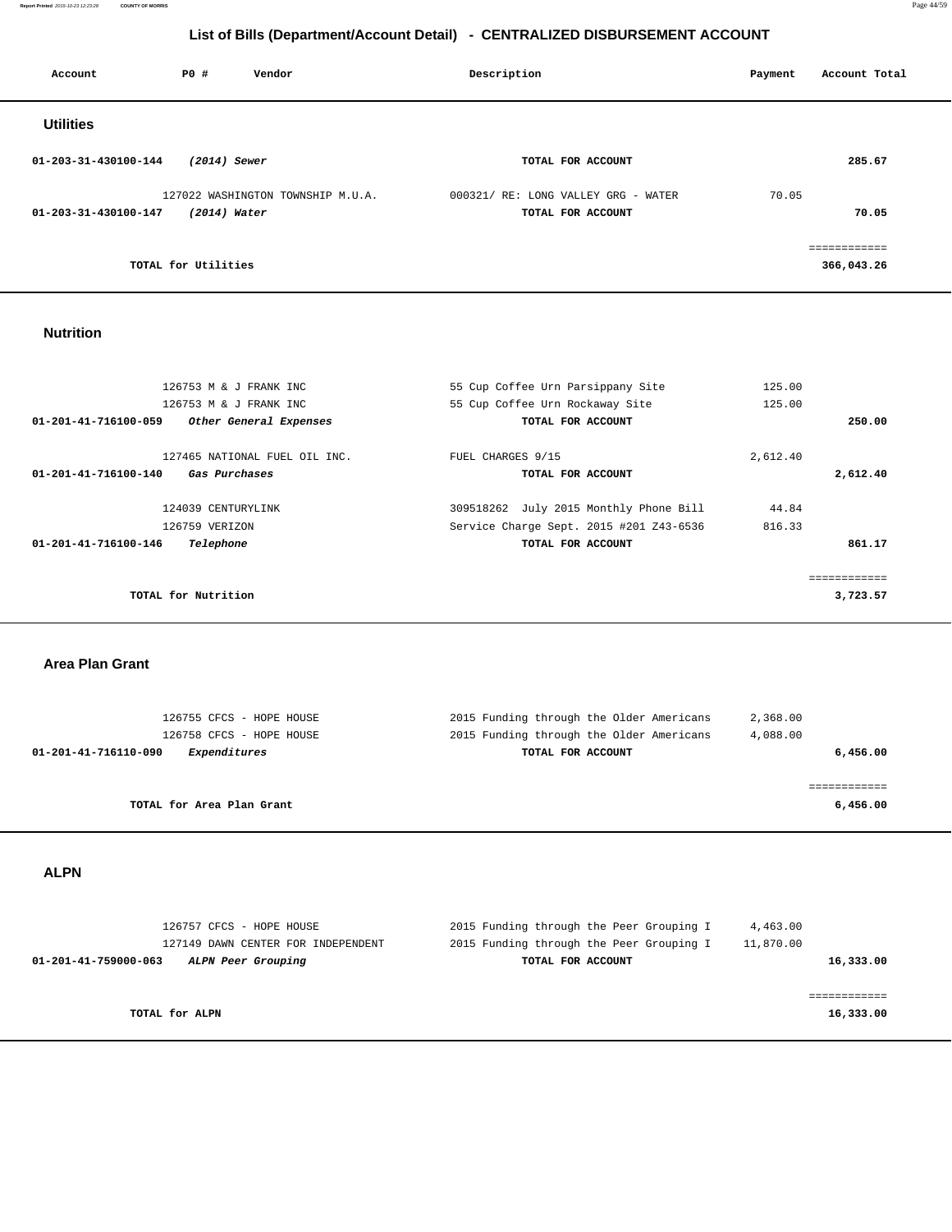# List of Bills (Department/Account Detail) - CENTRALIZED DISBURSEMENT ACCOUNT

| Account | PO # | Vendor | Description | Payment | Account Total |
|---|---|---|---|---|---|

## Utilities

| Account | PO # | Vendor | Description | Payment | Account Total |
|---|---|---|---|---|---|
| 01-203-31-430100-144 | | *(2014) Sewer* | **TOTAL FOR ACCOUNT** | | **285.67** |
| | 127022 | WASHINGTON TOWNSHIP M.U.A. | 000321/ RE: LONG VALLEY GRG - WATER | 70.05 | |
| 01-203-31-430100-147 | | *(2014) Water* | **TOTAL FOR ACCOUNT** | | **70.05** |
| | | | | | ============ |
| | | **TOTAL for Utilities** | | | **366,043.26** |

## Nutrition

| Account | PO # | Vendor | Description | Payment | Account Total |
|---|---|---|---|---|---|
| | 126753 | M & J FRANK INC | 55 Cup Coffee Urn Parsippany Site | 125.00 | |
| | 126753 | M & J FRANK INC | 55 Cup Coffee Urn Rockaway Site | 125.00 | |
| 01-201-41-716100-059 | | *Other General Expenses* | **TOTAL FOR ACCOUNT** | | **250.00** |
| | 127465 | NATIONAL FUEL OIL INC. | FUEL CHARGES 9/15 | 2,612.40 | |
| 01-201-41-716100-140 | | *Gas Purchases* | **TOTAL FOR ACCOUNT** | | **2,612.40** |
| | 124039 | CENTURYLINK | 309518262 July 2015 Monthly Phone Bill | 44.84 | |
| | 126759 | VERIZON | Service Charge Sept. 2015 #201 Z43-6536 | 816.33 | |
| 01-201-41-716100-146 | | *Telephone* | **TOTAL FOR ACCOUNT** | | **861.17** |
| | | | | | ============ |
| | | **TOTAL for Nutrition** | | | **3,723.57** |

## Area Plan Grant

| Account | PO # | Vendor | Description | Payment | Account Total |
|---|---|---|---|---|---|
| | 126755 | CFCS - HOPE HOUSE | 2015 Funding through the Older Americans | 2,368.00 | |
| | 126758 | CFCS - HOPE HOUSE | 2015 Funding through the Older Americans | 4,088.00 | |
| 01-201-41-716110-090 | | *Expenditures* | **TOTAL FOR ACCOUNT** | | **6,456.00** |
| | | | | | ============ |
| | | **TOTAL for Area Plan Grant** | | | **6,456.00** |

## ALPN

| Account | PO # | Vendor | Description | Payment | Account Total |
|---|---|---|---|---|---|
| | 126757 | CFCS - HOPE HOUSE | 2015 Funding through the Peer Grouping I | 4,463.00 | |
| | 127149 | DAWN CENTER FOR INDEPENDENT | 2015 Funding through the Peer Grouping I | 11,870.00 | |
| 01-201-41-759000-063 | | *ALPN Peer Grouping* | **TOTAL FOR ACCOUNT** | | **16,333.00** |
| | | | | | ============ |
| | | **TOTAL for ALPN** | | | **16,333.00** |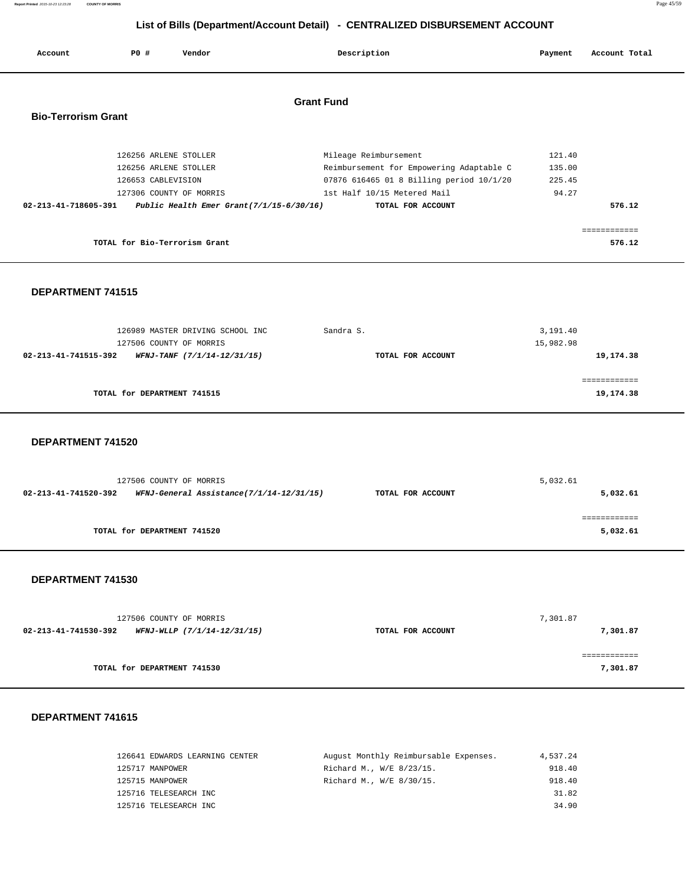## List of Bills (Department/Account Detail) - CENTRALIZED DISBURSEMENT ACCOUNT

| Account | PO # | Vendor | Description | Payment | Account Total |
|---|---|---|---|---|---|

### Grant Fund

### Bio-Terrorism Grant

| Account | PO # | Vendor | Description | Payment | Account Total |
|---|---|---|---|---|---|
| | 126256 | ARLENE STOLLER | Mileage Reimbursement | 121.40 | |
| | 126256 | ARLENE STOLLER | Reimbursement for Empowering Adaptable C | 135.00 | |
| | 126653 | CABLEVISION | 07876 616465 01 8 Billing period 10/1/20 | 225.45 | |
| | 127306 | COUNTY OF MORRIS | 1st Half 10/15 Metered Mail | 94.27 | |
| **02-213-41-718605-391** | | ***Public Health Emer Grant(7/1/15-6/30/16)*** | **TOTAL FOR ACCOUNT** | | **576.12** |

**TOTAL for Bio-Terrorism Grant** **576.12**

### DEPARTMENT 741515

| Account | PO # | Vendor | Description | Payment | Account Total |
|---|---|---|---|---|---|
| | 126989 | MASTER DRIVING SCHOOL INC | Sandra S. | 3,191.40 | |
| | 127506 | COUNTY OF MORRIS | | 15,982.98 | |
| **02-213-41-741515-392** | | ***WFNJ-TANF (7/1/14-12/31/15)*** | **TOTAL FOR ACCOUNT** | | **19,174.38** |

**TOTAL for DEPARTMENT 741515** **19,174.38**

### DEPARTMENT 741520

| Account | PO # | Vendor | Description | Payment | Account Total |
|---|---|---|---|---|---|
| | 127506 | COUNTY OF MORRIS | | 5,032.61 | |
| **02-213-41-741520-392** | | ***WFNJ-General Assistance(7/1/14-12/31/15)*** | **TOTAL FOR ACCOUNT** | | **5,032.61** |

**TOTAL for DEPARTMENT 741520** **5,032.61**

### DEPARTMENT 741530

| Account | PO # | Vendor | Description | Payment | Account Total |
|---|---|---|---|---|---|
| | 127506 | COUNTY OF MORRIS | | 7,301.87 | |
| **02-213-41-741530-392** | | ***WFNJ-WLLP (7/1/14-12/31/15)*** | **TOTAL FOR ACCOUNT** | | **7,301.87** |

**TOTAL for DEPARTMENT 741530** **7,301.87**

### DEPARTMENT 741615

| Account | PO # | Vendor | Description | Payment | Account Total |
|---|---|---|---|---|---|
| | 126641 | EDWARDS LEARNING CENTER | August Monthly Reimbursable Expenses. | 4,537.24 | |
| | 125717 | MANPOWER | Richard M., W/E 8/23/15. | 918.40 | |
| | 125715 | MANPOWER | Richard M., W/E 8/30/15. | 918.40 | |
| | 125716 | TELESEARCH INC | | 31.82 | |
| | 125716 | TELESEARCH INC | | 34.90 | |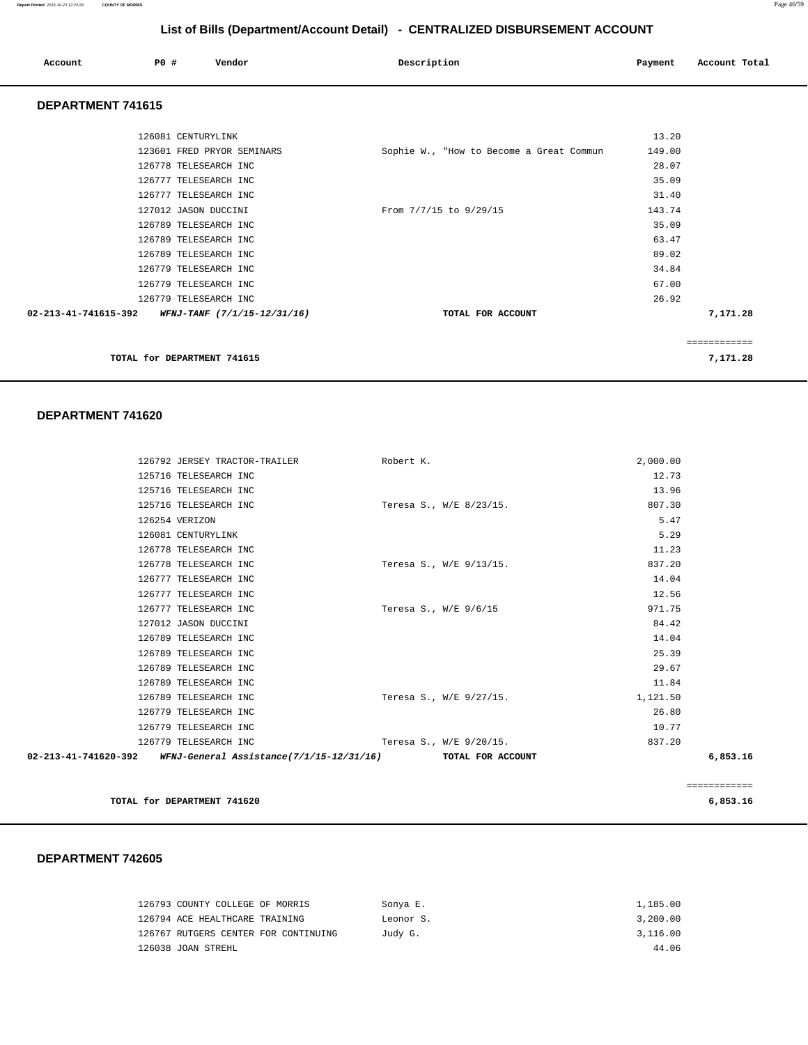## List of Bills (Department/Account Detail) - CENTRALIZED DISBURSEMENT ACCOUNT

| Account | PO # | Vendor | Description | Payment | Account Total |
|---|---|---|---|---|---|

### DEPARTMENT 741615

| Account | PO # | Vendor | Description | Payment | Account Total |
|---|---|---|---|---|---|
| | 126081 | CENTURYLINK | | 13.20 | |
| | 123601 | FRED PRYOR SEMINARS | Sophie W., "How to Become a Great Commun | 149.00 | |
| | 126778 | TELESEARCH INC | | 28.07 | |
| | 126777 | TELESEARCH INC | | 35.09 | |
| | 126777 | TELESEARCH INC | | 31.40 | |
| | 127012 | JASON DUCCINI | From 7/7/15 to 9/29/15 | 143.74 | |
| | 126789 | TELESEARCH INC | | 35.09 | |
| | 126789 | TELESEARCH INC | | 63.47 | |
| | 126789 | TELESEARCH INC | | 89.02 | |
| | 126779 | TELESEARCH INC | | 34.84 | |
| | 126779 | TELESEARCH INC | | 67.00 | |
| | 126779 | TELESEARCH INC | | 26.92 | |
| 02-213-41-741615-392 | | *WFNJ-TANF (7/1/15-12/31/16)* | TOTAL FOR ACCOUNT | | 7,171.28 |

TOTAL for DEPARTMENT 741615 — 7,171.28

### DEPARTMENT 741620

| Account | PO # | Vendor | Description | Payment | Account Total |
|---|---|---|---|---|---|
| | 126792 | JERSEY TRACTOR-TRAILER | Robert K. | 2,000.00 | |
| | 125716 | TELESEARCH INC | | 12.73 | |
| | 125716 | TELESEARCH INC | | 13.96 | |
| | 125716 | TELESEARCH INC | Teresa S., W/E 8/23/15. | 807.30 | |
| | 126254 | VERIZON | | 5.47 | |
| | 126081 | CENTURYLINK | | 5.29 | |
| | 126778 | TELESEARCH INC | | 11.23 | |
| | 126778 | TELESEARCH INC | Teresa S., W/E 9/13/15. | 837.20 | |
| | 126777 | TELESEARCH INC | | 14.04 | |
| | 126777 | TELESEARCH INC | | 12.56 | |
| | 126777 | TELESEARCH INC | Teresa S., W/E 9/6/15 | 971.75 | |
| | 127012 | JASON DUCCINI | | 84.42 | |
| | 126789 | TELESEARCH INC | | 14.04 | |
| | 126789 | TELESEARCH INC | | 25.39 | |
| | 126789 | TELESEARCH INC | | 29.67 | |
| | 126789 | TELESEARCH INC | | 11.84 | |
| | 126789 | TELESEARCH INC | Teresa S., W/E 9/27/15. | 1,121.50 | |
| | 126779 | TELESEARCH INC | | 26.80 | |
| | 126779 | TELESEARCH INC | | 10.77 | |
| | 126779 | TELESEARCH INC | Teresa S., W/E 9/20/15. | 837.20 | |
| 02-213-41-741620-392 | | *WFNJ-General Assistance(7/1/15-12/31/16)* | TOTAL FOR ACCOUNT | | 6,853.16 |

TOTAL for DEPARTMENT 741620 — 6,853.16

### DEPARTMENT 742605

| Account | PO # | Vendor | Description | Payment | Account Total |
|---|---|---|---|---|---|
| | 126793 | COUNTY COLLEGE OF MORRIS | Sonya E. | 1,185.00 | |
| | 126794 | ACE HEALTHCARE TRAINING | Leonor S. | 3,200.00 | |
| | 126767 | RUTGERS CENTER FOR CONTINUING | Judy G. | 3,116.00 | |
| | 126038 | JOAN STREHL | | 44.06 | |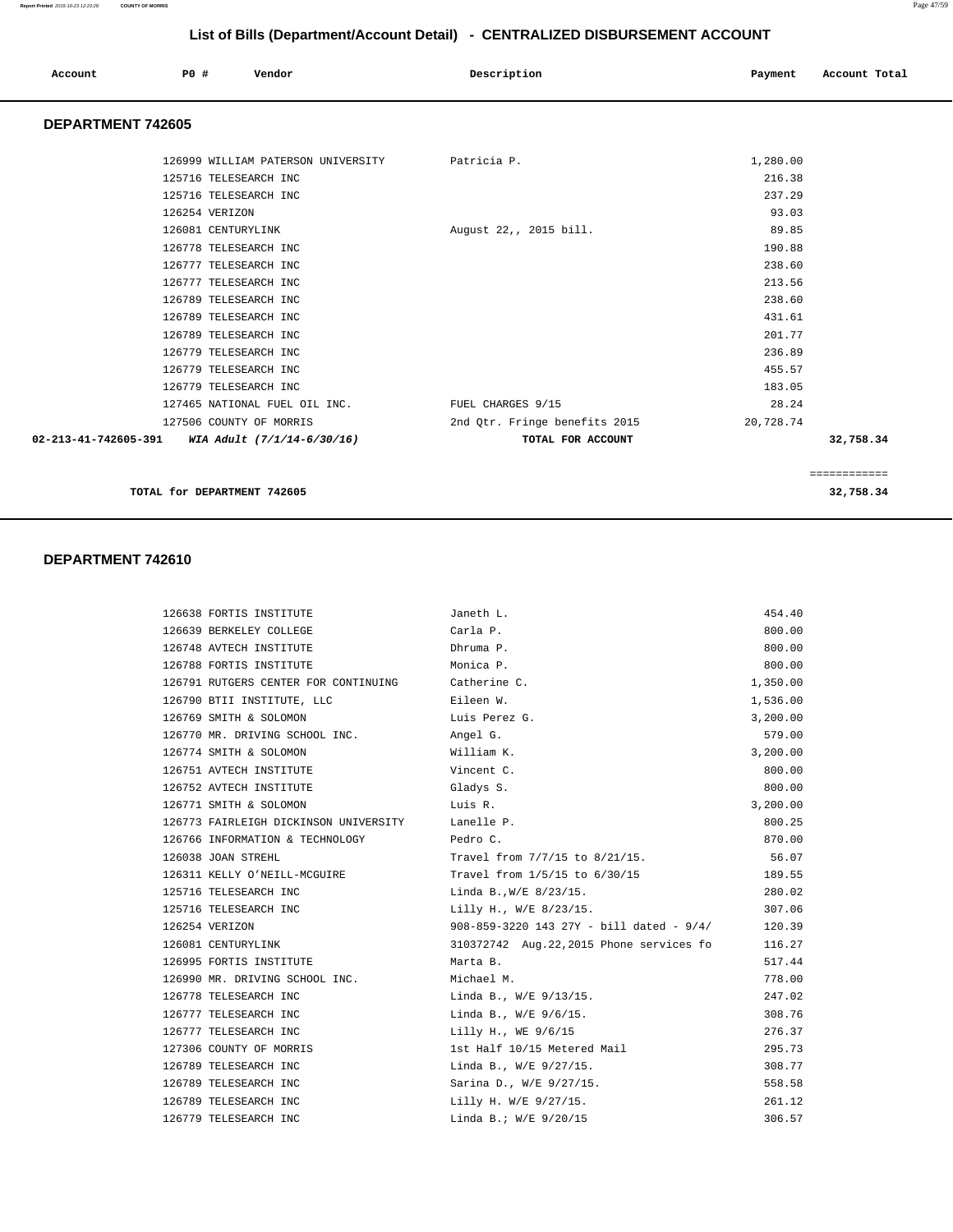## List of Bills (Department/Account Detail) - CENTRALIZED DISBURSEMENT ACCOUNT

| Account | PO # | Vendor | Description | Payment | Account Total |
|---|---|---|---|---|---|

### DEPARTMENT 742605

| Account | PO # | Vendor | Description | Payment | Account Total |
|---|---|---|---|---|---|
| | 126999 | WILLIAM PATERSON UNIVERSITY | Patricia P. | 1,280.00 | |
| | 125716 | TELESEARCH INC | | 216.38 | |
| | 125716 | TELESEARCH INC | | 237.29 | |
| | 126254 | VERIZON | | 93.03 | |
| | 126081 | CENTURYLINK | August 22,, 2015 bill. | 89.85 | |
| | 126778 | TELESEARCH INC | | 190.88 | |
| | 126777 | TELESEARCH INC | | 238.60 | |
| | 126777 | TELESEARCH INC | | 213.56 | |
| | 126789 | TELESEARCH INC | | 238.60 | |
| | 126789 | TELESEARCH INC | | 431.61 | |
| | 126789 | TELESEARCH INC | | 201.77 | |
| | 126779 | TELESEARCH INC | | 236.89 | |
| | 126779 | TELESEARCH INC | | 455.57 | |
| | 126779 | TELESEARCH INC | | 183.05 | |
| | 127465 | NATIONAL FUEL OIL INC. | FUEL CHARGES 9/15 | 28.24 | |
| | 127506 | COUNTY OF MORRIS | 2nd Qtr. Fringe benefits 2015 | 20,728.74 | |
| 02-213-41-742605-391 | | *WIA Adult (7/1/14-6/30/16)* | TOTAL FOR ACCOUNT | | 32,758.34 |

| | |
|---|---|
| TOTAL for DEPARTMENT 742605 | 32,758.34 |

### DEPARTMENT 742610

| Account | PO # | Vendor | Description | Payment | Account Total |
|---|---|---|---|---|---|
| | 126638 | FORTIS INSTITUTE | Janeth L. | 454.40 | |
| | 126639 | BERKELEY COLLEGE | Carla P. | 800.00 | |
| | 126748 | AVTECH INSTITUTE | Dhruma P. | 800.00 | |
| | 126788 | FORTIS INSTITUTE | Monica P. | 800.00 | |
| | 126791 | RUTGERS CENTER FOR CONTINUING | Catherine C. | 1,350.00 | |
| | 126790 | BTII INSTITUTE, LLC | Eileen W. | 1,536.00 | |
| | 126769 | SMITH & SOLOMON | Luis Perez G. | 3,200.00 | |
| | 126770 | MR. DRIVING SCHOOL INC. | Angel G. | 579.00 | |
| | 126774 | SMITH & SOLOMON | William K. | 3,200.00 | |
| | 126751 | AVTECH INSTITUTE | Vincent C. | 800.00 | |
| | 126752 | AVTECH INSTITUTE | Gladys S. | 800.00 | |
| | 126771 | SMITH & SOLOMON | Luis R. | 3,200.00 | |
| | 126773 | FAIRLEIGH DICKINSON UNIVERSITY | Lanelle P. | 800.25 | |
| | 126766 | INFORMATION & TECHNOLOGY | Pedro C. | 870.00 | |
| | 126038 | JOAN STREHL | Travel from 7/7/15 to 8/21/15. | 56.07 | |
| | 126311 | KELLY O'NEILL-MCGUIRE | Travel from 1/5/15 to 6/30/15 | 189.55 | |
| | 125716 | TELESEARCH INC | Linda B.,W/E 8/23/15. | 280.02 | |
| | 125716 | TELESEARCH INC | Lilly H., W/E 8/23/15. | 307.06 | |
| | 126254 | VERIZON | 908-859-3220 143 27Y - bill dated - 9/4/ | 120.39 | |
| | 126081 | CENTURYLINK | 310372742 Aug.22,2015 Phone services fo | 116.27 | |
| | 126995 | FORTIS INSTITUTE | Marta B. | 517.44 | |
| | 126990 | MR. DRIVING SCHOOL INC. | Michael M. | 778.00 | |
| | 126778 | TELESEARCH INC | Linda B., W/E 9/13/15. | 247.02 | |
| | 126777 | TELESEARCH INC | Linda B., W/E 9/6/15. | 308.76 | |
| | 126777 | TELESEARCH INC | Lilly H., WE 9/6/15 | 276.37 | |
| | 127306 | COUNTY OF MORRIS | 1st Half 10/15 Metered Mail | 295.73 | |
| | 126789 | TELESEARCH INC | Linda B., W/E 9/27/15. | 308.77 | |
| | 126789 | TELESEARCH INC | Sarina D., W/E 9/27/15. | 558.58 | |
| | 126789 | TELESEARCH INC | Lilly H. W/E 9/27/15. | 261.12 | |
| | 126779 | TELESEARCH INC | Linda B.; W/E 9/20/15 | 306.57 | |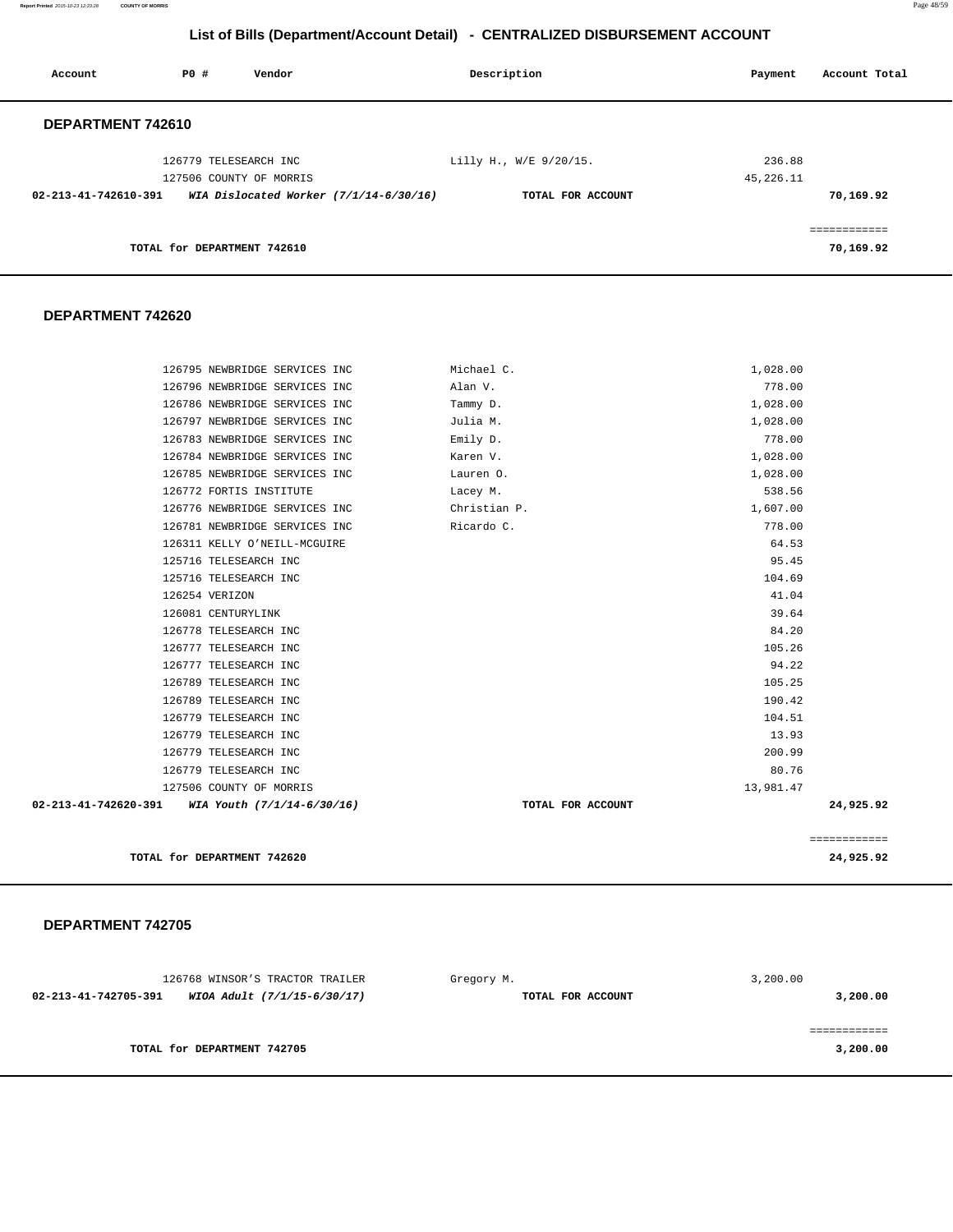## List of Bills (Department/Account Detail) - CENTRALIZED DISBURSEMENT ACCOUNT

| Account | PO # | Vendor | Description | Payment | Account Total |
|---|---|---|---|---|---|

### DEPARTMENT 742610

| Account | PO # | Vendor | Description | Payment | Account Total |
|---|---|---|---|---|---|
| | 126779 | TELESEARCH INC | Lilly H., W/E 9/20/15. | 236.88 | |
| | 127506 | COUNTY OF MORRIS | | 45,226.11 | |
| **02-213-41-742610-391** | | ***WIA Dislocated Worker (7/1/14-6/30/16)*** | **TOTAL FOR ACCOUNT** | | **70,169.92** |
| | | | | | ============ |
| | | **TOTAL for DEPARTMENT 742610** | | | **70,169.92** |

### DEPARTMENT 742620

| Account | PO # | Vendor | Description | Payment | Account Total |
|---|---|---|---|---|---|
| | 126795 | NEWBRIDGE SERVICES INC | Michael C. | 1,028.00 | |
| | 126796 | NEWBRIDGE SERVICES INC | Alan V. | 778.00 | |
| | 126786 | NEWBRIDGE SERVICES INC | Tammy D. | 1,028.00 | |
| | 126797 | NEWBRIDGE SERVICES INC | Julia M. | 1,028.00 | |
| | 126783 | NEWBRIDGE SERVICES INC | Emily D. | 778.00 | |
| | 126784 | NEWBRIDGE SERVICES INC | Karen V. | 1,028.00 | |
| | 126785 | NEWBRIDGE SERVICES INC | Lauren O. | 1,028.00 | |
| | 126772 | FORTIS INSTITUTE | Lacey M. | 538.56 | |
| | 126776 | NEWBRIDGE SERVICES INC | Christian P. | 1,607.00 | |
| | 126781 | NEWBRIDGE SERVICES INC | Ricardo C. | 778.00 | |
| | 126311 | KELLY O'NEILL-MCGUIRE | | 64.53 | |
| | 125716 | TELESEARCH INC | | 95.45 | |
| | 125716 | TELESEARCH INC | | 104.69 | |
| | 126254 | VERIZON | | 41.04 | |
| | 126081 | CENTURYLINK | | 39.64 | |
| | 126778 | TELESEARCH INC | | 84.20 | |
| | 126777 | TELESEARCH INC | | 105.26 | |
| | 126777 | TELESEARCH INC | | 94.22 | |
| | 126789 | TELESEARCH INC | | 105.25 | |
| | 126789 | TELESEARCH INC | | 190.42 | |
| | 126779 | TELESEARCH INC | | 104.51 | |
| | 126779 | TELESEARCH INC | | 13.93 | |
| | 126779 | TELESEARCH INC | | 200.99 | |
| | 126779 | TELESEARCH INC | | 80.76 | |
| | 127506 | COUNTY OF MORRIS | | 13,981.47 | |
| **02-213-41-742620-391** | | ***WIA Youth (7/1/14-6/30/16)*** | **TOTAL FOR ACCOUNT** | | **24,925.92** |
| | | | | | ============ |
| | | **TOTAL for DEPARTMENT 742620** | | | **24,925.92** |

### DEPARTMENT 742705

| Account | PO # | Vendor | Description | Payment | Account Total |
|---|---|---|---|---|---|
| | 126768 | WINSOR'S TRACTOR TRAILER | Gregory M. | 3,200.00 | |
| **02-213-41-742705-391** | | ***WIOA Adult (7/1/15-6/30/17)*** | **TOTAL FOR ACCOUNT** | | **3,200.00** |
| | | | | | ============ |
| | | **TOTAL for DEPARTMENT 742705** | | | **3,200.00** |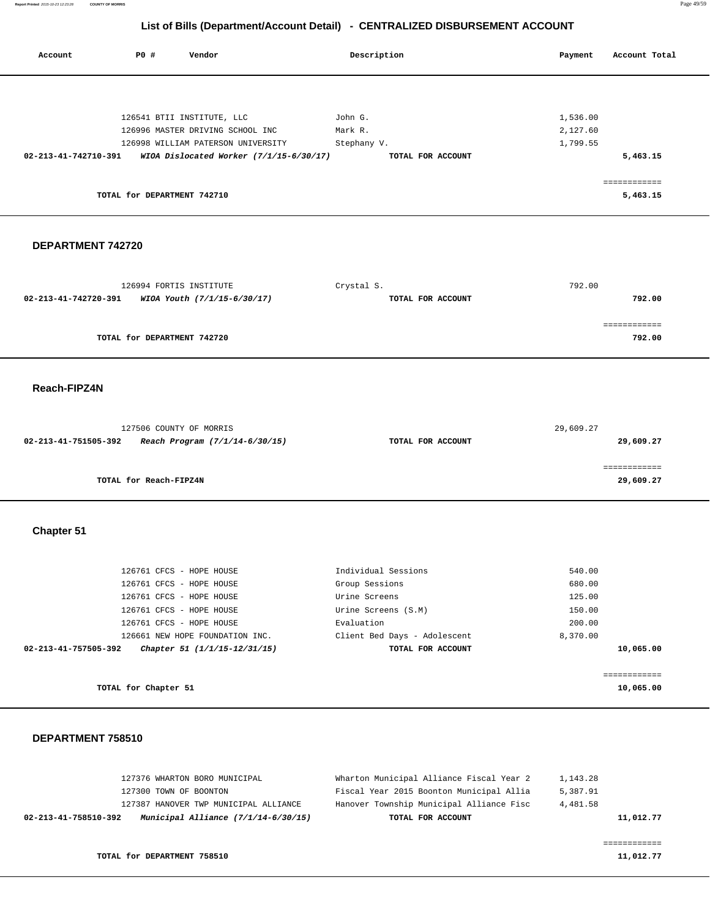## List of Bills (Department/Account Detail) - CENTRALIZED DISBURSEMENT ACCOUNT

| Account | PO # | Vendor | Description | Payment | Account Total |
|---|---|---|---|---|---|
| | 126541 | BTII INSTITUTE, LLC | John G. | 1,536.00 | |
| | 126996 | MASTER DRIVING SCHOOL INC | Mark R. | 2,127.60 | |
| | 126998 | WILLIAM PATERSON UNIVERSITY | Stephany V. | 1,799.55 | |
| **02-213-41-742710-391** | | ***WIOA Dislocated Worker (7/1/15-6/30/17)*** | **TOTAL FOR ACCOUNT** | | **5,463.15** |
| | | **TOTAL for DEPARTMENT 742710** | | | **5,463.15** |

### DEPARTMENT 742720

| Account | PO # | Vendor | Description | Payment | Account Total |
|---|---|---|---|---|---|
| | 126994 | FORTIS INSTITUTE | Crystal S. | 792.00 | |
| **02-213-41-742720-391** | | ***WIOA Youth (7/1/15-6/30/17)*** | **TOTAL FOR ACCOUNT** | | **792.00** |
| | | **TOTAL for DEPARTMENT 742720** | | | **792.00** |

### Reach-FIPZ4N

| Account | PO # | Vendor | Description | Payment | Account Total |
|---|---|---|---|---|---|
| | 127506 | COUNTY OF MORRIS | | 29,609.27 | |
| **02-213-41-751505-392** | | ***Reach Program (7/1/14-6/30/15)*** | **TOTAL FOR ACCOUNT** | | **29,609.27** |
| | | **TOTAL for Reach-FIPZ4N** | | | **29,609.27** |

### Chapter 51

| Account | PO # | Vendor | Description | Payment | Account Total |
|---|---|---|---|---|---|
| | 126761 | CFCS - HOPE HOUSE | Individual Sessions | 540.00 | |
| | 126761 | CFCS - HOPE HOUSE | Group Sessions | 680.00 | |
| | 126761 | CFCS - HOPE HOUSE | Urine Screens | 125.00 | |
| | 126761 | CFCS - HOPE HOUSE | Urine Screens (S.M) | 150.00 | |
| | 126761 | CFCS - HOPE HOUSE | Evaluation | 200.00 | |
| | 126661 | NEW HOPE FOUNDATION INC. | Client Bed Days - Adolescent | 8,370.00 | |
| **02-213-41-757505-392** | | ***Chapter 51 (1/1/15-12/31/15)*** | **TOTAL FOR ACCOUNT** | | **10,065.00** |
| | | **TOTAL for Chapter 51** | | | **10,065.00** |

### DEPARTMENT 758510

| Account | PO # | Vendor | Description | Payment | Account Total |
|---|---|---|---|---|---|
| | 127376 | WHARTON BORO MUNICIPAL | Wharton Municipal Alliance Fiscal Year 2 | 1,143.28 | |
| | 127300 | TOWN OF BOONTON | Fiscal Year 2015 Boonton Municipal Allia | 5,387.91 | |
| | 127387 | HANOVER TWP MUNICIPAL ALLIANCE | Hanover Township Municipal Alliance Fisc | 4,481.58 | |
| **02-213-41-758510-392** | | ***Municipal Alliance (7/1/14-6/30/15)*** | **TOTAL FOR ACCOUNT** | | **11,012.77** |
| | | **TOTAL for DEPARTMENT 758510** | | | **11,012.77** |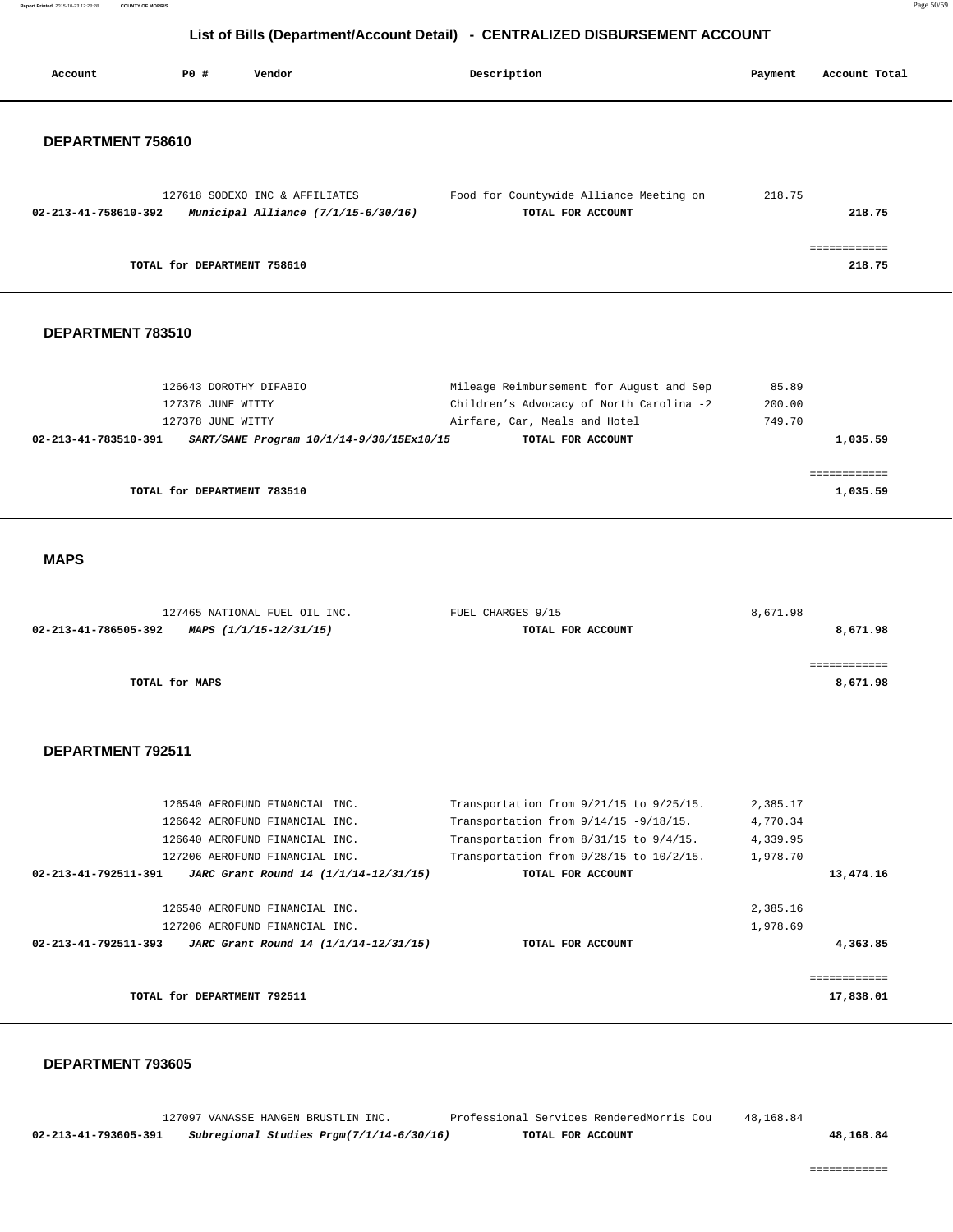## List of Bills (Department/Account Detail) - CENTRALIZED DISBURSEMENT ACCOUNT

| Account | PO # | Vendor | Description | Payment | Account Total |
|---|---|---|---|---|---|

### DEPARTMENT 758610

| Account | PO # | Vendor | Description | Payment | Account Total |
|---|---|---|---|---|---|
| | 127618 | SODEXO INC & AFFILIATES | Food for Countywide Alliance Meeting on | 218.75 | |
| **02-213-41-758610-392** | | ***Municipal Alliance (7/1/15-6/30/16)*** | **TOTAL FOR ACCOUNT** | | **218.75** |
| | | | | | ============ |
| | | **TOTAL for DEPARTMENT 758610** | | | **218.75** |

### DEPARTMENT 783510

| Account | PO # | Vendor | Description | Payment | Account Total |
|---|---|---|---|---|---|
| | 126643 | DOROTHY DIFABIO | Mileage Reimbursement for August and Sep | 85.89 | |
| | 127378 | JUNE WITTY | Children's Advocacy of North Carolina -2 | 200.00 | |
| | 127378 | JUNE WITTY | Airfare, Car, Meals and Hotel | 749.70 | |
| **02-213-41-783510-391** | | ***SART/SANE Program 10/1/14-9/30/15Ex10/15*** | **TOTAL FOR ACCOUNT** | | **1,035.59** |
| | | | | | ============ |
| | | **TOTAL for DEPARTMENT 783510** | | | **1,035.59** |

### MAPS

| Account | PO # | Vendor | Description | Payment | Account Total |
|---|---|---|---|---|---|
| | 127465 | NATIONAL FUEL OIL INC. | FUEL CHARGES 9/15 | 8,671.98 | |
| **02-213-41-786505-392** | | ***MAPS (1/1/15-12/31/15)*** | **TOTAL FOR ACCOUNT** | | **8,671.98** |
| | | | | | ============ |
| | | **TOTAL for MAPS** | | | **8,671.98** |

### DEPARTMENT 792511

| Account | PO # | Vendor | Description | Payment | Account Total |
|---|---|---|---|---|---|
| | 126540 | AEROFUND FINANCIAL INC. | Transportation from 9/21/15 to 9/25/15. | 2,385.17 | |
| | 126642 | AEROFUND FINANCIAL INC. | Transportation from 9/14/15 -9/18/15. | 4,770.34 | |
| | 126640 | AEROFUND FINANCIAL INC. | Transportation from 8/31/15 to 9/4/15. | 4,339.95 | |
| | 127206 | AEROFUND FINANCIAL INC. | Transportation from 9/28/15 to 10/2/15. | 1,978.70 | |
| **02-213-41-792511-391** | | ***JARC Grant Round 14 (1/1/14-12/31/15)*** | **TOTAL FOR ACCOUNT** | | **13,474.16** |
| | 126540 | AEROFUND FINANCIAL INC. | | 2,385.16 | |
| | 127206 | AEROFUND FINANCIAL INC. | | 1,978.69 | |
| **02-213-41-792511-393** | | ***JARC Grant Round 14 (1/1/14-12/31/15)*** | **TOTAL FOR ACCOUNT** | | **4,363.85** |
| | | | | | ============ |
| | | **TOTAL for DEPARTMENT 792511** | | | **17,838.01** |

### DEPARTMENT 793605

| Account | PO # | Vendor | Description | Payment | Account Total |
|---|---|---|---|---|---|
| | 127097 | VANASSE HANGEN BRUSTLIN INC. | Professional Services RenderedMorris Cou | 48,168.84 | |
| **02-213-41-793605-391** | | ***Subregional Studies Prgm(7/1/14-6/30/16)*** | **TOTAL FOR ACCOUNT** | | **48,168.84** |
| | | | | | ============ |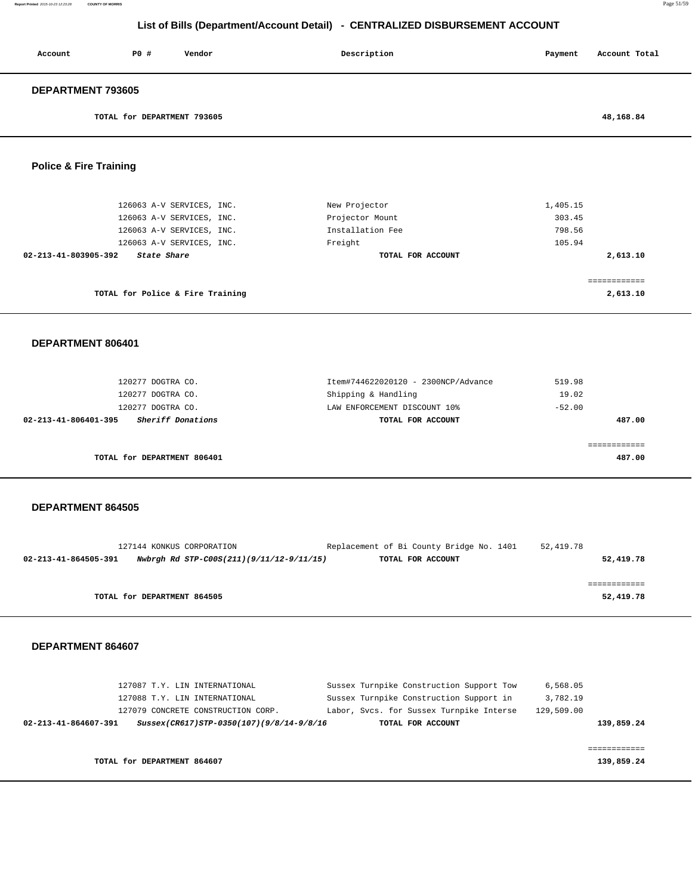## List of Bills (Department/Account Detail) - CENTRALIZED DISBURSEMENT ACCOUNT

| Account | PO # | Vendor | Description | Payment | Account Total |
|---|---|---|---|---|---|

### DEPARTMENT 793605

| | | | | | |
|---|---|---|---|---|---|
| TOTAL for DEPARTMENT 793605 | | | | | 48,168.84 |

### Police & Fire Training

| Account | PO # | Vendor | Description | Payment | Account Total |
|---|---|---|---|---|---|
| | 126063 | A-V SERVICES, INC. | New Projector | 1,405.15 | |
| | 126063 | A-V SERVICES, INC. | Projector Mount | 303.45 | |
| | 126063 | A-V SERVICES, INC. | Installation Fee | 798.56 | |
| | 126063 | A-V SERVICES, INC. | Freight | 105.94 | |
| 02-213-41-803905-392 | | *State Share* | TOTAL FOR ACCOUNT | | 2,613.10 |
| TOTAL for Police & Fire Training | | | | | 2,613.10 |

### DEPARTMENT 806401

| Account | PO # | Vendor | Description | Payment | Account Total |
|---|---|---|---|---|---|
| | 120277 | DOGTRA CO. | Item#744622020120 - 2300NCP/Advance | 519.98 | |
| | 120277 | DOGTRA CO. | Shipping & Handling | 19.02 | |
| | 120277 | DOGTRA CO. | LAW ENFORCEMENT DISCOUNT 10% | -52.00 | |
| 02-213-41-806401-395 | | *Sheriff Donations* | TOTAL FOR ACCOUNT | | 487.00 |
| TOTAL for DEPARTMENT 806401 | | | | | 487.00 |

### DEPARTMENT 864505

| Account | PO # | Vendor | Description | Payment | Account Total |
|---|---|---|---|---|---|
| | 127144 | KONKUS CORPORATION | Replacement of Bi County Bridge No. 1401 | 52,419.78 | |
| 02-213-41-864505-391 | | *Nwbrgh Rd STP-C00S(211)(9/11/12-9/11/15)* | TOTAL FOR ACCOUNT | | 52,419.78 |
| TOTAL for DEPARTMENT 864505 | | | | | 52,419.78 |

### DEPARTMENT 864607

| Account | PO # | Vendor | Description | Payment | Account Total |
|---|---|---|---|---|---|
| | 127087 | T.Y. LIN INTERNATIONAL | Sussex Turnpike Construction Support Tow | 6,568.05 | |
| | 127088 | T.Y. LIN INTERNATIONAL | Sussex Turnpike Construction Support in | 3,782.19 | |
| | 127079 | CONCRETE CONSTRUCTION CORP. | Labor, Svcs. for Sussex Turnpike Interse | 129,509.00 | |
| 02-213-41-864607-391 | | *Sussex(CR617)STP-0350(107)(9/8/14-9/8/16* | TOTAL FOR ACCOUNT | | 139,859.24 |
| TOTAL for DEPARTMENT 864607 | | | | | 139,859.24 |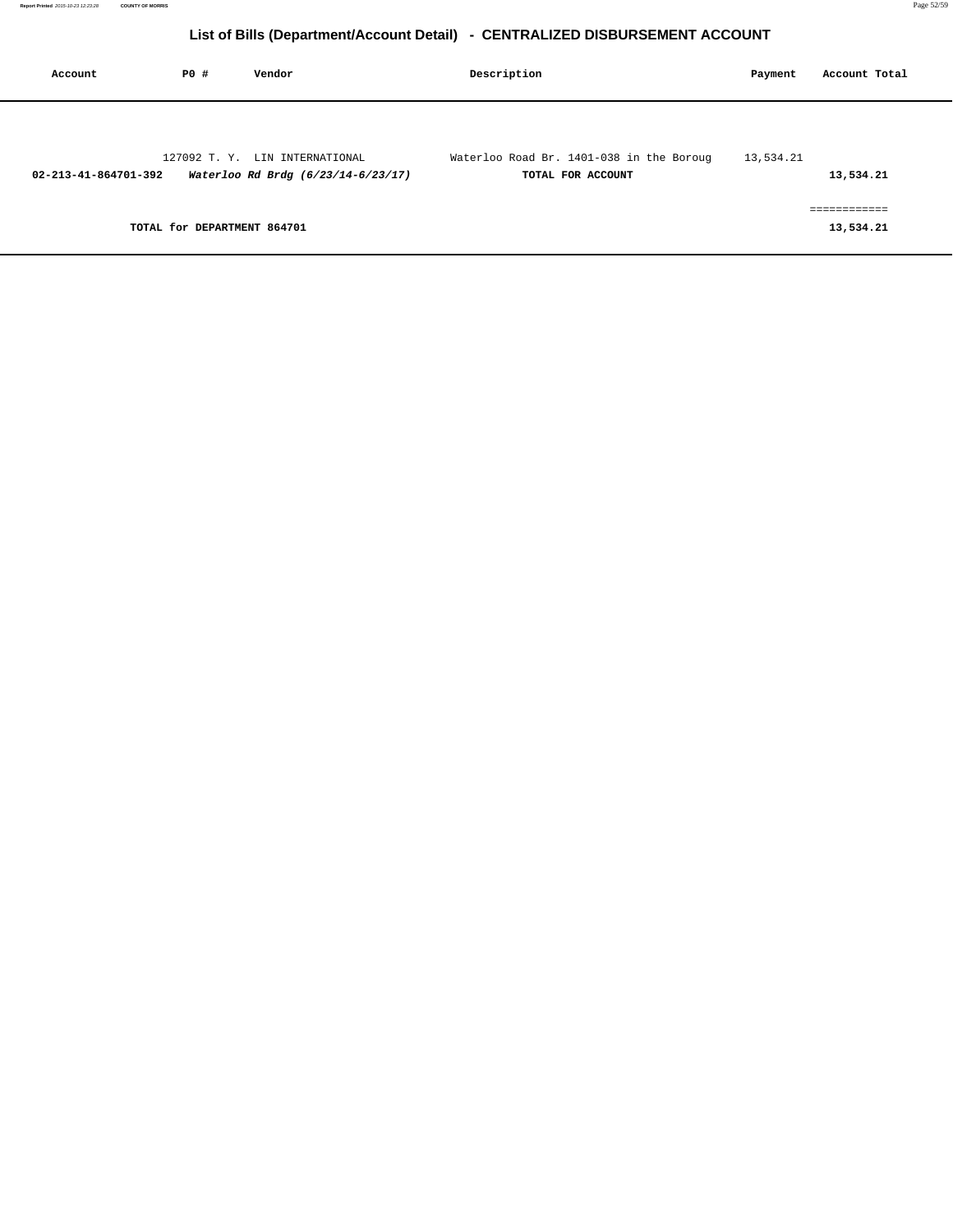## List of Bills (Department/Account Detail) - CENTRALIZED DISBURSEMENT ACCOUNT

| Account | PO # | Vendor | Description | Payment | Account Total |
|---|---|---|---|---|---|
| | 127092 | T. Y. LIN INTERNATIONAL | Waterloo Road Br. 1401-038 in the Boroug | 13,534.21 | |
| **02-213-41-864701-392** | | ***Waterloo Rd Brdg (6/23/14-6/23/17)*** | **TOTAL FOR ACCOUNT** | | **13,534.21** |
| | | | | | ============ |
| | **TOTAL for DEPARTMENT 864701** | | | | **13,534.21** |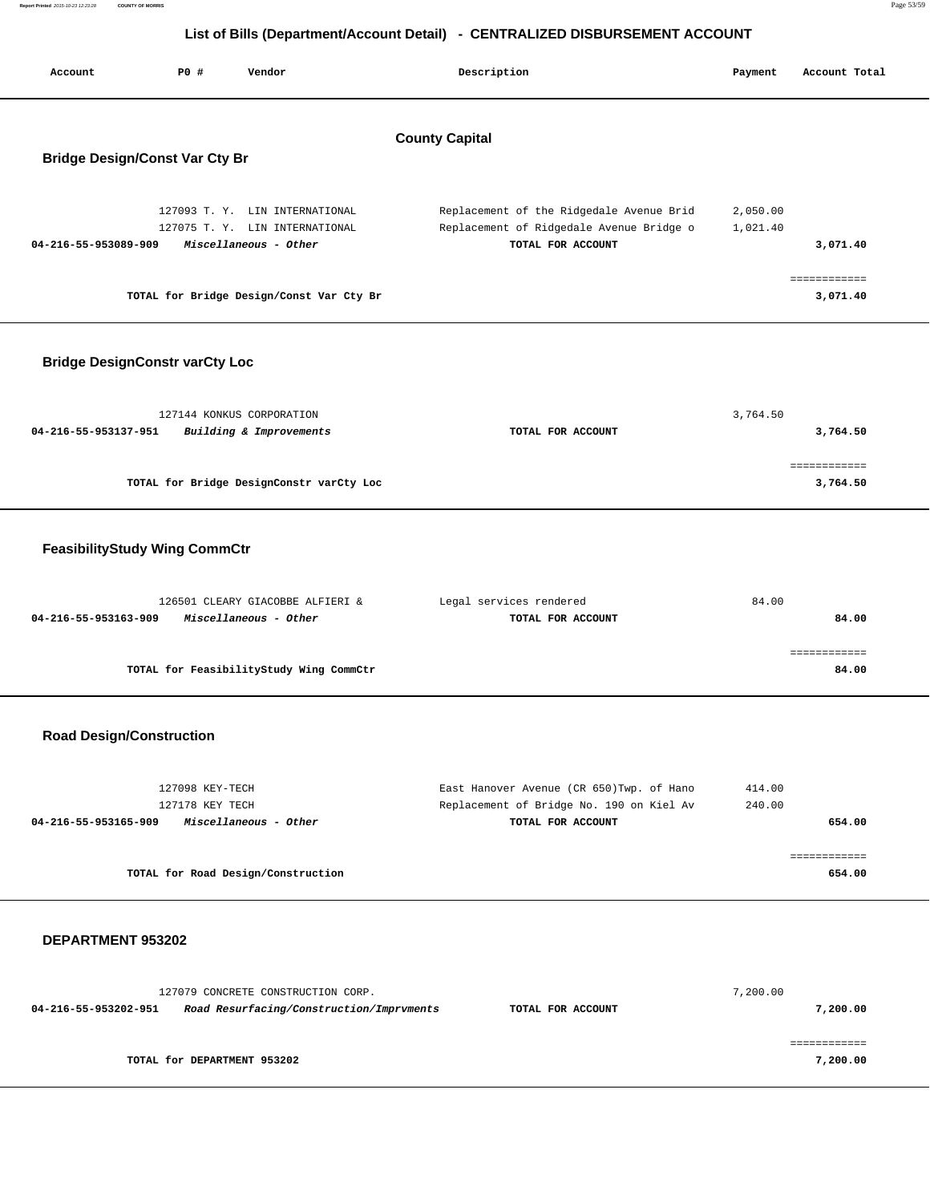# List of Bills (Department/Account Detail) - CENTRALIZED DISBURSEMENT ACCOUNT

| Account | PO # | Vendor | Description | Payment | Account Total |
|---|---|---|---|---|---|

## County Capital

### Bridge Design/Const Var Cty Br

| Account | PO # | Vendor | Description | Payment | Account Total |
|---|---|---|---|---|---|
| | 127093 | T. Y. LIN INTERNATIONAL | Replacement of the Ridgedale Avenue Brid | 2,050.00 | |
| | 127075 | T. Y. LIN INTERNATIONAL | Replacement of Ridgedale Avenue Bridge o | 1,021.40 | |
| 04-216-55-953089-909 | | *Miscellaneous - Other* | TOTAL FOR ACCOUNT | | 3,071.40 |

TOTAL for Bridge Design/Const Var Cty Br: 3,071.40

### Bridge DesignConstr varCty Loc

| Account | PO # | Vendor | Description | Payment | Account Total |
|---|---|---|---|---|---|
| | 127144 | KONKUS CORPORATION | | 3,764.50 | |
| 04-216-55-953137-951 | | *Building & Improvements* | TOTAL FOR ACCOUNT | | 3,764.50 |

TOTAL for Bridge DesignConstr varCty Loc: 3,764.50

### FeasibilityStudy Wing CommCtr

| Account | PO # | Vendor | Description | Payment | Account Total |
|---|---|---|---|---|---|
| | 126501 | CLEARY GIACOBBE ALFIERI & | Legal services rendered | 84.00 | |
| 04-216-55-953163-909 | | *Miscellaneous - Other* | TOTAL FOR ACCOUNT | | 84.00 |

TOTAL for FeasibilityStudy Wing CommCtr: 84.00

### Road Design/Construction

| Account | PO # | Vendor | Description | Payment | Account Total |
|---|---|---|---|---|---|
| | 127098 | KEY-TECH | East Hanover Avenue (CR 650)Twp. of Hano | 414.00 | |
| | 127178 | KEY TECH | Replacement of Bridge No. 190 on Kiel Av | 240.00 | |
| 04-216-55-953165-909 | | *Miscellaneous - Other* | TOTAL FOR ACCOUNT | | 654.00 |

TOTAL for Road Design/Construction: 654.00

### DEPARTMENT 953202

| Account | PO # | Vendor | Description | Payment | Account Total |
|---|---|---|---|---|---|
| | 127079 | CONCRETE CONSTRUCTION CORP. | | 7,200.00 | |
| 04-216-55-953202-951 | | *Road Resurfacing/Construction/Imprvments* | TOTAL FOR ACCOUNT | | 7,200.00 |

TOTAL for DEPARTMENT 953202: 7,200.00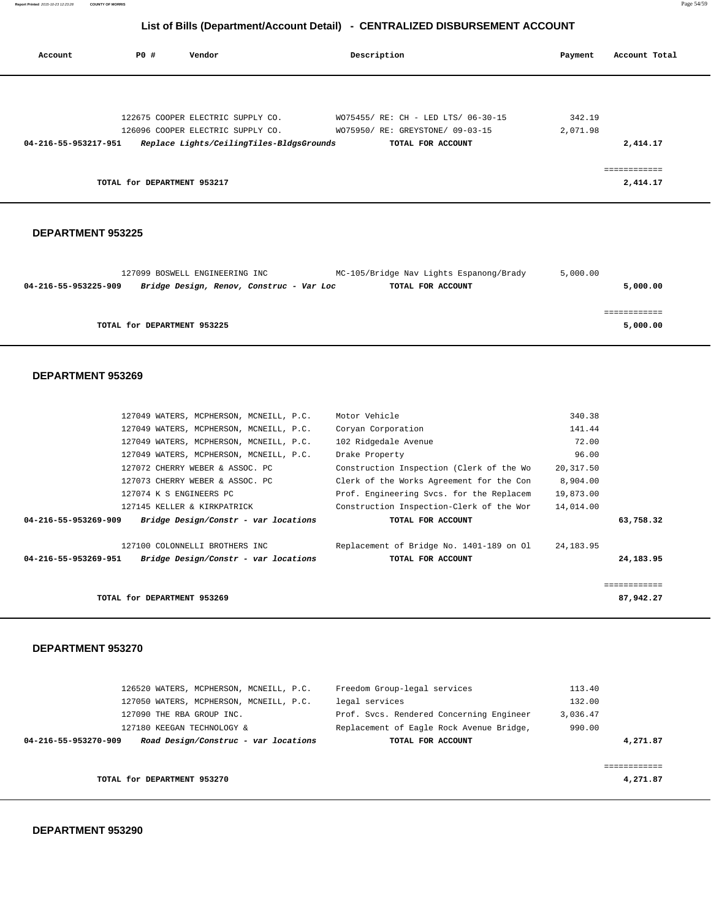# List of Bills (Department/Account Detail) - CENTRALIZED DISBURSEMENT ACCOUNT

| Account | PO # | Vendor | Description | Payment | Account Total |
|---|---|---|---|---|---|
| | 122675 | COOPER ELECTRIC SUPPLY CO. | WO75455/ RE: CH - LED LTS/ 06-30-15 | 342.19 | |
| | 126096 | COOPER ELECTRIC SUPPLY CO. | WO75950/ RE: GREYSTONE/ 09-03-15 | 2,071.98 | |
| **04-216-55-953217-951** | | ***Replace Lights/CeilingTiles-BldgsGrounds*** | **TOTAL FOR ACCOUNT** | | **2,414.17** |
| | | | | | ============ |
| | | **TOTAL for DEPARTMENT 953217** | | | **2,414.17** |

## DEPARTMENT 953225

| Account | PO # | Vendor | Description | Payment | Account Total |
|---|---|---|---|---|---|
| | 127099 | BOSWELL ENGINEERING INC | MC-105/Bridge Nav Lights Espanong/Brady | 5,000.00 | |
| **04-216-55-953225-909** | | ***Bridge Design, Renov, Construc - Var Loc*** | **TOTAL FOR ACCOUNT** | | **5,000.00** |
| | | | | | ============ |
| | | **TOTAL for DEPARTMENT 953225** | | | **5,000.00** |

## DEPARTMENT 953269

| Account | PO # | Vendor | Description | Payment | Account Total |
|---|---|---|---|---|---|
| | 127049 | WATERS, MCPHERSON, MCNEILL, P.C. | Motor Vehicle | 340.38 | |
| | 127049 | WATERS, MCPHERSON, MCNEILL, P.C. | Coryan Corporation | 141.44 | |
| | 127049 | WATERS, MCPHERSON, MCNEILL, P.C. | 102 Ridgedale Avenue | 72.00 | |
| | 127049 | WATERS, MCPHERSON, MCNEILL, P.C. | Drake Property | 96.00 | |
| | 127072 | CHERRY WEBER & ASSOC. PC | Construction Inspection (Clerk of the Wo | 20,317.50 | |
| | 127073 | CHERRY WEBER & ASSOC. PC | Clerk of the Works Agreement for the Con | 8,904.00 | |
| | 127074 | K S ENGINEERS PC | Prof. Engineering Svcs. for the Replacem | 19,873.00 | |
| | 127145 | KELLER & KIRKPATRICK | Construction Inspection-Clerk of the Wor | 14,014.00 | |
| **04-216-55-953269-909** | | ***Bridge Design/Constr - var locations*** | **TOTAL FOR ACCOUNT** | | **63,758.32** |
| | 127100 | COLONNELLI BROTHERS INC | Replacement of Bridge No. 1401-189 on Ol | 24,183.95 | |
| **04-216-55-953269-951** | | ***Bridge Design/Constr - var locations*** | **TOTAL FOR ACCOUNT** | | **24,183.95** |
| | | | | | ============ |
| | | **TOTAL for DEPARTMENT 953269** | | | **87,942.27** |

## DEPARTMENT 953270

| Account | PO # | Vendor | Description | Payment | Account Total |
|---|---|---|---|---|---|
| | 126520 | WATERS, MCPHERSON, MCNEILL, P.C. | Freedom Group-legal services | 113.40 | |
| | 127050 | WATERS, MCPHERSON, MCNEILL, P.C. | legal services | 132.00 | |
| | 127090 | THE RBA GROUP INC. | Prof. Svcs. Rendered Concerning Engineer | 3,036.47 | |
| | 127180 | KEEGAN TECHNOLOGY & | Replacement of Eagle Rock Avenue Bridge, | 990.00 | |
| **04-216-55-953270-909** | | ***Road Design/Construc - var locations*** | **TOTAL FOR ACCOUNT** | | **4,271.87** |
| | | | | | ============ |
| | | **TOTAL for DEPARTMENT 953270** | | | **4,271.87** |

## DEPARTMENT 953290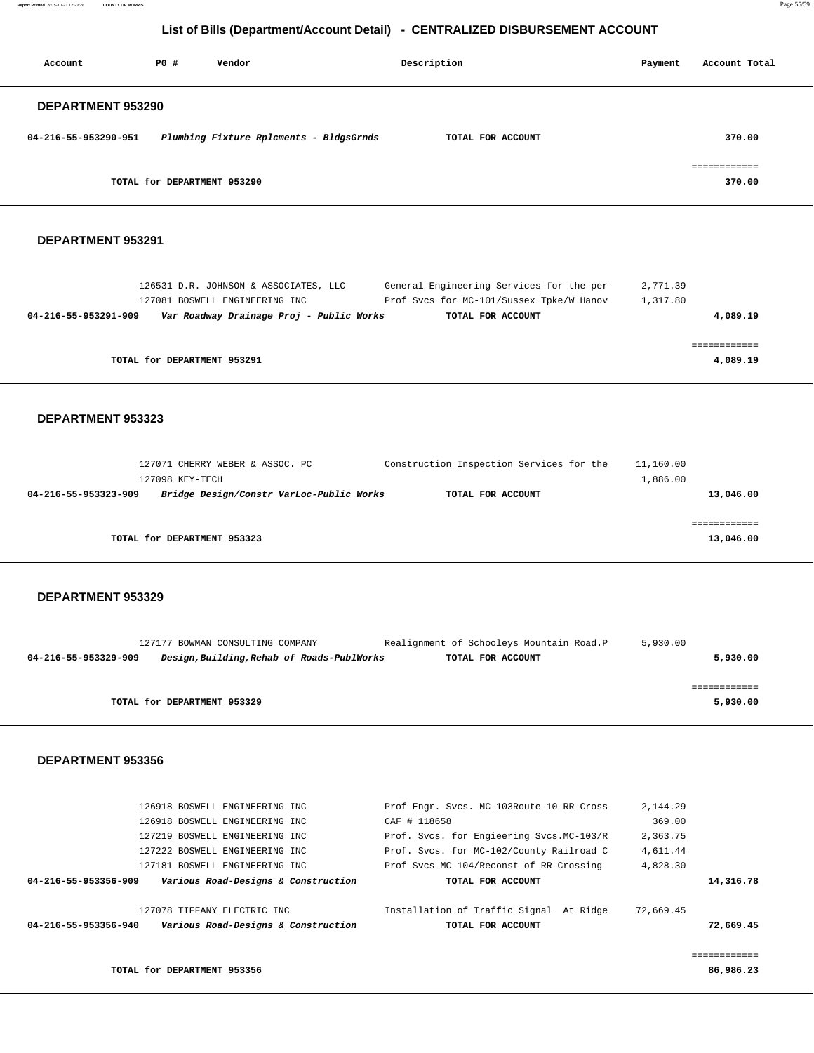## List of Bills (Department/Account Detail) - CENTRALIZED DISBURSEMENT ACCOUNT

| Account | PO # | Vendor | Description | Payment | Account Total |
|---|---|---|---|---|---|

### DEPARTMENT 953290

| Account | PO # | Vendor | Description | Payment | Account Total |
|---|---|---|---|---|---|
| **04-216-55-953290-951** | | ***Plumbing Fixture Rplcments - BldgsGrnds*** | **TOTAL FOR ACCOUNT** | | **370.00** |
| | | | | | ============ |
| | **TOTAL for DEPARTMENT 953290** | | | | **370.00** |

### DEPARTMENT 953291

| Account | PO # | Vendor | Description | Payment | Account Total |
|---|---|---|---|---|---|
| | 126531 | D.R. JOHNSON & ASSOCIATES, LLC | General Engineering Services for the per | 2,771.39 | |
| | 127081 | BOSWELL ENGINEERING INC | Prof Svcs for MC-101/Sussex Tpke/W Hanov | 1,317.80 | |
| **04-216-55-953291-909** | | ***Var Roadway Drainage Proj - Public Works*** | **TOTAL FOR ACCOUNT** | | **4,089.19** |
| | | | | | ============ |
| | **TOTAL for DEPARTMENT 953291** | | | | **4,089.19** |

### DEPARTMENT 953323

| Account | PO # | Vendor | Description | Payment | Account Total |
|---|---|---|---|---|---|
| | 127071 | CHERRY WEBER & ASSOC. PC | Construction Inspection Services for the | 11,160.00 | |
| | 127098 | KEY-TECH | | 1,886.00 | |
| **04-216-55-953323-909** | | ***Bridge Design/Constr VarLoc-Public Works*** | **TOTAL FOR ACCOUNT** | | **13,046.00** |
| | | | | | ============ |
| | **TOTAL for DEPARTMENT 953323** | | | | **13,046.00** |

### DEPARTMENT 953329

| Account | PO # | Vendor | Description | Payment | Account Total |
|---|---|---|---|---|---|
| | 127177 | BOWMAN CONSULTING COMPANY | Realignment of Schooleys Mountain Road.P | 5,930.00 | |
| **04-216-55-953329-909** | | ***Design,Building,Rehab of Roads-PublWorks*** | **TOTAL FOR ACCOUNT** | | **5,930.00** |
| | | | | | ============ |
| | **TOTAL for DEPARTMENT 953329** | | | | **5,930.00** |

### DEPARTMENT 953356

| Account | PO # | Vendor | Description | Payment | Account Total |
|---|---|---|---|---|---|
| | 126918 | BOSWELL ENGINEERING INC | Prof Engr. Svcs. MC-103Route 10 RR Cross | 2,144.29 | |
| | 126918 | BOSWELL ENGINEERING INC | CAF # 118658 | 369.00 | |
| | 127219 | BOSWELL ENGINEERING INC | Prof. Svcs. for Engieering Svcs.MC-103/R | 2,363.75 | |
| | 127222 | BOSWELL ENGINEERING INC | Prof. Svcs. for MC-102/County Railroad C | 4,611.44 | |
| | 127181 | BOSWELL ENGINEERING INC | Prof Svcs MC 104/Reconst of RR Crossing | 4,828.30 | |
| **04-216-55-953356-909** | | ***Various Road-Designs & Construction*** | **TOTAL FOR ACCOUNT** | | **14,316.78** |
| | 127078 | TIFFANY ELECTRIC INC | Installation of Traffic Signal At Ridge | 72,669.45 | |
| **04-216-55-953356-940** | | ***Various Road-Designs & Construction*** | **TOTAL FOR ACCOUNT** | | **72,669.45** |
| | | | | | ============ |
| | **TOTAL for DEPARTMENT 953356** | | | | **86,986.23** |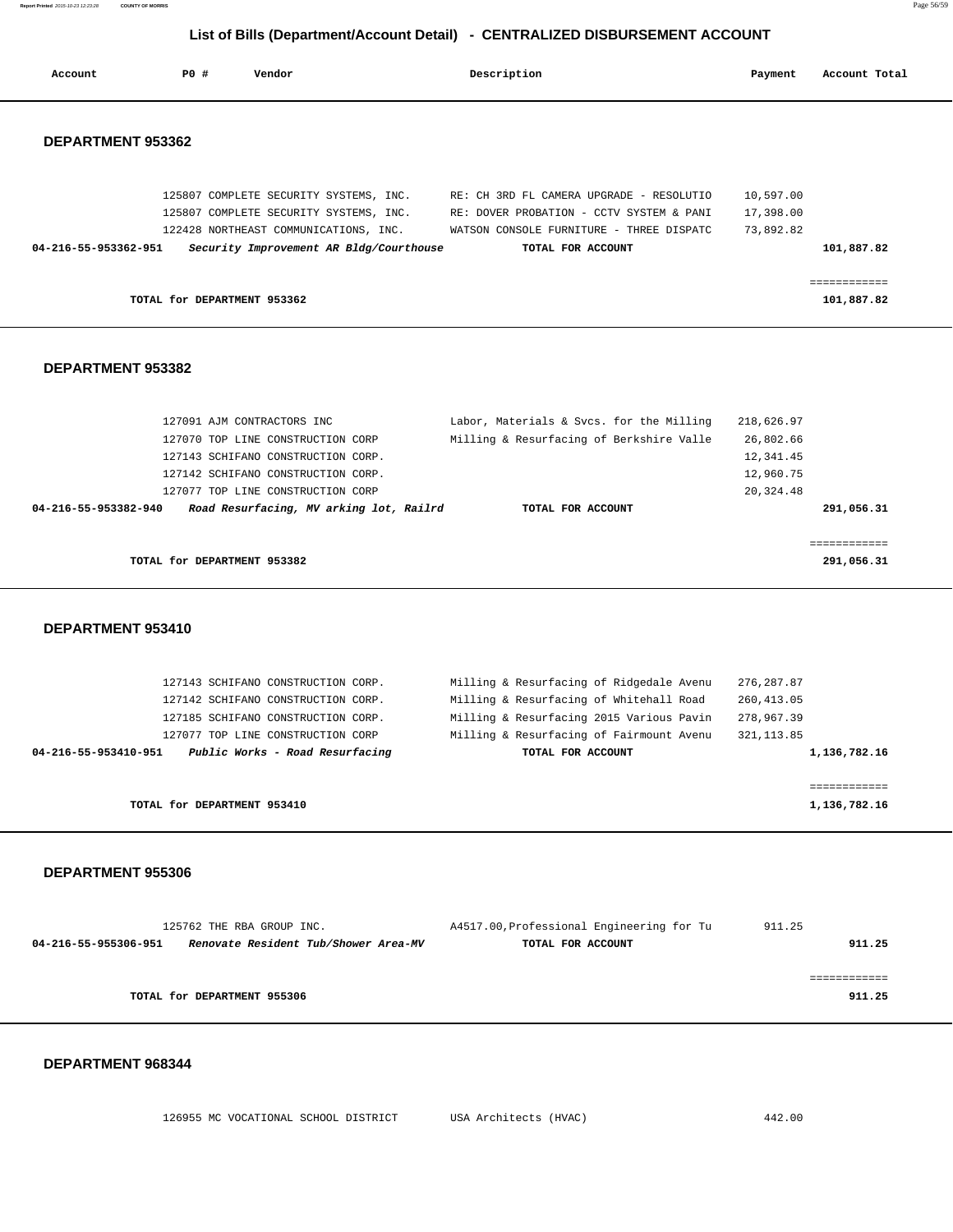# List of Bills (Department/Account Detail) - CENTRALIZED DISBURSEMENT ACCOUNT

| Account | PO # | Vendor | Description | Payment | Account Total |
|---|---|---|---|---|---|

## DEPARTMENT 953362

| Account | PO # | Vendor | Description | Payment | Account Total |
|---|---|---|---|---|---|
| | 125807 | COMPLETE SECURITY SYSTEMS, INC. | RE: CH 3RD FL CAMERA UPGRADE - RESOLUTIO | 10,597.00 | |
| | 125807 | COMPLETE SECURITY SYSTEMS, INC. | RE: DOVER PROBATION - CCTV SYSTEM & PANI | 17,398.00 | |
| | 122428 | NORTHEAST COMMUNICATIONS, INC. | WATSON CONSOLE FURNITURE - THREE DISPATC | 73,892.82 | |
| 04-216-55-953362-951 | | *Security Improvement AR Bldg/Courthouse* | TOTAL FOR ACCOUNT | | 101,887.82 |

TOTAL for DEPARTMENT 953362 — 101,887.82

## DEPARTMENT 953382

| Account | PO # | Vendor | Description | Payment | Account Total |
|---|---|---|---|---|---|
| | 127091 | AJM CONTRACTORS INC | Labor, Materials & Svcs. for the Milling | 218,626.97 | |
| | 127070 | TOP LINE CONSTRUCTION CORP | Milling & Resurfacing of Berkshire Valle | 26,802.66 | |
| | 127143 | SCHIFANO CONSTRUCTION CORP. | | 12,341.45 | |
| | 127142 | SCHIFANO CONSTRUCTION CORP. | | 12,960.75 | |
| | 127077 | TOP LINE CONSTRUCTION CORP | | 20,324.48 | |
| 04-216-55-953382-940 | | *Road Resurfacing, MV arking lot, Railrd* | TOTAL FOR ACCOUNT | | 291,056.31 |

TOTAL for DEPARTMENT 953382 — 291,056.31

## DEPARTMENT 953410

| Account | PO # | Vendor | Description | Payment | Account Total |
|---|---|---|---|---|---|
| | 127143 | SCHIFANO CONSTRUCTION CORP. | Milling & Resurfacing of Ridgedale Avenu | 276,287.87 | |
| | 127142 | SCHIFANO CONSTRUCTION CORP. | Milling & Resurfacing of Whitehall Road | 260,413.05 | |
| | 127185 | SCHIFANO CONSTRUCTION CORP. | Milling & Resurfacing 2015 Various Pavin | 278,967.39 | |
| | 127077 | TOP LINE CONSTRUCTION CORP | Milling & Resurfacing of Fairmount Avenu | 321,113.85 | |
| 04-216-55-953410-951 | | *Public Works - Road Resurfacing* | TOTAL FOR ACCOUNT | | 1,136,782.16 |

TOTAL for DEPARTMENT 953410 — 1,136,782.16

## DEPARTMENT 955306

| Account | PO # | Vendor | Description | Payment | Account Total |
|---|---|---|---|---|---|
| | 125762 | THE RBA GROUP INC. | A4517.00,Professional Engineering for Tu | 911.25 | |
| 04-216-55-955306-951 | | *Renovate Resident Tub/Shower Area-MV* | TOTAL FOR ACCOUNT | | 911.25 |

TOTAL for DEPARTMENT 955306 — 911.25

## DEPARTMENT 968344

| Account | PO # | Vendor | Description | Payment | Account Total |
|---|---|---|---|---|---|
| | 126955 | MC VOCATIONAL SCHOOL DISTRICT | USA Architects (HVAC) | 442.00 | |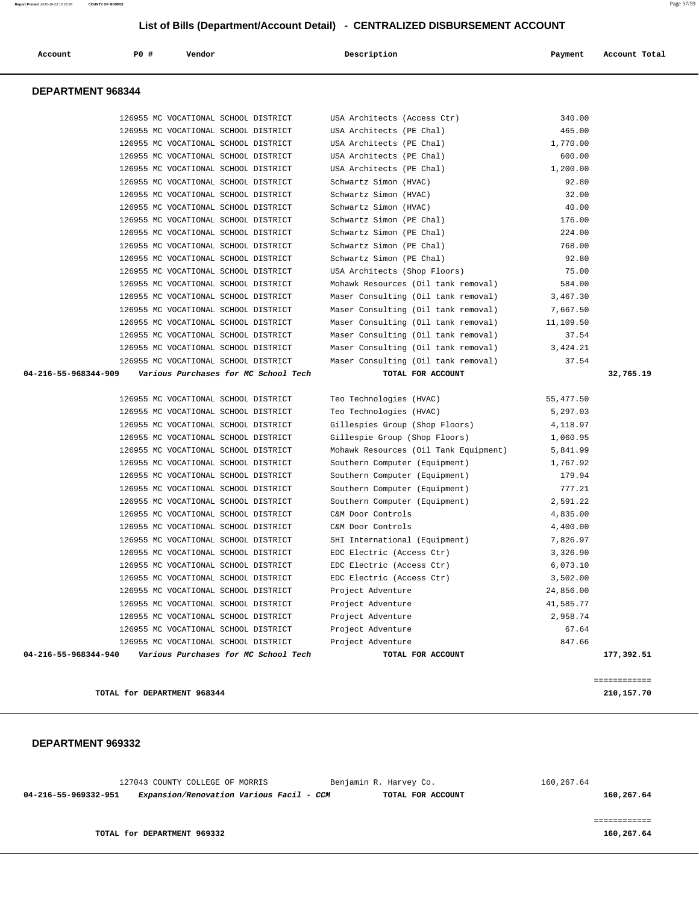## List of Bills (Department/Account Detail) - CENTRALIZED DISBURSEMENT ACCOUNT

| Account | PO # | Vendor | Description | Payment | Account Total |
|---|---|---|---|---|---|

### DEPARTMENT 968344

| Account | PO # | Vendor | Description | Payment | Account Total |
|---|---|---|---|---|---|
| | 126955 | MC VOCATIONAL SCHOOL DISTRICT | USA Architects (Access Ctr) | 340.00 | |
| | 126955 | MC VOCATIONAL SCHOOL DISTRICT | USA Architects (PE Chal) | 465.00 | |
| | 126955 | MC VOCATIONAL SCHOOL DISTRICT | USA Architects (PE Chal) | 1,770.00 | |
| | 126955 | MC VOCATIONAL SCHOOL DISTRICT | USA Architects (PE Chal) | 600.00 | |
| | 126955 | MC VOCATIONAL SCHOOL DISTRICT | USA Architects (PE Chal) | 1,200.00 | |
| | 126955 | MC VOCATIONAL SCHOOL DISTRICT | Schwartz Simon (HVAC) | 92.80 | |
| | 126955 | MC VOCATIONAL SCHOOL DISTRICT | Schwartz Simon (HVAC) | 32.00 | |
| | 126955 | MC VOCATIONAL SCHOOL DISTRICT | Schwartz Simon (HVAC) | 40.00 | |
| | 126955 | MC VOCATIONAL SCHOOL DISTRICT | Schwartz Simon (PE Chal) | 176.00 | |
| | 126955 | MC VOCATIONAL SCHOOL DISTRICT | Schwartz Simon (PE Chal) | 224.00 | |
| | 126955 | MC VOCATIONAL SCHOOL DISTRICT | Schwartz Simon (PE Chal) | 768.00 | |
| | 126955 | MC VOCATIONAL SCHOOL DISTRICT | Schwartz Simon (PE Chal) | 92.80 | |
| | 126955 | MC VOCATIONAL SCHOOL DISTRICT | USA Architects (Shop Floors) | 75.00 | |
| | 126955 | MC VOCATIONAL SCHOOL DISTRICT | Mohawk Resources (Oil tank removal) | 584.00 | |
| | 126955 | MC VOCATIONAL SCHOOL DISTRICT | Maser Consulting (Oil tank removal) | 3,467.30 | |
| | 126955 | MC VOCATIONAL SCHOOL DISTRICT | Maser Consulting (Oil tank removal) | 7,667.50 | |
| | 126955 | MC VOCATIONAL SCHOOL DISTRICT | Maser Consulting (Oil tank removal) | 11,109.50 | |
| | 126955 | MC VOCATIONAL SCHOOL DISTRICT | Maser Consulting (Oil tank removal) | 37.54 | |
| | 126955 | MC VOCATIONAL SCHOOL DISTRICT | Maser Consulting (Oil tank removal) | 3,424.21 | |
| | 126955 | MC VOCATIONAL SCHOOL DISTRICT | Maser Consulting (Oil tank removal) | 37.54 | |
| **04-216-55-968344-909** | | *Various Purchases for MC School Tech* | **TOTAL FOR ACCOUNT** | | **32,765.19** |
| | 126955 | MC VOCATIONAL SCHOOL DISTRICT | Teo Technologies (HVAC) | 55,477.50 | |
| | 126955 | MC VOCATIONAL SCHOOL DISTRICT | Teo Technologies (HVAC) | 5,297.03 | |
| | 126955 | MC VOCATIONAL SCHOOL DISTRICT | Gillespies Group (Shop Floors) | 4,118.97 | |
| | 126955 | MC VOCATIONAL SCHOOL DISTRICT | Gillespie Group (Shop Floors) | 1,060.95 | |
| | 126955 | MC VOCATIONAL SCHOOL DISTRICT | Mohawk Resources (Oil Tank Equipment) | 5,841.99 | |
| | 126955 | MC VOCATIONAL SCHOOL DISTRICT | Southern Computer (Equipment) | 1,767.92 | |
| | 126955 | MC VOCATIONAL SCHOOL DISTRICT | Southern Computer (Equipment) | 179.94 | |
| | 126955 | MC VOCATIONAL SCHOOL DISTRICT | Southern Computer (Equipment) | 777.21 | |
| | 126955 | MC VOCATIONAL SCHOOL DISTRICT | Southern Computer (Equipment) | 2,591.22 | |
| | 126955 | MC VOCATIONAL SCHOOL DISTRICT | C&M Door Controls | 4,835.00 | |
| | 126955 | MC VOCATIONAL SCHOOL DISTRICT | C&M Door Controls | 4,400.00 | |
| | 126955 | MC VOCATIONAL SCHOOL DISTRICT | SHI International (Equipment) | 7,826.97 | |
| | 126955 | MC VOCATIONAL SCHOOL DISTRICT | EDC Electric (Access Ctr) | 3,326.90 | |
| | 126955 | MC VOCATIONAL SCHOOL DISTRICT | EDC Electric (Access Ctr) | 6,073.10 | |
| | 126955 | MC VOCATIONAL SCHOOL DISTRICT | EDC Electric (Access Ctr) | 3,502.00 | |
| | 126955 | MC VOCATIONAL SCHOOL DISTRICT | Project Adventure | 24,856.00 | |
| | 126955 | MC VOCATIONAL SCHOOL DISTRICT | Project Adventure | 41,585.77 | |
| | 126955 | MC VOCATIONAL SCHOOL DISTRICT | Project Adventure | 2,958.74 | |
| | 126955 | MC VOCATIONAL SCHOOL DISTRICT | Project Adventure | 67.64 | |
| | 126955 | MC VOCATIONAL SCHOOL DISTRICT | Project Adventure | 847.66 | |
| **04-216-55-968344-940** | | *Various Purchases for MC School Tech* | **TOTAL FOR ACCOUNT** | | **177,392.51** |

**TOTAL for DEPARTMENT 968344** — **210,157.70**

### DEPARTMENT 969332

| Account | PO # | Vendor | Description | Payment | Account Total |
|---|---|---|---|---|---|
| | 127043 | COUNTY COLLEGE OF MORRIS | Benjamin R. Harvey Co. | 160,267.64 | |
| **04-216-55-969332-951** | | *Expansion/Renovation Various Facil - CCM* | **TOTAL FOR ACCOUNT** | | **160,267.64** |

**TOTAL for DEPARTMENT 969332** — **160,267.64**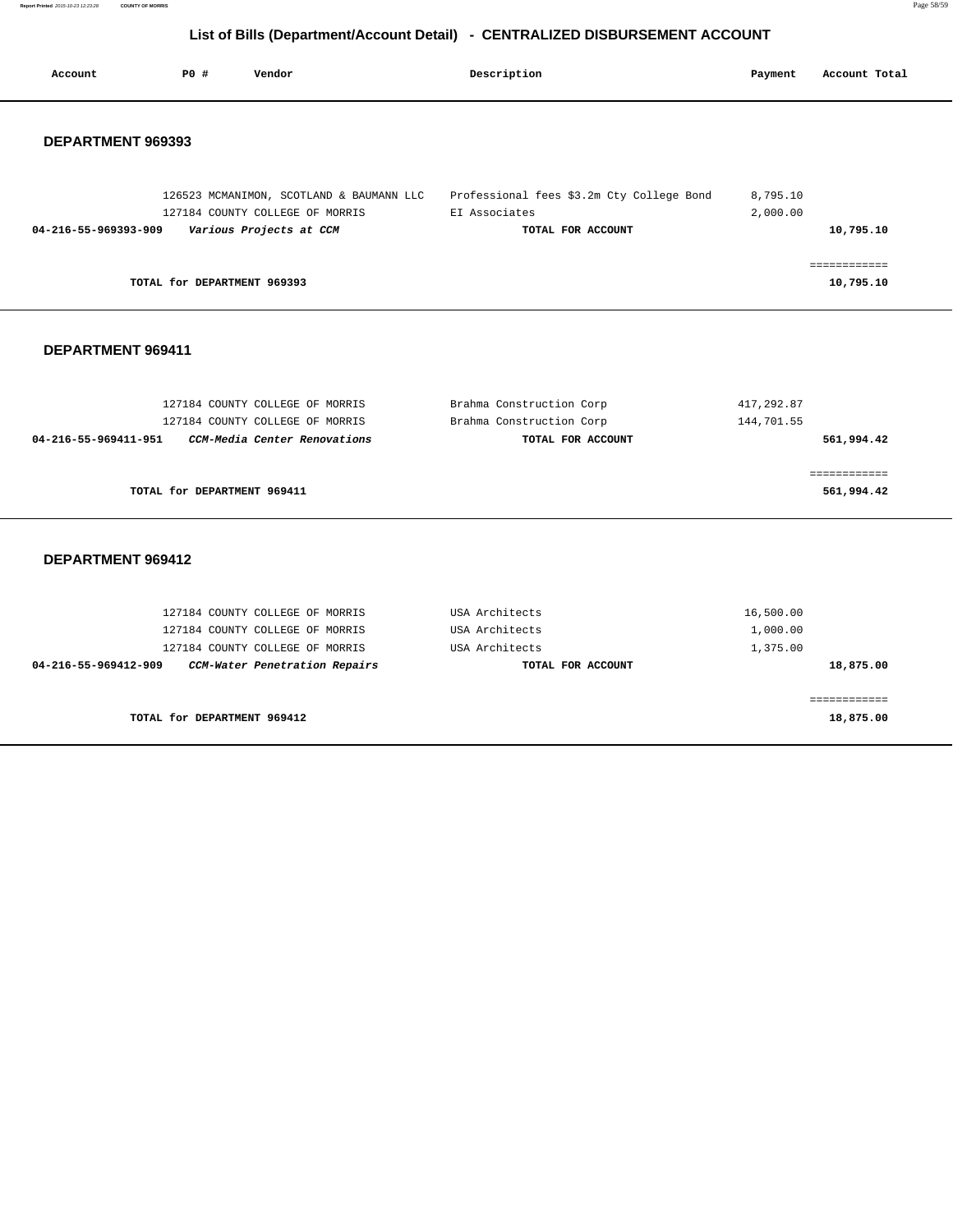## List of Bills (Department/Account Detail) - CENTRALIZED DISBURSEMENT ACCOUNT

| Account | PO # | Vendor | Description | Payment | Account Total |
|---|---|---|---|---|---|

### DEPARTMENT 969393

| Account | PO # | Vendor | Description | Payment | Account Total |
|---|---|---|---|---|---|
| | 126523 | MCMANIMON, SCOTLAND & BAUMANN LLC | Professional fees $3.2m Cty College Bond | 8,795.10 | |
| | 127184 | COUNTY COLLEGE OF MORRIS | EI Associates | 2,000.00 | |
| **04-216-55-969393-909** | | ***Various Projects at CCM*** | **TOTAL FOR ACCOUNT** | | **10,795.10** |

============

**TOTAL for DEPARTMENT 969393** **10,795.10**

### DEPARTMENT 969411

| Account | PO # | Vendor | Description | Payment | Account Total |
|---|---|---|---|---|---|
| | 127184 | COUNTY COLLEGE OF MORRIS | Brahma Construction Corp | 417,292.87 | |
| | 127184 | COUNTY COLLEGE OF MORRIS | Brahma Construction Corp | 144,701.55 | |
| **04-216-55-969411-951** | | ***CCM-Media Center Renovations*** | **TOTAL FOR ACCOUNT** | | **561,994.42** |

============

**TOTAL for DEPARTMENT 969411** **561,994.42**

### DEPARTMENT 969412

| Account | PO # | Vendor | Description | Payment | Account Total |
|---|---|---|---|---|---|
| | 127184 | COUNTY COLLEGE OF MORRIS | USA Architects | 16,500.00 | |
| | 127184 | COUNTY COLLEGE OF MORRIS | USA Architects | 1,000.00 | |
| | 127184 | COUNTY COLLEGE OF MORRIS | USA Architects | 1,375.00 | |
| **04-216-55-969412-909** | | ***CCM-Water Penetration Repairs*** | **TOTAL FOR ACCOUNT** | | **18,875.00** |

============

**TOTAL for DEPARTMENT 969412** **18,875.00**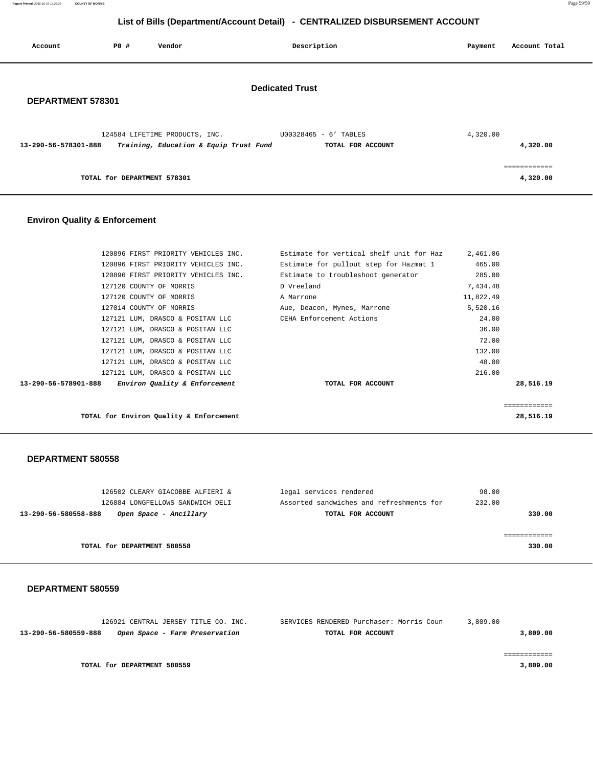# List of Bills (Department/Account Detail) - CENTRALIZED DISBURSEMENT ACCOUNT

| Account | PO # | Vendor | Description | Payment | Account Total |
|---|---|---|---|---|---|

## Dedicated Trust

### DEPARTMENT 578301

| Account | PO # | Vendor | Description | Payment | Account Total |
|---|---|---|---|---|---|
| | 124584 | LIFETIME PRODUCTS, INC. | U00328465 - 6' TABLES | 4,320.00 | |
| **13-290-56-578301-888** | | ***Training, Education & Equip Trust Fund*** | **TOTAL FOR ACCOUNT** | | **4,320.00** |

**TOTAL for DEPARTMENT 578301** ============ **4,320.00**

### Environ Quality & Enforcement

| Account | PO # | Vendor | Description | Payment | Account Total |
|---|---|---|---|---|---|
| | 120896 | FIRST PRIORITY VEHICLES INC. | Estimate for vertical shelf unit for Haz | 2,461.06 | |
| | 120896 | FIRST PRIORITY VEHICLES INC. | Estimate for pullout step for Hazmat 1 | 465.00 | |
| | 120896 | FIRST PRIORITY VEHICLES INC. | Estimate to troubleshoot generator | 285.00 | |
| | 127120 | COUNTY OF MORRIS | D Vreeland | 7,434.48 | |
| | 127120 | COUNTY OF MORRIS | A Marrone | 11,822.49 | |
| | 127014 | COUNTY OF MORRIS | Aue, Deacon, Mynes, Marrone | 5,520.16 | |
| | 127121 | LUM, DRASCO & POSITAN LLC | CEHA Enforcement Actions | 24.00 | |
| | 127121 | LUM, DRASCO & POSITAN LLC | | 36.00 | |
| | 127121 | LUM, DRASCO & POSITAN LLC | | 72.00 | |
| | 127121 | LUM, DRASCO & POSITAN LLC | | 132.00 | |
| | 127121 | LUM, DRASCO & POSITAN LLC | | 48.00 | |
| | 127121 | LUM, DRASCO & POSITAN LLC | | 216.00 | |
| **13-290-56-578901-888** | | ***Environ Quality & Enforcement*** | **TOTAL FOR ACCOUNT** | | **28,516.19** |

**TOTAL for Environ Quality & Enforcement** ============ **28,516.19**

### DEPARTMENT 580558

| Account | PO # | Vendor | Description | Payment | Account Total |
|---|---|---|---|---|---|
| | 126502 | CLEARY GIACOBBE ALFIERI & | legal services rendered | 98.00 | |
| | 126884 | LONGFELLOWS SANDWICH DELI | Assorted sandwiches and refreshments for | 232.00 | |
| **13-290-56-580558-888** | | ***Open Space - Ancillary*** | **TOTAL FOR ACCOUNT** | | **330.00** |

**TOTAL for DEPARTMENT 580558** ============ **330.00**

### DEPARTMENT 580559

| Account | PO # | Vendor | Description | Payment | Account Total |
|---|---|---|---|---|---|
| | 126921 | CENTRAL JERSEY TITLE CO. INC. | SERVICES RENDERED Purchaser: Morris Coun | 3,809.00 | |
| **13-290-56-580559-888** | | ***Open Space - Farm Preservation*** | **TOTAL FOR ACCOUNT** | | **3,809.00** |

**TOTAL for DEPARTMENT 580559** ============ **3,809.00**